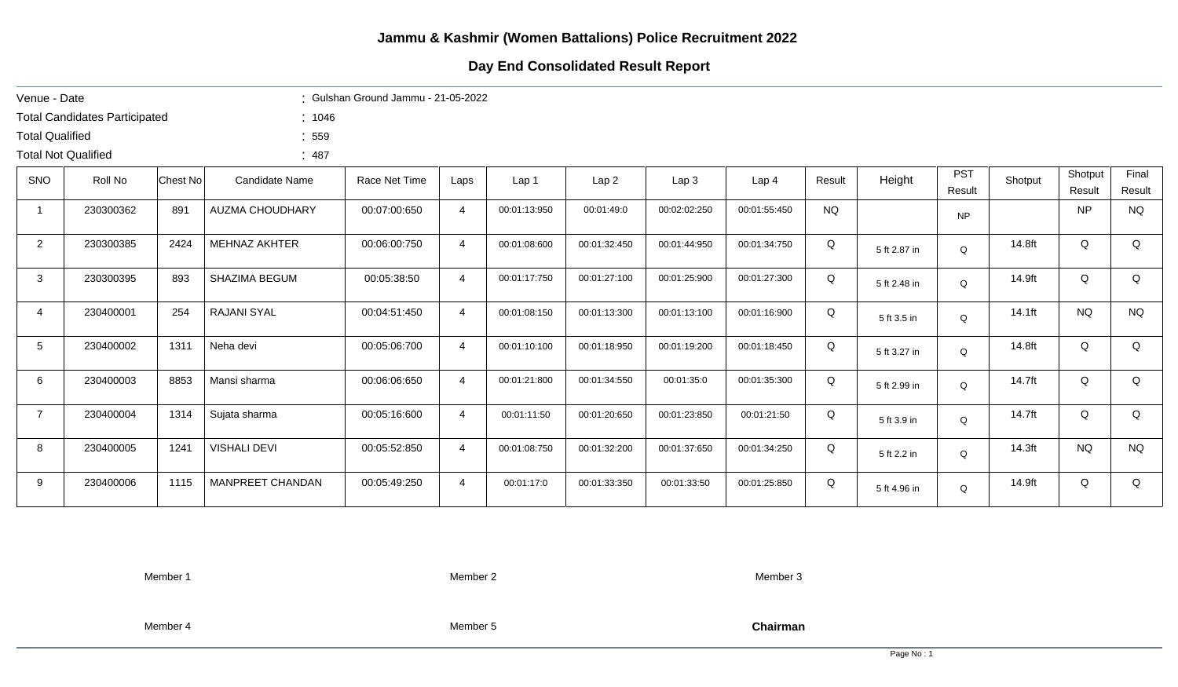# Jammu & Kashmir (Women Battalions) Police Recruitment 2022

## Day End Consolidated Result Report

Venue - Date : Gulshan Ground Jammu - 21-05-2022

Total Candidates Participated : 1046

Total Qualified : 559

Total Not Qualified : 487

| SNO | Roll No | Chest No | Candidate Name | Race Net Time | Laps | Lap 1 | Lap 2 | Lap 3 | Lap 4 | Result | Height | PST Result | Shotput | Shotput Result | Final Result |
|---|---|---|---|---|---|---|---|---|---|---|---|---|---|---|---|
| 1 | 230300362 | 891 | AUZMA CHOUDHARY | 00:07:00:650 | 4 | 00:01:13:950 | 00:01:49:0 | 00:02:02:250 | 00:01:55:450 | NQ | | NP | | NP | NQ |
| 2 | 230300385 | 2424 | MEHNAZ AKHTER | 00:06:00:750 | 4 | 00:01:08:600 | 00:01:32:450 | 00:01:44:950 | 00:01:34:750 | Q | 5 ft 2.87 in | Q | 14.8ft | Q | Q |
| 3 | 230300395 | 893 | SHAZIMA BEGUM | 00:05:38:50 | 4 | 00:01:17:750 | 00:01:27:100 | 00:01:25:900 | 00:01:27:300 | Q | 5 ft 2.48 in | Q | 14.9ft | Q | Q |
| 4 | 230400001 | 254 | RAJANI SYAL | 00:04:51:450 | 4 | 00:01:08:150 | 00:01:13:300 | 00:01:13:100 | 00:01:16:900 | Q | 5 ft 3.5 in | Q | 14.1ft | NQ | NQ |
| 5 | 230400002 | 1311 | Neha devi | 00:05:06:700 | 4 | 00:01:10:100 | 00:01:18:950 | 00:01:19:200 | 00:01:18:450 | Q | 5 ft 3.27 in | Q | 14.8ft | Q | Q |
| 6 | 230400003 | 8853 | Mansi sharma | 00:06:06:650 | 4 | 00:01:21:800 | 00:01:34:550 | 00:01:35:0 | 00:01:35:300 | Q | 5 ft 2.99 in | Q | 14.7ft | Q | Q |
| 7 | 230400004 | 1314 | Sujata sharma | 00:05:16:600 | 4 | 00:01:11:50 | 00:01:20:650 | 00:01:23:850 | 00:01:21:50 | Q | 5 ft 3.9 in | Q | 14.7ft | Q | Q |
| 8 | 230400005 | 1241 | VISHALI DEVI | 00:05:52:850 | 4 | 00:01:08:750 | 00:01:32:200 | 00:01:37:650 | 00:01:34:250 | Q | 5 ft 2.2 in | Q | 14.3ft | NQ | NQ |
| 9 | 230400006 | 1115 | MANPREET CHANDAN | 00:05:49:250 | 4 | 00:01:17:0 | 00:01:33:350 | 00:01:33:50 | 00:01:25:850 | Q | 5 ft 4.96 in | Q | 14.9ft | Q | Q |

Member 1 Member 2 Member 3

Member 4 Member 5 **Chairman**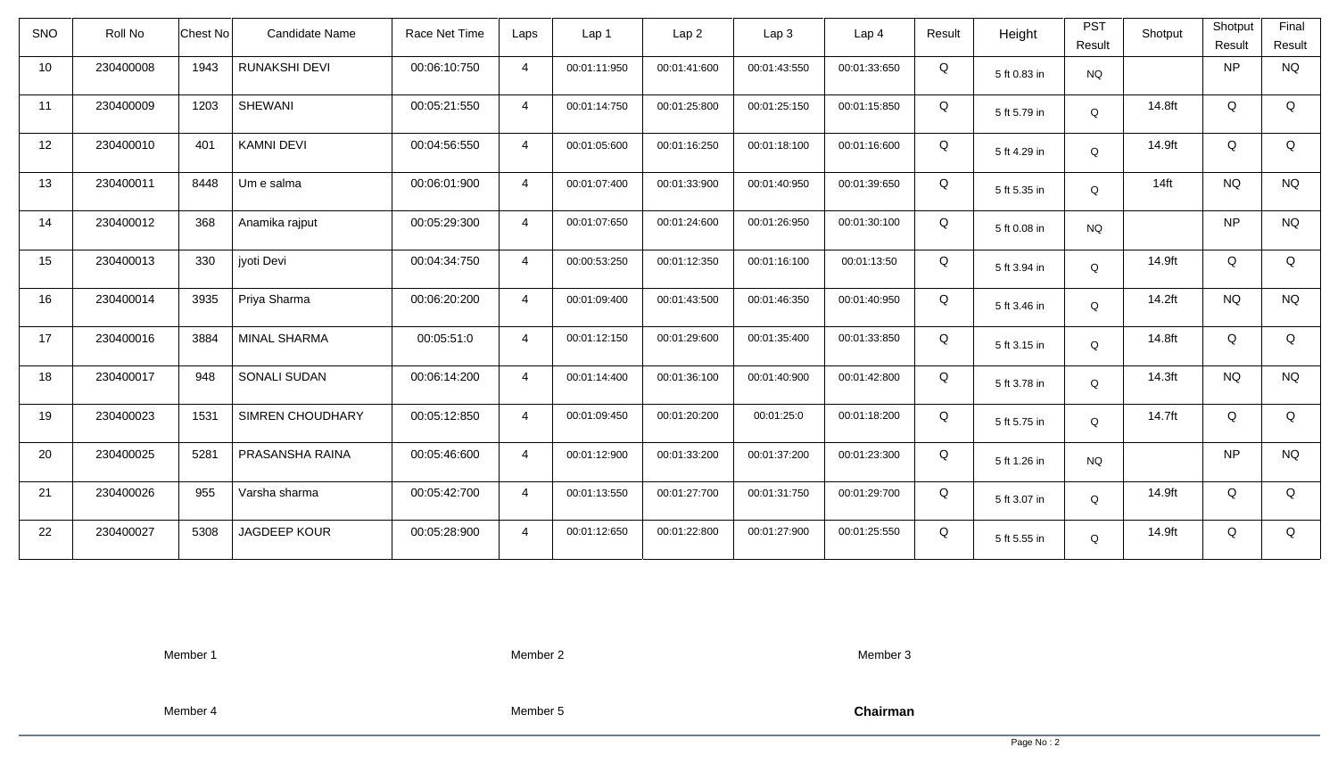| SNO | Roll No | Chest No | Candidate Name | Race Net Time | Laps | Lap 1 | Lap 2 | Lap 3 | Lap 4 | Result | Height | PST Result | Shotput | Shotput Result | Final Result |
|---|---|---|---|---|---|---|---|---|---|---|---|---|---|---|---|
| 10 | 230400008 | 1943 | RUNAKSHI DEVI | 00:06:10:750 | 4 | 00:01:11:950 | 00:01:41:600 | 00:01:43:550 | 00:01:33:650 | Q | 5 ft 0.83 in | NQ | | NP | NQ |
| 11 | 230400009 | 1203 | SHEWANI | 00:05:21:550 | 4 | 00:01:14:750 | 00:01:25:800 | 00:01:25:150 | 00:01:15:850 | Q | 5 ft 5.79 in | Q | 14.8ft | Q | Q |
| 12 | 230400010 | 401 | KAMNI DEVI | 00:04:56:550 | 4 | 00:01:05:600 | 00:01:16:250 | 00:01:18:100 | 00:01:16:600 | Q | 5 ft 4.29 in | Q | 14.9ft | Q | Q |
| 13 | 230400011 | 8448 | Um e salma | 00:06:01:900 | 4 | 00:01:07:400 | 00:01:33:900 | 00:01:40:950 | 00:01:39:650 | Q | 5 ft 5.35 in | Q | 14ft | NQ | NQ |
| 14 | 230400012 | 368 | Anamika rajput | 00:05:29:300 | 4 | 00:01:07:650 | 00:01:24:600 | 00:01:26:950 | 00:01:30:100 | Q | 5 ft 0.08 in | NQ | | NP | NQ |
| 15 | 230400013 | 330 | jyoti Devi | 00:04:34:750 | 4 | 00:00:53:250 | 00:01:12:350 | 00:01:16:100 | 00:01:13:50 | Q | 5 ft 3.94 in | Q | 14.9ft | Q | Q |
| 16 | 230400014 | 3935 | Priya Sharma | 00:06:20:200 | 4 | 00:01:09:400 | 00:01:43:500 | 00:01:46:350 | 00:01:40:950 | Q | 5 ft 3.46 in | Q | 14.2ft | NQ | NQ |
| 17 | 230400016 | 3884 | MINAL SHARMA | 00:05:51:0 | 4 | 00:01:12:150 | 00:01:29:600 | 00:01:35:400 | 00:01:33:850 | Q | 5 ft 3.15 in | Q | 14.8ft | Q | Q |
| 18 | 230400017 | 948 | SONALI SUDAN | 00:06:14:200 | 4 | 00:01:14:400 | 00:01:36:100 | 00:01:40:900 | 00:01:42:800 | Q | 5 ft 3.78 in | Q | 14.3ft | NQ | NQ |
| 19 | 230400023 | 1531 | SIMREN CHOUDHARY | 00:05:12:850 | 4 | 00:01:09:450 | 00:01:20:200 | 00:01:25:0 | 00:01:18:200 | Q | 5 ft 5.75 in | Q | 14.7ft | Q | Q |
| 20 | 230400025 | 5281 | PRASANSHA RAINA | 00:05:46:600 | 4 | 00:01:12:900 | 00:01:33:200 | 00:01:37:200 | 00:01:23:300 | Q | 5 ft 1.26 in | NQ | | NP | NQ |
| 21 | 230400026 | 955 | Varsha sharma | 00:05:42:700 | 4 | 00:01:13:550 | 00:01:27:700 | 00:01:31:750 | 00:01:29:700 | Q | 5 ft 3.07 in | Q | 14.9ft | Q | Q |
| 22 | 230400027 | 5308 | JAGDEEP KOUR | 00:05:28:900 | 4 | 00:01:12:650 | 00:01:22:800 | 00:01:27:900 | 00:01:25:550 | Q | 5 ft 5.55 in | Q | 14.9ft | Q | Q |

Member 1　　Member 2　　Member 3

Member 4　　Member 5　　**Chairman**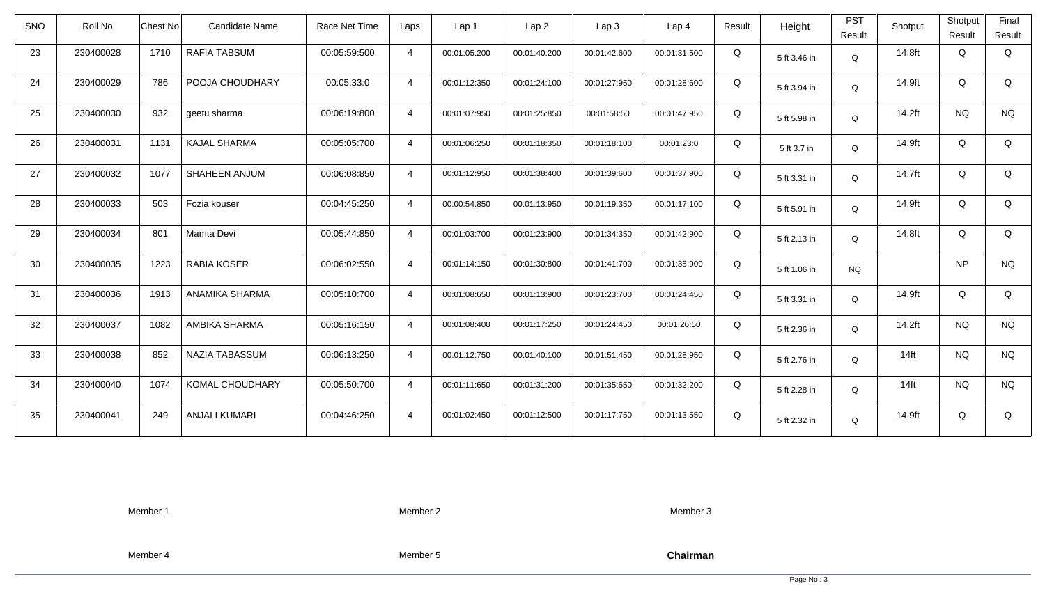| SNO | Roll No | Chest No | Candidate Name | Race Net Time | Laps | Lap 1 | Lap 2 | Lap 3 | Lap 4 | Result | Height | PST Result | Shotput | Shotput Result | Final Result |
|---|---|---|---|---|---|---|---|---|---|---|---|---|---|---|---|
| 23 | 230400028 | 1710 | RAFIA TABSUM | 00:05:59:500 | 4 | 00:01:05:200 | 00:01:40:200 | 00:01:42:600 | 00:01:31:500 | Q | 5 ft 3.46 in | Q | 14.8ft | Q | Q |
| 24 | 230400029 | 786 | POOJA CHOUDHARY | 00:05:33:0 | 4 | 00:01:12:350 | 00:01:24:100 | 00:01:27:950 | 00:01:28:600 | Q | 5 ft 3.94 in | Q | 14.9ft | Q | Q |
| 25 | 230400030 | 932 | geetu sharma | 00:06:19:800 | 4 | 00:01:07:950 | 00:01:25:850 | 00:01:58:50 | 00:01:47:950 | Q | 5 ft 5.98 in | Q | 14.2ft | NQ | NQ |
| 26 | 230400031 | 1131 | KAJAL SHARMA | 00:05:05:700 | 4 | 00:01:06:250 | 00:01:18:350 | 00:01:18:100 | 00:01:23:0 | Q | 5 ft 3.7 in | Q | 14.9ft | Q | Q |
| 27 | 230400032 | 1077 | SHAHEEN ANJUM | 00:06:08:850 | 4 | 00:01:12:950 | 00:01:38:400 | 00:01:39:600 | 00:01:37:900 | Q | 5 ft 3.31 in | Q | 14.7ft | Q | Q |
| 28 | 230400033 | 503 | Fozia kouser | 00:04:45:250 | 4 | 00:00:54:850 | 00:01:13:950 | 00:01:19:350 | 00:01:17:100 | Q | 5 ft 5.91 in | Q | 14.9ft | Q | Q |
| 29 | 230400034 | 801 | Mamta Devi | 00:05:44:850 | 4 | 00:01:03:700 | 00:01:23:900 | 00:01:34:350 | 00:01:42:900 | Q | 5 ft 2.13 in | Q | 14.8ft | Q | Q |
| 30 | 230400035 | 1223 | RABIA KOSER | 00:06:02:550 | 4 | 00:01:14:150 | 00:01:30:800 | 00:01:41:700 | 00:01:35:900 | Q | 5 ft 1.06 in | NQ | | NP | NQ |
| 31 | 230400036 | 1913 | ANAMIKA SHARMA | 00:05:10:700 | 4 | 00:01:08:650 | 00:01:13:900 | 00:01:23:700 | 00:01:24:450 | Q | 5 ft 3.31 in | Q | 14.9ft | Q | Q |
| 32 | 230400037 | 1082 | AMBIKA SHARMA | 00:05:16:150 | 4 | 00:01:08:400 | 00:01:17:250 | 00:01:24:450 | 00:01:26:50 | Q | 5 ft 2.36 in | Q | 14.2ft | NQ | NQ |
| 33 | 230400038 | 852 | NAZIA TABASSUM | 00:06:13:250 | 4 | 00:01:12:750 | 00:01:40:100 | 00:01:51:450 | 00:01:28:950 | Q | 5 ft 2.76 in | Q | 14ft | NQ | NQ |
| 34 | 230400040 | 1074 | KOMAL CHOUDHARY | 00:05:50:700 | 4 | 00:01:11:650 | 00:01:31:200 | 00:01:35:650 | 00:01:32:200 | Q | 5 ft 2.28 in | Q | 14ft | NQ | NQ |
| 35 | 230400041 | 249 | ANJALI KUMARI | 00:04:46:250 | 4 | 00:01:02:450 | 00:01:12:500 | 00:01:17:750 | 00:01:13:550 | Q | 5 ft 2.32 in | Q | 14.9ft | Q | Q |

Member 1 Member 2 Member 3

Member 4 Member 5 **Chairman**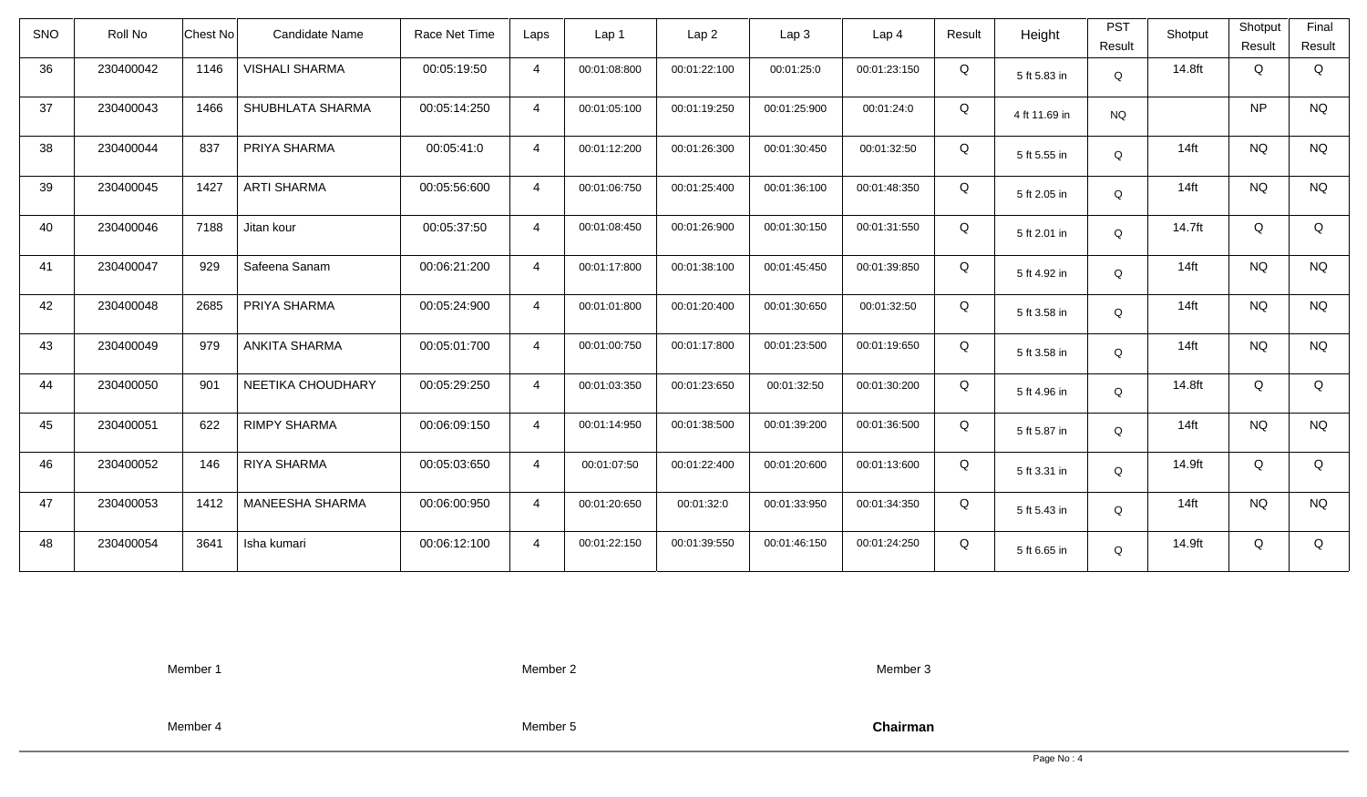| SNO | Roll No | Chest No | Candidate Name | Race Net Time | Laps | Lap 1 | Lap 2 | Lap 3 | Lap 4 | Result | Height | PST Result | Shotput | Shotput Result | Final Result |
|---|---|---|---|---|---|---|---|---|---|---|---|---|---|---|---|
| 36 | 230400042 | 1146 | VISHALI SHARMA | 00:05:19:50 | 4 | 00:01:08:800 | 00:01:22:100 | 00:01:25:0 | 00:01:23:150 | Q | 5 ft 5.83 in | Q | 14.8ft | Q | Q |
| 37 | 230400043 | 1466 | SHUBHLATA SHARMA | 00:05:14:250 | 4 | 00:01:05:100 | 00:01:19:250 | 00:01:25:900 | 00:01:24:0 | Q | 4 ft 11.69 in | NQ | | NP | NQ |
| 38 | 230400044 | 837 | PRIYA SHARMA | 00:05:41:0 | 4 | 00:01:12:200 | 00:01:26:300 | 00:01:30:450 | 00:01:32:50 | Q | 5 ft 5.55 in | Q | 14ft | NQ | NQ |
| 39 | 230400045 | 1427 | ARTI SHARMA | 00:05:56:600 | 4 | 00:01:06:750 | 00:01:25:400 | 00:01:36:100 | 00:01:48:350 | Q | 5 ft 2.05 in | Q | 14ft | NQ | NQ |
| 40 | 230400046 | 7188 | Jitan kour | 00:05:37:50 | 4 | 00:01:08:450 | 00:01:26:900 | 00:01:30:150 | 00:01:31:550 | Q | 5 ft 2.01 in | Q | 14.7ft | Q | Q |
| 41 | 230400047 | 929 | Safeena Sanam | 00:06:21:200 | 4 | 00:01:17:800 | 00:01:38:100 | 00:01:45:450 | 00:01:39:850 | Q | 5 ft 4.92 in | Q | 14ft | NQ | NQ |
| 42 | 230400048 | 2685 | PRIYA SHARMA | 00:05:24:900 | 4 | 00:01:01:800 | 00:01:20:400 | 00:01:30:650 | 00:01:32:50 | Q | 5 ft 3.58 in | Q | 14ft | NQ | NQ |
| 43 | 230400049 | 979 | ANKITA SHARMA | 00:05:01:700 | 4 | 00:01:00:750 | 00:01:17:800 | 00:01:23:500 | 00:01:19:650 | Q | 5 ft 3.58 in | Q | 14ft | NQ | NQ |
| 44 | 230400050 | 901 | NEETIKA CHOUDHARY | 00:05:29:250 | 4 | 00:01:03:350 | 00:01:23:650 | 00:01:32:50 | 00:01:30:200 | Q | 5 ft 4.96 in | Q | 14.8ft | Q | Q |
| 45 | 230400051 | 622 | RIMPY SHARMA | 00:06:09:150 | 4 | 00:01:14:950 | 00:01:38:500 | 00:01:39:200 | 00:01:36:500 | Q | 5 ft 5.87 in | Q | 14ft | NQ | NQ |
| 46 | 230400052 | 146 | RIYA SHARMA | 00:05:03:650 | 4 | 00:01:07:50 | 00:01:22:400 | 00:01:20:600 | 00:01:13:600 | Q | 5 ft 3.31 in | Q | 14.9ft | Q | Q |
| 47 | 230400053 | 1412 | MANEESHA SHARMA | 00:06:00:950 | 4 | 00:01:20:650 | 00:01:32:0 | 00:01:33:950 | 00:01:34:350 | Q | 5 ft 5.43 in | Q | 14ft | NQ | NQ |
| 48 | 230400054 | 3641 | Isha kumari | 00:06:12:100 | 4 | 00:01:22:150 | 00:01:39:550 | 00:01:46:150 | 00:01:24:250 | Q | 5 ft 6.65 in | Q | 14.9ft | Q | Q |

Member 1 Member 2 Member 3

Member 4 Member 5 **Chairman**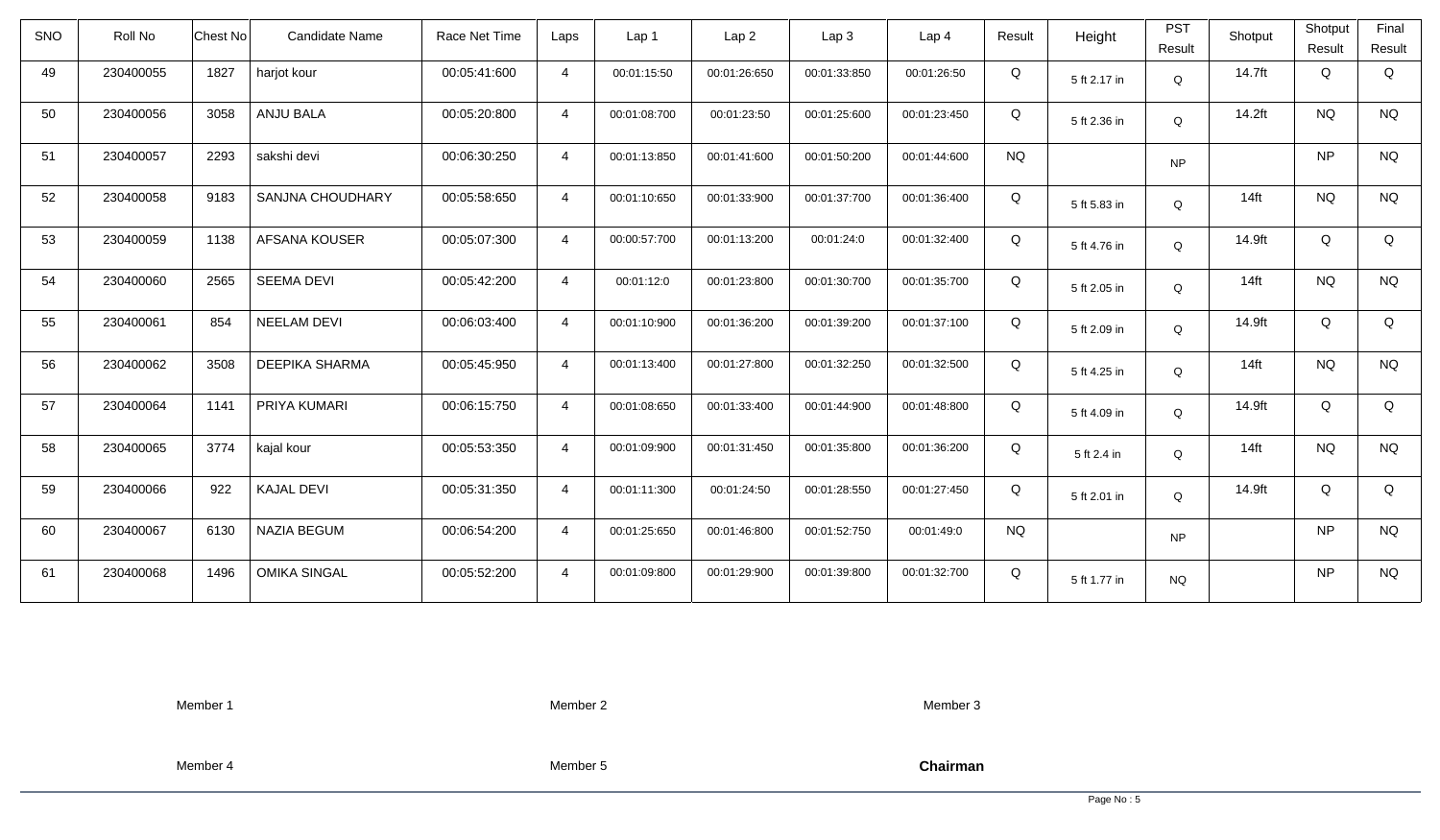| SNO | Roll No | Chest No | Candidate Name | Race Net Time | Laps | Lap 1 | Lap 2 | Lap 3 | Lap 4 | Result | Height | PST Result | Shotput | Shotput Result | Final Result |
|---|---|---|---|---|---|---|---|---|---|---|---|---|---|---|---|
| 49 | 230400055 | 1827 | harjot kour | 00:05:41:600 | 4 | 00:01:15:50 | 00:01:26:650 | 00:01:33:850 | 00:01:26:50 | Q | 5 ft 2.17 in | Q | 14.7ft | Q | Q |
| 50 | 230400056 | 3058 | ANJU BALA | 00:05:20:800 | 4 | 00:01:08:700 | 00:01:23:50 | 00:01:25:600 | 00:01:23:450 | Q | 5 ft 2.36 in | Q | 14.2ft | NQ | NQ |
| 51 | 230400057 | 2293 | sakshi devi | 00:06:30:250 | 4 | 00:01:13:850 | 00:01:41:600 | 00:01:50:200 | 00:01:44:600 | NQ | | NP | | NP | NQ |
| 52 | 230400058 | 9183 | SANJNA CHOUDHARY | 00:05:58:650 | 4 | 00:01:10:650 | 00:01:33:900 | 00:01:37:700 | 00:01:36:400 | Q | 5 ft 5.83 in | Q | 14ft | NQ | NQ |
| 53 | 230400059 | 1138 | AFSANA KOUSER | 00:05:07:300 | 4 | 00:00:57:700 | 00:01:13:200 | 00:01:24:0 | 00:01:32:400 | Q | 5 ft 4.76 in | Q | 14.9ft | Q | Q |
| 54 | 230400060 | 2565 | SEEMA DEVI | 00:05:42:200 | 4 | 00:01:12:0 | 00:01:23:800 | 00:01:30:700 | 00:01:35:700 | Q | 5 ft 2.05 in | Q | 14ft | NQ | NQ |
| 55 | 230400061 | 854 | NEELAM DEVI | 00:06:03:400 | 4 | 00:01:10:900 | 00:01:36:200 | 00:01:39:200 | 00:01:37:100 | Q | 5 ft 2.09 in | Q | 14.9ft | Q | Q |
| 56 | 230400062 | 3508 | DEEPIKA SHARMA | 00:05:45:950 | 4 | 00:01:13:400 | 00:01:27:800 | 00:01:32:250 | 00:01:32:500 | Q | 5 ft 4.25 in | Q | 14ft | NQ | NQ |
| 57 | 230400064 | 1141 | PRIYA KUMARI | 00:06:15:750 | 4 | 00:01:08:650 | 00:01:33:400 | 00:01:44:900 | 00:01:48:800 | Q | 5 ft 4.09 in | Q | 14.9ft | Q | Q |
| 58 | 230400065 | 3774 | kajal kour | 00:05:53:350 | 4 | 00:01:09:900 | 00:01:31:450 | 00:01:35:800 | 00:01:36:200 | Q | 5 ft 2.4 in | Q | 14ft | NQ | NQ |
| 59 | 230400066 | 922 | KAJAL DEVI | 00:05:31:350 | 4 | 00:01:11:300 | 00:01:24:50 | 00:01:28:550 | 00:01:27:450 | Q | 5 ft 2.01 in | Q | 14.9ft | Q | Q |
| 60 | 230400067 | 6130 | NAZIA BEGUM | 00:06:54:200 | 4 | 00:01:25:650 | 00:01:46:800 | 00:01:52:750 | 00:01:49:0 | NQ | | NP | | NP | NQ |
| 61 | 230400068 | 1496 | OMIKA SINGAL | 00:05:52:200 | 4 | 00:01:09:800 | 00:01:29:900 | 00:01:39:800 | 00:01:32:700 | Q | 5 ft 1.77 in | NQ | | NP | NQ |

Member 1 Member 2 Member 3

Member 4 Member 5 **Chairman**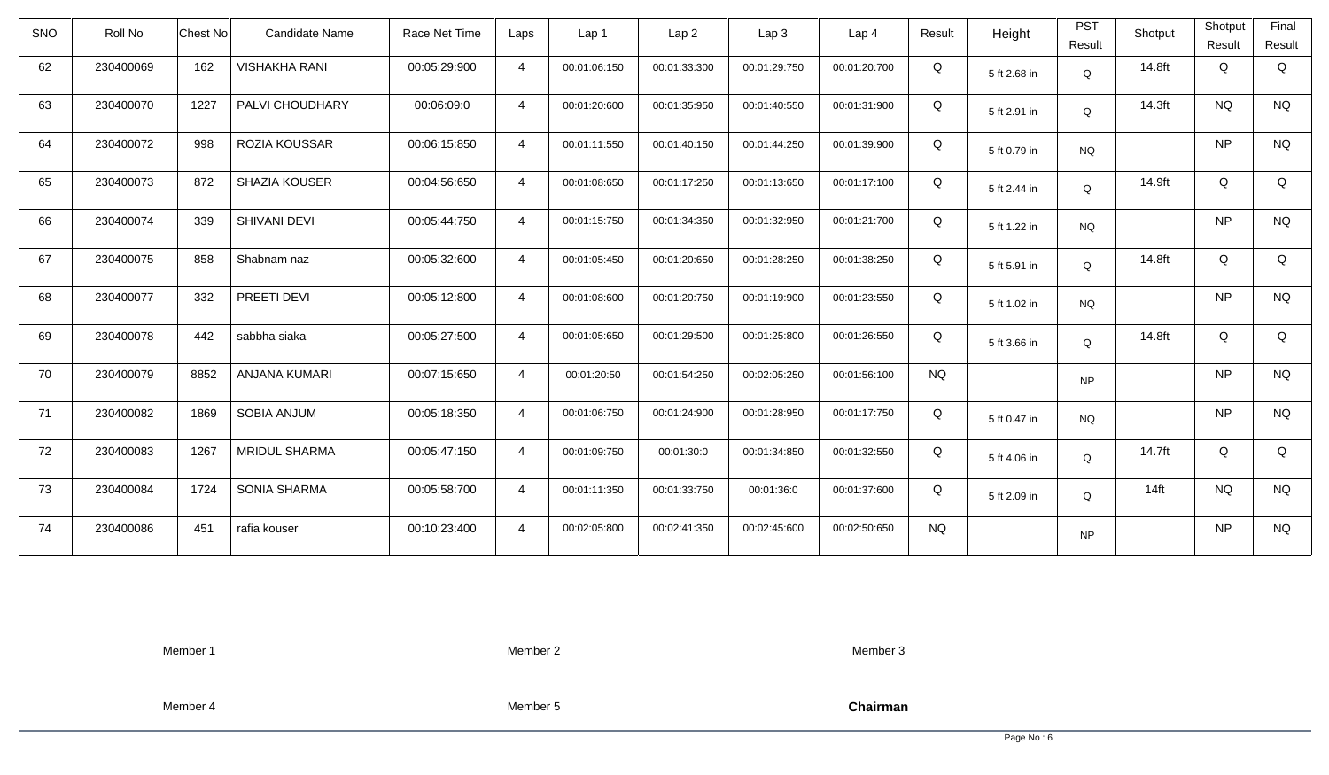| SNO | Roll No | Chest No | Candidate Name | Race Net Time | Laps | Lap 1 | Lap 2 | Lap 3 | Lap 4 | Result | Height | PST Result | Shotput | Shotput Result | Final Result |
|---|---|---|---|---|---|---|---|---|---|---|---|---|---|---|---|
| 62 | 230400069 | 162 | VISHAKHA RANI | 00:05:29:900 | 4 | 00:01:06:150 | 00:01:33:300 | 00:01:29:750 | 00:01:20:700 | Q | 5 ft 2.68 in | Q | 14.8ft | Q | Q |
| 63 | 230400070 | 1227 | PALVI CHOUDHARY | 00:06:09:0 | 4 | 00:01:20:600 | 00:01:35:950 | 00:01:40:550 | 00:01:31:900 | Q | 5 ft 2.91 in | Q | 14.3ft | NQ | NQ |
| 64 | 230400072 | 998 | ROZIA KOUSSAR | 00:06:15:850 | 4 | 00:01:11:550 | 00:01:40:150 | 00:01:44:250 | 00:01:39:900 | Q | 5 ft 0.79 in | NQ | | NP | NQ |
| 65 | 230400073 | 872 | SHAZIA KOUSER | 00:04:56:650 | 4 | 00:01:08:650 | 00:01:17:250 | 00:01:13:650 | 00:01:17:100 | Q | 5 ft 2.44 in | Q | 14.9ft | Q | Q |
| 66 | 230400074 | 339 | SHIVANI DEVI | 00:05:44:750 | 4 | 00:01:15:750 | 00:01:34:350 | 00:01:32:950 | 00:01:21:700 | Q | 5 ft 1.22 in | NQ | | NP | NQ |
| 67 | 230400075 | 858 | Shabnam naz | 00:05:32:600 | 4 | 00:01:05:450 | 00:01:20:650 | 00:01:28:250 | 00:01:38:250 | Q | 5 ft 5.91 in | Q | 14.8ft | Q | Q |
| 68 | 230400077 | 332 | PREETI DEVI | 00:05:12:800 | 4 | 00:01:08:600 | 00:01:20:750 | 00:01:19:900 | 00:01:23:550 | Q | 5 ft 1.02 in | NQ | | NP | NQ |
| 69 | 230400078 | 442 | sabbha siaka | 00:05:27:500 | 4 | 00:01:05:650 | 00:01:29:500 | 00:01:25:800 | 00:01:26:550 | Q | 5 ft 3.66 in | Q | 14.8ft | Q | Q |
| 70 | 230400079 | 8852 | ANJANA KUMARI | 00:07:15:650 | 4 | 00:01:20:50 | 00:01:54:250 | 00:02:05:250 | 00:01:56:100 | NQ | | NP | | NP | NQ |
| 71 | 230400082 | 1869 | SOBIA ANJUM | 00:05:18:350 | 4 | 00:01:06:750 | 00:01:24:900 | 00:01:28:950 | 00:01:17:750 | Q | 5 ft 0.47 in | NQ | | NP | NQ |
| 72 | 230400083 | 1267 | MRIDUL SHARMA | 00:05:47:150 | 4 | 00:01:09:750 | 00:01:30:0 | 00:01:34:850 | 00:01:32:550 | Q | 5 ft 4.06 in | Q | 14.7ft | Q | Q |
| 73 | 230400084 | 1724 | SONIA SHARMA | 00:05:58:700 | 4 | 00:01:11:350 | 00:01:33:750 | 00:01:36:0 | 00:01:37:600 | Q | 5 ft 2.09 in | Q | 14ft | NQ | NQ |
| 74 | 230400086 | 451 | rafia kouser | 00:10:23:400 | 4 | 00:02:05:800 | 00:02:41:350 | 00:02:45:600 | 00:02:50:650 | NQ | | NP | | NP | NQ |

Member 1 Member 2 Member 3

Member 4 Member 5 **Chairman**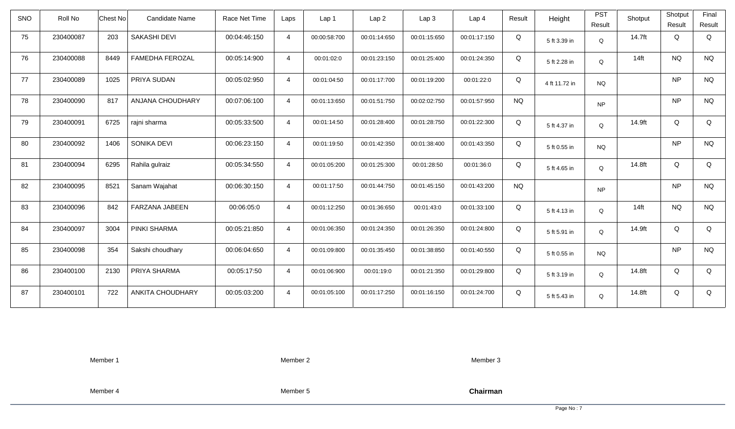| SNO | Roll No | Chest No | Candidate Name | Race Net Time | Laps | Lap 1 | Lap 2 | Lap 3 | Lap 4 | Result | Height | PST Result | Shotput | Shotput Result | Final Result |
|---|---|---|---|---|---|---|---|---|---|---|---|---|---|---|---|
| 75 | 230400087 | 203 | SAKASHI DEVI | 00:04:46:150 | 4 | 00:00:58:700 | 00:01:14:650 | 00:01:15:650 | 00:01:17:150 | Q | 5 ft 3.39 in | Q | 14.7ft | Q | Q |
| 76 | 230400088 | 8449 | FAMEDHA FEROZAL | 00:05:14:900 | 4 | 00:01:02:0 | 00:01:23:150 | 00:01:25:400 | 00:01:24:350 | Q | 5 ft 2.28 in | Q | 14ft | NQ | NQ |
| 77 | 230400089 | 1025 | PRIYA SUDAN | 00:05:02:950 | 4 | 00:01:04:50 | 00:01:17:700 | 00:01:19:200 | 00:01:22:0 | Q | 4 ft 11.72 in | NQ | | NP | NQ |
| 78 | 230400090 | 817 | ANJANA CHOUDHARY | 00:07:06:100 | 4 | 00:01:13:650 | 00:01:51:750 | 00:02:02:750 | 00:01:57:950 | NQ | | NP | | NP | NQ |
| 79 | 230400091 | 6725 | rajni sharma | 00:05:33:500 | 4 | 00:01:14:50 | 00:01:28:400 | 00:01:28:750 | 00:01:22:300 | Q | 5 ft 4.37 in | Q | 14.9ft | Q | Q |
| 80 | 230400092 | 1406 | SONIKA DEVI | 00:06:23:150 | 4 | 00:01:19:50 | 00:01:42:350 | 00:01:38:400 | 00:01:43:350 | Q | 5 ft 0.55 in | NQ | | NP | NQ |
| 81 | 230400094 | 6295 | Rahila gulraiz | 00:05:34:550 | 4 | 00:01:05:200 | 00:01:25:300 | 00:01:28:50 | 00:01:36:0 | Q | 5 ft 4.65 in | Q | 14.8ft | Q | Q |
| 82 | 230400095 | 8521 | Sanam Wajahat | 00:06:30:150 | 4 | 00:01:17:50 | 00:01:44:750 | 00:01:45:150 | 00:01:43:200 | NQ | | NP | | NP | NQ |
| 83 | 230400096 | 842 | FARZANA JABEEN | 00:06:05:0 | 4 | 00:01:12:250 | 00:01:36:650 | 00:01:43:0 | 00:01:33:100 | Q | 5 ft 4.13 in | Q | 14ft | NQ | NQ |
| 84 | 230400097 | 3004 | PINKI SHARMA | 00:05:21:850 | 4 | 00:01:06:350 | 00:01:24:350 | 00:01:26:350 | 00:01:24:800 | Q | 5 ft 5.91 in | Q | 14.9ft | Q | Q |
| 85 | 230400098 | 354 | Sakshi choudhary | 00:06:04:650 | 4 | 00:01:09:800 | 00:01:35:450 | 00:01:38:850 | 00:01:40:550 | Q | 5 ft 0.55 in | NQ | | NP | NQ |
| 86 | 230400100 | 2130 | PRIYA SHARMA | 00:05:17:50 | 4 | 00:01:06:900 | 00:01:19:0 | 00:01:21:350 | 00:01:29:800 | Q | 5 ft 3.19 in | Q | 14.8ft | Q | Q |
| 87 | 230400101 | 722 | ANKITA CHOUDHARY | 00:05:03:200 | 4 | 00:01:05:100 | 00:01:17:250 | 00:01:16:150 | 00:01:24:700 | Q | 5 ft 5.43 in | Q | 14.8ft | Q | Q |

Member 1 Member 2 Member 3

Member 4 Member 5 **Chairman**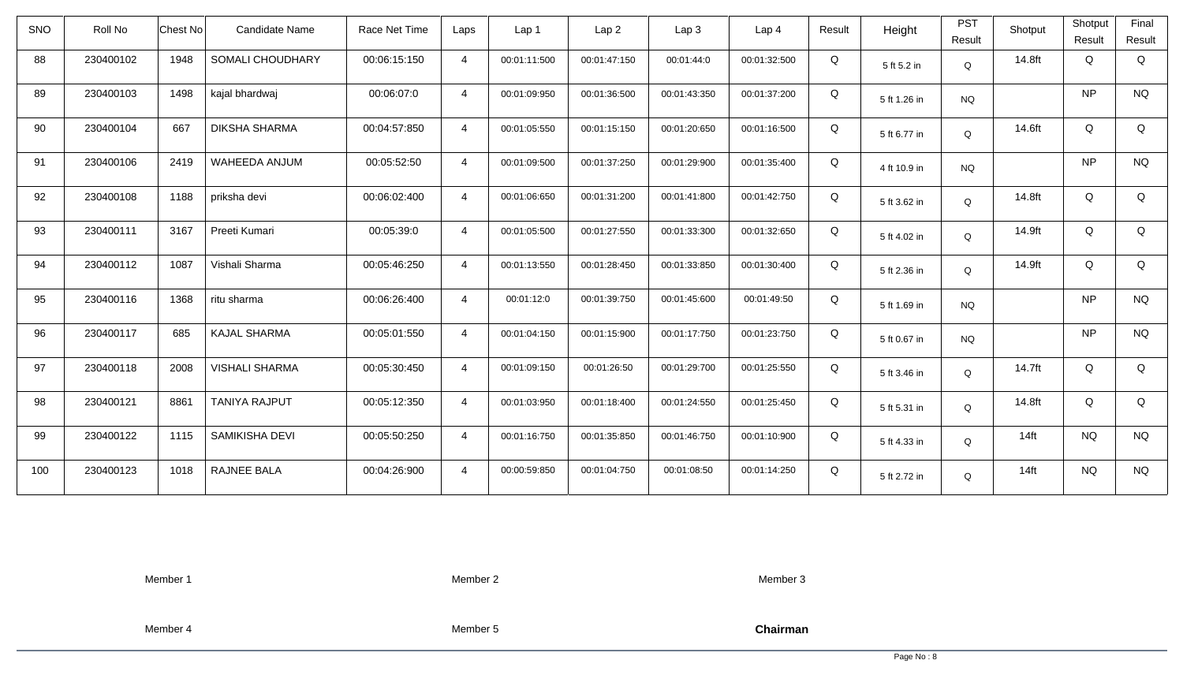| SNO | Roll No | Chest No | Candidate Name | Race Net Time | Laps | Lap 1 | Lap 2 | Lap 3 | Lap 4 | Result | Height | PST Result | Shotput | Shotput Result | Final Result |
|---|---|---|---|---|---|---|---|---|---|---|---|---|---|---|---|
| 88 | 230400102 | 1948 | SOMALI CHOUDHARY | 00:06:15:150 | 4 | 00:01:11:500 | 00:01:47:150 | 00:01:44:0 | 00:01:32:500 | Q | 5 ft 5.2 in | Q | 14.8ft | Q | Q |
| 89 | 230400103 | 1498 | kajal bhardwaj | 00:06:07:0 | 4 | 00:01:09:950 | 00:01:36:500 | 00:01:43:350 | 00:01:37:200 | Q | 5 ft 1.26 in | NQ | | NP | NQ |
| 90 | 230400104 | 667 | DIKSHA SHARMA | 00:04:57:850 | 4 | 00:01:05:550 | 00:01:15:150 | 00:01:20:650 | 00:01:16:500 | Q | 5 ft 6.77 in | Q | 14.6ft | Q | Q |
| 91 | 230400106 | 2419 | WAHEEDA ANJUM | 00:05:52:50 | 4 | 00:01:09:500 | 00:01:37:250 | 00:01:29:900 | 00:01:35:400 | Q | 4 ft 10.9 in | NQ | | NP | NQ |
| 92 | 230400108 | 1188 | priksha devi | 00:06:02:400 | 4 | 00:01:06:650 | 00:01:31:200 | 00:01:41:800 | 00:01:42:750 | Q | 5 ft 3.62 in | Q | 14.8ft | Q | Q |
| 93 | 230400111 | 3167 | Preeti Kumari | 00:05:39:0 | 4 | 00:01:05:500 | 00:01:27:550 | 00:01:33:300 | 00:01:32:650 | Q | 5 ft 4.02 in | Q | 14.9ft | Q | Q |
| 94 | 230400112 | 1087 | Vishali Sharma | 00:05:46:250 | 4 | 00:01:13:550 | 00:01:28:450 | 00:01:33:850 | 00:01:30:400 | Q | 5 ft 2.36 in | Q | 14.9ft | Q | Q |
| 95 | 230400116 | 1368 | ritu sharma | 00:06:26:400 | 4 | 00:01:12:0 | 00:01:39:750 | 00:01:45:600 | 00:01:49:50 | Q | 5 ft 1.69 in | NQ | | NP | NQ |
| 96 | 230400117 | 685 | KAJAL SHARMA | 00:05:01:550 | 4 | 00:01:04:150 | 00:01:15:900 | 00:01:17:750 | 00:01:23:750 | Q | 5 ft 0.67 in | NQ | | NP | NQ |
| 97 | 230400118 | 2008 | VISHALI SHARMA | 00:05:30:450 | 4 | 00:01:09:150 | 00:01:26:50 | 00:01:29:700 | 00:01:25:550 | Q | 5 ft 3.46 in | Q | 14.7ft | Q | Q |
| 98 | 230400121 | 8861 | TANIYA RAJPUT | 00:05:12:350 | 4 | 00:01:03:950 | 00:01:18:400 | 00:01:24:550 | 00:01:25:450 | Q | 5 ft 5.31 in | Q | 14.8ft | Q | Q |
| 99 | 230400122 | 1115 | SAMIKISHA DEVI | 00:05:50:250 | 4 | 00:01:16:750 | 00:01:35:850 | 00:01:46:750 | 00:01:10:900 | Q | 5 ft 4.33 in | Q | 14ft | NQ | NQ |
| 100 | 230400123 | 1018 | RAJNEE BALA | 00:04:26:900 | 4 | 00:00:59:850 | 00:01:04:750 | 00:01:08:50 | 00:01:14:250 | Q | 5 ft 2.72 in | Q | 14ft | NQ | NQ |

Member 1 Member 2 Member 3

Member 4 Member 5 **Chairman**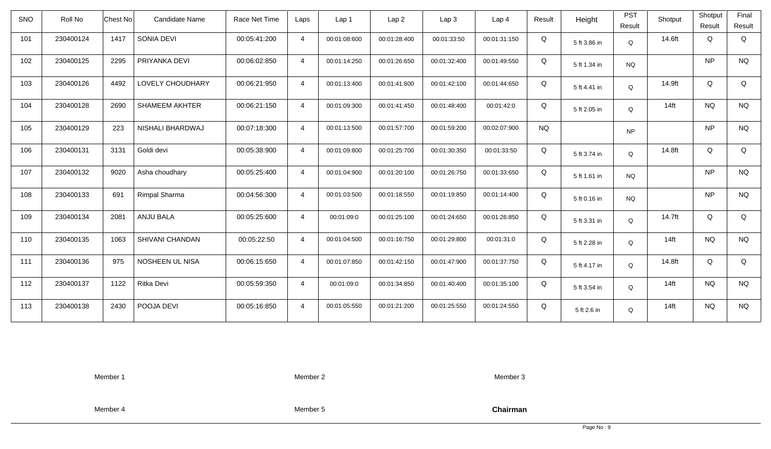| SNO | Roll No | Chest No | Candidate Name | Race Net Time | Laps | Lap 1 | Lap 2 | Lap 3 | Lap 4 | Result | Height | PST Result | Shotput | Shotput Result | Final Result |
|---|---|---|---|---|---|---|---|---|---|---|---|---|---|---|---|
| 101 | 230400124 | 1417 | SONIA DEVI | 00:05:41:200 | 4 | 00:01:08:600 | 00:01:28:400 | 00:01:33:50 | 00:01:31:150 | Q | 5 ft 3.86 in | Q | 14.6ft | Q | Q |
| 102 | 230400125 | 2295 | PRIYANKA DEVI | 00:06:02:850 | 4 | 00:01:14:250 | 00:01:26:650 | 00:01:32:400 | 00:01:49:550 | Q | 5 ft 1.34 in | NQ | | NP | NQ |
| 103 | 230400126 | 4492 | LOVELY CHOUDHARY | 00:06:21:950 | 4 | 00:01:13:400 | 00:01:41:800 | 00:01:42:100 | 00:01:44:650 | Q | 5 ft 4.41 in | Q | 14.9ft | Q | Q |
| 104 | 230400128 | 2690 | SHAMEEM AKHTER | 00:06:21:150 | 4 | 00:01:09:300 | 00:01:41:450 | 00:01:48:400 | 00:01:42:0 | Q | 5 ft 2.05 in | Q | 14ft | NQ | NQ |
| 105 | 230400129 | 223 | NISHALI BHARDWAJ | 00:07:18:300 | 4 | 00:01:13:500 | 00:01:57:700 | 00:01:59:200 | 00:02:07:900 | NQ | | NP | | NP | NQ |
| 106 | 230400131 | 3131 | Goldi devi | 00:05:38:900 | 4 | 00:01:09:800 | 00:01:25:700 | 00:01:30:350 | 00:01:33:50 | Q | 5 ft 3.74 in | Q | 14.8ft | Q | Q |
| 107 | 230400132 | 9020 | Asha choudhary | 00:05:25:400 | 4 | 00:01:04:900 | 00:01:20:100 | 00:01:26:750 | 00:01:33:650 | Q | 5 ft 1.61 in | NQ | | NP | NQ |
| 108 | 230400133 | 691 | Rimpal Sharma | 00:04:56:300 | 4 | 00:01:03:500 | 00:01:18:550 | 00:01:19:850 | 00:01:14:400 | Q | 5 ft 0.16 in | NQ | | NP | NQ |
| 109 | 230400134 | 2081 | ANJU BALA | 00:05:25:600 | 4 | 00:01:09:0 | 00:01:25:100 | 00:01:24:650 | 00:01:26:850 | Q | 5 ft 3.31 in | Q | 14.7ft | Q | Q |
| 110 | 230400135 | 1063 | SHIVANI CHANDAN | 00:05:22:50 | 4 | 00:01:04:500 | 00:01:16:750 | 00:01:29:800 | 00:01:31:0 | Q | 5 ft 2.28 in | Q | 14ft | NQ | NQ |
| 111 | 230400136 | 975 | NOSHEEN UL NISA | 00:06:15:650 | 4 | 00:01:07:850 | 00:01:42:150 | 00:01:47:900 | 00:01:37:750 | Q | 5 ft 4.17 in | Q | 14.8ft | Q | Q |
| 112 | 230400137 | 1122 | Ritka Devi | 00:05:59:350 | 4 | 00:01:09:0 | 00:01:34:850 | 00:01:40:400 | 00:01:35:100 | Q | 5 ft 3.54 in | Q | 14ft | NQ | NQ |
| 113 | 230400138 | 2430 | POOJA DEVI | 00:05:16:850 | 4 | 00:01:05:550 | 00:01:21:200 | 00:01:25:550 | 00:01:24:550 | Q | 5 ft 2.6 in | Q | 14ft | NQ | NQ |

Member 1 Member 2 Member 3

Member 4 Member 5 **Chairman**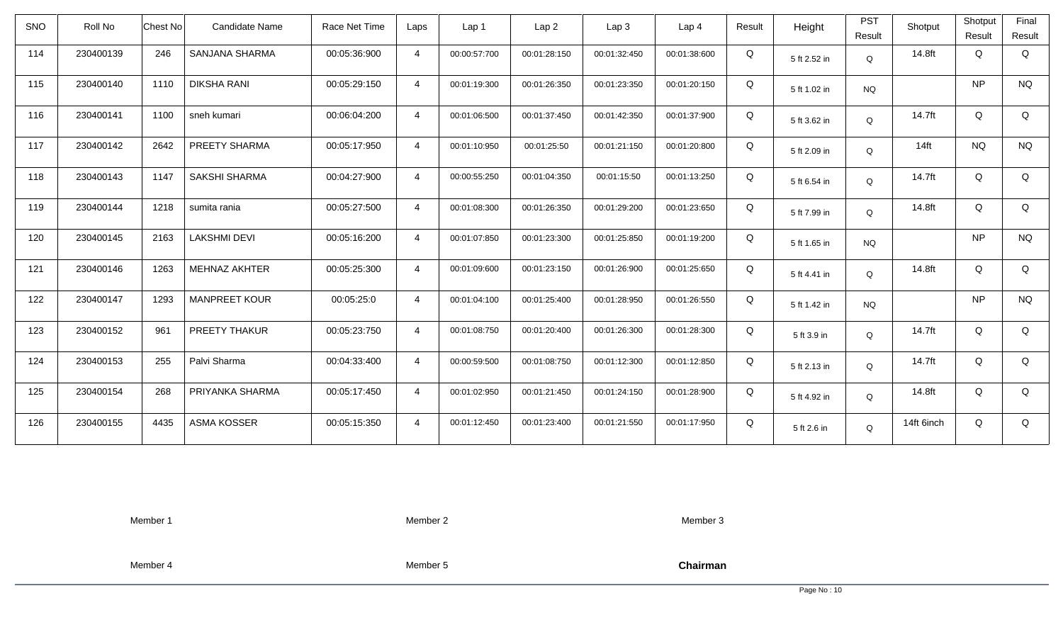| SNO | Roll No | Chest No | Candidate Name | Race Net Time | Laps | Lap 1 | Lap 2 | Lap 3 | Lap 4 | Result | Height | PST Result | Shotput | Shotput Result | Final Result |
|---|---|---|---|---|---|---|---|---|---|---|---|---|---|---|---|
| 114 | 230400139 | 246 | SANJANA SHARMA | 00:05:36:900 | 4 | 00:00:57:700 | 00:01:28:150 | 00:01:32:450 | 00:01:38:600 | Q | 5 ft 2.52 in | Q | 14.8ft | Q | Q |
| 115 | 230400140 | 1110 | DIKSHA RANI | 00:05:29:150 | 4 | 00:01:19:300 | 00:01:26:350 | 00:01:23:350 | 00:01:20:150 | Q | 5 ft 1.02 in | NQ | | NP | NQ |
| 116 | 230400141 | 1100 | sneh kumari | 00:06:04:200 | 4 | 00:01:06:500 | 00:01:37:450 | 00:01:42:350 | 00:01:37:900 | Q | 5 ft 3.62 in | Q | 14.7ft | Q | Q |
| 117 | 230400142 | 2642 | PREETY SHARMA | 00:05:17:950 | 4 | 00:01:10:950 | 00:01:25:50 | 00:01:21:150 | 00:01:20:800 | Q | 5 ft 2.09 in | Q | 14ft | NQ | NQ |
| 118 | 230400143 | 1147 | SAKSHI SHARMA | 00:04:27:900 | 4 | 00:00:55:250 | 00:01:04:350 | 00:01:15:50 | 00:01:13:250 | Q | 5 ft 6.54 in | Q | 14.7ft | Q | Q |
| 119 | 230400144 | 1218 | sumita rania | 00:05:27:500 | 4 | 00:01:08:300 | 00:01:26:350 | 00:01:29:200 | 00:01:23:650 | Q | 5 ft 7.99 in | Q | 14.8ft | Q | Q |
| 120 | 230400145 | 2163 | LAKSHMI DEVI | 00:05:16:200 | 4 | 00:01:07:850 | 00:01:23:300 | 00:01:25:850 | 00:01:19:200 | Q | 5 ft 1.65 in | NQ | | NP | NQ |
| 121 | 230400146 | 1263 | MEHNAZ AKHTER | 00:05:25:300 | 4 | 00:01:09:600 | 00:01:23:150 | 00:01:26:900 | 00:01:25:650 | Q | 5 ft 4.41 in | Q | 14.8ft | Q | Q |
| 122 | 230400147 | 1293 | MANPREET KOUR | 00:05:25:0 | 4 | 00:01:04:100 | 00:01:25:400 | 00:01:28:950 | 00:01:26:550 | Q | 5 ft 1.42 in | NQ | | NP | NQ |
| 123 | 230400152 | 961 | PREETY THAKUR | 00:05:23:750 | 4 | 00:01:08:750 | 00:01:20:400 | 00:01:26:300 | 00:01:28:300 | Q | 5 ft 3.9 in | Q | 14.7ft | Q | Q |
| 124 | 230400153 | 255 | Palvi Sharma | 00:04:33:400 | 4 | 00:00:59:500 | 00:01:08:750 | 00:01:12:300 | 00:01:12:850 | Q | 5 ft 2.13 in | Q | 14.7ft | Q | Q |
| 125 | 230400154 | 268 | PRIYANKA SHARMA | 00:05:17:450 | 4 | 00:01:02:950 | 00:01:21:450 | 00:01:24:150 | 00:01:28:900 | Q | 5 ft 4.92 in | Q | 14.8ft | Q | Q |
| 126 | 230400155 | 4435 | ASMA KOSSER | 00:05:15:350 | 4 | 00:01:12:450 | 00:01:23:400 | 00:01:21:550 | 00:01:17:950 | Q | 5 ft 2.6 in | Q | 14ft 6inch | Q | Q |

Member 1 Member 2 Member 3

Member 4 Member 5 **Chairman**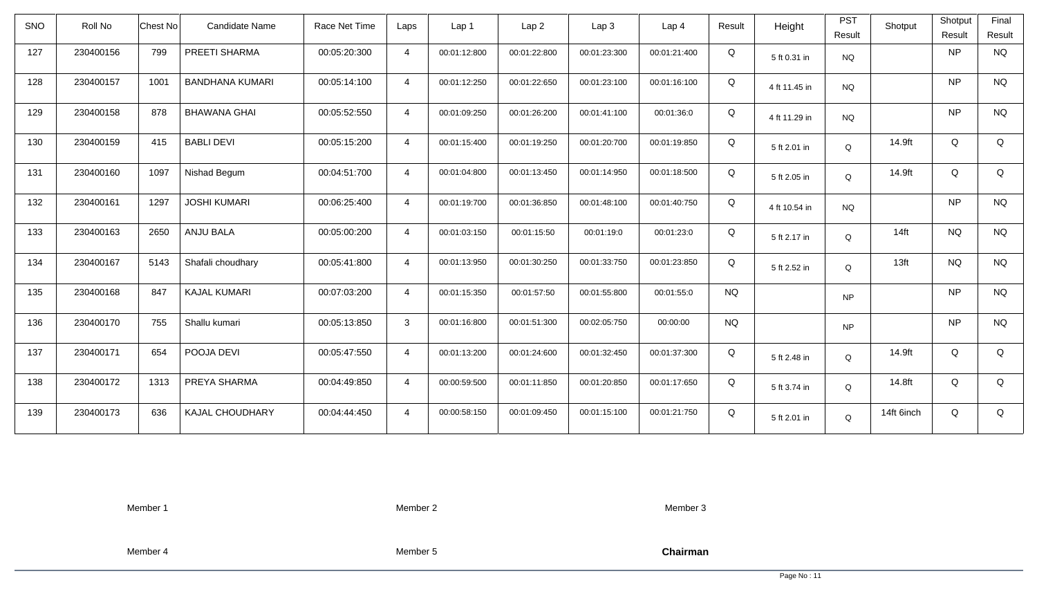| SNO | Roll No | Chest No | Candidate Name | Race Net Time | Laps | Lap 1 | Lap 2 | Lap 3 | Lap 4 | Result | Height | PST Result | Shotput | Shotput Result | Final Result |
|---|---|---|---|---|---|---|---|---|---|---|---|---|---|---|---|
| 127 | 230400156 | 799 | PREETI SHARMA | 00:05:20:300 | 4 | 00:01:12:800 | 00:01:22:800 | 00:01:23:300 | 00:01:21:400 | Q | 5 ft 0.31 in | NQ | | NP | NQ |
| 128 | 230400157 | 1001 | BANDHANA KUMARI | 00:05:14:100 | 4 | 00:01:12:250 | 00:01:22:650 | 00:01:23:100 | 00:01:16:100 | Q | 4 ft 11.45 in | NQ | | NP | NQ |
| 129 | 230400158 | 878 | BHAWANA GHAI | 00:05:52:550 | 4 | 00:01:09:250 | 00:01:26:200 | 00:01:41:100 | 00:01:36:0 | Q | 4 ft 11.29 in | NQ | | NP | NQ |
| 130 | 230400159 | 415 | BABLI DEVI | 00:05:15:200 | 4 | 00:01:15:400 | 00:01:19:250 | 00:01:20:700 | 00:01:19:850 | Q | 5 ft 2.01 in | Q | 14.9ft | Q | Q |
| 131 | 230400160 | 1097 | Nishad Begum | 00:04:51:700 | 4 | 00:01:04:800 | 00:01:13:450 | 00:01:14:950 | 00:01:18:500 | Q | 5 ft 2.05 in | Q | 14.9ft | Q | Q |
| 132 | 230400161 | 1297 | JOSHI KUMARI | 00:06:25:400 | 4 | 00:01:19:700 | 00:01:36:850 | 00:01:48:100 | 00:01:40:750 | Q | 4 ft 10.54 in | NQ | | NP | NQ |
| 133 | 230400163 | 2650 | ANJU BALA | 00:05:00:200 | 4 | 00:01:03:150 | 00:01:15:50 | 00:01:19:0 | 00:01:23:0 | Q | 5 ft 2.17 in | Q | 14ft | NQ | NQ |
| 134 | 230400167 | 5143 | Shafali choudhary | 00:05:41:800 | 4 | 00:01:13:950 | 00:01:30:250 | 00:01:33:750 | 00:01:23:850 | Q | 5 ft 2.52 in | Q | 13ft | NQ | NQ |
| 135 | 230400168 | 847 | KAJAL KUMARI | 00:07:03:200 | 4 | 00:01:15:350 | 00:01:57:50 | 00:01:55:800 | 00:01:55:0 | NQ | | NP | | NP | NQ |
| 136 | 230400170 | 755 | Shallu kumari | 00:05:13:850 | 3 | 00:01:16:800 | 00:01:51:300 | 00:02:05:750 | 00:00:00 | NQ | | NP | | NP | NQ |
| 137 | 230400171 | 654 | POOJA DEVI | 00:05:47:550 | 4 | 00:01:13:200 | 00:01:24:600 | 00:01:32:450 | 00:01:37:300 | Q | 5 ft 2.48 in | Q | 14.9ft | Q | Q |
| 138 | 230400172 | 1313 | PREYA SHARMA | 00:04:49:850 | 4 | 00:00:59:500 | 00:01:11:850 | 00:01:20:850 | 00:01:17:650 | Q | 5 ft 3.74 in | Q | 14.8ft | Q | Q |
| 139 | 230400173 | 636 | KAJAL CHOUDHARY | 00:04:44:450 | 4 | 00:00:58:150 | 00:01:09:450 | 00:01:15:100 | 00:01:21:750 | Q | 5 ft 2.01 in | Q | 14ft 6inch | Q | Q |

Member 1 Member 2 Member 3

Member 4 Member 5 **Chairman**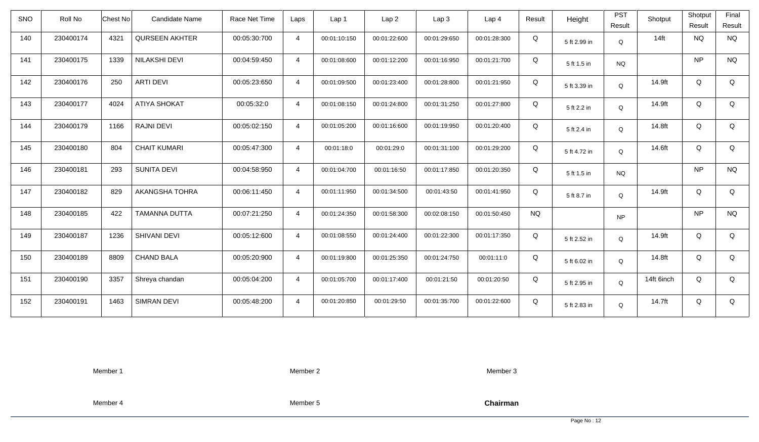| SNO | Roll No | Chest No | Candidate Name | Race Net Time | Laps | Lap 1 | Lap 2 | Lap 3 | Lap 4 | Result | Height | PST Result | Shotput | Shotput Result | Final Result |
|---|---|---|---|---|---|---|---|---|---|---|---|---|---|---|---|
| 140 | 230400174 | 4321 | QURSEEN AKHTER | 00:05:30:700 | 4 | 00:01:10:150 | 00:01:22:600 | 00:01:29:650 | 00:01:28:300 | Q | 5 ft 2.99 in | Q | 14ft | NQ | NQ |
| 141 | 230400175 | 1339 | NILAKSHI DEVI | 00:04:59:450 | 4 | 00:01:08:600 | 00:01:12:200 | 00:01:16:950 | 00:01:21:700 | Q | 5 ft 1.5 in | NQ | | NP | NQ |
| 142 | 230400176 | 250 | ARTI DEVI | 00:05:23:650 | 4 | 00:01:09:500 | 00:01:23:400 | 00:01:28:800 | 00:01:21:950 | Q | 5 ft 3.39 in | Q | 14.9ft | Q | Q |
| 143 | 230400177 | 4024 | ATIYA SHOKAT | 00:05:32:0 | 4 | 00:01:08:150 | 00:01:24:800 | 00:01:31:250 | 00:01:27:800 | Q | 5 ft 2.2 in | Q | 14.9ft | Q | Q |
| 144 | 230400179 | 1166 | RAJNI DEVI | 00:05:02:150 | 4 | 00:01:05:200 | 00:01:16:600 | 00:01:19:950 | 00:01:20:400 | Q | 5 ft 2.4 in | Q | 14.8ft | Q | Q |
| 145 | 230400180 | 804 | CHAIT KUMARI | 00:05:47:300 | 4 | 00:01:18:0 | 00:01:29:0 | 00:01:31:100 | 00:01:29:200 | Q | 5 ft 4.72 in | Q | 14.6ft | Q | Q |
| 146 | 230400181 | 293 | SUNITA DEVI | 00:04:58:950 | 4 | 00:01:04:700 | 00:01:16:50 | 00:01:17:850 | 00:01:20:350 | Q | 5 ft 1.5 in | NQ | | NP | NQ |
| 147 | 230400182 | 829 | AKANGSHA TOHRA | 00:06:11:450 | 4 | 00:01:11:950 | 00:01:34:500 | 00:01:43:50 | 00:01:41:950 | Q | 5 ft 8.7 in | Q | 14.9ft | Q | Q |
| 148 | 230400185 | 422 | TAMANNA DUTTA | 00:07:21:250 | 4 | 00:01:24:350 | 00:01:58:300 | 00:02:08:150 | 00:01:50:450 | NQ | | NP | | NP | NQ |
| 149 | 230400187 | 1236 | SHIVANI DEVI | 00:05:12:600 | 4 | 00:01:08:550 | 00:01:24:400 | 00:01:22:300 | 00:01:17:350 | Q | 5 ft 2.52 in | Q | 14.9ft | Q | Q |
| 150 | 230400189 | 8809 | CHAND BALA | 00:05:20:900 | 4 | 00:01:19:800 | 00:01:25:350 | 00:01:24:750 | 00:01:11:0 | Q | 5 ft 6.02 in | Q | 14.8ft | Q | Q |
| 151 | 230400190 | 3357 | Shreya chandan | 00:05:04:200 | 4 | 00:01:05:700 | 00:01:17:400 | 00:01:21:50 | 00:01:20:50 | Q | 5 ft 2.95 in | Q | 14ft 6inch | Q | Q |
| 152 | 230400191 | 1463 | SIMRAN DEVI | 00:05:48:200 | 4 | 00:01:20:850 | 00:01:29:50 | 00:01:35:700 | 00:01:22:600 | Q | 5 ft 2.83 in | Q | 14.7ft | Q | Q |

Member 1　　Member 2　　Member 3

Member 4　　Member 5　　**Chairman**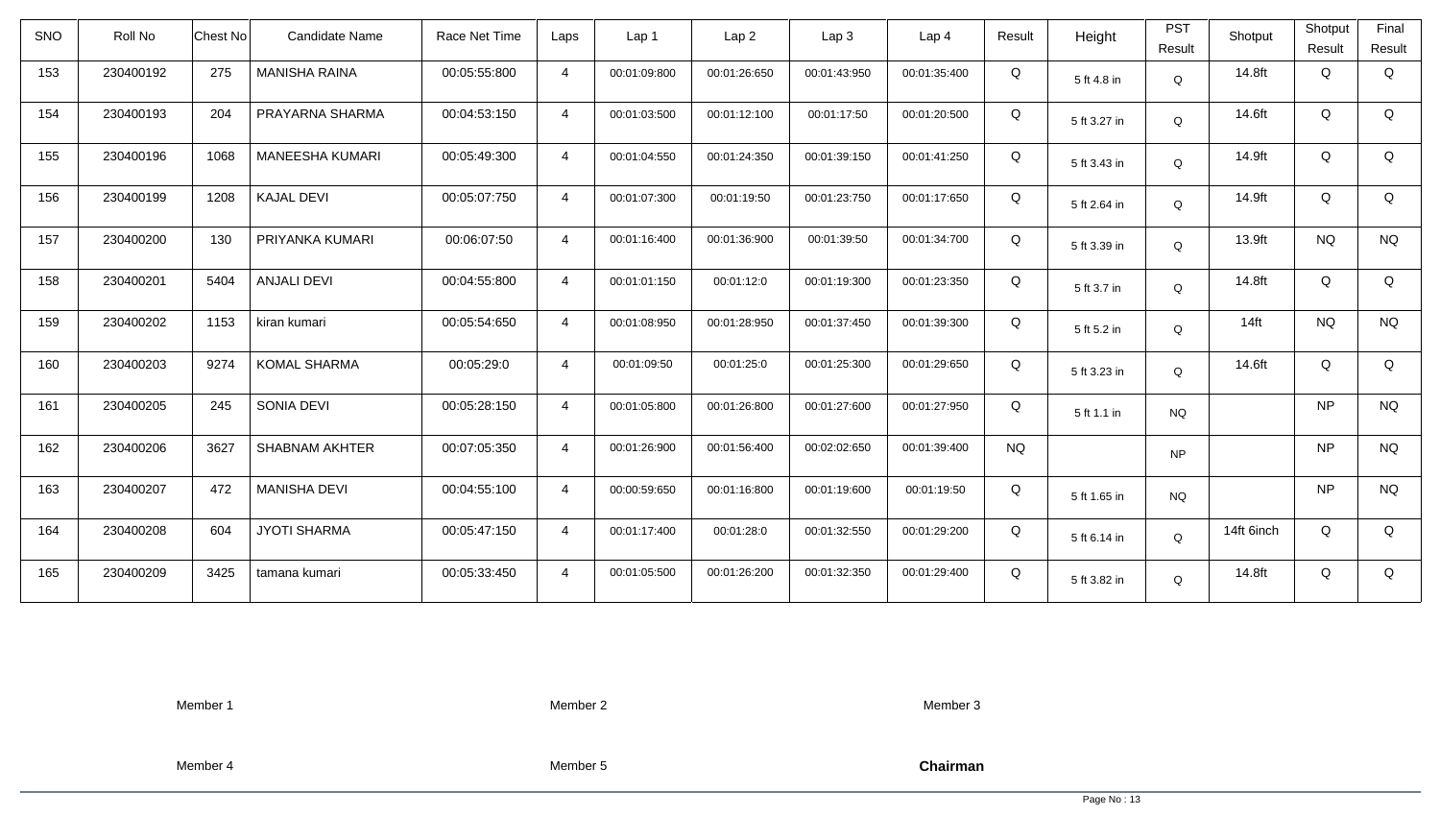| SNO | Roll No | Chest No | Candidate Name | Race Net Time | Laps | Lap 1 | Lap 2 | Lap 3 | Lap 4 | Result | Height | PST Result | Shotput | Shotput Result | Final Result |
|---|---|---|---|---|---|---|---|---|---|---|---|---|---|---|---|
| 153 | 230400192 | 275 | MANISHA RAINA | 00:05:55:800 | 4 | 00:01:09:800 | 00:01:26:650 | 00:01:43:950 | 00:01:35:400 | Q | 5 ft 4.8 in | Q | 14.8ft | Q | Q |
| 154 | 230400193 | 204 | PRAYARNA SHARMA | 00:04:53:150 | 4 | 00:01:03:500 | 00:01:12:100 | 00:01:17:50 | 00:01:20:500 | Q | 5 ft 3.27 in | Q | 14.6ft | Q | Q |
| 155 | 230400196 | 1068 | MANEESHA KUMARI | 00:05:49:300 | 4 | 00:01:04:550 | 00:01:24:350 | 00:01:39:150 | 00:01:41:250 | Q | 5 ft 3.43 in | Q | 14.9ft | Q | Q |
| 156 | 230400199 | 1208 | KAJAL DEVI | 00:05:07:750 | 4 | 00:01:07:300 | 00:01:19:50 | 00:01:23:750 | 00:01:17:650 | Q | 5 ft 2.64 in | Q | 14.9ft | Q | Q |
| 157 | 230400200 | 130 | PRIYANKA KUMARI | 00:06:07:50 | 4 | 00:01:16:400 | 00:01:36:900 | 00:01:39:50 | 00:01:34:700 | Q | 5 ft 3.39 in | Q | 13.9ft | NQ | NQ |
| 158 | 230400201 | 5404 | ANJALI DEVI | 00:04:55:800 | 4 | 00:01:01:150 | 00:01:12:0 | 00:01:19:300 | 00:01:23:350 | Q | 5 ft 3.7 in | Q | 14.8ft | Q | Q |
| 159 | 230400202 | 1153 | kiran kumari | 00:05:54:650 | 4 | 00:01:08:950 | 00:01:28:950 | 00:01:37:450 | 00:01:39:300 | Q | 5 ft 5.2 in | Q | 14ft | NQ | NQ |
| 160 | 230400203 | 9274 | KOMAL SHARMA | 00:05:29:0 | 4 | 00:01:09:50 | 00:01:25:0 | 00:01:25:300 | 00:01:29:650 | Q | 5 ft 3.23 in | Q | 14.6ft | Q | Q |
| 161 | 230400205 | 245 | SONIA DEVI | 00:05:28:150 | 4 | 00:01:05:800 | 00:01:26:800 | 00:01:27:600 | 00:01:27:950 | Q | 5 ft 1.1 in | NQ | | NP | NQ |
| 162 | 230400206 | 3627 | SHABNAM AKHTER | 00:07:05:350 | 4 | 00:01:26:900 | 00:01:56:400 | 00:02:02:650 | 00:01:39:400 | NQ | | NP | | NP | NQ |
| 163 | 230400207 | 472 | MANISHA DEVI | 00:04:55:100 | 4 | 00:00:59:650 | 00:01:16:800 | 00:01:19:600 | 00:01:19:50 | Q | 5 ft 1.65 in | NQ | | NP | NQ |
| 164 | 230400208 | 604 | JYOTI SHARMA | 00:05:47:150 | 4 | 00:01:17:400 | 00:01:28:0 | 00:01:32:550 | 00:01:29:200 | Q | 5 ft 6.14 in | Q | 14ft 6inch | Q | Q |
| 165 | 230400209 | 3425 | tamana kumari | 00:05:33:450 | 4 | 00:01:05:500 | 00:01:26:200 | 00:01:32:350 | 00:01:29:400 | Q | 5 ft 3.82 in | Q | 14.8ft | Q | Q |

Member 1 Member 2 Member 3

Member 4 Member 5 **Chairman**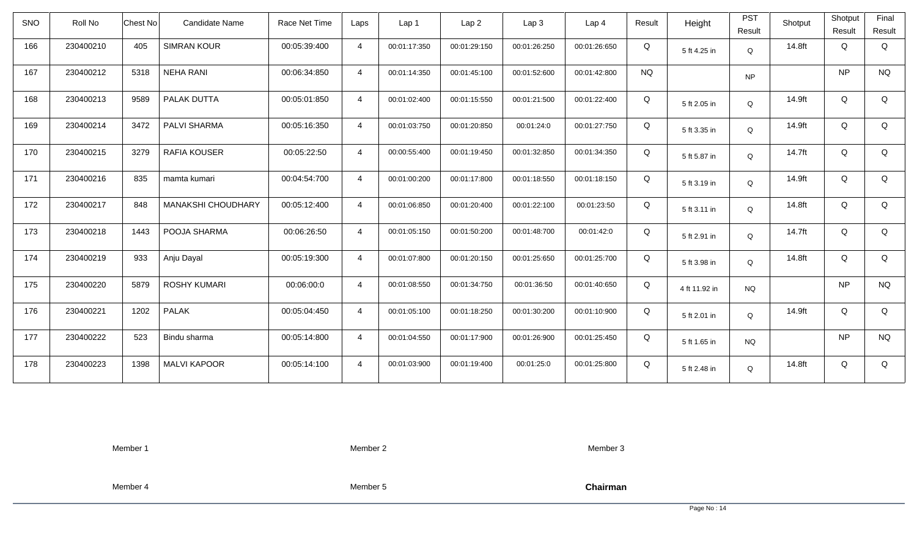| SNO | Roll No | Chest No | Candidate Name | Race Net Time | Laps | Lap 1 | Lap 2 | Lap 3 | Lap 4 | Result | Height | PST Result | Shotput | Shotput Result | Final Result |
|---|---|---|---|---|---|---|---|---|---|---|---|---|---|---|---|
| 166 | 230400210 | 405 | SIMRAN KOUR | 00:05:39:400 | 4 | 00:01:17:350 | 00:01:29:150 | 00:01:26:250 | 00:01:26:650 | Q | 5 ft 4.25 in | Q | 14.8ft | Q | Q |
| 167 | 230400212 | 5318 | NEHA RANI | 00:06:34:850 | 4 | 00:01:14:350 | 00:01:45:100 | 00:01:52:600 | 00:01:42:800 | NQ | | NP | | NP | NQ |
| 168 | 230400213 | 9589 | PALAK DUTTA | 00:05:01:850 | 4 | 00:01:02:400 | 00:01:15:550 | 00:01:21:500 | 00:01:22:400 | Q | 5 ft 2.05 in | Q | 14.9ft | Q | Q |
| 169 | 230400214 | 3472 | PALVI SHARMA | 00:05:16:350 | 4 | 00:01:03:750 | 00:01:20:850 | 00:01:24:0 | 00:01:27:750 | Q | 5 ft 3.35 in | Q | 14.9ft | Q | Q |
| 170 | 230400215 | 3279 | RAFIA KOUSER | 00:05:22:50 | 4 | 00:00:55:400 | 00:01:19:450 | 00:01:32:850 | 00:01:34:350 | Q | 5 ft 5.87 in | Q | 14.7ft | Q | Q |
| 171 | 230400216 | 835 | mamta kumari | 00:04:54:700 | 4 | 00:01:00:200 | 00:01:17:800 | 00:01:18:550 | 00:01:18:150 | Q | 5 ft 3.19 in | Q | 14.9ft | Q | Q |
| 172 | 230400217 | 848 | MANAKSHI CHOUDHARY | 00:05:12:400 | 4 | 00:01:06:850 | 00:01:20:400 | 00:01:22:100 | 00:01:23:50 | Q | 5 ft 3.11 in | Q | 14.8ft | Q | Q |
| 173 | 230400218 | 1443 | POOJA SHARMA | 00:06:26:50 | 4 | 00:01:05:150 | 00:01:50:200 | 00:01:48:700 | 00:01:42:0 | Q | 5 ft 2.91 in | Q | 14.7ft | Q | Q |
| 174 | 230400219 | 933 | Anju Dayal | 00:05:19:300 | 4 | 00:01:07:800 | 00:01:20:150 | 00:01:25:650 | 00:01:25:700 | Q | 5 ft 3.98 in | Q | 14.8ft | Q | Q |
| 175 | 230400220 | 5879 | ROSHY KUMARI | 00:06:00:0 | 4 | 00:01:08:550 | 00:01:34:750 | 00:01:36:50 | 00:01:40:650 | Q | 4 ft 11.92 in | NQ | | NP | NQ |
| 176 | 230400221 | 1202 | PALAK | 00:05:04:450 | 4 | 00:01:05:100 | 00:01:18:250 | 00:01:30:200 | 00:01:10:900 | Q | 5 ft 2.01 in | Q | 14.9ft | Q | Q |
| 177 | 230400222 | 523 | Bindu sharma | 00:05:14:800 | 4 | 00:01:04:550 | 00:01:17:900 | 00:01:26:900 | 00:01:25:450 | Q | 5 ft 1.65 in | NQ | | NP | NQ |
| 178 | 230400223 | 1398 | MALVI KAPOOR | 00:05:14:100 | 4 | 00:01:03:900 | 00:01:19:400 | 00:01:25:0 | 00:01:25:800 | Q | 5 ft 2.48 in | Q | 14.8ft | Q | Q |

Member 1　　　　Member 2　　　　Member 3

Member 4　　　　Member 5　　　　**Chairman**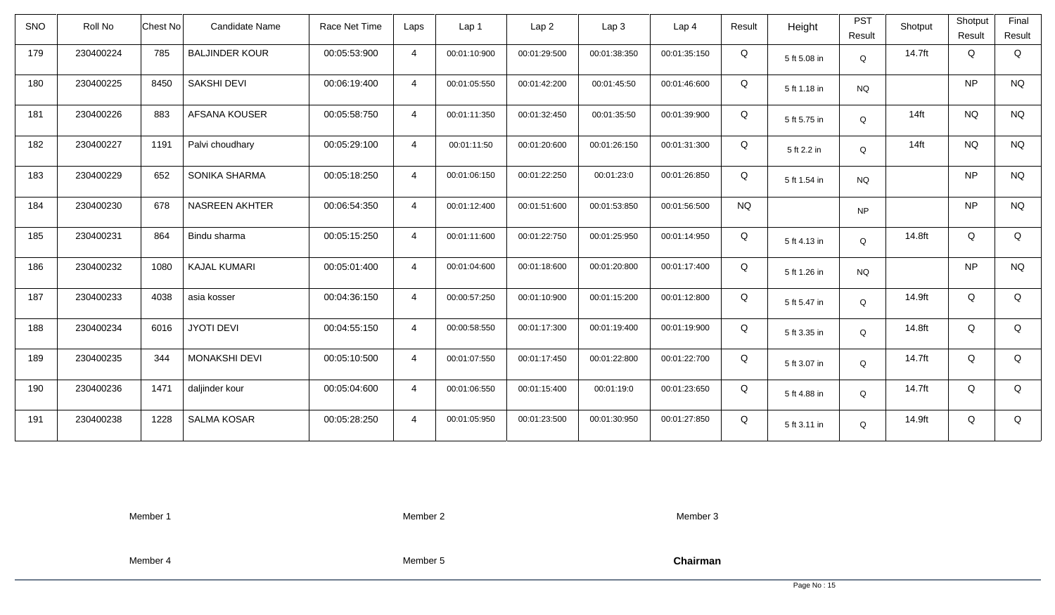| SNO | Roll No | Chest No | Candidate Name | Race Net Time | Laps | Lap 1 | Lap 2 | Lap 3 | Lap 4 | Result | Height | PST Result | Shotput | Shotput Result | Final Result |
|---|---|---|---|---|---|---|---|---|---|---|---|---|---|---|---|
| 179 | 230400224 | 785 | BALJINDER KOUR | 00:05:53:900 | 4 | 00:01:10:900 | 00:01:29:500 | 00:01:38:350 | 00:01:35:150 | Q | 5 ft 5.08 in | Q | 14.7ft | Q | Q |
| 180 | 230400225 | 8450 | SAKSHI DEVI | 00:06:19:400 | 4 | 00:01:05:550 | 00:01:42:200 | 00:01:45:50 | 00:01:46:600 | Q | 5 ft 1.18 in | NQ | | NP | NQ |
| 181 | 230400226 | 883 | AFSANA KOUSER | 00:05:58:750 | 4 | 00:01:11:350 | 00:01:32:450 | 00:01:35:50 | 00:01:39:900 | Q | 5 ft 5.75 in | Q | 14ft | NQ | NQ |
| 182 | 230400227 | 1191 | Palvi choudhary | 00:05:29:100 | 4 | 00:01:11:50 | 00:01:20:600 | 00:01:26:150 | 00:01:31:300 | Q | 5 ft 2.2 in | Q | 14ft | NQ | NQ |
| 183 | 230400229 | 652 | SONIKA SHARMA | 00:05:18:250 | 4 | 00:01:06:150 | 00:01:22:250 | 00:01:23:0 | 00:01:26:850 | Q | 5 ft 1.54 in | NQ | | NP | NQ |
| 184 | 230400230 | 678 | NASREEN AKHTER | 00:06:54:350 | 4 | 00:01:12:400 | 00:01:51:600 | 00:01:53:850 | 00:01:56:500 | NQ | | NP | | NP | NQ |
| 185 | 230400231 | 864 | Bindu sharma | 00:05:15:250 | 4 | 00:01:11:600 | 00:01:22:750 | 00:01:25:950 | 00:01:14:950 | Q | 5 ft 4.13 in | Q | 14.8ft | Q | Q |
| 186 | 230400232 | 1080 | KAJAL KUMARI | 00:05:01:400 | 4 | 00:01:04:600 | 00:01:18:600 | 00:01:20:800 | 00:01:17:400 | Q | 5 ft 1.26 in | NQ | | NP | NQ |
| 187 | 230400233 | 4038 | asia kosser | 00:04:36:150 | 4 | 00:00:57:250 | 00:01:10:900 | 00:01:15:200 | 00:01:12:800 | Q | 5 ft 5.47 in | Q | 14.9ft | Q | Q |
| 188 | 230400234 | 6016 | JYOTI DEVI | 00:04:55:150 | 4 | 00:00:58:550 | 00:01:17:300 | 00:01:19:400 | 00:01:19:900 | Q | 5 ft 3.35 in | Q | 14.8ft | Q | Q |
| 189 | 230400235 | 344 | MONAKSHI DEVI | 00:05:10:500 | 4 | 00:01:07:550 | 00:01:17:450 | 00:01:22:800 | 00:01:22:700 | Q | 5 ft 3.07 in | Q | 14.7ft | Q | Q |
| 190 | 230400236 | 1471 | daljinder kour | 00:05:04:600 | 4 | 00:01:06:550 | 00:01:15:400 | 00:01:19:0 | 00:01:23:650 | Q | 5 ft 4.88 in | Q | 14.7ft | Q | Q |
| 191 | 230400238 | 1228 | SALMA KOSAR | 00:05:28:250 | 4 | 00:01:05:950 | 00:01:23:500 | 00:01:30:950 | 00:01:27:850 | Q | 5 ft 3.11 in | Q | 14.9ft | Q | Q |

Member 1 Member 2 Member 3

Member 4 Member 5 **Chairman**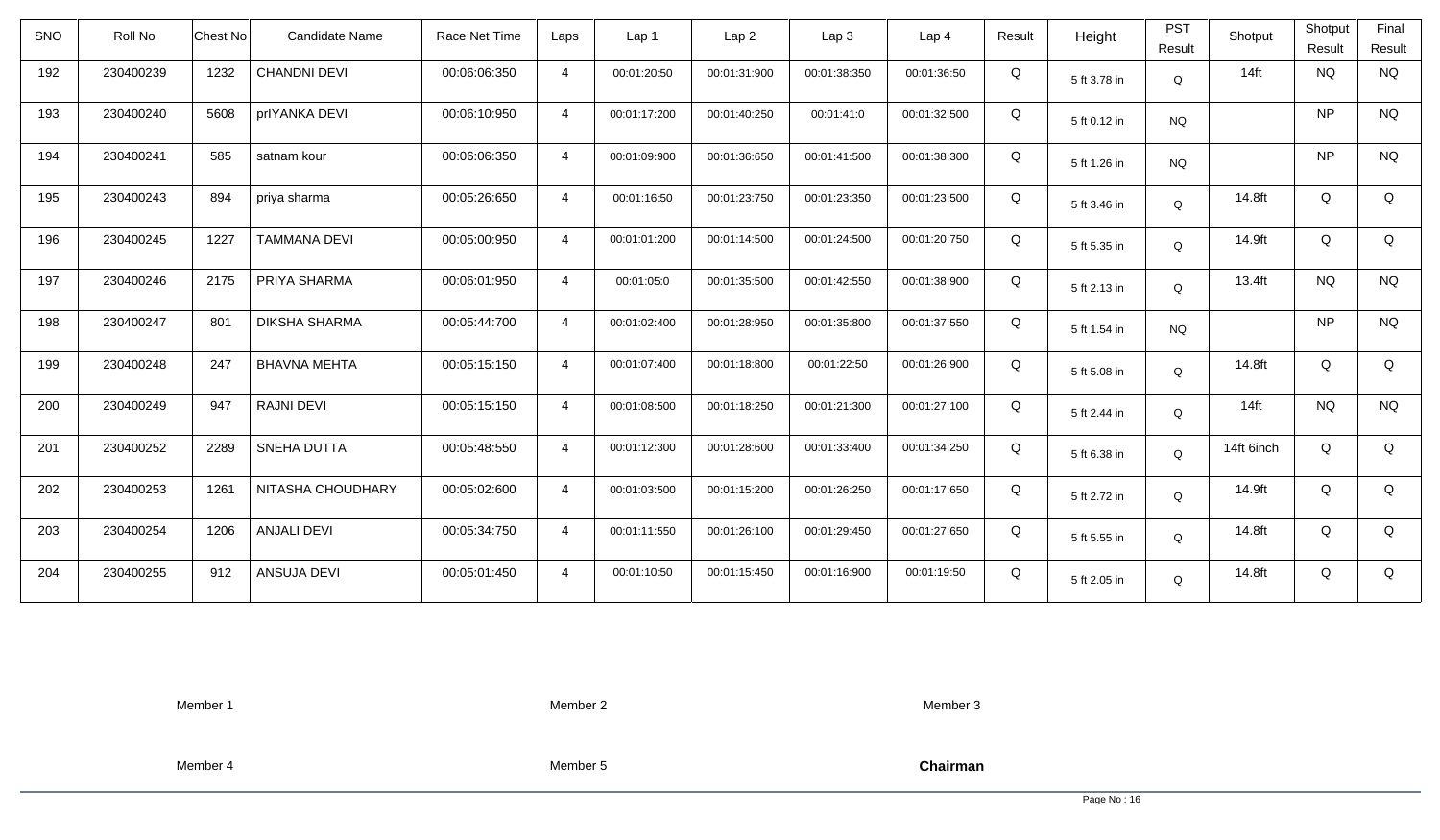| SNO | Roll No | Chest No | Candidate Name | Race Net Time | Laps | Lap 1 | Lap 2 | Lap 3 | Lap 4 | Result | Height | PST Result | Shotput | Shotput Result | Final Result |
|---|---|---|---|---|---|---|---|---|---|---|---|---|---|---|---|
| 192 | 230400239 | 1232 | CHANDNI DEVI | 00:06:06:350 | 4 | 00:01:20:50 | 00:01:31:900 | 00:01:38:350 | 00:01:36:50 | Q | 5 ft 3.78 in | Q | 14ft | NQ | NQ |
| 193 | 230400240 | 5608 | prIYANKA DEVI | 00:06:10:950 | 4 | 00:01:17:200 | 00:01:40:250 | 00:01:41:0 | 00:01:32:500 | Q | 5 ft 0.12 in | NQ | | NP | NQ |
| 194 | 230400241 | 585 | satnam kour | 00:06:06:350 | 4 | 00:01:09:900 | 00:01:36:650 | 00:01:41:500 | 00:01:38:300 | Q | 5 ft 1.26 in | NQ | | NP | NQ |
| 195 | 230400243 | 894 | priya sharma | 00:05:26:650 | 4 | 00:01:16:50 | 00:01:23:750 | 00:01:23:350 | 00:01:23:500 | Q | 5 ft 3.46 in | Q | 14.8ft | Q | Q |
| 196 | 230400245 | 1227 | TAMMANA DEVI | 00:05:00:950 | 4 | 00:01:01:200 | 00:01:14:500 | 00:01:24:500 | 00:01:20:750 | Q | 5 ft 5.35 in | Q | 14.9ft | Q | Q |
| 197 | 230400246 | 2175 | PRIYA SHARMA | 00:06:01:950 | 4 | 00:01:05:0 | 00:01:35:500 | 00:01:42:550 | 00:01:38:900 | Q | 5 ft 2.13 in | Q | 13.4ft | NQ | NQ |
| 198 | 230400247 | 801 | DIKSHA SHARMA | 00:05:44:700 | 4 | 00:01:02:400 | 00:01:28:950 | 00:01:35:800 | 00:01:37:550 | Q | 5 ft 1.54 in | NQ | | NP | NQ |
| 199 | 230400248 | 247 | BHAVNA MEHTA | 00:05:15:150 | 4 | 00:01:07:400 | 00:01:18:800 | 00:01:22:50 | 00:01:26:900 | Q | 5 ft 5.08 in | Q | 14.8ft | Q | Q |
| 200 | 230400249 | 947 | RAJNI DEVI | 00:05:15:150 | 4 | 00:01:08:500 | 00:01:18:250 | 00:01:21:300 | 00:01:27:100 | Q | 5 ft 2.44 in | Q | 14ft | NQ | NQ |
| 201 | 230400252 | 2289 | SNEHA DUTTA | 00:05:48:550 | 4 | 00:01:12:300 | 00:01:28:600 | 00:01:33:400 | 00:01:34:250 | Q | 5 ft 6.38 in | Q | 14ft 6inch | Q | Q |
| 202 | 230400253 | 1261 | NITASHA CHOUDHARY | 00:05:02:600 | 4 | 00:01:03:500 | 00:01:15:200 | 00:01:26:250 | 00:01:17:650 | Q | 5 ft 2.72 in | Q | 14.9ft | Q | Q |
| 203 | 230400254 | 1206 | ANJALI DEVI | 00:05:34:750 | 4 | 00:01:11:550 | 00:01:26:100 | 00:01:29:450 | 00:01:27:650 | Q | 5 ft 5.55 in | Q | 14.8ft | Q | Q |
| 204 | 230400255 | 912 | ANSUJA DEVI | 00:05:01:450 | 4 | 00:01:10:50 | 00:01:15:450 | 00:01:16:900 | 00:01:19:50 | Q | 5 ft 2.05 in | Q | 14.8ft | Q | Q |

Member 1 Member 2 Member 3

Member 4 Member 5 **Chairman**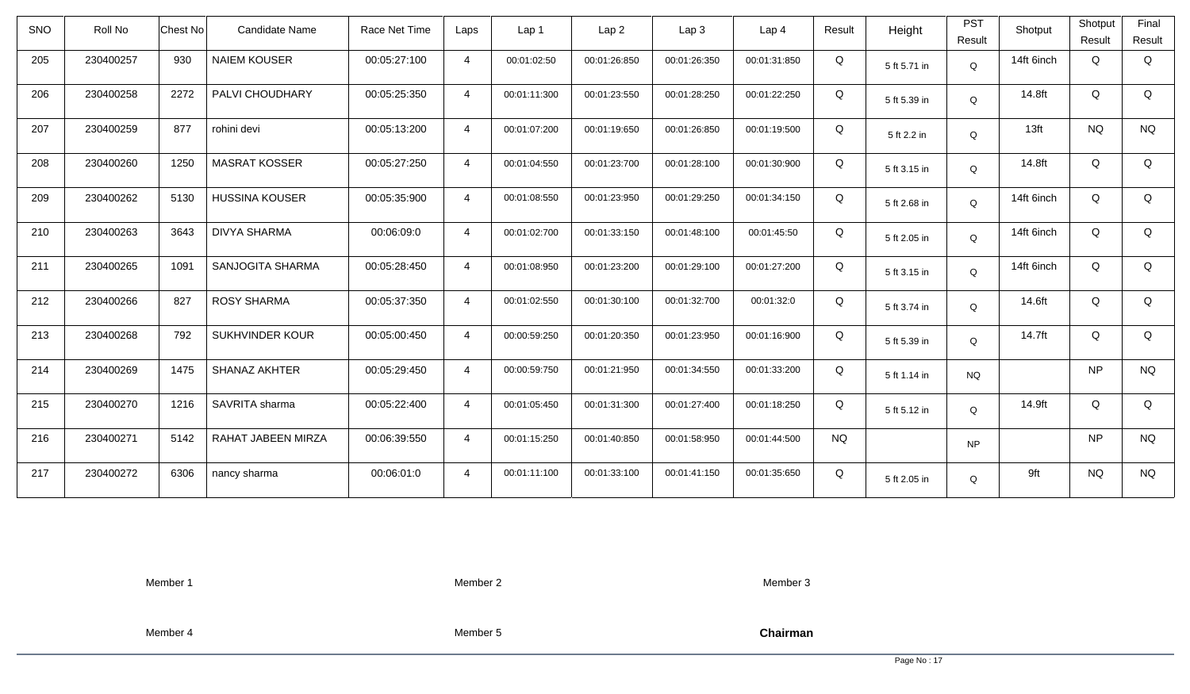| SNO | Roll No | Chest No | Candidate Name | Race Net Time | Laps | Lap 1 | Lap 2 | Lap 3 | Lap 4 | Result | Height | PST Result | Shotput | Shotput Result | Final Result |
|---|---|---|---|---|---|---|---|---|---|---|---|---|---|---|---|
| 205 | 230400257 | 930 | NAIEM KOUSER | 00:05:27:100 | 4 | 00:01:02:50 | 00:01:26:850 | 00:01:26:350 | 00:01:31:850 | Q | 5 ft 5.71 in | Q | 14ft 6inch | Q | Q |
| 206 | 230400258 | 2272 | PALVI CHOUDHARY | 00:05:25:350 | 4 | 00:01:11:300 | 00:01:23:550 | 00:01:28:250 | 00:01:22:250 | Q | 5 ft 5.39 in | Q | 14.8ft | Q | Q |
| 207 | 230400259 | 877 | rohini devi | 00:05:13:200 | 4 | 00:01:07:200 | 00:01:19:650 | 00:01:26:850 | 00:01:19:500 | Q | 5 ft 2.2 in | Q | 13ft | NQ | NQ |
| 208 | 230400260 | 1250 | MASRAT KOSSER | 00:05:27:250 | 4 | 00:01:04:550 | 00:01:23:700 | 00:01:28:100 | 00:01:30:900 | Q | 5 ft 3.15 in | Q | 14.8ft | Q | Q |
| 209 | 230400262 | 5130 | HUSSINA KOUSER | 00:05:35:900 | 4 | 00:01:08:550 | 00:01:23:950 | 00:01:29:250 | 00:01:34:150 | Q | 5 ft 2.68 in | Q | 14ft 6inch | Q | Q |
| 210 | 230400263 | 3643 | DIVYA SHARMA | 00:06:09:0 | 4 | 00:01:02:700 | 00:01:33:150 | 00:01:48:100 | 00:01:45:50 | Q | 5 ft 2.05 in | Q | 14ft 6inch | Q | Q |
| 211 | 230400265 | 1091 | SANJOGITA SHARMA | 00:05:28:450 | 4 | 00:01:08:950 | 00:01:23:200 | 00:01:29:100 | 00:01:27:200 | Q | 5 ft 3.15 in | Q | 14ft 6inch | Q | Q |
| 212 | 230400266 | 827 | ROSY SHARMA | 00:05:37:350 | 4 | 00:01:02:550 | 00:01:30:100 | 00:01:32:700 | 00:01:32:0 | Q | 5 ft 3.74 in | Q | 14.6ft | Q | Q |
| 213 | 230400268 | 792 | SUKHVINDER KOUR | 00:05:00:450 | 4 | 00:00:59:250 | 00:01:20:350 | 00:01:23:950 | 00:01:16:900 | Q | 5 ft 5.39 in | Q | 14.7ft | Q | Q |
| 214 | 230400269 | 1475 | SHANAZ AKHTER | 00:05:29:450 | 4 | 00:00:59:750 | 00:01:21:950 | 00:01:34:550 | 00:01:33:200 | Q | 5 ft 1.14 in | NQ | | NP | NQ |
| 215 | 230400270 | 1216 | SAVRITA sharma | 00:05:22:400 | 4 | 00:01:05:450 | 00:01:31:300 | 00:01:27:400 | 00:01:18:250 | Q | 5 ft 5.12 in | Q | 14.9ft | Q | Q |
| 216 | 230400271 | 5142 | RAHAT JABEEN MIRZA | 00:06:39:550 | 4 | 00:01:15:250 | 00:01:40:850 | 00:01:58:950 | 00:01:44:500 | NQ | | NP | | NP | NQ |
| 217 | 230400272 | 6306 | nancy sharma | 00:06:01:0 | 4 | 00:01:11:100 | 00:01:33:100 | 00:01:41:150 | 00:01:35:650 | Q | 5 ft 2.05 in | Q | 9ft | NQ | NQ |

Member 1        Member 2        Member 3

Member 4        Member 5        **Chairman**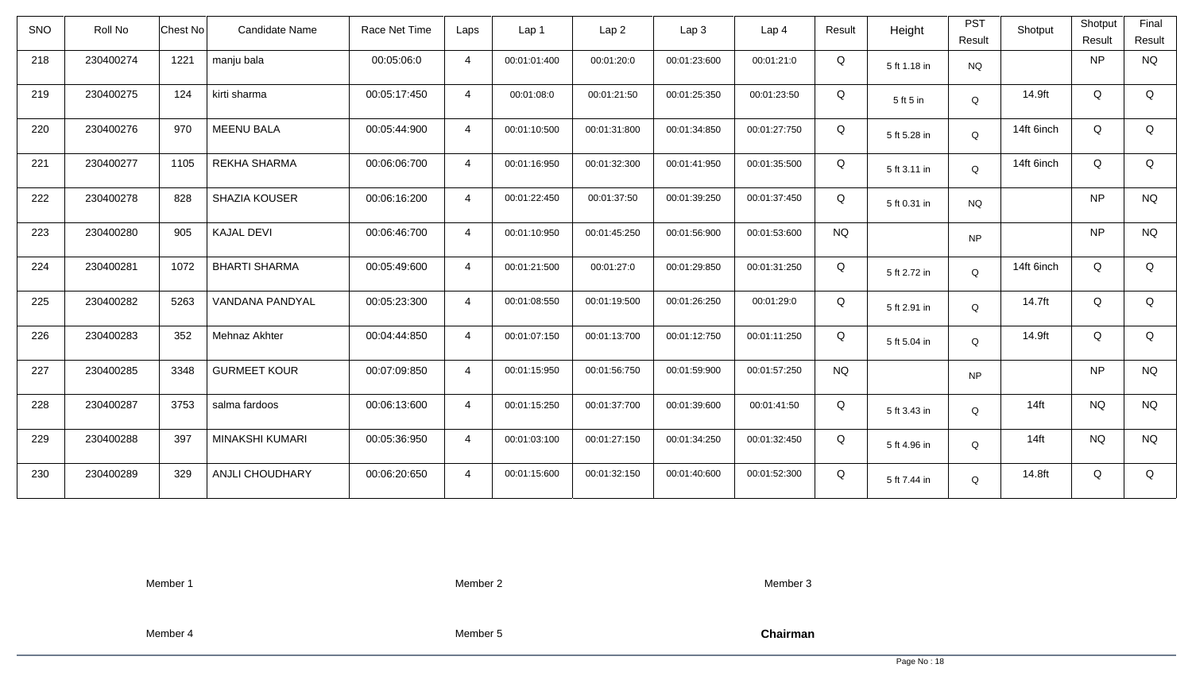| SNO | Roll No | Chest No | Candidate Name | Race Net Time | Laps | Lap 1 | Lap 2 | Lap 3 | Lap 4 | Result | Height | PST Result | Shotput | Shotput Result | Final Result |
|---|---|---|---|---|---|---|---|---|---|---|---|---|---|---|---|
| 218 | 230400274 | 1221 | manju bala | 00:05:06:0 | 4 | 00:01:01:400 | 00:01:20:0 | 00:01:23:600 | 00:01:21:0 | Q | 5 ft 1.18 in | NQ | | NP | NQ |
| 219 | 230400275 | 124 | kirti sharma | 00:05:17:450 | 4 | 00:01:08:0 | 00:01:21:50 | 00:01:25:350 | 00:01:23:50 | Q | 5 ft 5 in | Q | 14.9ft | Q | Q |
| 220 | 230400276 | 970 | MEENU BALA | 00:05:44:900 | 4 | 00:01:10:500 | 00:01:31:800 | 00:01:34:850 | 00:01:27:750 | Q | 5 ft 5.28 in | Q | 14ft 6inch | Q | Q |
| 221 | 230400277 | 1105 | REKHA SHARMA | 00:06:06:700 | 4 | 00:01:16:950 | 00:01:32:300 | 00:01:41:950 | 00:01:35:500 | Q | 5 ft 3.11 in | Q | 14ft 6inch | Q | Q |
| 222 | 230400278 | 828 | SHAZIA KOUSER | 00:06:16:200 | 4 | 00:01:22:450 | 00:01:37:50 | 00:01:39:250 | 00:01:37:450 | Q | 5 ft 0.31 in | NQ | | NP | NQ |
| 223 | 230400280 | 905 | KAJAL DEVI | 00:06:46:700 | 4 | 00:01:10:950 | 00:01:45:250 | 00:01:56:900 | 00:01:53:600 | NQ | | NP | | NP | NQ |
| 224 | 230400281 | 1072 | BHARTI SHARMA | 00:05:49:600 | 4 | 00:01:21:500 | 00:01:27:0 | 00:01:29:850 | 00:01:31:250 | Q | 5 ft 2.72 in | Q | 14ft 6inch | Q | Q |
| 225 | 230400282 | 5263 | VANDANA PANDYAL | 00:05:23:300 | 4 | 00:01:08:550 | 00:01:19:500 | 00:01:26:250 | 00:01:29:0 | Q | 5 ft 2.91 in | Q | 14.7ft | Q | Q |
| 226 | 230400283 | 352 | Mehnaz Akhter | 00:04:44:850 | 4 | 00:01:07:150 | 00:01:13:700 | 00:01:12:750 | 00:01:11:250 | Q | 5 ft 5.04 in | Q | 14.9ft | Q | Q |
| 227 | 230400285 | 3348 | GURMEET KOUR | 00:07:09:850 | 4 | 00:01:15:950 | 00:01:56:750 | 00:01:59:900 | 00:01:57:250 | NQ | | NP | | NP | NQ |
| 228 | 230400287 | 3753 | salma fardoos | 00:06:13:600 | 4 | 00:01:15:250 | 00:01:37:700 | 00:01:39:600 | 00:01:41:50 | Q | 5 ft 3.43 in | Q | 14ft | NQ | NQ |
| 229 | 230400288 | 397 | MINAKSHI KUMARI | 00:05:36:950 | 4 | 00:01:03:100 | 00:01:27:150 | 00:01:34:250 | 00:01:32:450 | Q | 5 ft 4.96 in | Q | 14ft | NQ | NQ |
| 230 | 230400289 | 329 | ANJLI CHOUDHARY | 00:06:20:650 | 4 | 00:01:15:600 | 00:01:32:150 | 00:01:40:600 | 00:01:52:300 | Q | 5 ft 7.44 in | Q | 14.8ft | Q | Q |

Member 1 Member 2 Member 3

Member 4 Member 5 **Chairman**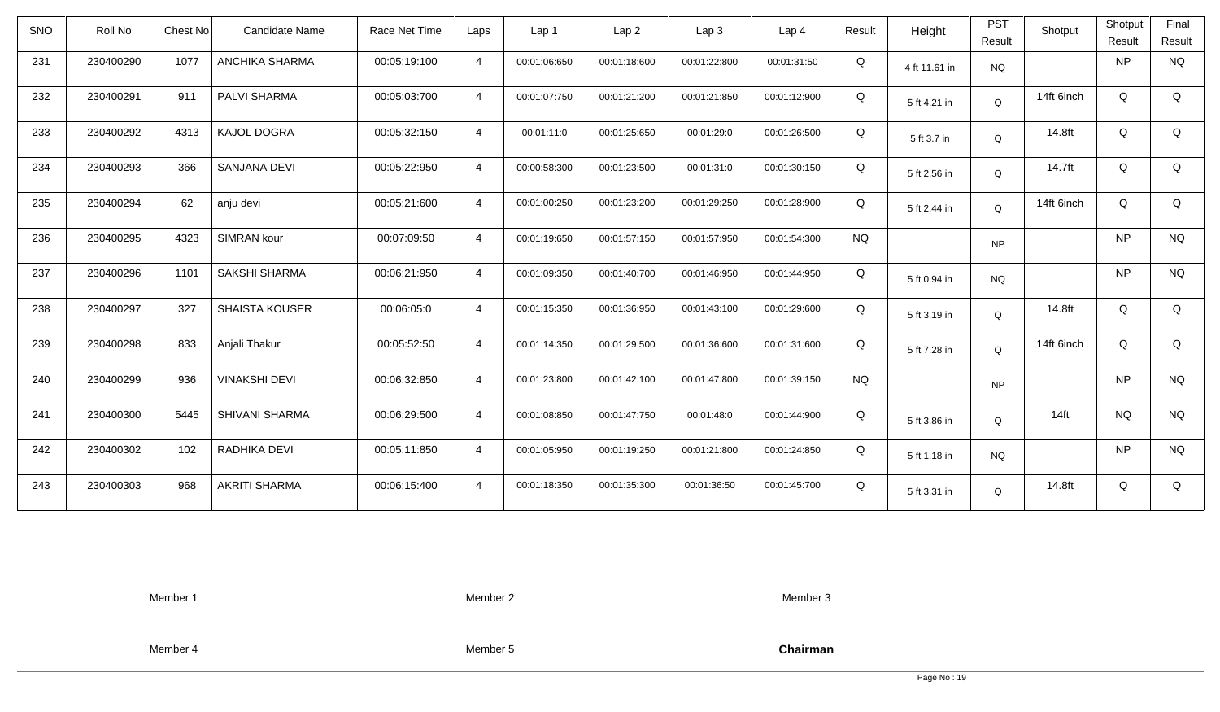| SNO | Roll No | Chest No | Candidate Name | Race Net Time | Laps | Lap 1 | Lap 2 | Lap 3 | Lap 4 | Result | Height | PST Result | Shotput | Shotput Result | Final Result |
|---|---|---|---|---|---|---|---|---|---|---|---|---|---|---|---|
| 231 | 230400290 | 1077 | ANCHIKA SHARMA | 00:05:19:100 | 4 | 00:01:06:650 | 00:01:18:600 | 00:01:22:800 | 00:01:31:50 | Q | 4 ft 11.61 in | NQ | | NP | NQ |
| 232 | 230400291 | 911 | PALVI SHARMA | 00:05:03:700 | 4 | 00:01:07:750 | 00:01:21:200 | 00:01:21:850 | 00:01:12:900 | Q | 5 ft 4.21 in | Q | 14ft 6inch | Q | Q |
| 233 | 230400292 | 4313 | KAJOL DOGRA | 00:05:32:150 | 4 | 00:01:11:0 | 00:01:25:650 | 00:01:29:0 | 00:01:26:500 | Q | 5 ft 3.7 in | Q | 14.8ft | Q | Q |
| 234 | 230400293 | 366 | SANJANA DEVI | 00:05:22:950 | 4 | 00:00:58:300 | 00:01:23:500 | 00:01:31:0 | 00:01:30:150 | Q | 5 ft 2.56 in | Q | 14.7ft | Q | Q |
| 235 | 230400294 | 62 | anju devi | 00:05:21:600 | 4 | 00:01:00:250 | 00:01:23:200 | 00:01:29:250 | 00:01:28:900 | Q | 5 ft 2.44 in | Q | 14ft 6inch | Q | Q |
| 236 | 230400295 | 4323 | SIMRAN kour | 00:07:09:50 | 4 | 00:01:19:650 | 00:01:57:150 | 00:01:57:950 | 00:01:54:300 | NQ | | NP | | NP | NQ |
| 237 | 230400296 | 1101 | SAKSHI SHARMA | 00:06:21:950 | 4 | 00:01:09:350 | 00:01:40:700 | 00:01:46:950 | 00:01:44:950 | Q | 5 ft 0.94 in | NQ | | NP | NQ |
| 238 | 230400297 | 327 | SHAISTA KOUSER | 00:06:05:0 | 4 | 00:01:15:350 | 00:01:36:950 | 00:01:43:100 | 00:01:29:600 | Q | 5 ft 3.19 in | Q | 14.8ft | Q | Q |
| 239 | 230400298 | 833 | Anjali Thakur | 00:05:52:50 | 4 | 00:01:14:350 | 00:01:29:500 | 00:01:36:600 | 00:01:31:600 | Q | 5 ft 7.28 in | Q | 14ft 6inch | Q | Q |
| 240 | 230400299 | 936 | VINAKSHI DEVI | 00:06:32:850 | 4 | 00:01:23:800 | 00:01:42:100 | 00:01:47:800 | 00:01:39:150 | NQ | | NP | | NP | NQ |
| 241 | 230400300 | 5445 | SHIVANI SHARMA | 00:06:29:500 | 4 | 00:01:08:850 | 00:01:47:750 | 00:01:48:0 | 00:01:44:900 | Q | 5 ft 3.86 in | Q | 14ft | NQ | NQ |
| 242 | 230400302 | 102 | RADHIKA DEVI | 00:05:11:850 | 4 | 00:01:05:950 | 00:01:19:250 | 00:01:21:800 | 00:01:24:850 | Q | 5 ft 1.18 in | NQ | | NP | NQ |
| 243 | 230400303 | 968 | AKRITI SHARMA | 00:06:15:400 | 4 | 00:01:18:350 | 00:01:35:300 | 00:01:36:50 | 00:01:45:700 | Q | 5 ft 3.31 in | Q | 14.8ft | Q | Q |

Member 1 Member 2 Member 3

Member 4 Member 5 **Chairman**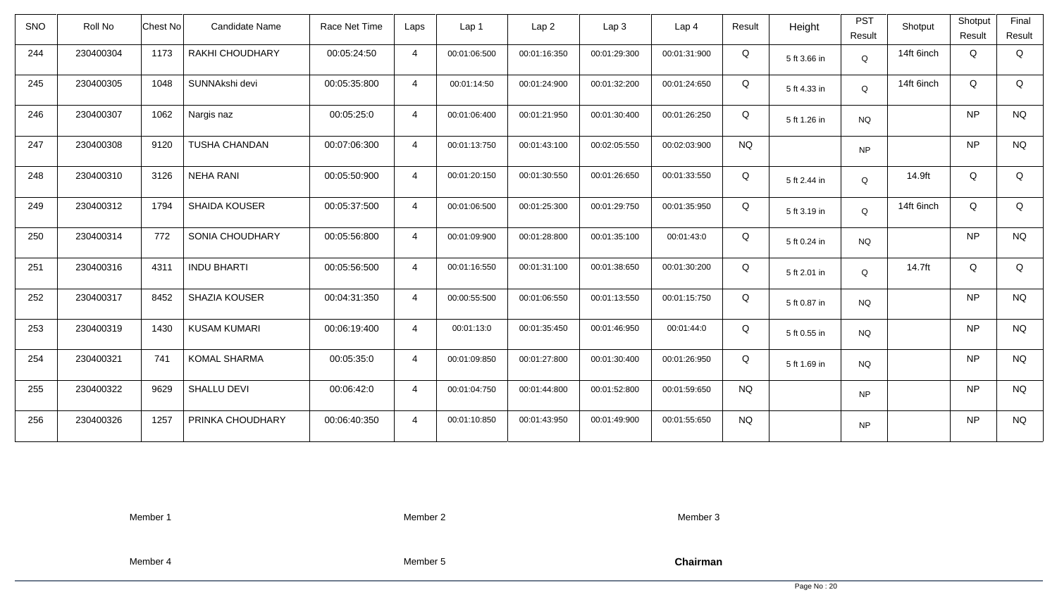| SNO | Roll No | Chest No | Candidate Name | Race Net Time | Laps | Lap 1 | Lap 2 | Lap 3 | Lap 4 | Result | Height | PST Result | Shotput | Shotput Result | Final Result |
|---|---|---|---|---|---|---|---|---|---|---|---|---|---|---|---|
| 244 | 230400304 | 1173 | RAKHI CHOUDHARY | 00:05:24:50 | 4 | 00:01:06:500 | 00:01:16:350 | 00:01:29:300 | 00:01:31:900 | Q | 5 ft 3.66 in | Q | 14ft 6inch | Q | Q |
| 245 | 230400305 | 1048 | SUNNAkshi devi | 00:05:35:800 | 4 | 00:01:14:50 | 00:01:24:900 | 00:01:32:200 | 00:01:24:650 | Q | 5 ft 4.33 in | Q | 14ft 6inch | Q | Q |
| 246 | 230400307 | 1062 | Nargis naz | 00:05:25:0 | 4 | 00:01:06:400 | 00:01:21:950 | 00:01:30:400 | 00:01:26:250 | Q | 5 ft 1.26 in | NQ | | NP | NQ |
| 247 | 230400308 | 9120 | TUSHA CHANDAN | 00:07:06:300 | 4 | 00:01:13:750 | 00:01:43:100 | 00:02:05:550 | 00:02:03:900 | NQ | | NP | | NP | NQ |
| 248 | 230400310 | 3126 | NEHA RANI | 00:05:50:900 | 4 | 00:01:20:150 | 00:01:30:550 | 00:01:26:650 | 00:01:33:550 | Q | 5 ft 2.44 in | Q | 14.9ft | Q | Q |
| 249 | 230400312 | 1794 | SHAIDA KOUSER | 00:05:37:500 | 4 | 00:01:06:500 | 00:01:25:300 | 00:01:29:750 | 00:01:35:950 | Q | 5 ft 3.19 in | Q | 14ft 6inch | Q | Q |
| 250 | 230400314 | 772 | SONIA CHOUDHARY | 00:05:56:800 | 4 | 00:01:09:900 | 00:01:28:800 | 00:01:35:100 | 00:01:43:0 | Q | 5 ft 0.24 in | NQ | | NP | NQ |
| 251 | 230400316 | 4311 | INDU BHARTI | 00:05:56:500 | 4 | 00:01:16:550 | 00:01:31:100 | 00:01:38:650 | 00:01:30:200 | Q | 5 ft 2.01 in | Q | 14.7ft | Q | Q |
| 252 | 230400317 | 8452 | SHAZIA KOUSER | 00:04:31:350 | 4 | 00:00:55:500 | 00:01:06:550 | 00:01:13:550 | 00:01:15:750 | Q | 5 ft 0.87 in | NQ | | NP | NQ |
| 253 | 230400319 | 1430 | KUSAM KUMARI | 00:06:19:400 | 4 | 00:01:13:0 | 00:01:35:450 | 00:01:46:950 | 00:01:44:0 | Q | 5 ft 0.55 in | NQ | | NP | NQ |
| 254 | 230400321 | 741 | KOMAL SHARMA | 00:05:35:0 | 4 | 00:01:09:850 | 00:01:27:800 | 00:01:30:400 | 00:01:26:950 | Q | 5 ft 1.69 in | NQ | | NP | NQ |
| 255 | 230400322 | 9629 | SHALLU DEVI | 00:06:42:0 | 4 | 00:01:04:750 | 00:01:44:800 | 00:01:52:800 | 00:01:59:650 | NQ | | NP | | NP | NQ |
| 256 | 230400326 | 1257 | PRINKA CHOUDHARY | 00:06:40:350 | 4 | 00:01:10:850 | 00:01:43:950 | 00:01:49:900 | 00:01:55:650 | NQ | | NP | | NP | NQ |

Member 1          Member 2          Member 3

Member 4          Member 5          **Chairman**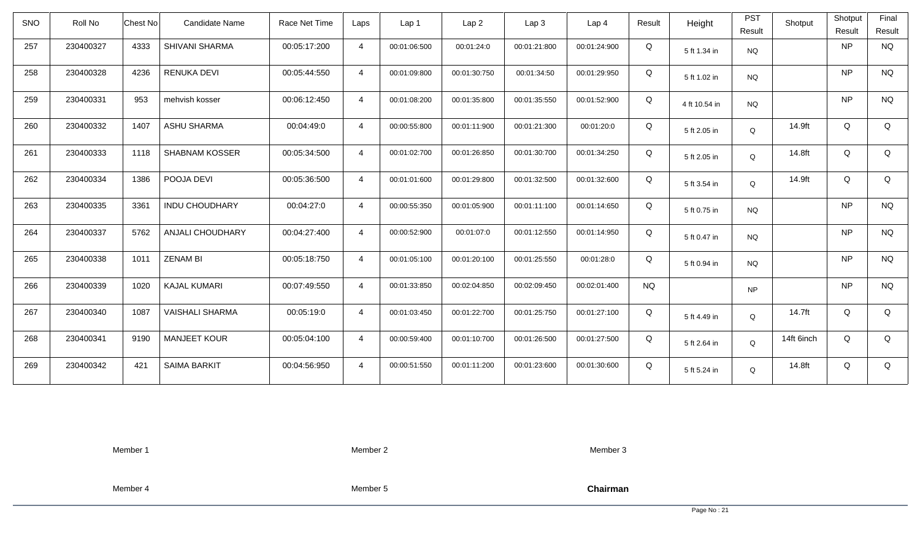| SNO | Roll No | Chest No | Candidate Name | Race Net Time | Laps | Lap 1 | Lap 2 | Lap 3 | Lap 4 | Result | Height | PST Result | Shotput | Shotput Result | Final Result |
|---|---|---|---|---|---|---|---|---|---|---|---|---|---|---|---|
| 257 | 230400327 | 4333 | SHIVANI SHARMA | 00:05:17:200 | 4 | 00:01:06:500 | 00:01:24:0 | 00:01:21:800 | 00:01:24:900 | Q | 5 ft 1.34 in | NQ | | NP | NQ |
| 258 | 230400328 | 4236 | RENUKA DEVI | 00:05:44:550 | 4 | 00:01:09:800 | 00:01:30:750 | 00:01:34:50 | 00:01:29:950 | Q | 5 ft 1.02 in | NQ | | NP | NQ |
| 259 | 230400331 | 953 | mehvish kosser | 00:06:12:450 | 4 | 00:01:08:200 | 00:01:35:800 | 00:01:35:550 | 00:01:52:900 | Q | 4 ft 10.54 in | NQ | | NP | NQ |
| 260 | 230400332 | 1407 | ASHU SHARMA | 00:04:49:0 | 4 | 00:00:55:800 | 00:01:11:900 | 00:01:21:300 | 00:01:20:0 | Q | 5 ft 2.05 in | Q | 14.9ft | Q | Q |
| 261 | 230400333 | 1118 | SHABNAM KOSSER | 00:05:34:500 | 4 | 00:01:02:700 | 00:01:26:850 | 00:01:30:700 | 00:01:34:250 | Q | 5 ft 2.05 in | Q | 14.8ft | Q | Q |
| 262 | 230400334 | 1386 | POOJA DEVI | 00:05:36:500 | 4 | 00:01:01:600 | 00:01:29:800 | 00:01:32:500 | 00:01:32:600 | Q | 5 ft 3.54 in | Q | 14.9ft | Q | Q |
| 263 | 230400335 | 3361 | INDU CHOUDHARY | 00:04:27:0 | 4 | 00:00:55:350 | 00:01:05:900 | 00:01:11:100 | 00:01:14:650 | Q | 5 ft 0.75 in | NQ | | NP | NQ |
| 264 | 230400337 | 5762 | ANJALI CHOUDHARY | 00:04:27:400 | 4 | 00:00:52:900 | 00:01:07:0 | 00:01:12:550 | 00:01:14:950 | Q | 5 ft 0.47 in | NQ | | NP | NQ |
| 265 | 230400338 | 1011 | ZENAM BI | 00:05:18:750 | 4 | 00:01:05:100 | 00:01:20:100 | 00:01:25:550 | 00:01:28:0 | Q | 5 ft 0.94 in | NQ | | NP | NQ |
| 266 | 230400339 | 1020 | KAJAL KUMARI | 00:07:49:550 | 4 | 00:01:33:850 | 00:02:04:850 | 00:02:09:450 | 00:02:01:400 | NQ | | NP | | NP | NQ |
| 267 | 230400340 | 1087 | VAISHALI SHARMA | 00:05:19:0 | 4 | 00:01:03:450 | 00:01:22:700 | 00:01:25:750 | 00:01:27:100 | Q | 5 ft 4.49 in | Q | 14.7ft | Q | Q |
| 268 | 230400341 | 9190 | MANJEET KOUR | 00:05:04:100 | 4 | 00:00:59:400 | 00:01:10:700 | 00:01:26:500 | 00:01:27:500 | Q | 5 ft 2.64 in | Q | 14ft 6inch | Q | Q |
| 269 | 230400342 | 421 | SAIMA BARKIT | 00:04:56:950 | 4 | 00:00:51:550 | 00:01:11:200 | 00:01:23:600 | 00:01:30:600 | Q | 5 ft 5.24 in | Q | 14.8ft | Q | Q |

Member 1 Member 2 Member 3

Member 4 Member 5 **Chairman**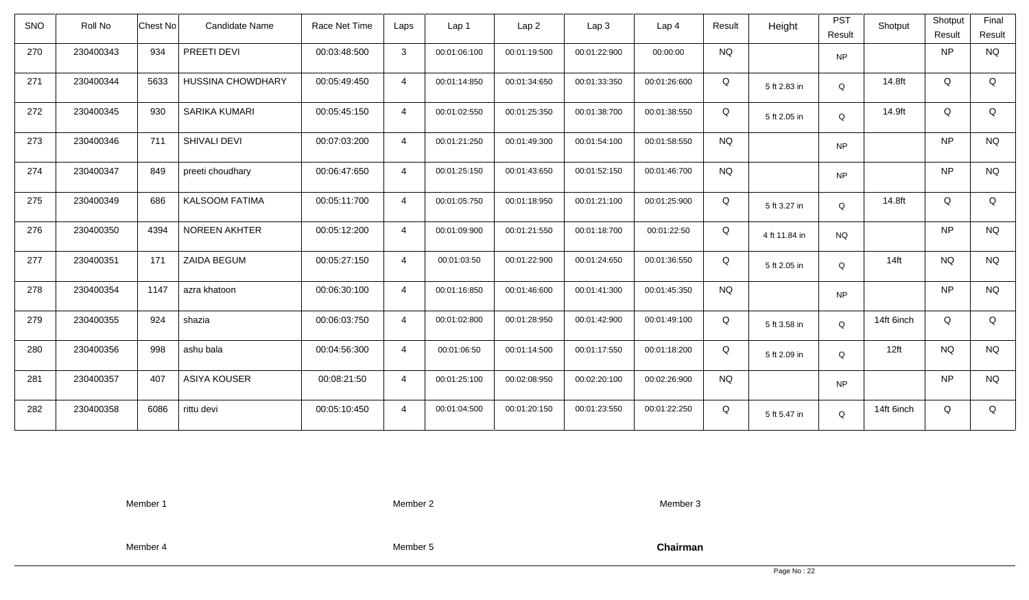| SNO | Roll No | Chest No | Candidate Name | Race Net Time | Laps | Lap 1 | Lap 2 | Lap 3 | Lap 4 | Result | Height | PST Result | Shotput | Shotput Result | Final Result |
|---|---|---|---|---|---|---|---|---|---|---|---|---|---|---|---|
| 270 | 230400343 | 934 | PREETI DEVI | 00:03:48:500 | 3 | 00:01:06:100 | 00:01:19:500 | 00:01:22:900 | 00:00:00 | NQ | | NP | | NP | NQ |
| 271 | 230400344 | 5633 | HUSSINA CHOWDHARY | 00:05:49:450 | 4 | 00:01:14:850 | 00:01:34:650 | 00:01:33:350 | 00:01:26:600 | Q | 5 ft 2.83 in | Q | 14.8ft | Q | Q |
| 272 | 230400345 | 930 | SARIKA KUMARI | 00:05:45:150 | 4 | 00:01:02:550 | 00:01:25:350 | 00:01:38:700 | 00:01:38:550 | Q | 5 ft 2.05 in | Q | 14.9ft | Q | Q |
| 273 | 230400346 | 711 | SHIVALI DEVI | 00:07:03:200 | 4 | 00:01:21:250 | 00:01:49:300 | 00:01:54:100 | 00:01:58:550 | NQ | | NP | | NP | NQ |
| 274 | 230400347 | 849 | preeti choudhary | 00:06:47:650 | 4 | 00:01:25:150 | 00:01:43:650 | 00:01:52:150 | 00:01:46:700 | NQ | | NP | | NP | NQ |
| 275 | 230400349 | 686 | KALSOOM FATIMA | 00:05:11:700 | 4 | 00:01:05:750 | 00:01:18:950 | 00:01:21:100 | 00:01:25:900 | Q | 5 ft 3.27 in | Q | 14.8ft | Q | Q |
| 276 | 230400350 | 4394 | NOREEN AKHTER | 00:05:12:200 | 4 | 00:01:09:900 | 00:01:21:550 | 00:01:18:700 | 00:01:22:50 | Q | 4 ft 11.84 in | NQ | | NP | NQ |
| 277 | 230400351 | 171 | ZAIDA BEGUM | 00:05:27:150 | 4 | 00:01:03:50 | 00:01:22:900 | 00:01:24:650 | 00:01:36:550 | Q | 5 ft 2.05 in | Q | 14ft | NQ | NQ |
| 278 | 230400354 | 1147 | azra khatoon | 00:06:30:100 | 4 | 00:01:16:850 | 00:01:46:600 | 00:01:41:300 | 00:01:45:350 | NQ | | NP | | NP | NQ |
| 279 | 230400355 | 924 | shazia | 00:06:03:750 | 4 | 00:01:02:800 | 00:01:28:950 | 00:01:42:900 | 00:01:49:100 | Q | 5 ft 3.58 in | Q | 14ft 6inch | Q | Q |
| 280 | 230400356 | 998 | ashu bala | 00:04:56:300 | 4 | 00:01:06:50 | 00:01:14:500 | 00:01:17:550 | 00:01:18:200 | Q | 5 ft 2.09 in | Q | 12ft | NQ | NQ |
| 281 | 230400357 | 407 | ASIYA KOUSER | 00:08:21:50 | 4 | 00:01:25:100 | 00:02:08:950 | 00:02:20:100 | 00:02:26:900 | NQ | | NP | | NP | NQ |
| 282 | 230400358 | 6086 | rittu devi | 00:05:10:450 | 4 | 00:01:04:500 | 00:01:20:150 | 00:01:23:550 | 00:01:22:250 | Q | 5 ft 5.47 in | Q | 14ft 6inch | Q | Q |

Member 1 Member 2 Member 3

Member 4 Member 5 **Chairman**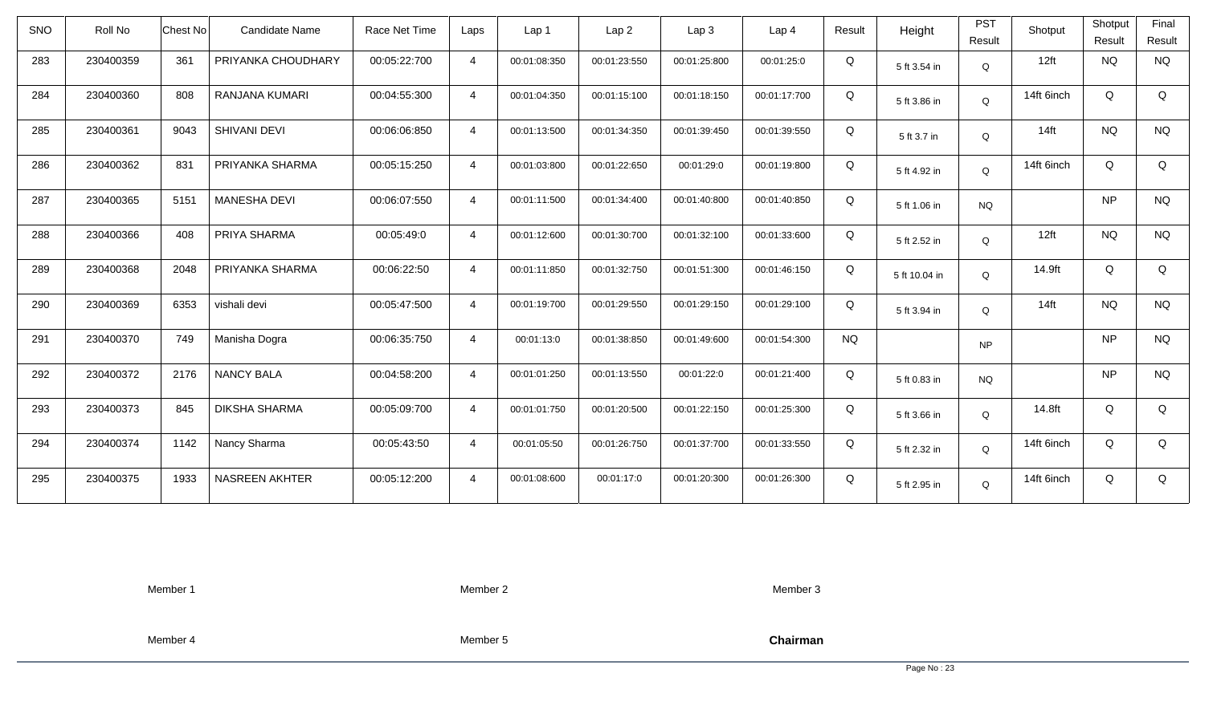| SNO | Roll No | Chest No | Candidate Name | Race Net Time | Laps | Lap 1 | Lap 2 | Lap 3 | Lap 4 | Result | Height | PST Result | Shotput | Shotput Result | Final Result |
|---|---|---|---|---|---|---|---|---|---|---|---|---|---|---|---|
| 283 | 230400359 | 361 | PRIYANKA CHOUDHARY | 00:05:22:700 | 4 | 00:01:08:350 | 00:01:23:550 | 00:01:25:800 | 00:01:25:0 | Q | 5 ft 3.54 in | Q | 12ft | NQ | NQ |
| 284 | 230400360 | 808 | RANJANA KUMARI | 00:04:55:300 | 4 | 00:01:04:350 | 00:01:15:100 | 00:01:18:150 | 00:01:17:700 | Q | 5 ft 3.86 in | Q | 14ft 6inch | Q | Q |
| 285 | 230400361 | 9043 | SHIVANI DEVI | 00:06:06:850 | 4 | 00:01:13:500 | 00:01:34:350 | 00:01:39:450 | 00:01:39:550 | Q | 5 ft 3.7 in | Q | 14ft | NQ | NQ |
| 286 | 230400362 | 831 | PRIYANKA SHARMA | 00:05:15:250 | 4 | 00:01:03:800 | 00:01:22:650 | 00:01:29:0 | 00:01:19:800 | Q | 5 ft 4.92 in | Q | 14ft 6inch | Q | Q |
| 287 | 230400365 | 5151 | MANESHA DEVI | 00:06:07:550 | 4 | 00:01:11:500 | 00:01:34:400 | 00:01:40:800 | 00:01:40:850 | Q | 5 ft 1.06 in | NQ | | NP | NQ |
| 288 | 230400366 | 408 | PRIYA SHARMA | 00:05:49:0 | 4 | 00:01:12:600 | 00:01:30:700 | 00:01:32:100 | 00:01:33:600 | Q | 5 ft 2.52 in | Q | 12ft | NQ | NQ |
| 289 | 230400368 | 2048 | PRIYANKA SHARMA | 00:06:22:50 | 4 | 00:01:11:850 | 00:01:32:750 | 00:01:51:300 | 00:01:46:150 | Q | 5 ft 10.04 in | Q | 14.9ft | Q | Q |
| 290 | 230400369 | 6353 | vishali devi | 00:05:47:500 | 4 | 00:01:19:700 | 00:01:29:550 | 00:01:29:150 | 00:01:29:100 | Q | 5 ft 3.94 in | Q | 14ft | NQ | NQ |
| 291 | 230400370 | 749 | Manisha Dogra | 00:06:35:750 | 4 | 00:01:13:0 | 00:01:38:850 | 00:01:49:600 | 00:01:54:300 | NQ | | NP | | NP | NQ |
| 292 | 230400372 | 2176 | NANCY BALA | 00:04:58:200 | 4 | 00:01:01:250 | 00:01:13:550 | 00:01:22:0 | 00:01:21:400 | Q | 5 ft 0.83 in | NQ | | NP | NQ |
| 293 | 230400373 | 845 | DIKSHA SHARMA | 00:05:09:700 | 4 | 00:01:01:750 | 00:01:20:500 | 00:01:22:150 | 00:01:25:300 | Q | 5 ft 3.66 in | Q | 14.8ft | Q | Q |
| 294 | 230400374 | 1142 | Nancy Sharma | 00:05:43:50 | 4 | 00:01:05:50 | 00:01:26:750 | 00:01:37:700 | 00:01:33:550 | Q | 5 ft 2.32 in | Q | 14ft 6inch | Q | Q |
| 295 | 230400375 | 1933 | NASREEN AKHTER | 00:05:12:200 | 4 | 00:01:08:600 | 00:01:17:0 | 00:01:20:300 | 00:01:26:300 | Q | 5 ft 2.95 in | Q | 14ft 6inch | Q | Q |

Member 1 Member 2 Member 3

Member 4 Member 5 **Chairman**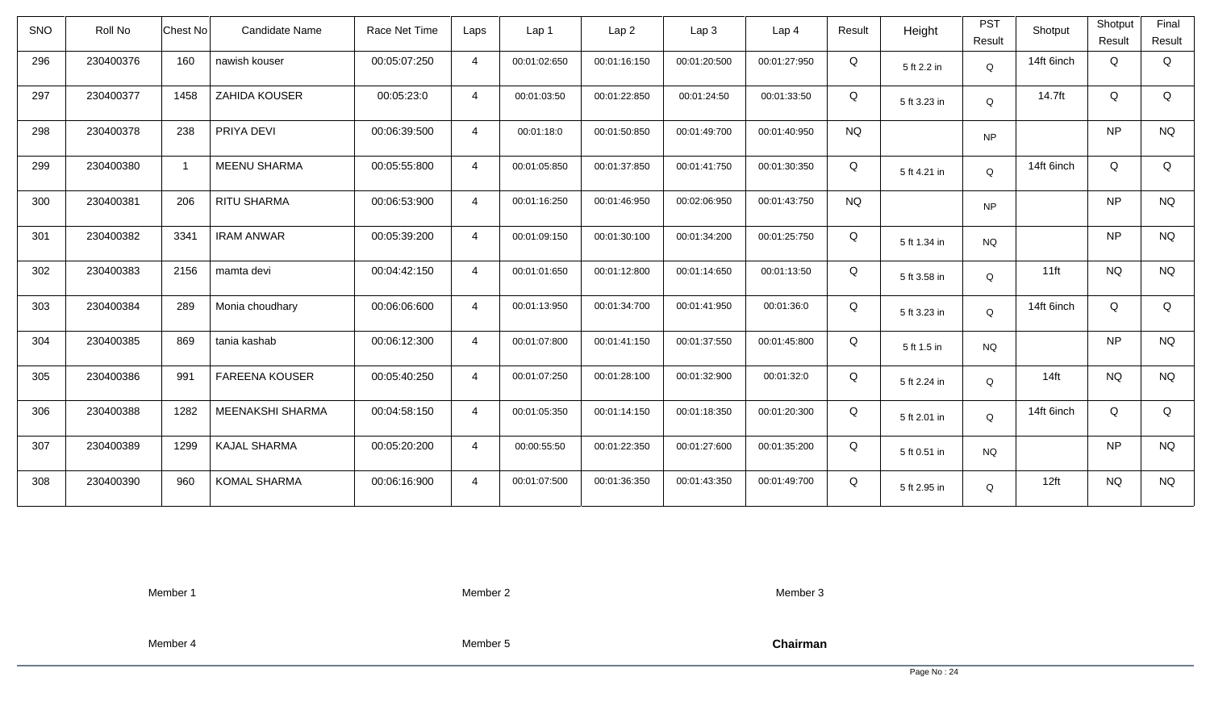| SNO | Roll No | Chest No | Candidate Name | Race Net Time | Laps | Lap 1 | Lap 2 | Lap 3 | Lap 4 | Result | Height | PST Result | Shotput | Shotput Result | Final Result |
|---|---|---|---|---|---|---|---|---|---|---|---|---|---|---|---|
| 296 | 230400376 | 160 | nawish kouser | 00:05:07:250 | 4 | 00:01:02:650 | 00:01:16:150 | 00:01:20:500 | 00:01:27:950 | Q | 5 ft 2.2 in | Q | 14ft 6inch | Q | Q |
| 297 | 230400377 | 1458 | ZAHIDA KOUSER | 00:05:23:0 | 4 | 00:01:03:50 | 00:01:22:850 | 00:01:24:50 | 00:01:33:50 | Q | 5 ft 3.23 in | Q | 14.7ft | Q | Q |
| 298 | 230400378 | 238 | PRIYA DEVI | 00:06:39:500 | 4 | 00:01:18:0 | 00:01:50:850 | 00:01:49:700 | 00:01:40:950 | NQ | | NP | | NP | NQ |
| 299 | 230400380 | 1 | MEENU SHARMA | 00:05:55:800 | 4 | 00:01:05:850 | 00:01:37:850 | 00:01:41:750 | 00:01:30:350 | Q | 5 ft 4.21 in | Q | 14ft 6inch | Q | Q |
| 300 | 230400381 | 206 | RITU SHARMA | 00:06:53:900 | 4 | 00:01:16:250 | 00:01:46:950 | 00:02:06:950 | 00:01:43:750 | NQ | | NP | | NP | NQ |
| 301 | 230400382 | 3341 | IRAM ANWAR | 00:05:39:200 | 4 | 00:01:09:150 | 00:01:30:100 | 00:01:34:200 | 00:01:25:750 | Q | 5 ft 1.34 in | NQ | | NP | NQ |
| 302 | 230400383 | 2156 | mamta devi | 00:04:42:150 | 4 | 00:01:01:650 | 00:01:12:800 | 00:01:14:650 | 00:01:13:50 | Q | 5 ft 3.58 in | Q | 11ft | NQ | NQ |
| 303 | 230400384 | 289 | Monia choudhary | 00:06:06:600 | 4 | 00:01:13:950 | 00:01:34:700 | 00:01:41:950 | 00:01:36:0 | Q | 5 ft 3.23 in | Q | 14ft 6inch | Q | Q |
| 304 | 230400385 | 869 | tania kashab | 00:06:12:300 | 4 | 00:01:07:800 | 00:01:41:150 | 00:01:37:550 | 00:01:45:800 | Q | 5 ft 1.5 in | NQ | | NP | NQ |
| 305 | 230400386 | 991 | FAREENA KOUSER | 00:05:40:250 | 4 | 00:01:07:250 | 00:01:28:100 | 00:01:32:900 | 00:01:32:0 | Q | 5 ft 2.24 in | Q | 14ft | NQ | NQ |
| 306 | 230400388 | 1282 | MEENAKSHI SHARMA | 00:04:58:150 | 4 | 00:01:05:350 | 00:01:14:150 | 00:01:18:350 | 00:01:20:300 | Q | 5 ft 2.01 in | Q | 14ft 6inch | Q | Q |
| 307 | 230400389 | 1299 | KAJAL SHARMA | 00:05:20:200 | 4 | 00:00:55:50 | 00:01:22:350 | 00:01:27:600 | 00:01:35:200 | Q | 5 ft 0.51 in | NQ | | NP | NQ |
| 308 | 230400390 | 960 | KOMAL SHARMA | 00:06:16:900 | 4 | 00:01:07:500 | 00:01:36:350 | 00:01:43:350 | 00:01:49:700 | Q | 5 ft 2.95 in | Q | 12ft | NQ | NQ |

Member 1 Member 2 Member 3

Member 4 Member 5 **Chairman**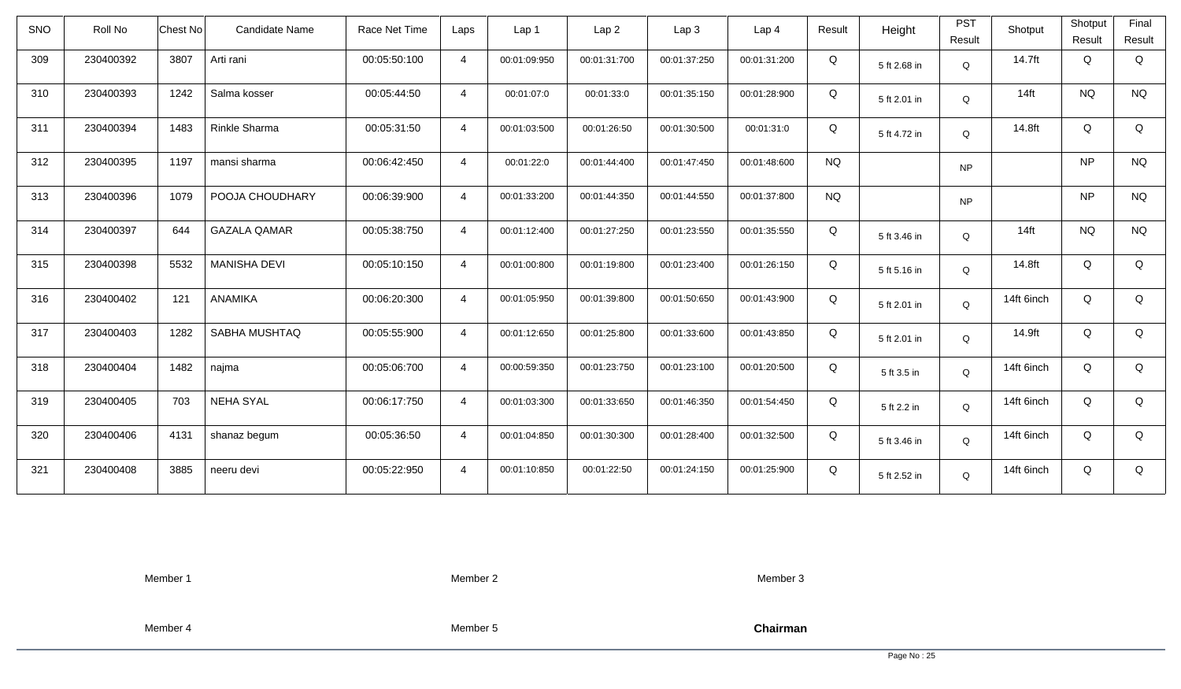| SNO | Roll No | Chest No | Candidate Name | Race Net Time | Laps | Lap 1 | Lap 2 | Lap 3 | Lap 4 | Result | Height | PST Result | Shotput | Shotput Result | Final Result |
|---|---|---|---|---|---|---|---|---|---|---|---|---|---|---|---|
| 309 | 230400392 | 3807 | Arti rani | 00:05:50:100 | 4 | 00:01:09:950 | 00:01:31:700 | 00:01:37:250 | 00:01:31:200 | Q | 5 ft 2.68 in | Q | 14.7ft | Q | Q |
| 310 | 230400393 | 1242 | Salma kosser | 00:05:44:50 | 4 | 00:01:07:0 | 00:01:33:0 | 00:01:35:150 | 00:01:28:900 | Q | 5 ft 2.01 in | Q | 14ft | NQ | NQ |
| 311 | 230400394 | 1483 | Rinkle Sharma | 00:05:31:50 | 4 | 00:01:03:500 | 00:01:26:50 | 00:01:30:500 | 00:01:31:0 | Q | 5 ft 4.72 in | Q | 14.8ft | Q | Q |
| 312 | 230400395 | 1197 | mansi sharma | 00:06:42:450 | 4 | 00:01:22:0 | 00:01:44:400 | 00:01:47:450 | 00:01:48:600 | NQ | | NP | | NP | NQ |
| 313 | 230400396 | 1079 | POOJA CHOUDHARY | 00:06:39:900 | 4 | 00:01:33:200 | 00:01:44:350 | 00:01:44:550 | 00:01:37:800 | NQ | | NP | | NP | NQ |
| 314 | 230400397 | 644 | GAZALA QAMAR | 00:05:38:750 | 4 | 00:01:12:400 | 00:01:27:250 | 00:01:23:550 | 00:01:35:550 | Q | 5 ft 3.46 in | Q | 14ft | NQ | NQ |
| 315 | 230400398 | 5532 | MANISHA DEVI | 00:05:10:150 | 4 | 00:01:00:800 | 00:01:19:800 | 00:01:23:400 | 00:01:26:150 | Q | 5 ft 5.16 in | Q | 14.8ft | Q | Q |
| 316 | 230400402 | 121 | ANAMIKA | 00:06:20:300 | 4 | 00:01:05:950 | 00:01:39:800 | 00:01:50:650 | 00:01:43:900 | Q | 5 ft 2.01 in | Q | 14ft 6inch | Q | Q |
| 317 | 230400403 | 1282 | SABHA MUSHTAQ | 00:05:55:900 | 4 | 00:01:12:650 | 00:01:25:800 | 00:01:33:600 | 00:01:43:850 | Q | 5 ft 2.01 in | Q | 14.9ft | Q | Q |
| 318 | 230400404 | 1482 | najma | 00:05:06:700 | 4 | 00:00:59:350 | 00:01:23:750 | 00:01:23:100 | 00:01:20:500 | Q | 5 ft 3.5 in | Q | 14ft 6inch | Q | Q |
| 319 | 230400405 | 703 | NEHA SYAL | 00:06:17:750 | 4 | 00:01:03:300 | 00:01:33:650 | 00:01:46:350 | 00:01:54:450 | Q | 5 ft 2.2 in | Q | 14ft 6inch | Q | Q |
| 320 | 230400406 | 4131 | shanaz begum | 00:05:36:50 | 4 | 00:01:04:850 | 00:01:30:300 | 00:01:28:400 | 00:01:32:500 | Q | 5 ft 3.46 in | Q | 14ft 6inch | Q | Q |
| 321 | 230400408 | 3885 | neeru devi | 00:05:22:950 | 4 | 00:01:10:850 | 00:01:22:50 | 00:01:24:150 | 00:01:25:900 | Q | 5 ft 2.52 in | Q | 14ft 6inch | Q | Q |

Member 1 Member 2 Member 3

Member 4 Member 5 **Chairman**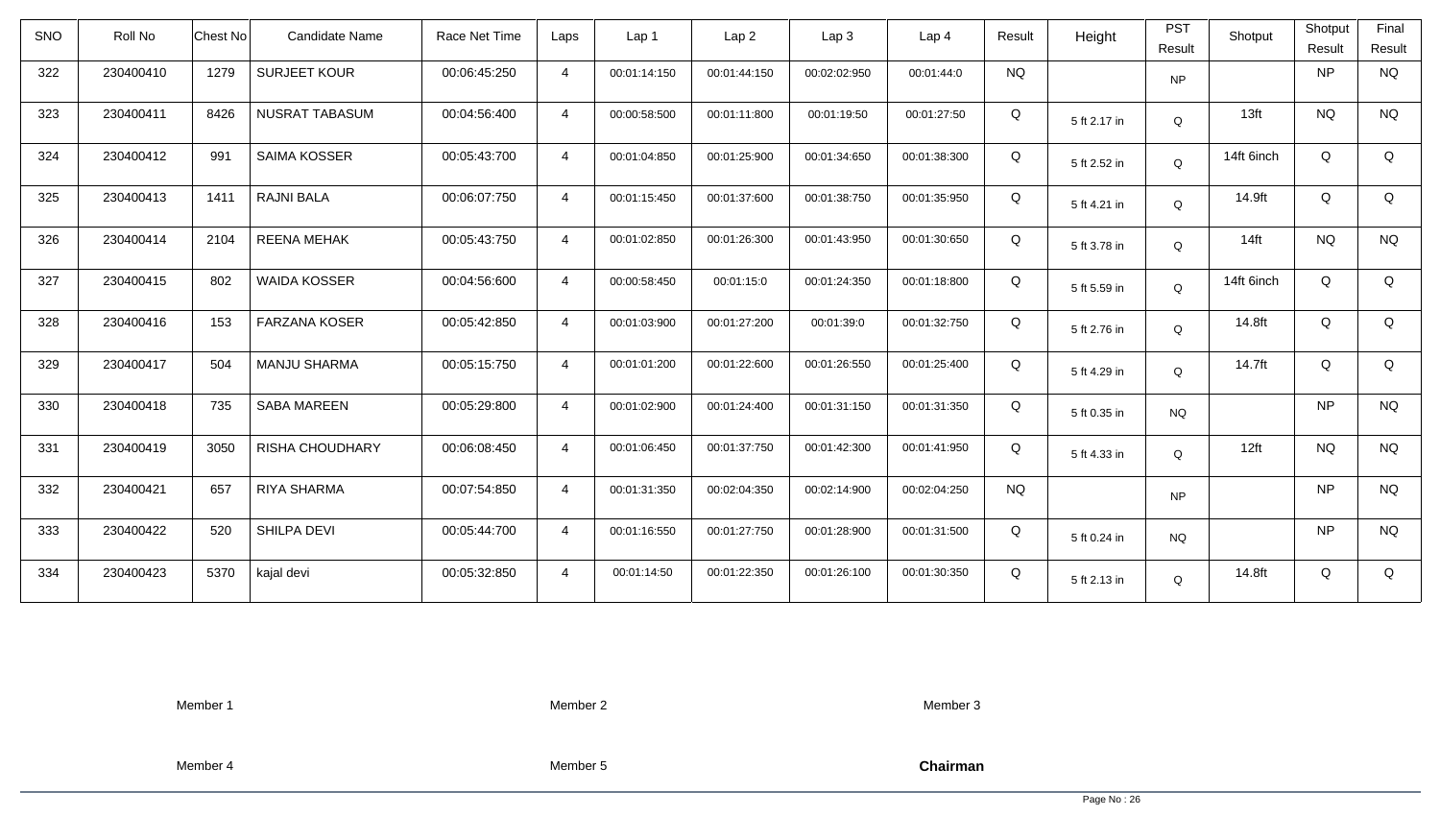| SNO | Roll No | Chest No | Candidate Name | Race Net Time | Laps | Lap 1 | Lap 2 | Lap 3 | Lap 4 | Result | Height | PST Result | Shotput | Shotput Result | Final Result |
|---|---|---|---|---|---|---|---|---|---|---|---|---|---|---|---|
| 322 | 230400410 | 1279 | SURJEET KOUR | 00:06:45:250 | 4 | 00:01:14:150 | 00:01:44:150 | 00:02:02:950 | 00:01:44:0 | NQ | | NP | | NP | NQ |
| 323 | 230400411 | 8426 | NUSRAT TABASUM | 00:04:56:400 | 4 | 00:00:58:500 | 00:01:11:800 | 00:01:19:50 | 00:01:27:50 | Q | 5 ft 2.17 in | Q | 13ft | NQ | NQ |
| 324 | 230400412 | 991 | SAIMA KOSSER | 00:05:43:700 | 4 | 00:01:04:850 | 00:01:25:900 | 00:01:34:650 | 00:01:38:300 | Q | 5 ft 2.52 in | Q | 14ft 6inch | Q | Q |
| 325 | 230400413 | 1411 | RAJNI BALA | 00:06:07:750 | 4 | 00:01:15:450 | 00:01:37:600 | 00:01:38:750 | 00:01:35:950 | Q | 5 ft 4.21 in | Q | 14.9ft | Q | Q |
| 326 | 230400414 | 2104 | REENA MEHAK | 00:05:43:750 | 4 | 00:01:02:850 | 00:01:26:300 | 00:01:43:950 | 00:01:30:650 | Q | 5 ft 3.78 in | Q | 14ft | NQ | NQ |
| 327 | 230400415 | 802 | WAIDA KOSSER | 00:04:56:600 | 4 | 00:00:58:450 | 00:01:15:0 | 00:01:24:350 | 00:01:18:800 | Q | 5 ft 5.59 in | Q | 14ft 6inch | Q | Q |
| 328 | 230400416 | 153 | FARZANA KOSER | 00:05:42:850 | 4 | 00:01:03:900 | 00:01:27:200 | 00:01:39:0 | 00:01:32:750 | Q | 5 ft 2.76 in | Q | 14.8ft | Q | Q |
| 329 | 230400417 | 504 | MANJU SHARMA | 00:05:15:750 | 4 | 00:01:01:200 | 00:01:22:600 | 00:01:26:550 | 00:01:25:400 | Q | 5 ft 4.29 in | Q | 14.7ft | Q | Q |
| 330 | 230400418 | 735 | SABA MAREEN | 00:05:29:800 | 4 | 00:01:02:900 | 00:01:24:400 | 00:01:31:150 | 00:01:31:350 | Q | 5 ft 0.35 in | NQ | | NP | NQ |
| 331 | 230400419 | 3050 | RISHA CHOUDHARY | 00:06:08:450 | 4 | 00:01:06:450 | 00:01:37:750 | 00:01:42:300 | 00:01:41:950 | Q | 5 ft 4.33 in | Q | 12ft | NQ | NQ |
| 332 | 230400421 | 657 | RIYA SHARMA | 00:07:54:850 | 4 | 00:01:31:350 | 00:02:04:350 | 00:02:14:900 | 00:02:04:250 | NQ | | NP | | NP | NQ |
| 333 | 230400422 | 520 | SHILPA DEVI | 00:05:44:700 | 4 | 00:01:16:550 | 00:01:27:750 | 00:01:28:900 | 00:01:31:500 | Q | 5 ft 0.24 in | NQ | | NP | NQ |
| 334 | 230400423 | 5370 | kajal devi | 00:05:32:850 | 4 | 00:01:14:50 | 00:01:22:350 | 00:01:26:100 | 00:01:30:350 | Q | 5 ft 2.13 in | Q | 14.8ft | Q | Q |

Member 1          Member 2          Member 3

Member 4          Member 5          **Chairman**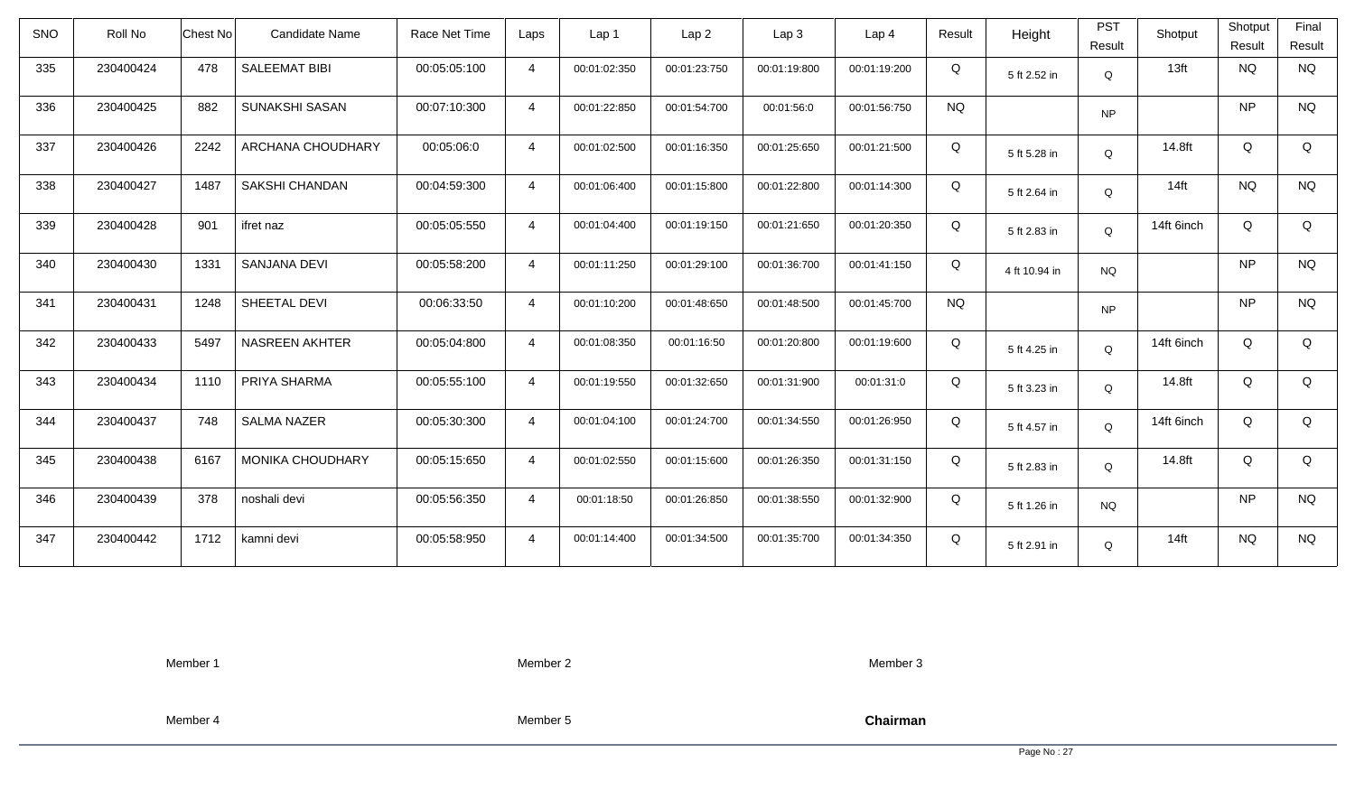| SNO | Roll No | Chest No | Candidate Name | Race Net Time | Laps | Lap 1 | Lap 2 | Lap 3 | Lap 4 | Result | Height | PST Result | Shotput | Shotput Result | Final Result |
|---|---|---|---|---|---|---|---|---|---|---|---|---|---|---|---|
| 335 | 230400424 | 478 | SALEEMAT BIBI | 00:05:05:100 | 4 | 00:01:02:350 | 00:01:23:750 | 00:01:19:800 | 00:01:19:200 | Q | 5 ft 2.52 in | Q | 13ft | NQ | NQ |
| 336 | 230400425 | 882 | SUNAKSHI SASAN | 00:07:10:300 | 4 | 00:01:22:850 | 00:01:54:700 | 00:01:56:0 | 00:01:56:750 | NQ | | NP | | NP | NQ |
| 337 | 230400426 | 2242 | ARCHANA CHOUDHARY | 00:05:06:0 | 4 | 00:01:02:500 | 00:01:16:350 | 00:01:25:650 | 00:01:21:500 | Q | 5 ft 5.28 in | Q | 14.8ft | Q | Q |
| 338 | 230400427 | 1487 | SAKSHI CHANDAN | 00:04:59:300 | 4 | 00:01:06:400 | 00:01:15:800 | 00:01:22:800 | 00:01:14:300 | Q | 5 ft 2.64 in | Q | 14ft | NQ | NQ |
| 339 | 230400428 | 901 | ifret naz | 00:05:05:550 | 4 | 00:01:04:400 | 00:01:19:150 | 00:01:21:650 | 00:01:20:350 | Q | 5 ft 2.83 in | Q | 14ft 6inch | Q | Q |
| 340 | 230400430 | 1331 | SANJANA DEVI | 00:05:58:200 | 4 | 00:01:11:250 | 00:01:29:100 | 00:01:36:700 | 00:01:41:150 | Q | 4 ft 10.94 in | NQ | | NP | NQ |
| 341 | 230400431 | 1248 | SHEETAL DEVI | 00:06:33:50 | 4 | 00:01:10:200 | 00:01:48:650 | 00:01:48:500 | 00:01:45:700 | NQ | | NP | | NP | NQ |
| 342 | 230400433 | 5497 | NASREEN AKHTER | 00:05:04:800 | 4 | 00:01:08:350 | 00:01:16:50 | 00:01:20:800 | 00:01:19:600 | Q | 5 ft 4.25 in | Q | 14ft 6inch | Q | Q |
| 343 | 230400434 | 1110 | PRIYA SHARMA | 00:05:55:100 | 4 | 00:01:19:550 | 00:01:32:650 | 00:01:31:900 | 00:01:31:0 | Q | 5 ft 3.23 in | Q | 14.8ft | Q | Q |
| 344 | 230400437 | 748 | SALMA NAZER | 00:05:30:300 | 4 | 00:01:04:100 | 00:01:24:700 | 00:01:34:550 | 00:01:26:950 | Q | 5 ft 4.57 in | Q | 14ft 6inch | Q | Q |
| 345 | 230400438 | 6167 | MONIKA CHOUDHARY | 00:05:15:650 | 4 | 00:01:02:550 | 00:01:15:600 | 00:01:26:350 | 00:01:31:150 | Q | 5 ft 2.83 in | Q | 14.8ft | Q | Q |
| 346 | 230400439 | 378 | noshali devi | 00:05:56:350 | 4 | 00:01:18:50 | 00:01:26:850 | 00:01:38:550 | 00:01:32:900 | Q | 5 ft 1.26 in | NQ | | NP | NQ |
| 347 | 230400442 | 1712 | kamni devi | 00:05:58:950 | 4 | 00:01:14:400 | 00:01:34:500 | 00:01:35:700 | 00:01:34:350 | Q | 5 ft 2.91 in | Q | 14ft | NQ | NQ |

Member 1　　　　Member 2　　　　Member 3

Member 4　　　　Member 5　　　　**Chairman**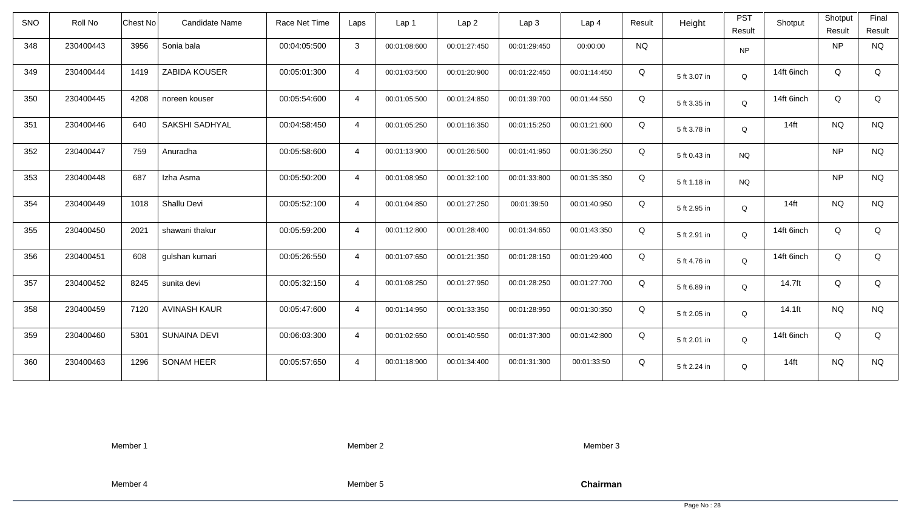| SNO | Roll No | Chest No | Candidate Name | Race Net Time | Laps | Lap 1 | Lap 2 | Lap 3 | Lap 4 | Result | Height | PST Result | Shotput | Shotput Result | Final Result |
|---|---|---|---|---|---|---|---|---|---|---|---|---|---|---|---|
| 348 | 230400443 | 3956 | Sonia bala | 00:04:05:500 | 3 | 00:01:08:600 | 00:01:27:450 | 00:01:29:450 | 00:00:00 | NQ | | NP | | NP | NQ |
| 349 | 230400444 | 1419 | ZABIDA KOUSER | 00:05:01:300 | 4 | 00:01:03:500 | 00:01:20:900 | 00:01:22:450 | 00:01:14:450 | Q | 5 ft 3.07 in | Q | 14ft 6inch | Q | Q |
| 350 | 230400445 | 4208 | noreen kouser | 00:05:54:600 | 4 | 00:01:05:500 | 00:01:24:850 | 00:01:39:700 | 00:01:44:550 | Q | 5 ft 3.35 in | Q | 14ft 6inch | Q | Q |
| 351 | 230400446 | 640 | SAKSHI SADHYAL | 00:04:58:450 | 4 | 00:01:05:250 | 00:01:16:350 | 00:01:15:250 | 00:01:21:600 | Q | 5 ft 3.78 in | Q | 14ft | NQ | NQ |
| 352 | 230400447 | 759 | Anuradha | 00:05:58:600 | 4 | 00:01:13:900 | 00:01:26:500 | 00:01:41:950 | 00:01:36:250 | Q | 5 ft 0.43 in | NQ | | NP | NQ |
| 353 | 230400448 | 687 | Izha Asma | 00:05:50:200 | 4 | 00:01:08:950 | 00:01:32:100 | 00:01:33:800 | 00:01:35:350 | Q | 5 ft 1.18 in | NQ | | NP | NQ |
| 354 | 230400449 | 1018 | Shallu Devi | 00:05:52:100 | 4 | 00:01:04:850 | 00:01:27:250 | 00:01:39:50 | 00:01:40:950 | Q | 5 ft 2.95 in | Q | 14ft | NQ | NQ |
| 355 | 230400450 | 2021 | shawani thakur | 00:05:59:200 | 4 | 00:01:12:800 | 00:01:28:400 | 00:01:34:650 | 00:01:43:350 | Q | 5 ft 2.91 in | Q | 14ft 6inch | Q | Q |
| 356 | 230400451 | 608 | gulshan kumari | 00:05:26:550 | 4 | 00:01:07:650 | 00:01:21:350 | 00:01:28:150 | 00:01:29:400 | Q | 5 ft 4.76 in | Q | 14ft 6inch | Q | Q |
| 357 | 230400452 | 8245 | sunita devi | 00:05:32:150 | 4 | 00:01:08:250 | 00:01:27:950 | 00:01:28:250 | 00:01:27:700 | Q | 5 ft 6.89 in | Q | 14.7ft | Q | Q |
| 358 | 230400459 | 7120 | AVINASH KAUR | 00:05:47:600 | 4 | 00:01:14:950 | 00:01:33:350 | 00:01:28:950 | 00:01:30:350 | Q | 5 ft 2.05 in | Q | 14.1ft | NQ | NQ |
| 359 | 230400460 | 5301 | SUNAINA DEVI | 00:06:03:300 | 4 | 00:01:02:650 | 00:01:40:550 | 00:01:37:300 | 00:01:42:800 | Q | 5 ft 2.01 in | Q | 14ft 6inch | Q | Q |
| 360 | 230400463 | 1296 | SONAM HEER | 00:05:57:650 | 4 | 00:01:18:900 | 00:01:34:400 | 00:01:31:300 | 00:01:33:50 | Q | 5 ft 2.24 in | Q | 14ft | NQ | NQ |

Member 1 Member 2 Member 3

Member 4 Member 5 **Chairman**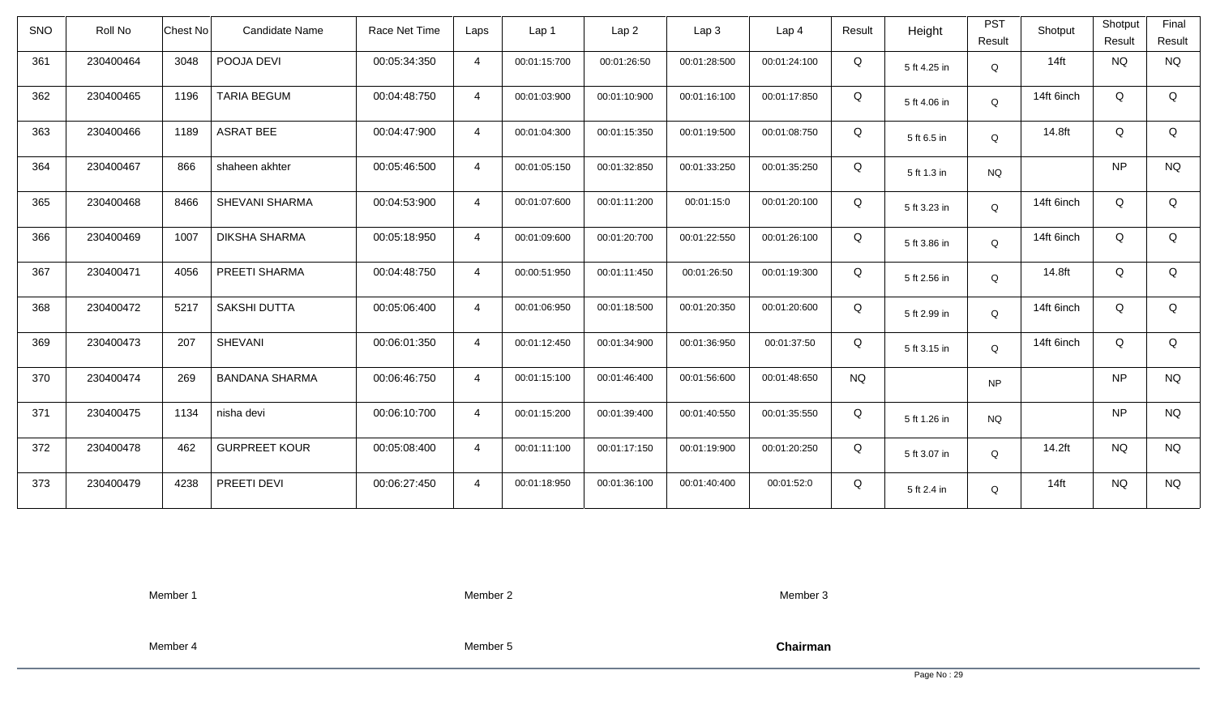| SNO | Roll No | Chest No | Candidate Name | Race Net Time | Laps | Lap 1 | Lap 2 | Lap 3 | Lap 4 | Result | Height | PST Result | Shotput | Shotput Result | Final Result |
|---|---|---|---|---|---|---|---|---|---|---|---|---|---|---|---|
| 361 | 230400464 | 3048 | POOJA DEVI | 00:05:34:350 | 4 | 00:01:15:700 | 00:01:26:50 | 00:01:28:500 | 00:01:24:100 | Q | 5 ft 4.25 in | Q | 14ft | NQ | NQ |
| 362 | 230400465 | 1196 | TARIA BEGUM | 00:04:48:750 | 4 | 00:01:03:900 | 00:01:10:900 | 00:01:16:100 | 00:01:17:850 | Q | 5 ft 4.06 in | Q | 14ft 6inch | Q | Q |
| 363 | 230400466 | 1189 | ASRAT BEE | 00:04:47:900 | 4 | 00:01:04:300 | 00:01:15:350 | 00:01:19:500 | 00:01:08:750 | Q | 5 ft 6.5 in | Q | 14.8ft | Q | Q |
| 364 | 230400467 | 866 | shaheen akhter | 00:05:46:500 | 4 | 00:01:05:150 | 00:01:32:850 | 00:01:33:250 | 00:01:35:250 | Q | 5 ft 1.3 in | NQ | | NP | NQ |
| 365 | 230400468 | 8466 | SHEVANI SHARMA | 00:04:53:900 | 4 | 00:01:07:600 | 00:01:11:200 | 00:01:15:0 | 00:01:20:100 | Q | 5 ft 3.23 in | Q | 14ft 6inch | Q | Q |
| 366 | 230400469 | 1007 | DIKSHA SHARMA | 00:05:18:950 | 4 | 00:01:09:600 | 00:01:20:700 | 00:01:22:550 | 00:01:26:100 | Q | 5 ft 3.86 in | Q | 14ft 6inch | Q | Q |
| 367 | 230400471 | 4056 | PREETI SHARMA | 00:04:48:750 | 4 | 00:00:51:950 | 00:01:11:450 | 00:01:26:50 | 00:01:19:300 | Q | 5 ft 2.56 in | Q | 14.8ft | Q | Q |
| 368 | 230400472 | 5217 | SAKSHI DUTTA | 00:05:06:400 | 4 | 00:01:06:950 | 00:01:18:500 | 00:01:20:350 | 00:01:20:600 | Q | 5 ft 2.99 in | Q | 14ft 6inch | Q | Q |
| 369 | 230400473 | 207 | SHEVANI | 00:06:01:350 | 4 | 00:01:12:450 | 00:01:34:900 | 00:01:36:950 | 00:01:37:50 | Q | 5 ft 3.15 in | Q | 14ft 6inch | Q | Q |
| 370 | 230400474 | 269 | BANDANA SHARMA | 00:06:46:750 | 4 | 00:01:15:100 | 00:01:46:400 | 00:01:56:600 | 00:01:48:650 | NQ | | NP | | NP | NQ |
| 371 | 230400475 | 1134 | nisha devi | 00:06:10:700 | 4 | 00:01:15:200 | 00:01:39:400 | 00:01:40:550 | 00:01:35:550 | Q | 5 ft 1.26 in | NQ | | NP | NQ |
| 372 | 230400478 | 462 | GURPREET KOUR | 00:05:08:400 | 4 | 00:01:11:100 | 00:01:17:150 | 00:01:19:900 | 00:01:20:250 | Q | 5 ft 3.07 in | Q | 14.2ft | NQ | NQ |
| 373 | 230400479 | 4238 | PREETI DEVI | 00:06:27:450 | 4 | 00:01:18:950 | 00:01:36:100 | 00:01:40:400 | 00:01:52:0 | Q | 5 ft 2.4 in | Q | 14ft | NQ | NQ |

Member 1 Member 2 Member 3

Member 4 Member 5 **Chairman**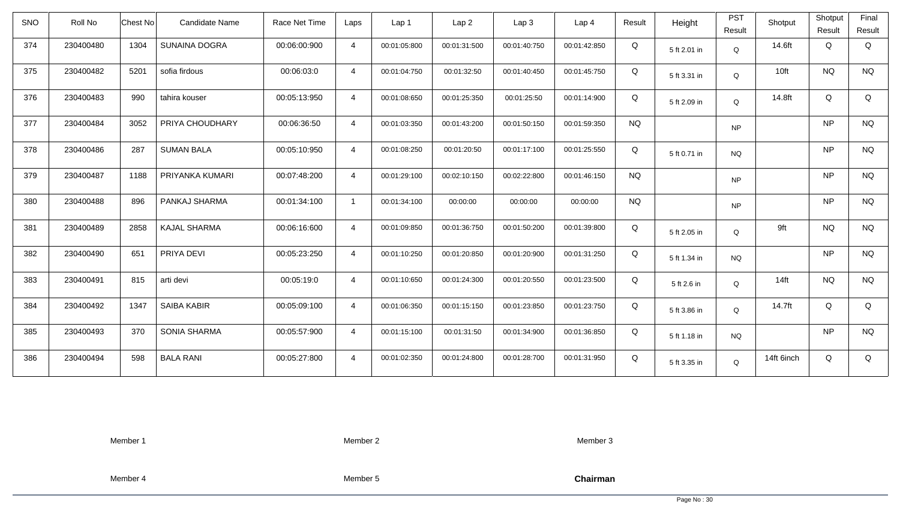| SNO | Roll No | Chest No | Candidate Name | Race Net Time | Laps | Lap 1 | Lap 2 | Lap 3 | Lap 4 | Result | Height | PST Result | Shotput | Shotput Result | Final Result |
|---|---|---|---|---|---|---|---|---|---|---|---|---|---|---|---|
| 374 | 230400480 | 1304 | SUNAINA DOGRA | 00:06:00:900 | 4 | 00:01:05:800 | 00:01:31:500 | 00:01:40:750 | 00:01:42:850 | Q | 5 ft 2.01 in | Q | 14.6ft | Q | Q |
| 375 | 230400482 | 5201 | sofia firdous | 00:06:03:0 | 4 | 00:01:04:750 | 00:01:32:50 | 00:01:40:450 | 00:01:45:750 | Q | 5 ft 3.31 in | Q | 10ft | NQ | NQ |
| 376 | 230400483 | 990 | tahira kouser | 00:05:13:950 | 4 | 00:01:08:650 | 00:01:25:350 | 00:01:25:50 | 00:01:14:900 | Q | 5 ft 2.09 in | Q | 14.8ft | Q | Q |
| 377 | 230400484 | 3052 | PRIYA CHOUDHARY | 00:06:36:50 | 4 | 00:01:03:350 | 00:01:43:200 | 00:01:50:150 | 00:01:59:350 | NQ | | NP | | NP | NQ |
| 378 | 230400486 | 287 | SUMAN BALA | 00:05:10:950 | 4 | 00:01:08:250 | 00:01:20:50 | 00:01:17:100 | 00:01:25:550 | Q | 5 ft 0.71 in | NQ | | NP | NQ |
| 379 | 230400487 | 1188 | PRIYANKA KUMARI | 00:07:48:200 | 4 | 00:01:29:100 | 00:02:10:150 | 00:02:22:800 | 00:01:46:150 | NQ | | NP | | NP | NQ |
| 380 | 230400488 | 896 | PANKAJ SHARMA | 00:01:34:100 | 1 | 00:01:34:100 | 00:00:00 | 00:00:00 | 00:00:00 | NQ | | NP | | NP | NQ |
| 381 | 230400489 | 2858 | KAJAL SHARMA | 00:06:16:600 | 4 | 00:01:09:850 | 00:01:36:750 | 00:01:50:200 | 00:01:39:800 | Q | 5 ft 2.05 in | Q | 9ft | NQ | NQ |
| 382 | 230400490 | 651 | PRIYA DEVI | 00:05:23:250 | 4 | 00:01:10:250 | 00:01:20:850 | 00:01:20:900 | 00:01:31:250 | Q | 5 ft 1.34 in | NQ | | NP | NQ |
| 383 | 230400491 | 815 | arti devi | 00:05:19:0 | 4 | 00:01:10:650 | 00:01:24:300 | 00:01:20:550 | 00:01:23:500 | Q | 5 ft 2.6 in | Q | 14ft | NQ | NQ |
| 384 | 230400492 | 1347 | SAIBA KABIR | 00:05:09:100 | 4 | 00:01:06:350 | 00:01:15:150 | 00:01:23:850 | 00:01:23:750 | Q | 5 ft 3.86 in | Q | 14.7ft | Q | Q |
| 385 | 230400493 | 370 | SONIA SHARMA | 00:05:57:900 | 4 | 00:01:15:100 | 00:01:31:50 | 00:01:34:900 | 00:01:36:850 | Q | 5 ft 1.18 in | NQ | | NP | NQ |
| 386 | 230400494 | 598 | BALA RANI | 00:05:27:800 | 4 | 00:01:02:350 | 00:01:24:800 | 00:01:28:700 | 00:01:31:950 | Q | 5 ft 3.35 in | Q | 14ft 6inch | Q | Q |

Member 1 Member 2 Member 3

Member 4 Member 5 **Chairman**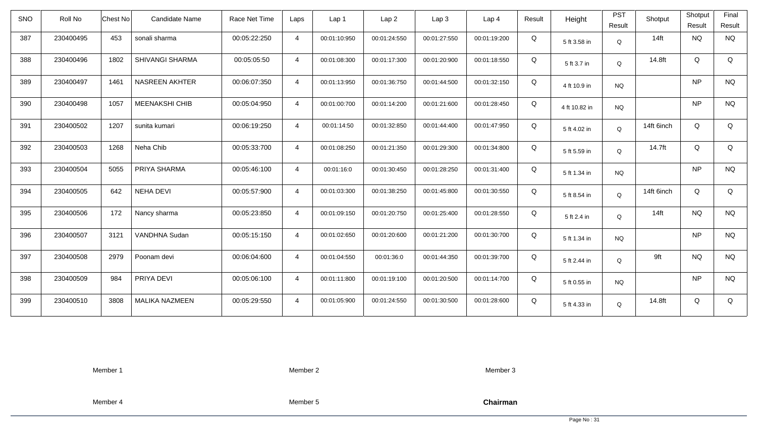| SNO | Roll No | Chest No | Candidate Name | Race Net Time | Laps | Lap 1 | Lap 2 | Lap 3 | Lap 4 | Result | Height | PST Result | Shotput | Shotput Result | Final Result |
|---|---|---|---|---|---|---|---|---|---|---|---|---|---|---|---|
| 387 | 230400495 | 453 | sonali sharma | 00:05:22:250 | 4 | 00:01:10:950 | 00:01:24:550 | 00:01:27:550 | 00:01:19:200 | Q | 5 ft 3.58 in | Q | 14ft | NQ | NQ |
| 388 | 230400496 | 1802 | SHIVANGI SHARMA | 00:05:05:50 | 4 | 00:01:08:300 | 00:01:17:300 | 00:01:20:900 | 00:01:18:550 | Q | 5 ft 3.7 in | Q | 14.8ft | Q | Q |
| 389 | 230400497 | 1461 | NASREEN AKHTER | 00:06:07:350 | 4 | 00:01:13:950 | 00:01:36:750 | 00:01:44:500 | 00:01:32:150 | Q | 4 ft 10.9 in | NQ | | NP | NQ |
| 390 | 230400498 | 1057 | MEENAKSHI CHIB | 00:05:04:950 | 4 | 00:01:00:700 | 00:01:14:200 | 00:01:21:600 | 00:01:28:450 | Q | 4 ft 10.82 in | NQ | | NP | NQ |
| 391 | 230400502 | 1207 | sunita kumari | 00:06:19:250 | 4 | 00:01:14:50 | 00:01:32:850 | 00:01:44:400 | 00:01:47:950 | Q | 5 ft 4.02 in | Q | 14ft 6inch | Q | Q |
| 392 | 230400503 | 1268 | Neha Chib | 00:05:33:700 | 4 | 00:01:08:250 | 00:01:21:350 | 00:01:29:300 | 00:01:34:800 | Q | 5 ft 5.59 in | Q | 14.7ft | Q | Q |
| 393 | 230400504 | 5055 | PRIYA SHARMA | 00:05:46:100 | 4 | 00:01:16:0 | 00:01:30:450 | 00:01:28:250 | 00:01:31:400 | Q | 5 ft 1.34 in | NQ | | NP | NQ |
| 394 | 230400505 | 642 | NEHA DEVI | 00:05:57:900 | 4 | 00:01:03:300 | 00:01:38:250 | 00:01:45:800 | 00:01:30:550 | Q | 5 ft 8.54 in | Q | 14ft 6inch | Q | Q |
| 395 | 230400506 | 172 | Nancy sharma | 00:05:23:850 | 4 | 00:01:09:150 | 00:01:20:750 | 00:01:25:400 | 00:01:28:550 | Q | 5 ft 2.4 in | Q | 14ft | NQ | NQ |
| 396 | 230400507 | 3121 | VANDHNA Sudan | 00:05:15:150 | 4 | 00:01:02:650 | 00:01:20:600 | 00:01:21:200 | 00:01:30:700 | Q | 5 ft 1.34 in | NQ | | NP | NQ |
| 397 | 230400508 | 2979 | Poonam devi | 00:06:04:600 | 4 | 00:01:04:550 | 00:01:36:0 | 00:01:44:350 | 00:01:39:700 | Q | 5 ft 2.44 in | Q | 9ft | NQ | NQ |
| 398 | 230400509 | 984 | PRIYA DEVI | 00:05:06:100 | 4 | 00:01:11:800 | 00:01:19:100 | 00:01:20:500 | 00:01:14:700 | Q | 5 ft 0.55 in | NQ | | NP | NQ |
| 399 | 230400510 | 3808 | MALIKA NAZMEEN | 00:05:29:550 | 4 | 00:01:05:900 | 00:01:24:550 | 00:01:30:500 | 00:01:28:600 | Q | 5 ft 4.33 in | Q | 14.8ft | Q | Q |

Member 1 Member 2 Member 3

Member 4 Member 5 **Chairman**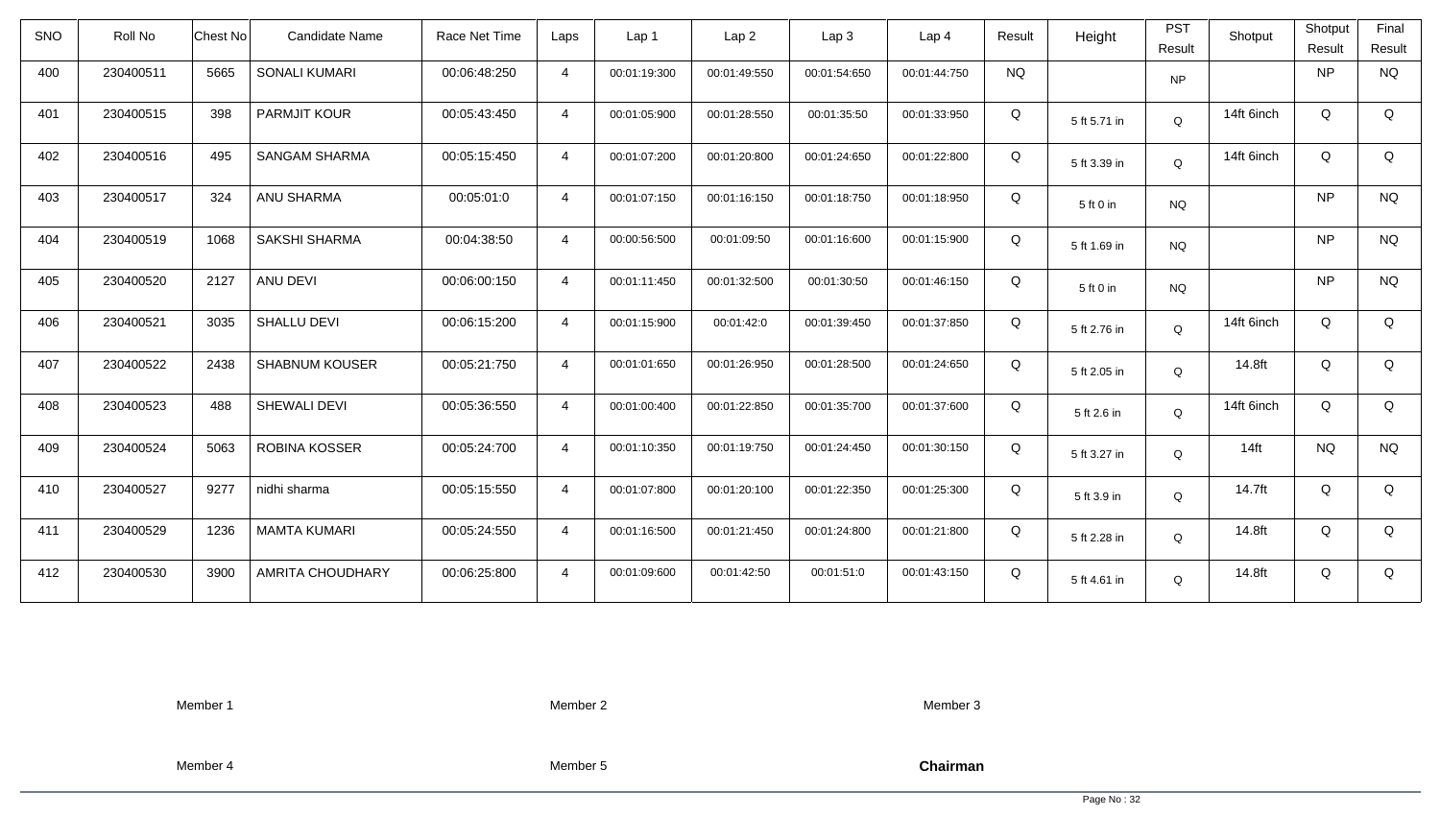| SNO | Roll No | Chest No | Candidate Name | Race Net Time | Laps | Lap 1 | Lap 2 | Lap 3 | Lap 4 | Result | Height | PST Result | Shotput | Shotput Result | Final Result |
|---|---|---|---|---|---|---|---|---|---|---|---|---|---|---|---|
| 400 | 230400511 | 5665 | SONALI KUMARI | 00:06:48:250 | 4 | 00:01:19:300 | 00:01:49:550 | 00:01:54:650 | 00:01:44:750 | NQ | | NP | | NP | NQ |
| 401 | 230400515 | 398 | PARMJIT KOUR | 00:05:43:450 | 4 | 00:01:05:900 | 00:01:28:550 | 00:01:35:50 | 00:01:33:950 | Q | 5 ft 5.71 in | Q | 14ft 6inch | Q | Q |
| 402 | 230400516 | 495 | SANGAM SHARMA | 00:05:15:450 | 4 | 00:01:07:200 | 00:01:20:800 | 00:01:24:650 | 00:01:22:800 | Q | 5 ft 3.39 in | Q | 14ft 6inch | Q | Q |
| 403 | 230400517 | 324 | ANU SHARMA | 00:05:01:0 | 4 | 00:01:07:150 | 00:01:16:150 | 00:01:18:750 | 00:01:18:950 | Q | 5 ft 0 in | NQ | | NP | NQ |
| 404 | 230400519 | 1068 | SAKSHI SHARMA | 00:04:38:50 | 4 | 00:00:56:500 | 00:01:09:50 | 00:01:16:600 | 00:01:15:900 | Q | 5 ft 1.69 in | NQ | | NP | NQ |
| 405 | 230400520 | 2127 | ANU DEVI | 00:06:00:150 | 4 | 00:01:11:450 | 00:01:32:500 | 00:01:30:50 | 00:01:46:150 | Q | 5 ft 0 in | NQ | | NP | NQ |
| 406 | 230400521 | 3035 | SHALLU DEVI | 00:06:15:200 | 4 | 00:01:15:900 | 00:01:42:0 | 00:01:39:450 | 00:01:37:850 | Q | 5 ft 2.76 in | Q | 14ft 6inch | Q | Q |
| 407 | 230400522 | 2438 | SHABNUM KOUSER | 00:05:21:750 | 4 | 00:01:01:650 | 00:01:26:950 | 00:01:28:500 | 00:01:24:650 | Q | 5 ft 2.05 in | Q | 14.8ft | Q | Q |
| 408 | 230400523 | 488 | SHEWALI DEVI | 00:05:36:550 | 4 | 00:01:00:400 | 00:01:22:850 | 00:01:35:700 | 00:01:37:600 | Q | 5 ft 2.6 in | Q | 14ft 6inch | Q | Q |
| 409 | 230400524 | 5063 | ROBINA KOSSER | 00:05:24:700 | 4 | 00:01:10:350 | 00:01:19:750 | 00:01:24:450 | 00:01:30:150 | Q | 5 ft 3.27 in | Q | 14ft | NQ | NQ |
| 410 | 230400527 | 9277 | nidhi sharma | 00:05:15:550 | 4 | 00:01:07:800 | 00:01:20:100 | 00:01:22:350 | 00:01:25:300 | Q | 5 ft 3.9 in | Q | 14.7ft | Q | Q |
| 411 | 230400529 | 1236 | MAMTA KUMARI | 00:05:24:550 | 4 | 00:01:16:500 | 00:01:21:450 | 00:01:24:800 | 00:01:21:800 | Q | 5 ft 2.28 in | Q | 14.8ft | Q | Q |
| 412 | 230400530 | 3900 | AMRITA CHOUDHARY | 00:06:25:800 | 4 | 00:01:09:600 | 00:01:42:50 | 00:01:51:0 | 00:01:43:150 | Q | 5 ft 4.61 in | Q | 14.8ft | Q | Q |

Member 1 Member 2 Member 3

Member 4 Member 5 **Chairman**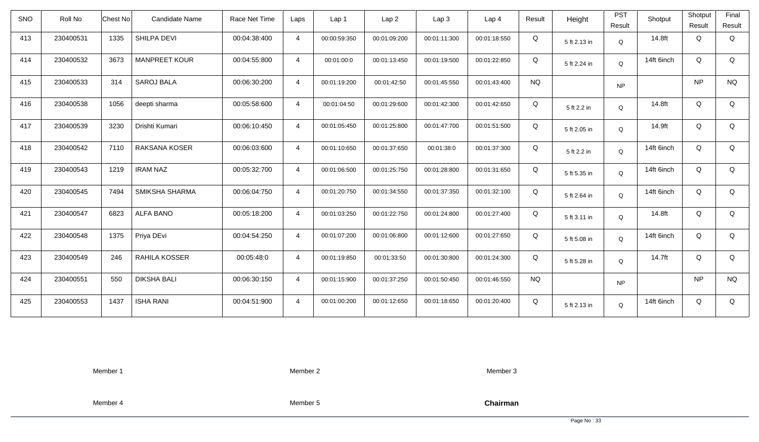| SNO | Roll No | Chest No | Candidate Name | Race Net Time | Laps | Lap 1 | Lap 2 | Lap 3 | Lap 4 | Result | Height | PST Result | Shotput | Shotput Result | Final Result |
|---|---|---|---|---|---|---|---|---|---|---|---|---|---|---|---|
| 413 | 230400531 | 1335 | SHILPA DEVI | 00:04:38:400 | 4 | 00:00:59:350 | 00:01:09:200 | 00:01:11:300 | 00:01:18:550 | Q | 5 ft 2.13 in | Q | 14.8ft | Q | Q |
| 414 | 230400532 | 3673 | MANPREET KOUR | 00:04:55:800 | 4 | 00:01:00:0 | 00:01:13:450 | 00:01:19:500 | 00:01:22:850 | Q | 5 ft 2.24 in | Q | 14ft 6inch | Q | Q |
| 415 | 230400533 | 314 | SAROJ BALA | 00:06:30:200 | 4 | 00:01:19:200 | 00:01:42:50 | 00:01:45:550 | 00:01:43:400 | NQ | | NP | | NP | NQ |
| 416 | 230400538 | 1056 | deepti sharma | 00:05:58:600 | 4 | 00:01:04:50 | 00:01:29:600 | 00:01:42:300 | 00:01:42:650 | Q | 5 ft 2.2 in | Q | 14.8ft | Q | Q |
| 417 | 230400539 | 3230 | Drishti Kumari | 00:06:10:450 | 4 | 00:01:05:450 | 00:01:25:800 | 00:01:47:700 | 00:01:51:500 | Q | 5 ft 2.05 in | Q | 14.9ft | Q | Q |
| 418 | 230400542 | 7110 | RAKSANA KOSER | 00:06:03:600 | 4 | 00:01:10:650 | 00:01:37:650 | 00:01:38:0 | 00:01:37:300 | Q | 5 ft 2.2 in | Q | 14ft 6inch | Q | Q |
| 419 | 230400543 | 1219 | IRAM NAZ | 00:05:32:700 | 4 | 00:01:06:500 | 00:01:25:750 | 00:01:28:800 | 00:01:31:650 | Q | 5 ft 5.35 in | Q | 14ft 6inch | Q | Q |
| 420 | 230400545 | 7494 | SMIKSHA SHARMA | 00:06:04:750 | 4 | 00:01:20:750 | 00:01:34:550 | 00:01:37:350 | 00:01:32:100 | Q | 5 ft 2.64 in | Q | 14ft 6inch | Q | Q |
| 421 | 230400547 | 6823 | ALFA BANO | 00:05:18:200 | 4 | 00:01:03:250 | 00:01:22:750 | 00:01:24:800 | 00:01:27:400 | Q | 5 ft 3.11 in | Q | 14.8ft | Q | Q |
| 422 | 230400548 | 1375 | Priya DEvi | 00:04:54:250 | 4 | 00:01:07:200 | 00:01:06:800 | 00:01:12:600 | 00:01:27:650 | Q | 5 ft 5.08 in | Q | 14ft 6inch | Q | Q |
| 423 | 230400549 | 246 | RAHILA KOSSER | 00:05:48:0 | 4 | 00:01:19:850 | 00:01:33:50 | 00:01:30:800 | 00:01:24:300 | Q | 5 ft 5.28 in | Q | 14.7ft | Q | Q |
| 424 | 230400551 | 550 | DIKSHA BALI | 00:06:30:150 | 4 | 00:01:15:900 | 00:01:37:250 | 00:01:50:450 | 00:01:46:550 | NQ | | NP | | NP | NQ |
| 425 | 230400553 | 1437 | ISHA RANI | 00:04:51:900 | 4 | 00:01:00:200 | 00:01:12:650 | 00:01:18:650 | 00:01:20:400 | Q | 5 ft 2.13 in | Q | 14ft 6inch | Q | Q |

Member 1 Member 2 Member 3

Member 4 Member 5 **Chairman**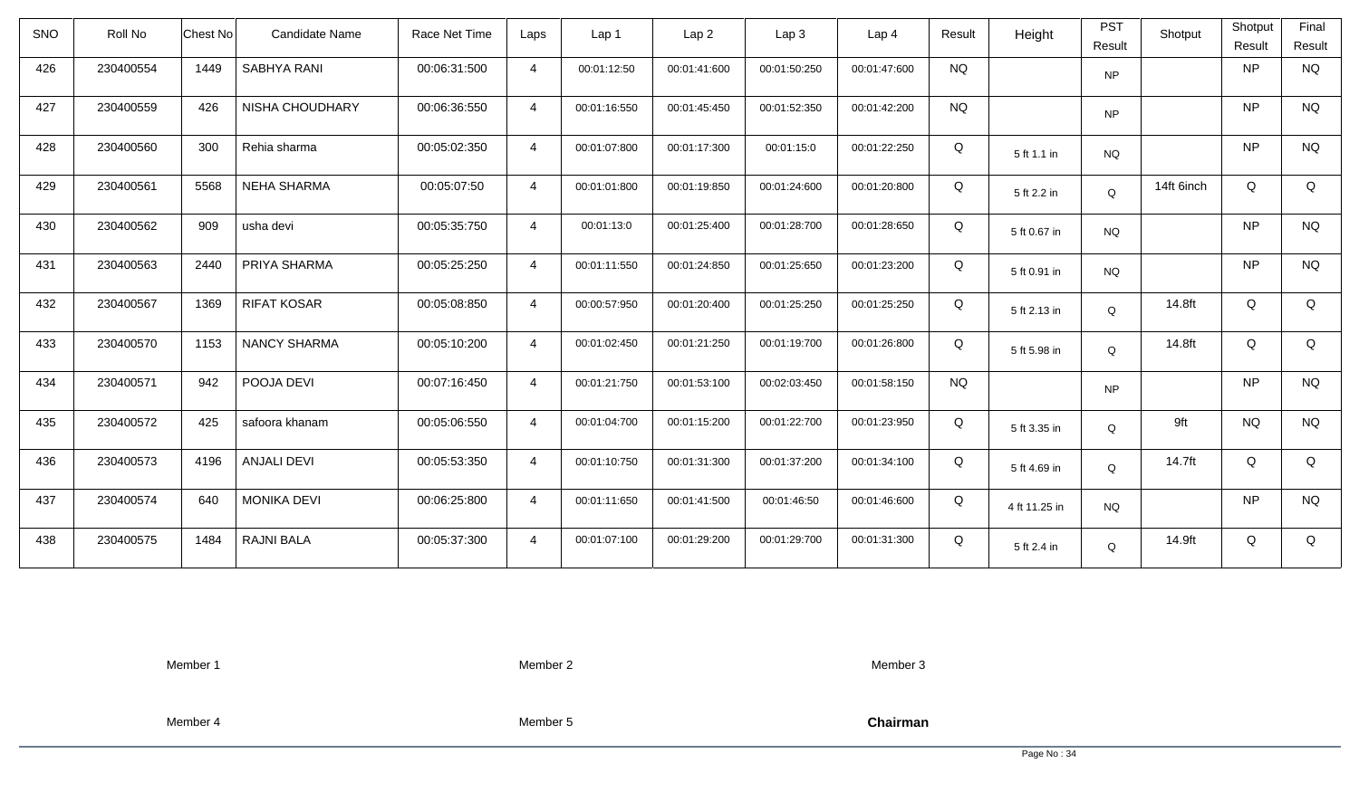| SNO | Roll No | Chest No | Candidate Name | Race Net Time | Laps | Lap 1 | Lap 2 | Lap 3 | Lap 4 | Result | Height | PST Result | Shotput | Shotput Result | Final Result |
|---|---|---|---|---|---|---|---|---|---|---|---|---|---|---|---|
| 426 | 230400554 | 1449 | SABHYA RANI | 00:06:31:500 | 4 | 00:01:12:50 | 00:01:41:600 | 00:01:50:250 | 00:01:47:600 | NQ | | NP | | NP | NQ |
| 427 | 230400559 | 426 | NISHA CHOUDHARY | 00:06:36:550 | 4 | 00:01:16:550 | 00:01:45:450 | 00:01:52:350 | 00:01:42:200 | NQ | | NP | | NP | NQ |
| 428 | 230400560 | 300 | Rehia sharma | 00:05:02:350 | 4 | 00:01:07:800 | 00:01:17:300 | 00:01:15:0 | 00:01:22:250 | Q | 5 ft 1.1 in | NQ | | NP | NQ |
| 429 | 230400561 | 5568 | NEHA SHARMA | 00:05:07:50 | 4 | 00:01:01:800 | 00:01:19:850 | 00:01:24:600 | 00:01:20:800 | Q | 5 ft 2.2 in | Q | 14ft 6inch | Q | Q |
| 430 | 230400562 | 909 | usha devi | 00:05:35:750 | 4 | 00:01:13:0 | 00:01:25:400 | 00:01:28:700 | 00:01:28:650 | Q | 5 ft 0.67 in | NQ | | NP | NQ |
| 431 | 230400563 | 2440 | PRIYA SHARMA | 00:05:25:250 | 4 | 00:01:11:550 | 00:01:24:850 | 00:01:25:650 | 00:01:23:200 | Q | 5 ft 0.91 in | NQ | | NP | NQ |
| 432 | 230400567 | 1369 | RIFAT KOSAR | 00:05:08:850 | 4 | 00:00:57:950 | 00:01:20:400 | 00:01:25:250 | 00:01:25:250 | Q | 5 ft 2.13 in | Q | 14.8ft | Q | Q |
| 433 | 230400570 | 1153 | NANCY SHARMA | 00:05:10:200 | 4 | 00:01:02:450 | 00:01:21:250 | 00:01:19:700 | 00:01:26:800 | Q | 5 ft 5.98 in | Q | 14.8ft | Q | Q |
| 434 | 230400571 | 942 | POOJA DEVI | 00:07:16:450 | 4 | 00:01:21:750 | 00:01:53:100 | 00:02:03:450 | 00:01:58:150 | NQ | | NP | | NP | NQ |
| 435 | 230400572 | 425 | safoora khanam | 00:05:06:550 | 4 | 00:01:04:700 | 00:01:15:200 | 00:01:22:700 | 00:01:23:950 | Q | 5 ft 3.35 in | Q | 9ft | NQ | NQ |
| 436 | 230400573 | 4196 | ANJALI DEVI | 00:05:53:350 | 4 | 00:01:10:750 | 00:01:31:300 | 00:01:37:200 | 00:01:34:100 | Q | 5 ft 4.69 in | Q | 14.7ft | Q | Q |
| 437 | 230400574 | 640 | MONIKA DEVI | 00:06:25:800 | 4 | 00:01:11:650 | 00:01:41:500 | 00:01:46:50 | 00:01:46:600 | Q | 4 ft 11.25 in | NQ | | NP | NQ |
| 438 | 230400575 | 1484 | RAJNI BALA | 00:05:37:300 | 4 | 00:01:07:100 | 00:01:29:200 | 00:01:29:700 | 00:01:31:300 | Q | 5 ft 2.4 in | Q | 14.9ft | Q | Q |

Member 1 Member 2 Member 3

Member 4 Member 5 **Chairman**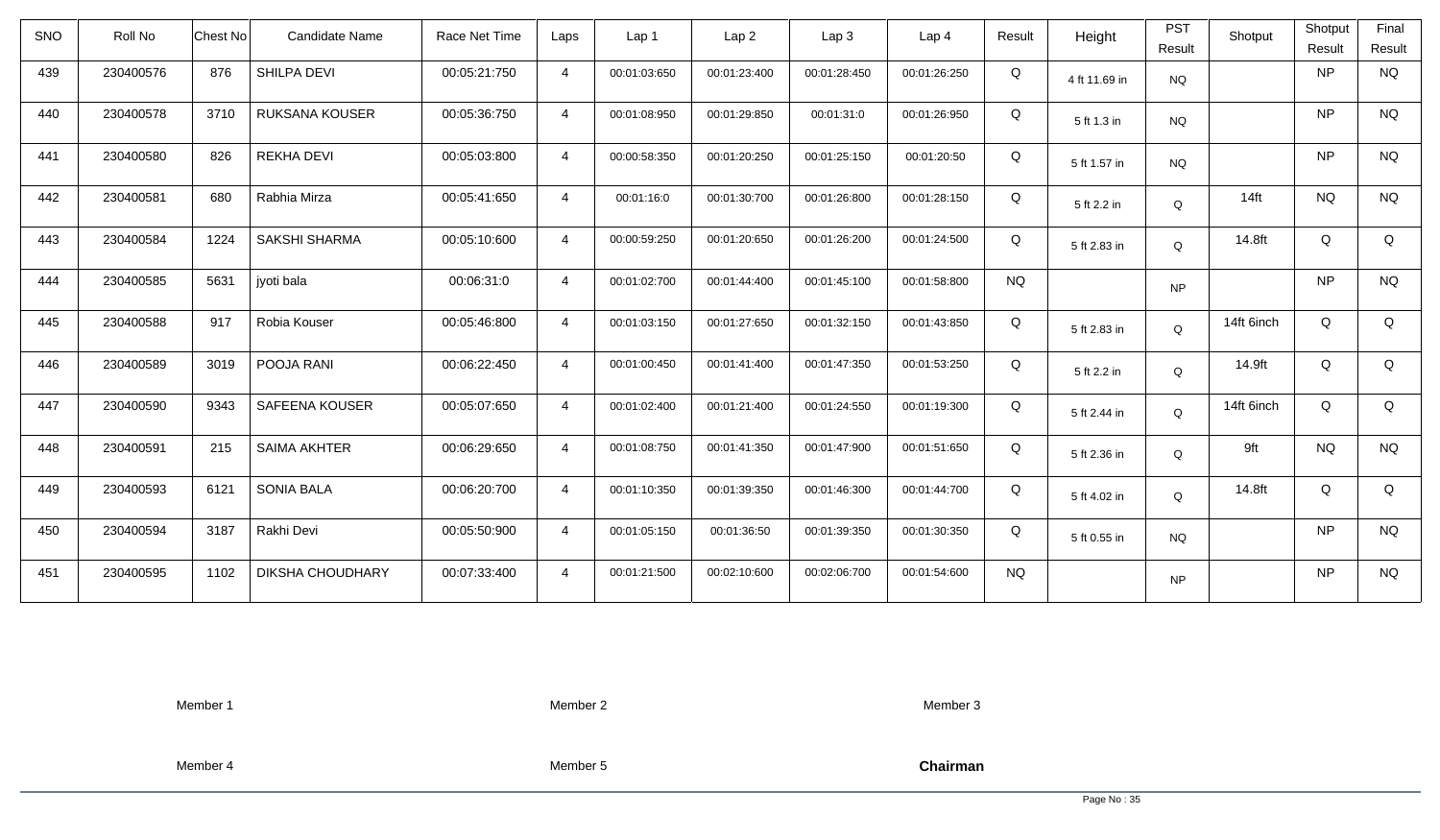| SNO | Roll No | Chest No | Candidate Name | Race Net Time | Laps | Lap 1 | Lap 2 | Lap 3 | Lap 4 | Result | Height | PST Result | Shotput | Shotput Result | Final Result |
|---|---|---|---|---|---|---|---|---|---|---|---|---|---|---|---|
| 439 | 230400576 | 876 | SHILPA DEVI | 00:05:21:750 | 4 | 00:01:03:650 | 00:01:23:400 | 00:01:28:450 | 00:01:26:250 | Q | 4 ft 11.69 in | NQ | | NP | NQ |
| 440 | 230400578 | 3710 | RUKSANA KOUSER | 00:05:36:750 | 4 | 00:01:08:950 | 00:01:29:850 | 00:01:31:0 | 00:01:26:950 | Q | 5 ft 1.3 in | NQ | | NP | NQ |
| 441 | 230400580 | 826 | REKHA DEVI | 00:05:03:800 | 4 | 00:00:58:350 | 00:01:20:250 | 00:01:25:150 | 00:01:20:50 | Q | 5 ft 1.57 in | NQ | | NP | NQ |
| 442 | 230400581 | 680 | Rabhia Mirza | 00:05:41:650 | 4 | 00:01:16:0 | 00:01:30:700 | 00:01:26:800 | 00:01:28:150 | Q | 5 ft 2.2 in | Q | 14ft | NQ | NQ |
| 443 | 230400584 | 1224 | SAKSHI SHARMA | 00:05:10:600 | 4 | 00:00:59:250 | 00:01:20:650 | 00:01:26:200 | 00:01:24:500 | Q | 5 ft 2.83 in | Q | 14.8ft | Q | Q |
| 444 | 230400585 | 5631 | jyoti bala | 00:06:31:0 | 4 | 00:01:02:700 | 00:01:44:400 | 00:01:45:100 | 00:01:58:800 | NQ | | NP | | NP | NQ |
| 445 | 230400588 | 917 | Robia Kouser | 00:05:46:800 | 4 | 00:01:03:150 | 00:01:27:650 | 00:01:32:150 | 00:01:43:850 | Q | 5 ft 2.83 in | Q | 14ft 6inch | Q | Q |
| 446 | 230400589 | 3019 | POOJA RANI | 00:06:22:450 | 4 | 00:01:00:450 | 00:01:41:400 | 00:01:47:350 | 00:01:53:250 | Q | 5 ft 2.2 in | Q | 14.9ft | Q | Q |
| 447 | 230400590 | 9343 | SAFEENA KOUSER | 00:05:07:650 | 4 | 00:01:02:400 | 00:01:21:400 | 00:01:24:550 | 00:01:19:300 | Q | 5 ft 2.44 in | Q | 14ft 6inch | Q | Q |
| 448 | 230400591 | 215 | SAIMA AKHTER | 00:06:29:650 | 4 | 00:01:08:750 | 00:01:41:350 | 00:01:47:900 | 00:01:51:650 | Q | 5 ft 2.36 in | Q | 9ft | NQ | NQ |
| 449 | 230400593 | 6121 | SONIA BALA | 00:06:20:700 | 4 | 00:01:10:350 | 00:01:39:350 | 00:01:46:300 | 00:01:44:700 | Q | 5 ft 4.02 in | Q | 14.8ft | Q | Q |
| 450 | 230400594 | 3187 | Rakhi Devi | 00:05:50:900 | 4 | 00:01:05:150 | 00:01:36:50 | 00:01:39:350 | 00:01:30:350 | Q | 5 ft 0.55 in | NQ | | NP | NQ |
| 451 | 230400595 | 1102 | DIKSHA CHOUDHARY | 00:07:33:400 | 4 | 00:01:21:500 | 00:02:10:600 | 00:02:06:700 | 00:01:54:600 | NQ | | NP | | NP | NQ |

Member 1 Member 2 Member 3

Member 4 Member 5 **Chairman**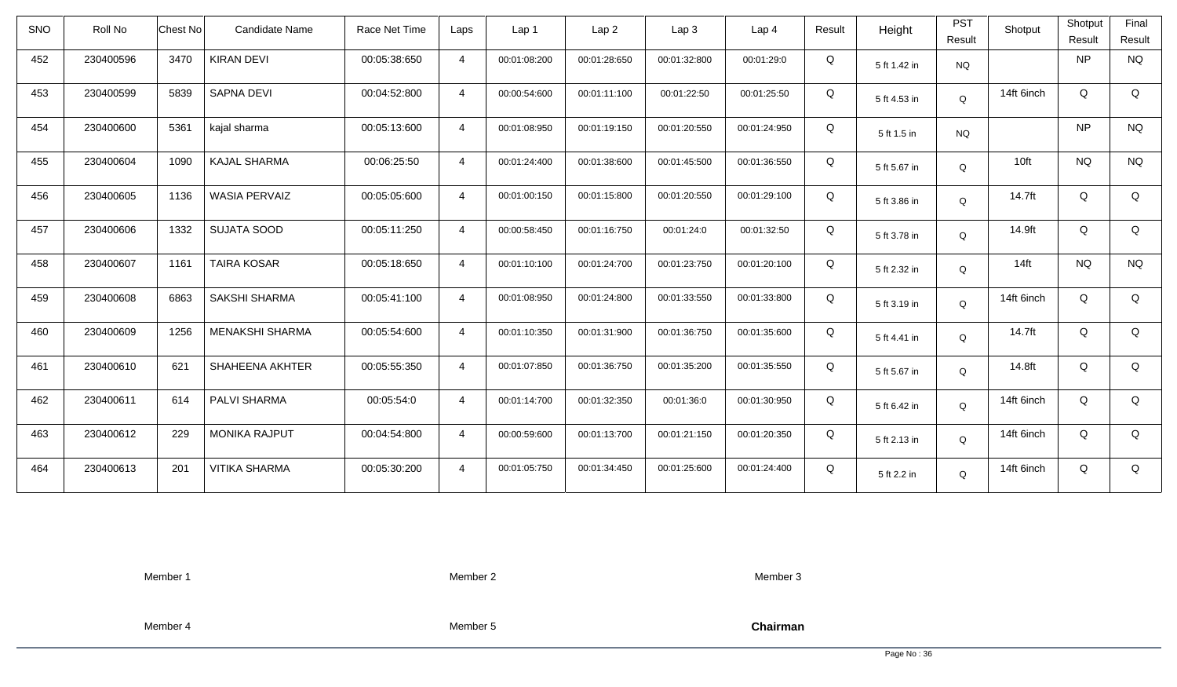| SNO | Roll No | Chest No | Candidate Name | Race Net Time | Laps | Lap 1 | Lap 2 | Lap 3 | Lap 4 | Result | Height | PST Result | Shotput | Shotput Result | Final Result |
|---|---|---|---|---|---|---|---|---|---|---|---|---|---|---|---|
| 452 | 230400596 | 3470 | KIRAN DEVI | 00:05:38:650 | 4 | 00:01:08:200 | 00:01:28:650 | 00:01:32:800 | 00:01:29:0 | Q | 5 ft 1.42 in | NQ | | NP | NQ |
| 453 | 230400599 | 5839 | SAPNA DEVI | 00:04:52:800 | 4 | 00:00:54:600 | 00:01:11:100 | 00:01:22:50 | 00:01:25:50 | Q | 5 ft 4.53 in | Q | 14ft 6inch | Q | Q |
| 454 | 230400600 | 5361 | kajal sharma | 00:05:13:600 | 4 | 00:01:08:950 | 00:01:19:150 | 00:01:20:550 | 00:01:24:950 | Q | 5 ft 1.5 in | NQ | | NP | NQ |
| 455 | 230400604 | 1090 | KAJAL SHARMA | 00:06:25:50 | 4 | 00:01:24:400 | 00:01:38:600 | 00:01:45:500 | 00:01:36:550 | Q | 5 ft 5.67 in | Q | 10ft | NQ | NQ |
| 456 | 230400605 | 1136 | WASIA PERVAIZ | 00:05:05:600 | 4 | 00:01:00:150 | 00:01:15:800 | 00:01:20:550 | 00:01:29:100 | Q | 5 ft 3.86 in | Q | 14.7ft | Q | Q |
| 457 | 230400606 | 1332 | SUJATA SOOD | 00:05:11:250 | 4 | 00:00:58:450 | 00:01:16:750 | 00:01:24:0 | 00:01:32:50 | Q | 5 ft 3.78 in | Q | 14.9ft | Q | Q |
| 458 | 230400607 | 1161 | TAIRA KOSAR | 00:05:18:650 | 4 | 00:01:10:100 | 00:01:24:700 | 00:01:23:750 | 00:01:20:100 | Q | 5 ft 2.32 in | Q | 14ft | NQ | NQ |
| 459 | 230400608 | 6863 | SAKSHI SHARMA | 00:05:41:100 | 4 | 00:01:08:950 | 00:01:24:800 | 00:01:33:550 | 00:01:33:800 | Q | 5 ft 3.19 in | Q | 14ft 6inch | Q | Q |
| 460 | 230400609 | 1256 | MENAKSHI SHARMA | 00:05:54:600 | 4 | 00:01:10:350 | 00:01:31:900 | 00:01:36:750 | 00:01:35:600 | Q | 5 ft 4.41 in | Q | 14.7ft | Q | Q |
| 461 | 230400610 | 621 | SHAHEENA AKHTER | 00:05:55:350 | 4 | 00:01:07:850 | 00:01:36:750 | 00:01:35:200 | 00:01:35:550 | Q | 5 ft 5.67 in | Q | 14.8ft | Q | Q |
| 462 | 230400611 | 614 | PALVI SHARMA | 00:05:54:0 | 4 | 00:01:14:700 | 00:01:32:350 | 00:01:36:0 | 00:01:30:950 | Q | 5 ft 6.42 in | Q | 14ft 6inch | Q | Q |
| 463 | 230400612 | 229 | MONIKA RAJPUT | 00:04:54:800 | 4 | 00:00:59:600 | 00:01:13:700 | 00:01:21:150 | 00:01:20:350 | Q | 5 ft 2.13 in | Q | 14ft 6inch | Q | Q |
| 464 | 230400613 | 201 | VITIKA SHARMA | 00:05:30:200 | 4 | 00:01:05:750 | 00:01:34:450 | 00:01:25:600 | 00:01:24:400 | Q | 5 ft 2.2 in | Q | 14ft 6inch | Q | Q |

Member 1                Member 2                Member 3

Member 4                Member 5                **Chairman**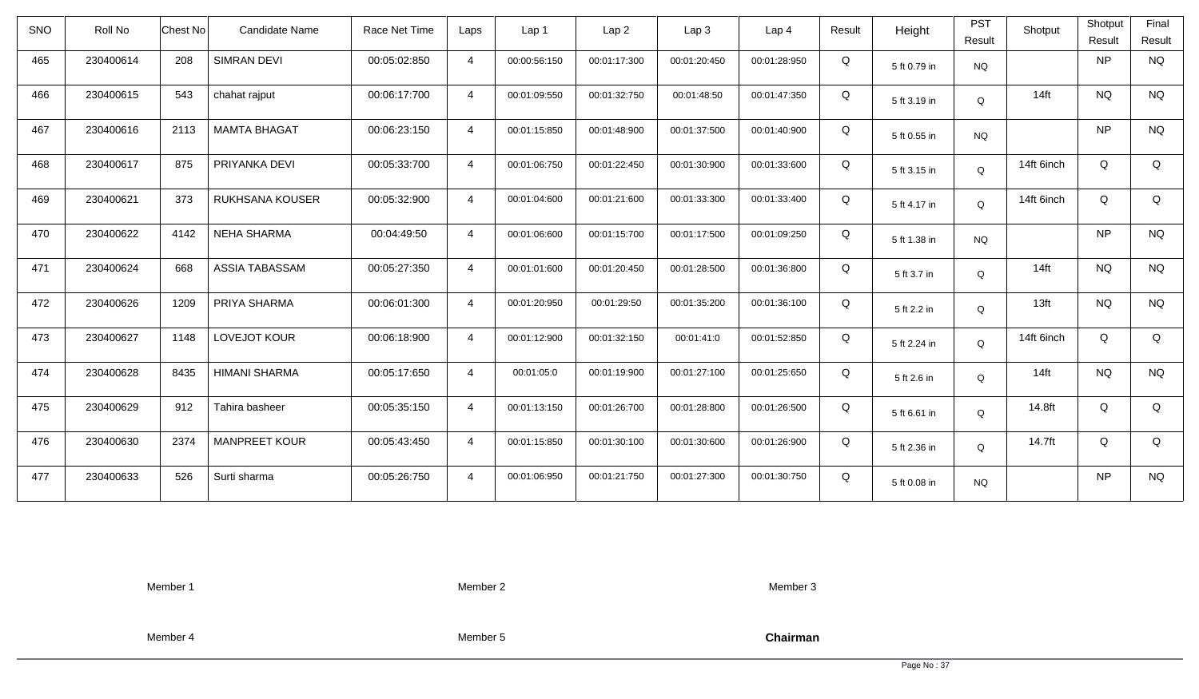| SNO | Roll No | Chest No | Candidate Name | Race Net Time | Laps | Lap 1 | Lap 2 | Lap 3 | Lap 4 | Result | Height | PST Result | Shotput | Shotput Result | Final Result |
|---|---|---|---|---|---|---|---|---|---|---|---|---|---|---|---|
| 465 | 230400614 | 208 | SIMRAN DEVI | 00:05:02:850 | 4 | 00:00:56:150 | 00:01:17:300 | 00:01:20:450 | 00:01:28:950 | Q | 5 ft 0.79 in | NQ | | NP | NQ |
| 466 | 230400615 | 543 | chahat rajput | 00:06:17:700 | 4 | 00:01:09:550 | 00:01:32:750 | 00:01:48:50 | 00:01:47:350 | Q | 5 ft 3.19 in | Q | 14ft | NQ | NQ |
| 467 | 230400616 | 2113 | MAMTA BHAGAT | 00:06:23:150 | 4 | 00:01:15:850 | 00:01:48:900 | 00:01:37:500 | 00:01:40:900 | Q | 5 ft 0.55 in | NQ | | NP | NQ |
| 468 | 230400617 | 875 | PRIYANKA DEVI | 00:05:33:700 | 4 | 00:01:06:750 | 00:01:22:450 | 00:01:30:900 | 00:01:33:600 | Q | 5 ft 3.15 in | Q | 14ft 6inch | Q | Q |
| 469 | 230400621 | 373 | RUKHSANA KOUSER | 00:05:32:900 | 4 | 00:01:04:600 | 00:01:21:600 | 00:01:33:300 | 00:01:33:400 | Q | 5 ft 4.17 in | Q | 14ft 6inch | Q | Q |
| 470 | 230400622 | 4142 | NEHA SHARMA | 00:04:49:50 | 4 | 00:01:06:600 | 00:01:15:700 | 00:01:17:500 | 00:01:09:250 | Q | 5 ft 1.38 in | NQ | | NP | NQ |
| 471 | 230400624 | 668 | ASSIA TABASSAM | 00:05:27:350 | 4 | 00:01:01:600 | 00:01:20:450 | 00:01:28:500 | 00:01:36:800 | Q | 5 ft 3.7 in | Q | 14ft | NQ | NQ |
| 472 | 230400626 | 1209 | PRIYA SHARMA | 00:06:01:300 | 4 | 00:01:20:950 | 00:01:29:50 | 00:01:35:200 | 00:01:36:100 | Q | 5 ft 2.2 in | Q | 13ft | NQ | NQ |
| 473 | 230400627 | 1148 | LOVEJOT KOUR | 00:06:18:900 | 4 | 00:01:12:900 | 00:01:32:150 | 00:01:41:0 | 00:01:52:850 | Q | 5 ft 2.24 in | Q | 14ft 6inch | Q | Q |
| 474 | 230400628 | 8435 | HIMANI SHARMA | 00:05:17:650 | 4 | 00:01:05:0 | 00:01:19:900 | 00:01:27:100 | 00:01:25:650 | Q | 5 ft 2.6 in | Q | 14ft | NQ | NQ |
| 475 | 230400629 | 912 | Tahira basheer | 00:05:35:150 | 4 | 00:01:13:150 | 00:01:26:700 | 00:01:28:800 | 00:01:26:500 | Q | 5 ft 6.61 in | Q | 14.8ft | Q | Q |
| 476 | 230400630 | 2374 | MANPREET KOUR | 00:05:43:450 | 4 | 00:01:15:850 | 00:01:30:100 | 00:01:30:600 | 00:01:26:900 | Q | 5 ft 2.36 in | Q | 14.7ft | Q | Q |
| 477 | 230400633 | 526 | Surti sharma | 00:05:26:750 | 4 | 00:01:06:950 | 00:01:21:750 | 00:01:27:300 | 00:01:30:750 | Q | 5 ft 0.08 in | NQ | | NP | NQ |

Member 1 Member 2 Member 3

Member 4 Member 5 **Chairman**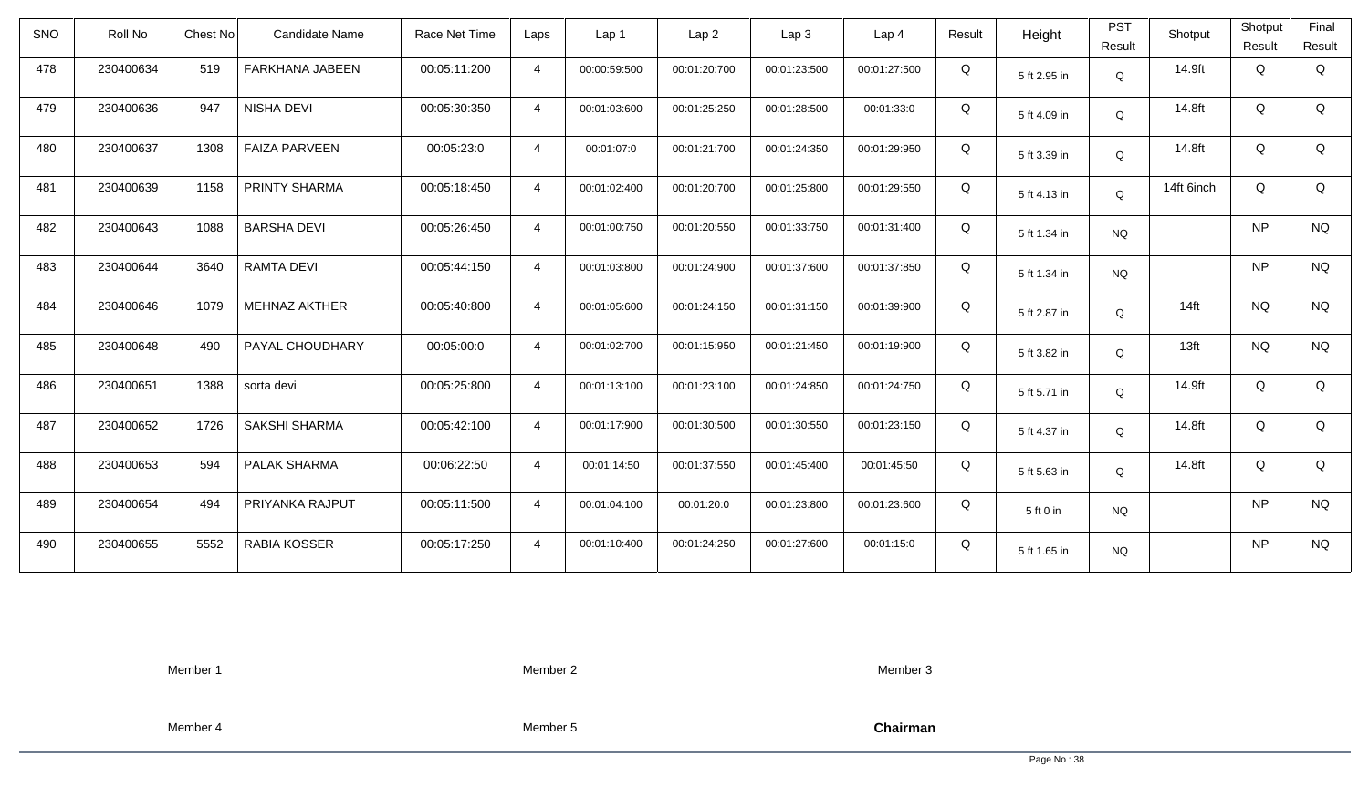| SNO | Roll No | Chest No | Candidate Name | Race Net Time | Laps | Lap 1 | Lap 2 | Lap 3 | Lap 4 | Result | Height | PST Result | Shotput | Shotput Result | Final Result |
|---|---|---|---|---|---|---|---|---|---|---|---|---|---|---|---|
| 478 | 230400634 | 519 | FARKHANA JABEEN | 00:05:11:200 | 4 | 00:00:59:500 | 00:01:20:700 | 00:01:23:500 | 00:01:27:500 | Q | 5 ft 2.95 in | Q | 14.9ft | Q | Q |
| 479 | 230400636 | 947 | NISHA DEVI | 00:05:30:350 | 4 | 00:01:03:600 | 00:01:25:250 | 00:01:28:500 | 00:01:33:0 | Q | 5 ft 4.09 in | Q | 14.8ft | Q | Q |
| 480 | 230400637 | 1308 | FAIZA PARVEEN | 00:05:23:0 | 4 | 00:01:07:0 | 00:01:21:700 | 00:01:24:350 | 00:01:29:950 | Q | 5 ft 3.39 in | Q | 14.8ft | Q | Q |
| 481 | 230400639 | 1158 | PRINTY SHARMA | 00:05:18:450 | 4 | 00:01:02:400 | 00:01:20:700 | 00:01:25:800 | 00:01:29:550 | Q | 5 ft 4.13 in | Q | 14ft 6inch | Q | Q |
| 482 | 230400643 | 1088 | BARSHA DEVI | 00:05:26:450 | 4 | 00:01:00:750 | 00:01:20:550 | 00:01:33:750 | 00:01:31:400 | Q | 5 ft 1.34 in | NQ | | NP | NQ |
| 483 | 230400644 | 3640 | RAMTA DEVI | 00:05:44:150 | 4 | 00:01:03:800 | 00:01:24:900 | 00:01:37:600 | 00:01:37:850 | Q | 5 ft 1.34 in | NQ | | NP | NQ |
| 484 | 230400646 | 1079 | MEHNAZ AKTHER | 00:05:40:800 | 4 | 00:01:05:600 | 00:01:24:150 | 00:01:31:150 | 00:01:39:900 | Q | 5 ft 2.87 in | Q | 14ft | NQ | NQ |
| 485 | 230400648 | 490 | PAYAL CHOUDHARY | 00:05:00:0 | 4 | 00:01:02:700 | 00:01:15:950 | 00:01:21:450 | 00:01:19:900 | Q | 5 ft 3.82 in | Q | 13ft | NQ | NQ |
| 486 | 230400651 | 1388 | sorta devi | 00:05:25:800 | 4 | 00:01:13:100 | 00:01:23:100 | 00:01:24:850 | 00:01:24:750 | Q | 5 ft 5.71 in | Q | 14.9ft | Q | Q |
| 487 | 230400652 | 1726 | SAKSHI SHARMA | 00:05:42:100 | 4 | 00:01:17:900 | 00:01:30:500 | 00:01:30:550 | 00:01:23:150 | Q | 5 ft 4.37 in | Q | 14.8ft | Q | Q |
| 488 | 230400653 | 594 | PALAK SHARMA | 00:06:22:50 | 4 | 00:01:14:50 | 00:01:37:550 | 00:01:45:400 | 00:01:45:50 | Q | 5 ft 5.63 in | Q | 14.8ft | Q | Q |
| 489 | 230400654 | 494 | PRIYANKA RAJPUT | 00:05:11:500 | 4 | 00:01:04:100 | 00:01:20:0 | 00:01:23:800 | 00:01:23:600 | Q | 5 ft 0 in | NQ | | NP | NQ |
| 490 | 230400655 | 5552 | RABIA KOSSER | 00:05:17:250 | 4 | 00:01:10:400 | 00:01:24:250 | 00:01:27:600 | 00:01:15:0 | Q | 5 ft 1.65 in | NQ | | NP | NQ |

Member 1　　　Member 2　　　Member 3

Member 4　　　Member 5　　　**Chairman**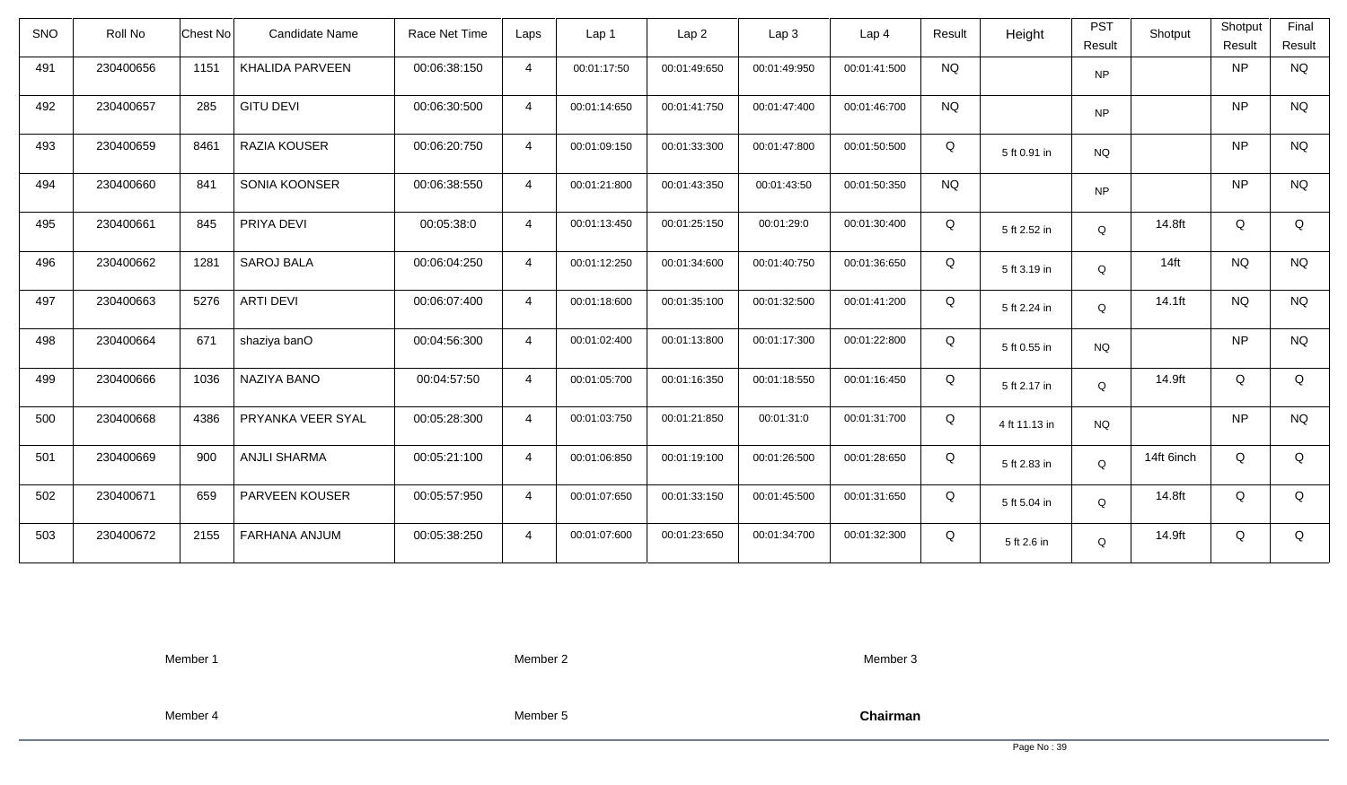| SNO | Roll No | Chest No | Candidate Name | Race Net Time | Laps | Lap 1 | Lap 2 | Lap 3 | Lap 4 | Result | Height | PST Result | Shotput | Shotput Result | Final Result |
|---|---|---|---|---|---|---|---|---|---|---|---|---|---|---|---|
| 491 | 230400656 | 1151 | KHALIDA PARVEEN | 00:06:38:150 | 4 | 00:01:17:50 | 00:01:49:650 | 00:01:49:950 | 00:01:41:500 | NQ | | NP | | NP | NQ |
| 492 | 230400657 | 285 | GITU DEVI | 00:06:30:500 | 4 | 00:01:14:650 | 00:01:41:750 | 00:01:47:400 | 00:01:46:700 | NQ | | NP | | NP | NQ |
| 493 | 230400659 | 8461 | RAZIA KOUSER | 00:06:20:750 | 4 | 00:01:09:150 | 00:01:33:300 | 00:01:47:800 | 00:01:50:500 | Q | 5 ft 0.91 in | NQ | | NP | NQ |
| 494 | 230400660 | 841 | SONIA KOONSER | 00:06:38:550 | 4 | 00:01:21:800 | 00:01:43:350 | 00:01:43:50 | 00:01:50:350 | NQ | | NP | | NP | NQ |
| 495 | 230400661 | 845 | PRIYA DEVI | 00:05:38:0 | 4 | 00:01:13:450 | 00:01:25:150 | 00:01:29:0 | 00:01:30:400 | Q | 5 ft 2.52 in | Q | 14.8ft | Q | Q |
| 496 | 230400662 | 1281 | SAROJ BALA | 00:06:04:250 | 4 | 00:01:12:250 | 00:01:34:600 | 00:01:40:750 | 00:01:36:650 | Q | 5 ft 3.19 in | Q | 14ft | NQ | NQ |
| 497 | 230400663 | 5276 | ARTI DEVI | 00:06:07:400 | 4 | 00:01:18:600 | 00:01:35:100 | 00:01:32:500 | 00:01:41:200 | Q | 5 ft 2.24 in | Q | 14.1ft | NQ | NQ |
| 498 | 230400664 | 671 | shaziya banO | 00:04:56:300 | 4 | 00:01:02:400 | 00:01:13:800 | 00:01:17:300 | 00:01:22:800 | Q | 5 ft 0.55 in | NQ | | NP | NQ |
| 499 | 230400666 | 1036 | NAZIYA BANO | 00:04:57:50 | 4 | 00:01:05:700 | 00:01:16:350 | 00:01:18:550 | 00:01:16:450 | Q | 5 ft 2.17 in | Q | 14.9ft | Q | Q |
| 500 | 230400668 | 4386 | PRYANKA VEER SYAL | 00:05:28:300 | 4 | 00:01:03:750 | 00:01:21:850 | 00:01:31:0 | 00:01:31:700 | Q | 4 ft 11.13 in | NQ | | NP | NQ |
| 501 | 230400669 | 900 | ANJLI SHARMA | 00:05:21:100 | 4 | 00:01:06:850 | 00:01:19:100 | 00:01:26:500 | 00:01:28:650 | Q | 5 ft 2.83 in | Q | 14ft 6inch | Q | Q |
| 502 | 230400671 | 659 | PARVEEN KOUSER | 00:05:57:950 | 4 | 00:01:07:650 | 00:01:33:150 | 00:01:45:500 | 00:01:31:650 | Q | 5 ft 5.04 in | Q | 14.8ft | Q | Q |
| 503 | 230400672 | 2155 | FARHANA ANJUM | 00:05:38:250 | 4 | 00:01:07:600 | 00:01:23:650 | 00:01:34:700 | 00:01:32:300 | Q | 5 ft 2.6 in | Q | 14.9ft | Q | Q |

Member 1 Member 2 Member 3

Member 4 Member 5 **Chairman**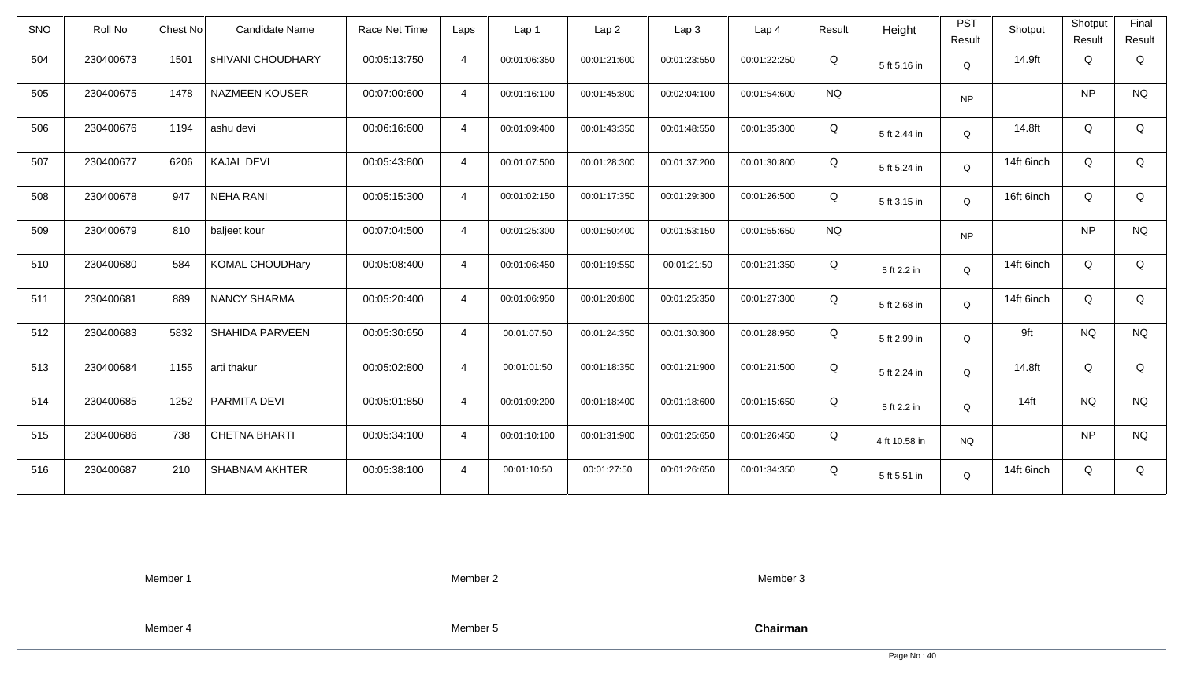| SNO | Roll No | Chest No | Candidate Name | Race Net Time | Laps | Lap 1 | Lap 2 | Lap 3 | Lap 4 | Result | Height | PST Result | Shotput | Shotput Result | Final Result |
|---|---|---|---|---|---|---|---|---|---|---|---|---|---|---|---|
| 504 | 230400673 | 1501 | sHIVANI CHOUDHARY | 00:05:13:750 | 4 | 00:01:06:350 | 00:01:21:600 | 00:01:23:550 | 00:01:22:250 | Q | 5 ft 5.16 in | Q | 14.9ft | Q | Q |
| 505 | 230400675 | 1478 | NAZMEEN KOUSER | 00:07:00:600 | 4 | 00:01:16:100 | 00:01:45:800 | 00:02:04:100 | 00:01:54:600 | NQ | | NP | | NP | NQ |
| 506 | 230400676 | 1194 | ashu devi | 00:06:16:600 | 4 | 00:01:09:400 | 00:01:43:350 | 00:01:48:550 | 00:01:35:300 | Q | 5 ft 2.44 in | Q | 14.8ft | Q | Q |
| 507 | 230400677 | 6206 | KAJAL DEVI | 00:05:43:800 | 4 | 00:01:07:500 | 00:01:28:300 | 00:01:37:200 | 00:01:30:800 | Q | 5 ft 5.24 in | Q | 14ft 6inch | Q | Q |
| 508 | 230400678 | 947 | NEHA RANI | 00:05:15:300 | 4 | 00:01:02:150 | 00:01:17:350 | 00:01:29:300 | 00:01:26:500 | Q | 5 ft 3.15 in | Q | 16ft 6inch | Q | Q |
| 509 | 230400679 | 810 | baljeet kour | 00:07:04:500 | 4 | 00:01:25:300 | 00:01:50:400 | 00:01:53:150 | 00:01:55:650 | NQ | | NP | | NP | NQ |
| 510 | 230400680 | 584 | KOMAL CHOUDHary | 00:05:08:400 | 4 | 00:01:06:450 | 00:01:19:550 | 00:01:21:50 | 00:01:21:350 | Q | 5 ft 2.2 in | Q | 14ft 6inch | Q | Q |
| 511 | 230400681 | 889 | NANCY SHARMA | 00:05:20:400 | 4 | 00:01:06:950 | 00:01:20:800 | 00:01:25:350 | 00:01:27:300 | Q | 5 ft 2.68 in | Q | 14ft 6inch | Q | Q |
| 512 | 230400683 | 5832 | SHAHIDA PARVEEN | 00:05:30:650 | 4 | 00:01:07:50 | 00:01:24:350 | 00:01:30:300 | 00:01:28:950 | Q | 5 ft 2.99 in | Q | 9ft | NQ | NQ |
| 513 | 230400684 | 1155 | arti thakur | 00:05:02:800 | 4 | 00:01:01:50 | 00:01:18:350 | 00:01:21:900 | 00:01:21:500 | Q | 5 ft 2.24 in | Q | 14.8ft | Q | Q |
| 514 | 230400685 | 1252 | PARMITA DEVI | 00:05:01:850 | 4 | 00:01:09:200 | 00:01:18:400 | 00:01:18:600 | 00:01:15:650 | Q | 5 ft 2.2 in | Q | 14ft | NQ | NQ |
| 515 | 230400686 | 738 | CHETNA BHARTI | 00:05:34:100 | 4 | 00:01:10:100 | 00:01:31:900 | 00:01:25:650 | 00:01:26:450 | Q | 4 ft 10.58 in | NQ | | NP | NQ |
| 516 | 230400687 | 210 | SHABNAM AKHTER | 00:05:38:100 | 4 | 00:01:10:50 | 00:01:27:50 | 00:01:26:650 | 00:01:34:350 | Q | 5 ft 5.51 in | Q | 14ft 6inch | Q | Q |

Member 1 Member 2 Member 3

Member 4 Member 5 **Chairman**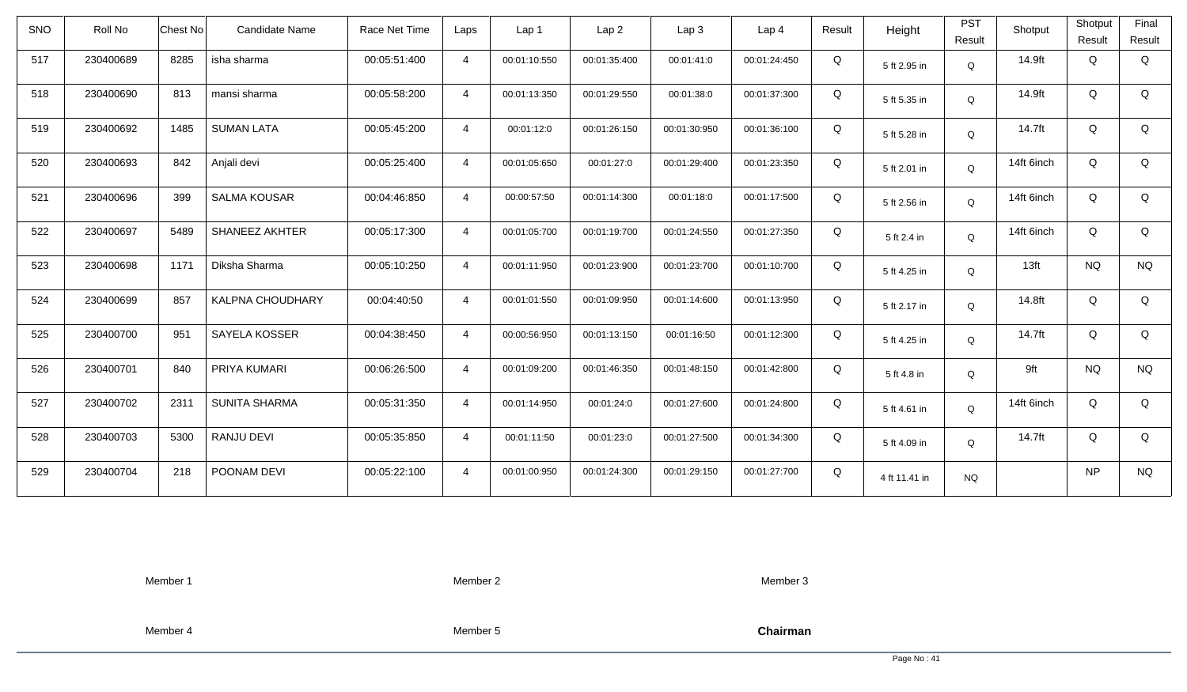| SNO | Roll No | Chest No | Candidate Name | Race Net Time | Laps | Lap 1 | Lap 2 | Lap 3 | Lap 4 | Result | Height | PST Result | Shotput | Shotput Result | Final Result |
|---|---|---|---|---|---|---|---|---|---|---|---|---|---|---|---|
| 517 | 230400689 | 8285 | isha sharma | 00:05:51:400 | 4 | 00:01:10:550 | 00:01:35:400 | 00:01:41:0 | 00:01:24:450 | Q | 5 ft 2.95 in | Q | 14.9ft | Q | Q |
| 518 | 230400690 | 813 | mansi sharma | 00:05:58:200 | 4 | 00:01:13:350 | 00:01:29:550 | 00:01:38:0 | 00:01:37:300 | Q | 5 ft 5.35 in | Q | 14.9ft | Q | Q |
| 519 | 230400692 | 1485 | SUMAN LATA | 00:05:45:200 | 4 | 00:01:12:0 | 00:01:26:150 | 00:01:30:950 | 00:01:36:100 | Q | 5 ft 5.28 in | Q | 14.7ft | Q | Q |
| 520 | 230400693 | 842 | Anjali devi | 00:05:25:400 | 4 | 00:01:05:650 | 00:01:27:0 | 00:01:29:400 | 00:01:23:350 | Q | 5 ft 2.01 in | Q | 14ft 6inch | Q | Q |
| 521 | 230400696 | 399 | SALMA KOUSAR | 00:04:46:850 | 4 | 00:00:57:50 | 00:01:14:300 | 00:01:18:0 | 00:01:17:500 | Q | 5 ft 2.56 in | Q | 14ft 6inch | Q | Q |
| 522 | 230400697 | 5489 | SHANEEZ AKHTER | 00:05:17:300 | 4 | 00:01:05:700 | 00:01:19:700 | 00:01:24:550 | 00:01:27:350 | Q | 5 ft 2.4 in | Q | 14ft 6inch | Q | Q |
| 523 | 230400698 | 1171 | Diksha Sharma | 00:05:10:250 | 4 | 00:01:11:950 | 00:01:23:900 | 00:01:23:700 | 00:01:10:700 | Q | 5 ft 4.25 in | Q | 13ft | NQ | NQ |
| 524 | 230400699 | 857 | KALPNA CHOUDHARY | 00:04:40:50 | 4 | 00:01:01:550 | 00:01:09:950 | 00:01:14:600 | 00:01:13:950 | Q | 5 ft 2.17 in | Q | 14.8ft | Q | Q |
| 525 | 230400700 | 951 | SAYELA KOSSER | 00:04:38:450 | 4 | 00:00:56:950 | 00:01:13:150 | 00:01:16:50 | 00:01:12:300 | Q | 5 ft 4.25 in | Q | 14.7ft | Q | Q |
| 526 | 230400701 | 840 | PRIYA KUMARI | 00:06:26:500 | 4 | 00:01:09:200 | 00:01:46:350 | 00:01:48:150 | 00:01:42:800 | Q | 5 ft 4.8 in | Q | 9ft | NQ | NQ |
| 527 | 230400702 | 2311 | SUNITA SHARMA | 00:05:31:350 | 4 | 00:01:14:950 | 00:01:24:0 | 00:01:27:600 | 00:01:24:800 | Q | 5 ft 4.61 in | Q | 14ft 6inch | Q | Q |
| 528 | 230400703 | 5300 | RANJU DEVI | 00:05:35:850 | 4 | 00:01:11:50 | 00:01:23:0 | 00:01:27:500 | 00:01:34:300 | Q | 5 ft 4.09 in | Q | 14.7ft | Q | Q |
| 529 | 230400704 | 218 | POONAM DEVI | 00:05:22:100 | 4 | 00:01:00:950 | 00:01:24:300 | 00:01:29:150 | 00:01:27:700 | Q | 4 ft 11.41 in | NQ | | NP | NQ |

Member 1　　　　Member 2　　　　Member 3

Member 4　　　　Member 5　　　　**Chairman**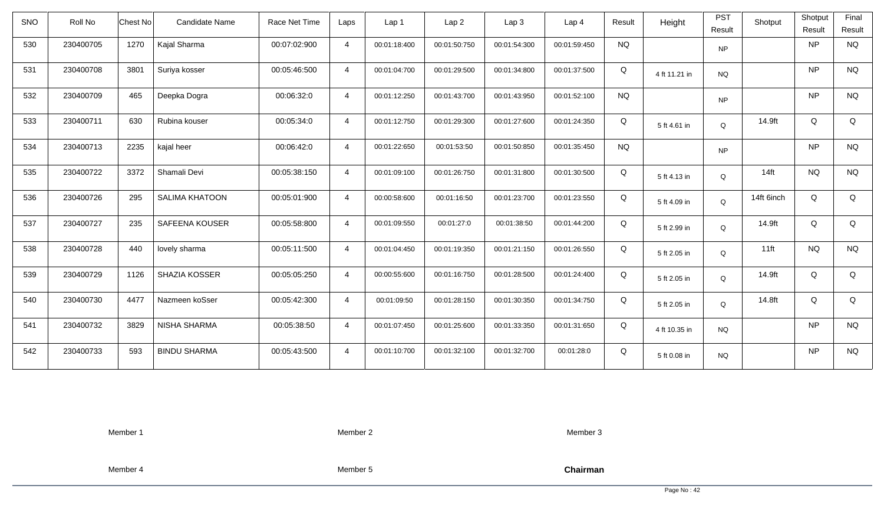| SNO | Roll No | Chest No | Candidate Name | Race Net Time | Laps | Lap 1 | Lap 2 | Lap 3 | Lap 4 | Result | Height | PST Result | Shotput | Shotput Result | Final Result |
|---|---|---|---|---|---|---|---|---|---|---|---|---|---|---|---|
| 530 | 230400705 | 1270 | Kajal Sharma | 00:07:02:900 | 4 | 00:01:18:400 | 00:01:50:750 | 00:01:54:300 | 00:01:59:450 | NQ | | NP | | NP | NQ |
| 531 | 230400708 | 3801 | Suriya kosser | 00:05:46:500 | 4 | 00:01:04:700 | 00:01:29:500 | 00:01:34:800 | 00:01:37:500 | Q | 4 ft 11.21 in | NQ | | NP | NQ |
| 532 | 230400709 | 465 | Deepka Dogra | 00:06:32:0 | 4 | 00:01:12:250 | 00:01:43:700 | 00:01:43:950 | 00:01:52:100 | NQ | | NP | | NP | NQ |
| 533 | 230400711 | 630 | Rubina kouser | 00:05:34:0 | 4 | 00:01:12:750 | 00:01:29:300 | 00:01:27:600 | 00:01:24:350 | Q | 5 ft 4.61 in | Q | 14.9ft | Q | Q |
| 534 | 230400713 | 2235 | kajal heer | 00:06:42:0 | 4 | 00:01:22:650 | 00:01:53:50 | 00:01:50:850 | 00:01:35:450 | NQ | | NP | | NP | NQ |
| 535 | 230400722 | 3372 | Shamali Devi | 00:05:38:150 | 4 | 00:01:09:100 | 00:01:26:750 | 00:01:31:800 | 00:01:30:500 | Q | 5 ft 4.13 in | Q | 14ft | NQ | NQ |
| 536 | 230400726 | 295 | SALIMA KHATOON | 00:05:01:900 | 4 | 00:00:58:600 | 00:01:16:50 | 00:01:23:700 | 00:01:23:550 | Q | 5 ft 4.09 in | Q | 14ft 6inch | Q | Q |
| 537 | 230400727 | 235 | SAFEENA KOUSER | 00:05:58:800 | 4 | 00:01:09:550 | 00:01:27:0 | 00:01:38:50 | 00:01:44:200 | Q | 5 ft 2.99 in | Q | 14.9ft | Q | Q |
| 538 | 230400728 | 440 | lovely sharma | 00:05:11:500 | 4 | 00:01:04:450 | 00:01:19:350 | 00:01:21:150 | 00:01:26:550 | Q | 5 ft 2.05 in | Q | 11ft | NQ | NQ |
| 539 | 230400729 | 1126 | SHAZIA KOSSER | 00:05:05:250 | 4 | 00:00:55:600 | 00:01:16:750 | 00:01:28:500 | 00:01:24:400 | Q | 5 ft 2.05 in | Q | 14.9ft | Q | Q |
| 540 | 230400730 | 4477 | Nazmeen koSser | 00:05:42:300 | 4 | 00:01:09:50 | 00:01:28:150 | 00:01:30:350 | 00:01:34:750 | Q | 5 ft 2.05 in | Q | 14.8ft | Q | Q |
| 541 | 230400732 | 3829 | NISHA SHARMA | 00:05:38:50 | 4 | 00:01:07:450 | 00:01:25:600 | 00:01:33:350 | 00:01:31:650 | Q | 4 ft 10.35 in | NQ | | NP | NQ |
| 542 | 230400733 | 593 | BINDU SHARMA | 00:05:43:500 | 4 | 00:01:10:700 | 00:01:32:100 | 00:01:32:700 | 00:01:28:0 | Q | 5 ft 0.08 in | NQ | | NP | NQ |

Member 1 Member 2 Member 3

Member 4 Member 5 **Chairman**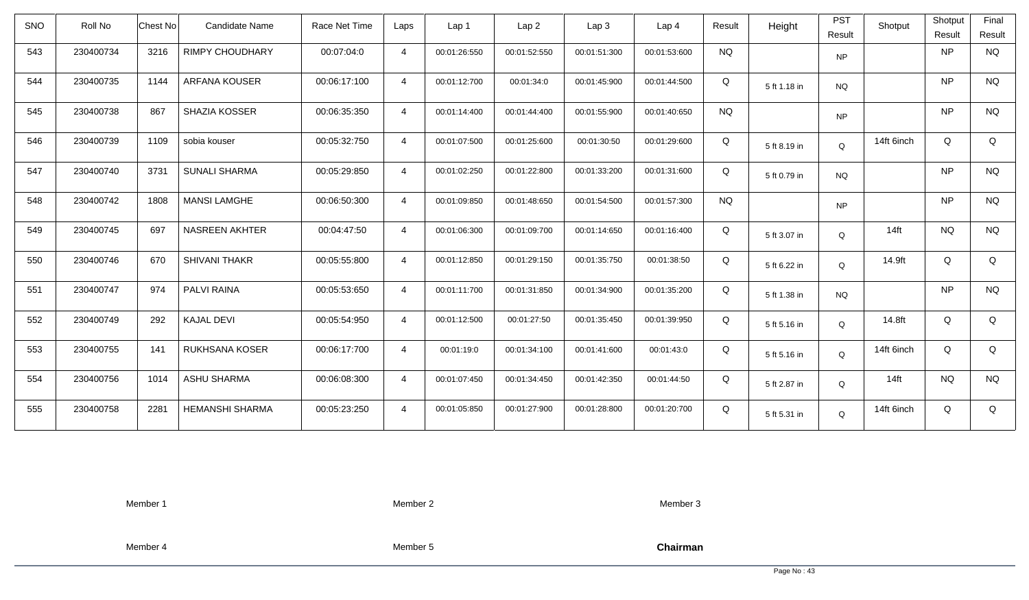| SNO | Roll No | Chest No | Candidate Name | Race Net Time | Laps | Lap 1 | Lap 2 | Lap 3 | Lap 4 | Result | Height | PST Result | Shotput | Shotput Result | Final Result |
|---|---|---|---|---|---|---|---|---|---|---|---|---|---|---|---|
| 543 | 230400734 | 3216 | RIMPY CHOUDHARY | 00:07:04:0 | 4 | 00:01:26:550 | 00:01:52:550 | 00:01:51:300 | 00:01:53:600 | NQ | | NP | | NP | NQ |
| 544 | 230400735 | 1144 | ARFANA KOUSER | 00:06:17:100 | 4 | 00:01:12:700 | 00:01:34:0 | 00:01:45:900 | 00:01:44:500 | Q | 5 ft 1.18 in | NQ | | NP | NQ |
| 545 | 230400738 | 867 | SHAZIA KOSSER | 00:06:35:350 | 4 | 00:01:14:400 | 00:01:44:400 | 00:01:55:900 | 00:01:40:650 | NQ | | NP | | NP | NQ |
| 546 | 230400739 | 1109 | sobia kouser | 00:05:32:750 | 4 | 00:01:07:500 | 00:01:25:600 | 00:01:30:50 | 00:01:29:600 | Q | 5 ft 8.19 in | Q | 14ft 6inch | Q | Q |
| 547 | 230400740 | 3731 | SUNALI SHARMA | 00:05:29:850 | 4 | 00:01:02:250 | 00:01:22:800 | 00:01:33:200 | 00:01:31:600 | Q | 5 ft 0.79 in | NQ | | NP | NQ |
| 548 | 230400742 | 1808 | MANSI LAMGHE | 00:06:50:300 | 4 | 00:01:09:850 | 00:01:48:650 | 00:01:54:500 | 00:01:57:300 | NQ | | NP | | NP | NQ |
| 549 | 230400745 | 697 | NASREEN AKHTER | 00:04:47:50 | 4 | 00:01:06:300 | 00:01:09:700 | 00:01:14:650 | 00:01:16:400 | Q | 5 ft 3.07 in | Q | 14ft | NQ | NQ |
| 550 | 230400746 | 670 | SHIVANI THAKR | 00:05:55:800 | 4 | 00:01:12:850 | 00:01:29:150 | 00:01:35:750 | 00:01:38:50 | Q | 5 ft 6.22 in | Q | 14.9ft | Q | Q |
| 551 | 230400747 | 974 | PALVI RAINA | 00:05:53:650 | 4 | 00:01:11:700 | 00:01:31:850 | 00:01:34:900 | 00:01:35:200 | Q | 5 ft 1.38 in | NQ | | NP | NQ |
| 552 | 230400749 | 292 | KAJAL DEVI | 00:05:54:950 | 4 | 00:01:12:500 | 00:01:27:50 | 00:01:35:450 | 00:01:39:950 | Q | 5 ft 5.16 in | Q | 14.8ft | Q | Q |
| 553 | 230400755 | 141 | RUKHSANA KOSER | 00:06:17:700 | 4 | 00:01:19:0 | 00:01:34:100 | 00:01:41:600 | 00:01:43:0 | Q | 5 ft 5.16 in | Q | 14ft 6inch | Q | Q |
| 554 | 230400756 | 1014 | ASHU SHARMA | 00:06:08:300 | 4 | 00:01:07:450 | 00:01:34:450 | 00:01:42:350 | 00:01:44:50 | Q | 5 ft 2.87 in | Q | 14ft | NQ | NQ |
| 555 | 230400758 | 2281 | HEMANSHI SHARMA | 00:05:23:250 | 4 | 00:01:05:850 | 00:01:27:900 | 00:01:28:800 | 00:01:20:700 | Q | 5 ft 5.31 in | Q | 14ft 6inch | Q | Q |

Member 1 Member 2 Member 3

Member 4 Member 5 **Chairman**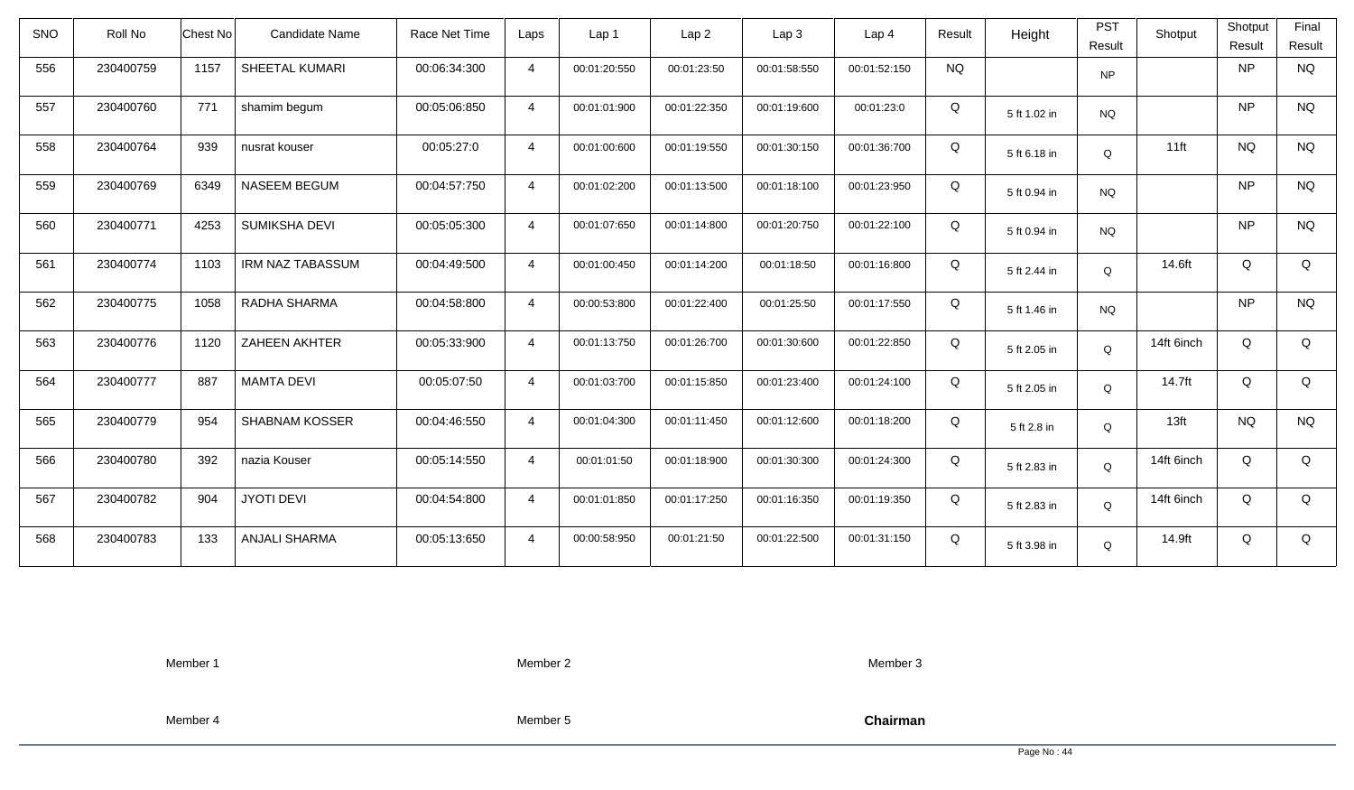| SNO | Roll No | Chest No | Candidate Name | Race Net Time | Laps | Lap 1 | Lap 2 | Lap 3 | Lap 4 | Result | Height | PST Result | Shotput | Shotput Result | Final Result |
|---|---|---|---|---|---|---|---|---|---|---|---|---|---|---|---|
| 556 | 230400759 | 1157 | SHEETAL KUMARI | 00:06:34:300 | 4 | 00:01:20:550 | 00:01:23:50 | 00:01:58:550 | 00:01:52:150 | NQ | | NP | | NP | NQ |
| 557 | 230400760 | 771 | shamim begum | 00:05:06:850 | 4 | 00:01:01:900 | 00:01:22:350 | 00:01:19:600 | 00:01:23:0 | Q | 5 ft 1.02 in | NQ | | NP | NQ |
| 558 | 230400764 | 939 | nusrat kouser | 00:05:27:0 | 4 | 00:01:00:600 | 00:01:19:550 | 00:01:30:150 | 00:01:36:700 | Q | 5 ft 6.18 in | Q | 11ft | NQ | NQ |
| 559 | 230400769 | 6349 | NASEEM BEGUM | 00:04:57:750 | 4 | 00:01:02:200 | 00:01:13:500 | 00:01:18:100 | 00:01:23:950 | Q | 5 ft 0.94 in | NQ | | NP | NQ |
| 560 | 230400771 | 4253 | SUMIKSHA DEVI | 00:05:05:300 | 4 | 00:01:07:650 | 00:01:14:800 | 00:01:20:750 | 00:01:22:100 | Q | 5 ft 0.94 in | NQ | | NP | NQ |
| 561 | 230400774 | 1103 | IRM NAZ TABASSUM | 00:04:49:500 | 4 | 00:01:00:450 | 00:01:14:200 | 00:01:18:50 | 00:01:16:800 | Q | 5 ft 2.44 in | Q | 14.6ft | Q | Q |
| 562 | 230400775 | 1058 | RADHA SHARMA | 00:04:58:800 | 4 | 00:00:53:800 | 00:01:22:400 | 00:01:25:50 | 00:01:17:550 | Q | 5 ft 1.46 in | NQ | | NP | NQ |
| 563 | 230400776 | 1120 | ZAHEEN AKHTER | 00:05:33:900 | 4 | 00:01:13:750 | 00:01:26:700 | 00:01:30:600 | 00:01:22:850 | Q | 5 ft 2.05 in | Q | 14ft 6inch | Q | Q |
| 564 | 230400777 | 887 | MAMTA DEVI | 00:05:07:50 | 4 | 00:01:03:700 | 00:01:15:850 | 00:01:23:400 | 00:01:24:100 | Q | 5 ft 2.05 in | Q | 14.7ft | Q | Q |
| 565 | 230400779 | 954 | SHABNAM KOSSER | 00:04:46:550 | 4 | 00:01:04:300 | 00:01:11:450 | 00:01:12:600 | 00:01:18:200 | Q | 5 ft 2.8 in | Q | 13ft | NQ | NQ |
| 566 | 230400780 | 392 | nazia Kouser | 00:05:14:550 | 4 | 00:01:01:50 | 00:01:18:900 | 00:01:30:300 | 00:01:24:300 | Q | 5 ft 2.83 in | Q | 14ft 6inch | Q | Q |
| 567 | 230400782 | 904 | JYOTI DEVI | 00:04:54:800 | 4 | 00:01:01:850 | 00:01:17:250 | 00:01:16:350 | 00:01:19:350 | Q | 5 ft 2.83 in | Q | 14ft 6inch | Q | Q |
| 568 | 230400783 | 133 | ANJALI SHARMA | 00:05:13:650 | 4 | 00:00:58:950 | 00:01:21:50 | 00:01:22:500 | 00:01:31:150 | Q | 5 ft 3.98 in | Q | 14.9ft | Q | Q |

Member 1 | Member 2 | Member 3

Member 4 | Member 5 | **Chairman**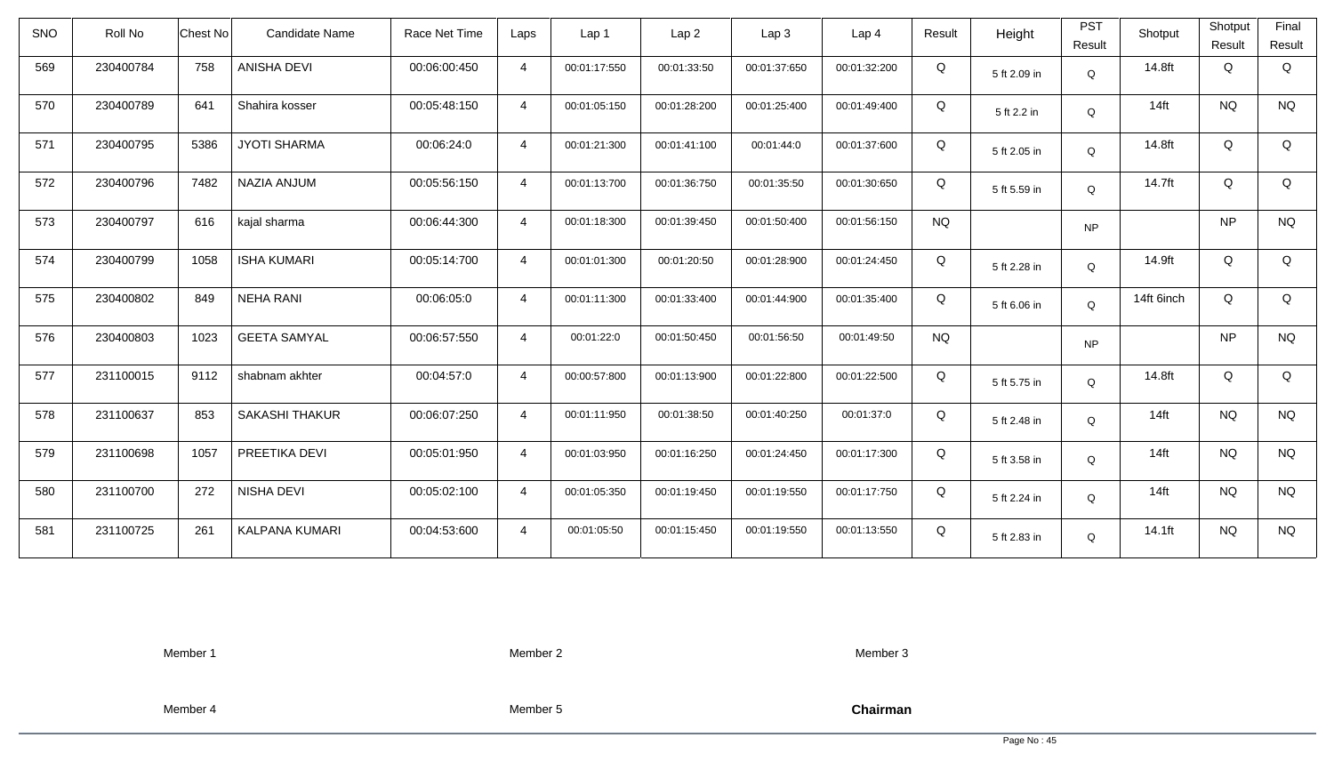| SNO | Roll No | Chest No | Candidate Name | Race Net Time | Laps | Lap 1 | Lap 2 | Lap 3 | Lap 4 | Result | Height | PST Result | Shotput | Shotput Result | Final Result |
|---|---|---|---|---|---|---|---|---|---|---|---|---|---|---|---|
| 569 | 230400784 | 758 | ANISHA DEVI | 00:06:00:450 | 4 | 00:01:17:550 | 00:01:33:50 | 00:01:37:650 | 00:01:32:200 | Q | 5 ft 2.09 in | Q | 14.8ft | Q | Q |
| 570 | 230400789 | 641 | Shahira kosser | 00:05:48:150 | 4 | 00:01:05:150 | 00:01:28:200 | 00:01:25:400 | 00:01:49:400 | Q | 5 ft 2.2 in | Q | 14ft | NQ | NQ |
| 571 | 230400795 | 5386 | JYOTI SHARMA | 00:06:24:0 | 4 | 00:01:21:300 | 00:01:41:100 | 00:01:44:0 | 00:01:37:600 | Q | 5 ft 2.05 in | Q | 14.8ft | Q | Q |
| 572 | 230400796 | 7482 | NAZIA ANJUM | 00:05:56:150 | 4 | 00:01:13:700 | 00:01:36:750 | 00:01:35:50 | 00:01:30:650 | Q | 5 ft 5.59 in | Q | 14.7ft | Q | Q |
| 573 | 230400797 | 616 | kajal sharma | 00:06:44:300 | 4 | 00:01:18:300 | 00:01:39:450 | 00:01:50:400 | 00:01:56:150 | NQ | | NP | | NP | NQ |
| 574 | 230400799 | 1058 | ISHA KUMARI | 00:05:14:700 | 4 | 00:01:01:300 | 00:01:20:50 | 00:01:28:900 | 00:01:24:450 | Q | 5 ft 2.28 in | Q | 14.9ft | Q | Q |
| 575 | 230400802 | 849 | NEHA RANI | 00:06:05:0 | 4 | 00:01:11:300 | 00:01:33:400 | 00:01:44:900 | 00:01:35:400 | Q | 5 ft 6.06 in | Q | 14ft 6inch | Q | Q |
| 576 | 230400803 | 1023 | GEETA SAMYAL | 00:06:57:550 | 4 | 00:01:22:0 | 00:01:50:450 | 00:01:56:50 | 00:01:49:50 | NQ | | NP | | NP | NQ |
| 577 | 231100015 | 9112 | shabnam akhter | 00:04:57:0 | 4 | 00:00:57:800 | 00:01:13:900 | 00:01:22:800 | 00:01:22:500 | Q | 5 ft 5.75 in | Q | 14.8ft | Q | Q |
| 578 | 231100637 | 853 | SAKASHI THAKUR | 00:06:07:250 | 4 | 00:01:11:950 | 00:01:38:50 | 00:01:40:250 | 00:01:37:0 | Q | 5 ft 2.48 in | Q | 14ft | NQ | NQ |
| 579 | 231100698 | 1057 | PREETIKA DEVI | 00:05:01:950 | 4 | 00:01:03:950 | 00:01:16:250 | 00:01:24:450 | 00:01:17:300 | Q | 5 ft 3.58 in | Q | 14ft | NQ | NQ |
| 580 | 231100700 | 272 | NISHA DEVI | 00:05:02:100 | 4 | 00:01:05:350 | 00:01:19:450 | 00:01:19:550 | 00:01:17:750 | Q | 5 ft 2.24 in | Q | 14ft | NQ | NQ |
| 581 | 231100725 | 261 | KALPANA KUMARI | 00:04:53:600 | 4 | 00:01:05:50 | 00:01:15:450 | 00:01:19:550 | 00:01:13:550 | Q | 5 ft 2.83 in | Q | 14.1ft | NQ | NQ |

Member 1 Member 2 Member 3

Member 4 Member 5 **Chairman**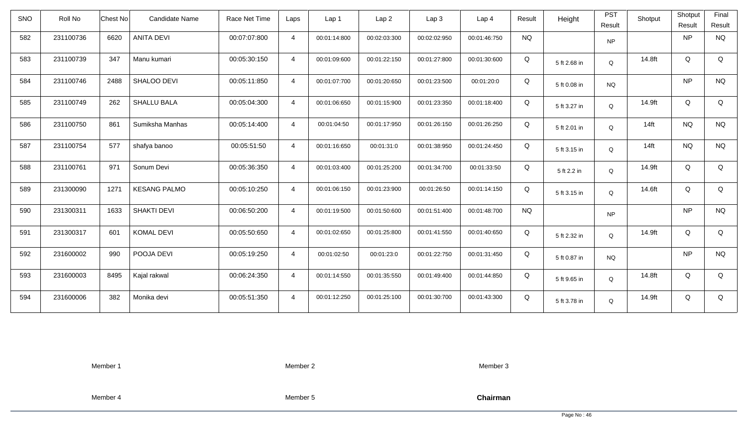| SNO | Roll No | Chest No | Candidate Name | Race Net Time | Laps | Lap 1 | Lap 2 | Lap 3 | Lap 4 | Result | Height | PST Result | Shotput | Shotput Result | Final Result |
|---|---|---|---|---|---|---|---|---|---|---|---|---|---|---|---|
| 582 | 231100736 | 6620 | ANITA DEVI | 00:07:07:800 | 4 | 00:01:14:800 | 00:02:03:300 | 00:02:02:950 | 00:01:46:750 | NQ | | NP | | NP | NQ |
| 583 | 231100739 | 347 | Manu kumari | 00:05:30:150 | 4 | 00:01:09:600 | 00:01:22:150 | 00:01:27:800 | 00:01:30:600 | Q | 5 ft 2.68 in | Q | 14.8ft | Q | Q |
| 584 | 231100746 | 2488 | SHALOO DEVI | 00:05:11:850 | 4 | 00:01:07:700 | 00:01:20:650 | 00:01:23:500 | 00:01:20:0 | Q | 5 ft 0.08 in | NQ | | NP | NQ |
| 585 | 231100749 | 262 | SHALLU BALA | 00:05:04:300 | 4 | 00:01:06:650 | 00:01:15:900 | 00:01:23:350 | 00:01:18:400 | Q | 5 ft 3.27 in | Q | 14.9ft | Q | Q |
| 586 | 231100750 | 861 | Sumiksha Manhas | 00:05:14:400 | 4 | 00:01:04:50 | 00:01:17:950 | 00:01:26:150 | 00:01:26:250 | Q | 5 ft 2.01 in | Q | 14ft | NQ | NQ |
| 587 | 231100754 | 577 | shafya banoo | 00:05:51:50 | 4 | 00:01:16:650 | 00:01:31:0 | 00:01:38:950 | 00:01:24:450 | Q | 5 ft 3.15 in | Q | 14ft | NQ | NQ |
| 588 | 231100761 | 971 | Sonum Devi | 00:05:36:350 | 4 | 00:01:03:400 | 00:01:25:200 | 00:01:34:700 | 00:01:33:50 | Q | 5 ft 2.2 in | Q | 14.9ft | Q | Q |
| 589 | 231300090 | 1271 | KESANG PALMO | 00:05:10:250 | 4 | 00:01:06:150 | 00:01:23:900 | 00:01:26:50 | 00:01:14:150 | Q | 5 ft 3.15 in | Q | 14.6ft | Q | Q |
| 590 | 231300311 | 1633 | SHAKTI DEVI | 00:06:50:200 | 4 | 00:01:19:500 | 00:01:50:600 | 00:01:51:400 | 00:01:48:700 | NQ | | NP | | NP | NQ |
| 591 | 231300317 | 601 | KOMAL DEVI | 00:05:50:650 | 4 | 00:01:02:650 | 00:01:25:800 | 00:01:41:550 | 00:01:40:650 | Q | 5 ft 2.32 in | Q | 14.9ft | Q | Q |
| 592 | 231600002 | 990 | POOJA DEVI | 00:05:19:250 | 4 | 00:01:02:50 | 00:01:23:0 | 00:01:22:750 | 00:01:31:450 | Q | 5 ft 0.87 in | NQ | | NP | NQ |
| 593 | 231600003 | 8495 | Kajal rakwal | 00:06:24:350 | 4 | 00:01:14:550 | 00:01:35:550 | 00:01:49:400 | 00:01:44:850 | Q | 5 ft 9.65 in | Q | 14.8ft | Q | Q |
| 594 | 231600006 | 382 | Monika devi | 00:05:51:350 | 4 | 00:01:12:250 | 00:01:25:100 | 00:01:30:700 | 00:01:43:300 | Q | 5 ft 3.78 in | Q | 14.9ft | Q | Q |

Member 1 Member 2 Member 3

Member 4 Member 5 **Chairman**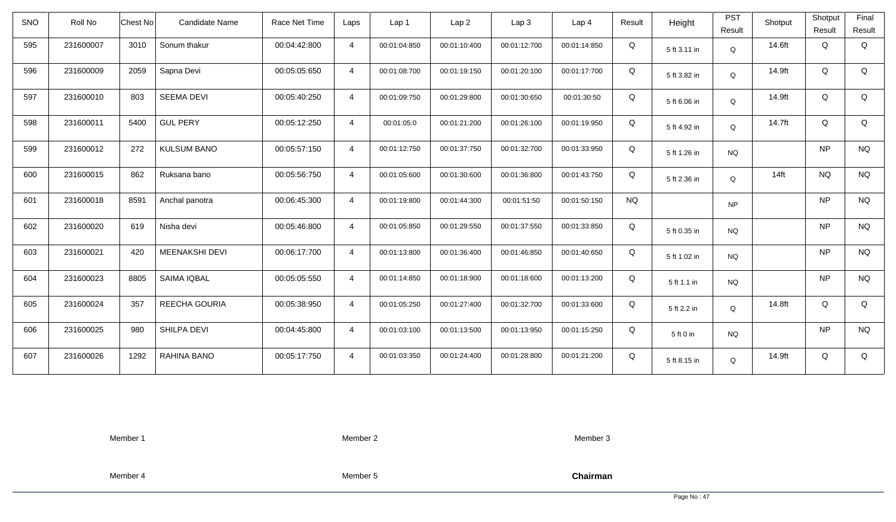| SNO | Roll No | Chest No | Candidate Name | Race Net Time | Laps | Lap 1 | Lap 2 | Lap 3 | Lap 4 | Result | Height | PST Result | Shotput | Shotput Result | Final Result |
|---|---|---|---|---|---|---|---|---|---|---|---|---|---|---|---|
| 595 | 231600007 | 3010 | Sonum thakur | 00:04:42:800 | 4 | 00:01:04:850 | 00:01:10:400 | 00:01:12:700 | 00:01:14:850 | Q | 5 ft 3.11 in | Q | 14.6ft | Q | Q |
| 596 | 231600009 | 2059 | Sapna Devi | 00:05:05:650 | 4 | 00:01:08:700 | 00:01:19:150 | 00:01:20:100 | 00:01:17:700 | Q | 5 ft 3.82 in | Q | 14.9ft | Q | Q |
| 597 | 231600010 | 803 | SEEMA DEVI | 00:05:40:250 | 4 | 00:01:09:750 | 00:01:29:800 | 00:01:30:650 | 00:01:30:50 | Q | 5 ft 6.06 in | Q | 14.9ft | Q | Q |
| 598 | 231600011 | 5400 | GUL PERY | 00:05:12:250 | 4 | 00:01:05:0 | 00:01:21:200 | 00:01:26:100 | 00:01:19:950 | Q | 5 ft 4.92 in | Q | 14.7ft | Q | Q |
| 599 | 231600012 | 272 | KULSUM BANO | 00:05:57:150 | 4 | 00:01:12:750 | 00:01:37:750 | 00:01:32:700 | 00:01:33:950 | Q | 5 ft 1.26 in | NQ | | NP | NQ |
| 600 | 231600015 | 862 | Ruksana bano | 00:05:56:750 | 4 | 00:01:05:600 | 00:01:30:600 | 00:01:36:800 | 00:01:43:750 | Q | 5 ft 2.36 in | Q | 14ft | NQ | NQ |
| 601 | 231600018 | 8591 | Anchal panotra | 00:06:45:300 | 4 | 00:01:19:800 | 00:01:44:300 | 00:01:51:50 | 00:01:50:150 | NQ | | NP | | NP | NQ |
| 602 | 231600020 | 619 | Nisha devi | 00:05:46:800 | 4 | 00:01:05:850 | 00:01:29:550 | 00:01:37:550 | 00:01:33:850 | Q | 5 ft 0.35 in | NQ | | NP | NQ |
| 603 | 231600021 | 420 | MEENAKSHI DEVI | 00:06:17:700 | 4 | 00:01:13:800 | 00:01:36:400 | 00:01:46:850 | 00:01:40:650 | Q | 5 ft 1.02 in | NQ | | NP | NQ |
| 604 | 231600023 | 8805 | SAIMA IQBAL | 00:05:05:550 | 4 | 00:01:14:850 | 00:01:18:900 | 00:01:18:600 | 00:01:13:200 | Q | 5 ft 1.1 in | NQ | | NP | NQ |
| 605 | 231600024 | 357 | REECHA GOURIA | 00:05:38:950 | 4 | 00:01:05:250 | 00:01:27:400 | 00:01:32:700 | 00:01:33:600 | Q | 5 ft 2.2 in | Q | 14.8ft | Q | Q |
| 606 | 231600025 | 980 | SHILPA DEVI | 00:04:45:800 | 4 | 00:01:03:100 | 00:01:13:500 | 00:01:13:950 | 00:01:15:250 | Q | 5 ft 0 in | NQ | | NP | NQ |
| 607 | 231600026 | 1292 | RAHINA BANO | 00:05:17:750 | 4 | 00:01:03:350 | 00:01:24:400 | 00:01:28:800 | 00:01:21:200 | Q | 5 ft 8.15 in | Q | 14.9ft | Q | Q |

Member 1 Member 2 Member 3

Member 4 Member 5 **Chairman**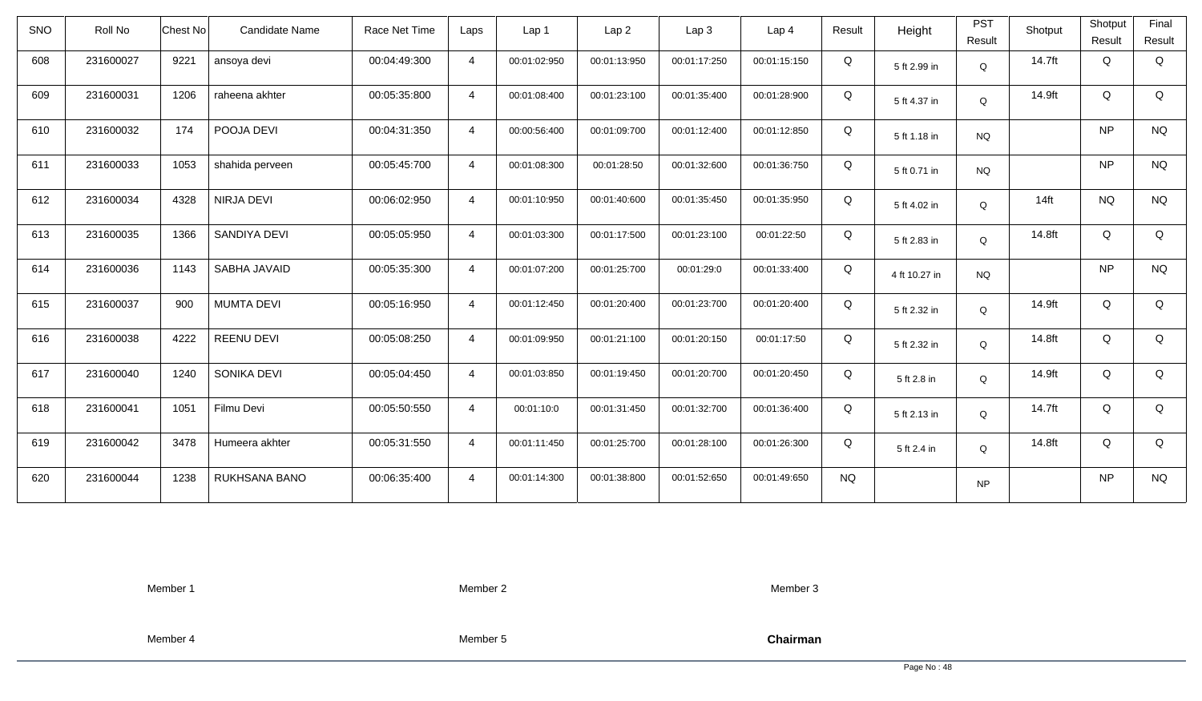| SNO | Roll No | Chest No | Candidate Name | Race Net Time | Laps | Lap 1 | Lap 2 | Lap 3 | Lap 4 | Result | Height | PST Result | Shotput | Shotput Result | Final Result |
|---|---|---|---|---|---|---|---|---|---|---|---|---|---|---|---|
| 608 | 231600027 | 9221 | ansoya devi | 00:04:49:300 | 4 | 00:01:02:950 | 00:01:13:950 | 00:01:17:250 | 00:01:15:150 | Q | 5 ft 2.99 in | Q | 14.7ft | Q | Q |
| 609 | 231600031 | 1206 | raheena akhter | 00:05:35:800 | 4 | 00:01:08:400 | 00:01:23:100 | 00:01:35:400 | 00:01:28:900 | Q | 5 ft 4.37 in | Q | 14.9ft | Q | Q |
| 610 | 231600032 | 174 | POOJA DEVI | 00:04:31:350 | 4 | 00:00:56:400 | 00:01:09:700 | 00:01:12:400 | 00:01:12:850 | Q | 5 ft 1.18 in | NQ | | NP | NQ |
| 611 | 231600033 | 1053 | shahida perveen | 00:05:45:700 | 4 | 00:01:08:300 | 00:01:28:50 | 00:01:32:600 | 00:01:36:750 | Q | 5 ft 0.71 in | NQ | | NP | NQ |
| 612 | 231600034 | 4328 | NIRJA DEVI | 00:06:02:950 | 4 | 00:01:10:950 | 00:01:40:600 | 00:01:35:450 | 00:01:35:950 | Q | 5 ft 4.02 in | Q | 14ft | NQ | NQ |
| 613 | 231600035 | 1366 | SANDIYA DEVI | 00:05:05:950 | 4 | 00:01:03:300 | 00:01:17:500 | 00:01:23:100 | 00:01:22:50 | Q | 5 ft 2.83 in | Q | 14.8ft | Q | Q |
| 614 | 231600036 | 1143 | SABHA JAVAID | 00:05:35:300 | 4 | 00:01:07:200 | 00:01:25:700 | 00:01:29:0 | 00:01:33:400 | Q | 4 ft 10.27 in | NQ | | NP | NQ |
| 615 | 231600037 | 900 | MUMTA DEVI | 00:05:16:950 | 4 | 00:01:12:450 | 00:01:20:400 | 00:01:23:700 | 00:01:20:400 | Q | 5 ft 2.32 in | Q | 14.9ft | Q | Q |
| 616 | 231600038 | 4222 | REENU DEVI | 00:05:08:250 | 4 | 00:01:09:950 | 00:01:21:100 | 00:01:20:150 | 00:01:17:50 | Q | 5 ft 2.32 in | Q | 14.8ft | Q | Q |
| 617 | 231600040 | 1240 | SONIKA DEVI | 00:05:04:450 | 4 | 00:01:03:850 | 00:01:19:450 | 00:01:20:700 | 00:01:20:450 | Q | 5 ft 2.8 in | Q | 14.9ft | Q | Q |
| 618 | 231600041 | 1051 | Filmu Devi | 00:05:50:550 | 4 | 00:01:10:0 | 00:01:31:450 | 00:01:32:700 | 00:01:36:400 | Q | 5 ft 2.13 in | Q | 14.7ft | Q | Q |
| 619 | 231600042 | 3478 | Humeera akhter | 00:05:31:550 | 4 | 00:01:11:450 | 00:01:25:700 | 00:01:28:100 | 00:01:26:300 | Q | 5 ft 2.4 in | Q | 14.8ft | Q | Q |
| 620 | 231600044 | 1238 | RUKHSANA BANO | 00:06:35:400 | 4 | 00:01:14:300 | 00:01:38:800 | 00:01:52:650 | 00:01:49:650 | NQ | | NP | | NP | NQ |

Member 1　　Member 2　　Member 3

Member 4　　Member 5　　**Chairman**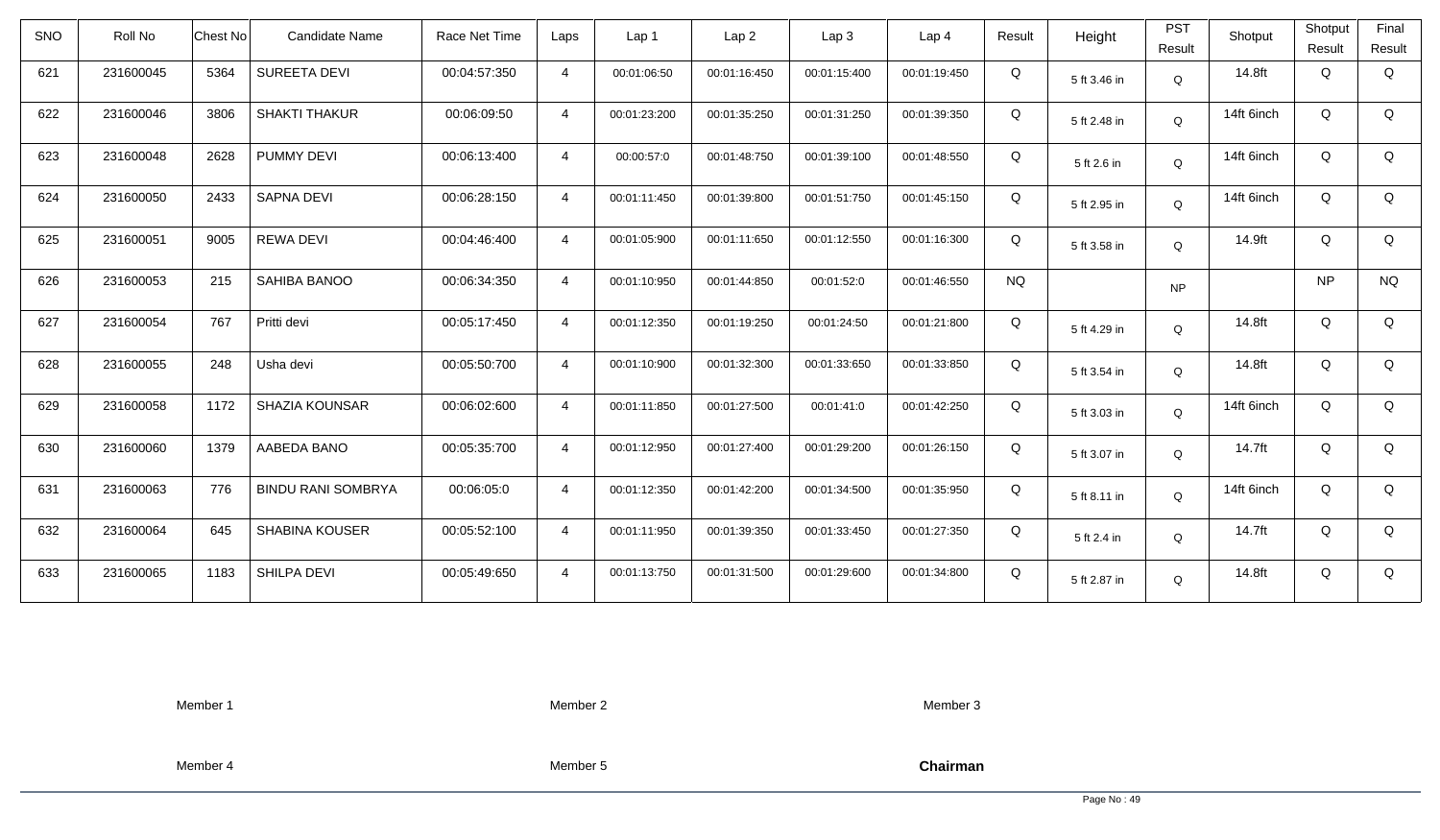| SNO | Roll No | Chest No | Candidate Name | Race Net Time | Laps | Lap 1 | Lap 2 | Lap 3 | Lap 4 | Result | Height | PST Result | Shotput | Shotput Result | Final Result |
|---|---|---|---|---|---|---|---|---|---|---|---|---|---|---|---|
| 621 | 231600045 | 5364 | SUREETA DEVI | 00:04:57:350 | 4 | 00:01:06:50 | 00:01:16:450 | 00:01:15:400 | 00:01:19:450 | Q | 5 ft 3.46 in | Q | 14.8ft | Q | Q |
| 622 | 231600046 | 3806 | SHAKTI THAKUR | 00:06:09:50 | 4 | 00:01:23:200 | 00:01:35:250 | 00:01:31:250 | 00:01:39:350 | Q | 5 ft 2.48 in | Q | 14ft 6inch | Q | Q |
| 623 | 231600048 | 2628 | PUMMY DEVI | 00:06:13:400 | 4 | 00:00:57:0 | 00:01:48:750 | 00:01:39:100 | 00:01:48:550 | Q | 5 ft 2.6 in | Q | 14ft 6inch | Q | Q |
| 624 | 231600050 | 2433 | SAPNA DEVI | 00:06:28:150 | 4 | 00:01:11:450 | 00:01:39:800 | 00:01:51:750 | 00:01:45:150 | Q | 5 ft 2.95 in | Q | 14ft 6inch | Q | Q |
| 625 | 231600051 | 9005 | REWA DEVI | 00:04:46:400 | 4 | 00:01:05:900 | 00:01:11:650 | 00:01:12:550 | 00:01:16:300 | Q | 5 ft 3.58 in | Q | 14.9ft | Q | Q |
| 626 | 231600053 | 215 | SAHIBA BANOO | 00:06:34:350 | 4 | 00:01:10:950 | 00:01:44:850 | 00:01:52:0 | 00:01:46:550 | NQ | | NP | | NP | NQ |
| 627 | 231600054 | 767 | Pritti devi | 00:05:17:450 | 4 | 00:01:12:350 | 00:01:19:250 | 00:01:24:50 | 00:01:21:800 | Q | 5 ft 4.29 in | Q | 14.8ft | Q | Q |
| 628 | 231600055 | 248 | Usha devi | 00:05:50:700 | 4 | 00:01:10:900 | 00:01:32:300 | 00:01:33:650 | 00:01:33:850 | Q | 5 ft 3.54 in | Q | 14.8ft | Q | Q |
| 629 | 231600058 | 1172 | SHAZIA KOUNSAR | 00:06:02:600 | 4 | 00:01:11:850 | 00:01:27:500 | 00:01:41:0 | 00:01:42:250 | Q | 5 ft 3.03 in | Q | 14ft 6inch | Q | Q |
| 630 | 231600060 | 1379 | AABEDA BANO | 00:05:35:700 | 4 | 00:01:12:950 | 00:01:27:400 | 00:01:29:200 | 00:01:26:150 | Q | 5 ft 3.07 in | Q | 14.7ft | Q | Q |
| 631 | 231600063 | 776 | BINDU RANI SOMBRYA | 00:06:05:0 | 4 | 00:01:12:350 | 00:01:42:200 | 00:01:34:500 | 00:01:35:950 | Q | 5 ft 8.11 in | Q | 14ft 6inch | Q | Q |
| 632 | 231600064 | 645 | SHABINA KOUSER | 00:05:52:100 | 4 | 00:01:11:950 | 00:01:39:350 | 00:01:33:450 | 00:01:27:350 | Q | 5 ft 2.4 in | Q | 14.7ft | Q | Q |
| 633 | 231600065 | 1183 | SHILPA DEVI | 00:05:49:650 | 4 | 00:01:13:750 | 00:01:31:500 | 00:01:29:600 | 00:01:34:800 | Q | 5 ft 2.87 in | Q | 14.8ft | Q | Q |

Member 1 Member 2 Member 3

Member 4 Member 5 **Chairman**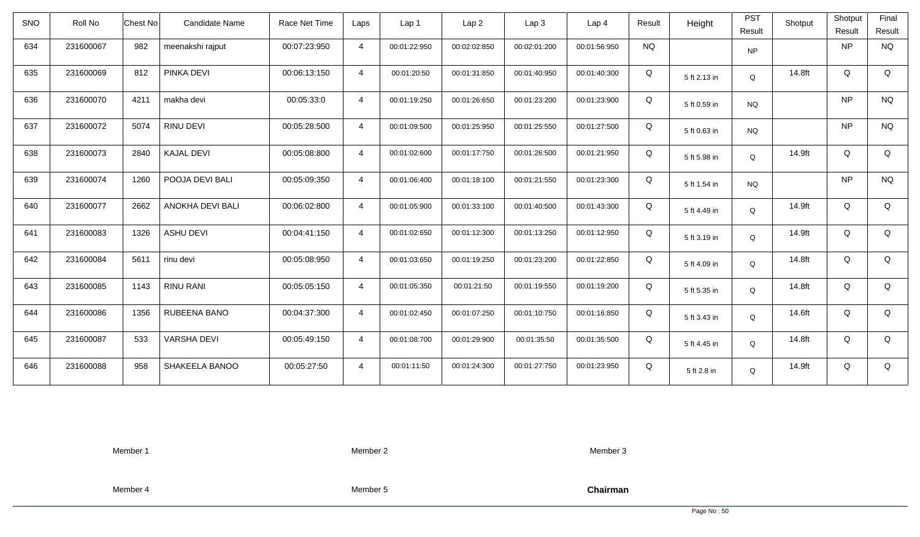| SNO | Roll No | Chest No | Candidate Name | Race Net Time | Laps | Lap 1 | Lap 2 | Lap 3 | Lap 4 | Result | Height | PST Result | Shotput | Shotput Result | Final Result |
|---|---|---|---|---|---|---|---|---|---|---|---|---|---|---|---|
| 634 | 231600067 | 982 | meenakshi rajput | 00:07:23:950 | 4 | 00:01:22:950 | 00:02:02:850 | 00:02:01:200 | 00:01:56:950 | NQ | | NP | | NP | NQ |
| 635 | 231600069 | 812 | PINKA DEVI | 00:06:13:150 | 4 | 00:01:20:50 | 00:01:31:850 | 00:01:40:950 | 00:01:40:300 | Q | 5 ft 2.13 in | Q | 14.8ft | Q | Q |
| 636 | 231600070 | 4211 | makha devi | 00:05:33:0 | 4 | 00:01:19:250 | 00:01:26:650 | 00:01:23:200 | 00:01:23:900 | Q | 5 ft 0.59 in | NQ | | NP | NQ |
| 637 | 231600072 | 5074 | RINU DEVI | 00:05:28:500 | 4 | 00:01:09:500 | 00:01:25:950 | 00:01:25:550 | 00:01:27:500 | Q | 5 ft 0.63 in | NQ | | NP | NQ |
| 638 | 231600073 | 2840 | KAJAL DEVI | 00:05:08:800 | 4 | 00:01:02:600 | 00:01:17:750 | 00:01:26:500 | 00:01:21:950 | Q | 5 ft 5.98 in | Q | 14.9ft | Q | Q |
| 639 | 231600074 | 1260 | POOJA DEVI BALI | 00:05:09:350 | 4 | 00:01:06:400 | 00:01:18:100 | 00:01:21:550 | 00:01:23:300 | Q | 5 ft 1.54 in | NQ | | NP | NQ |
| 640 | 231600077 | 2662 | ANOKHA DEVI BALI | 00:06:02:800 | 4 | 00:01:05:900 | 00:01:33:100 | 00:01:40:500 | 00:01:43:300 | Q | 5 ft 4.49 in | Q | 14.9ft | Q | Q |
| 641 | 231600083 | 1326 | ASHU DEVI | 00:04:41:150 | 4 | 00:01:02:650 | 00:01:12:300 | 00:01:13:250 | 00:01:12:950 | Q | 5 ft 3.19 in | Q | 14.9ft | Q | Q |
| 642 | 231600084 | 5611 | rinu devi | 00:05:08:950 | 4 | 00:01:03:650 | 00:01:19:250 | 00:01:23:200 | 00:01:22:850 | Q | 5 ft 4.09 in | Q | 14.8ft | Q | Q |
| 643 | 231600085 | 1143 | RINU RANI | 00:05:05:150 | 4 | 00:01:05:350 | 00:01:21:50 | 00:01:19:550 | 00:01:19:200 | Q | 5 ft 5.35 in | Q | 14.8ft | Q | Q |
| 644 | 231600086 | 1356 | RUBEENA BANO | 00:04:37:300 | 4 | 00:01:02:450 | 00:01:07:250 | 00:01:10:750 | 00:01:16:850 | Q | 5 ft 3.43 in | Q | 14.6ft | Q | Q |
| 645 | 231600087 | 533 | VARSHA DEVI | 00:05:49:150 | 4 | 00:01:08:700 | 00:01:29:900 | 00:01:35:50 | 00:01:35:500 | Q | 5 ft 4.45 in | Q | 14.8ft | Q | Q |
| 646 | 231600088 | 958 | SHAKEELA BANOO | 00:05:27:50 | 4 | 00:01:11:50 | 00:01:24:300 | 00:01:27:750 | 00:01:23:950 | Q | 5 ft 2.8 in | Q | 14.9ft | Q | Q |

Member 1 | Member 2 | Member 3

Member 4 | Member 5 | **Chairman**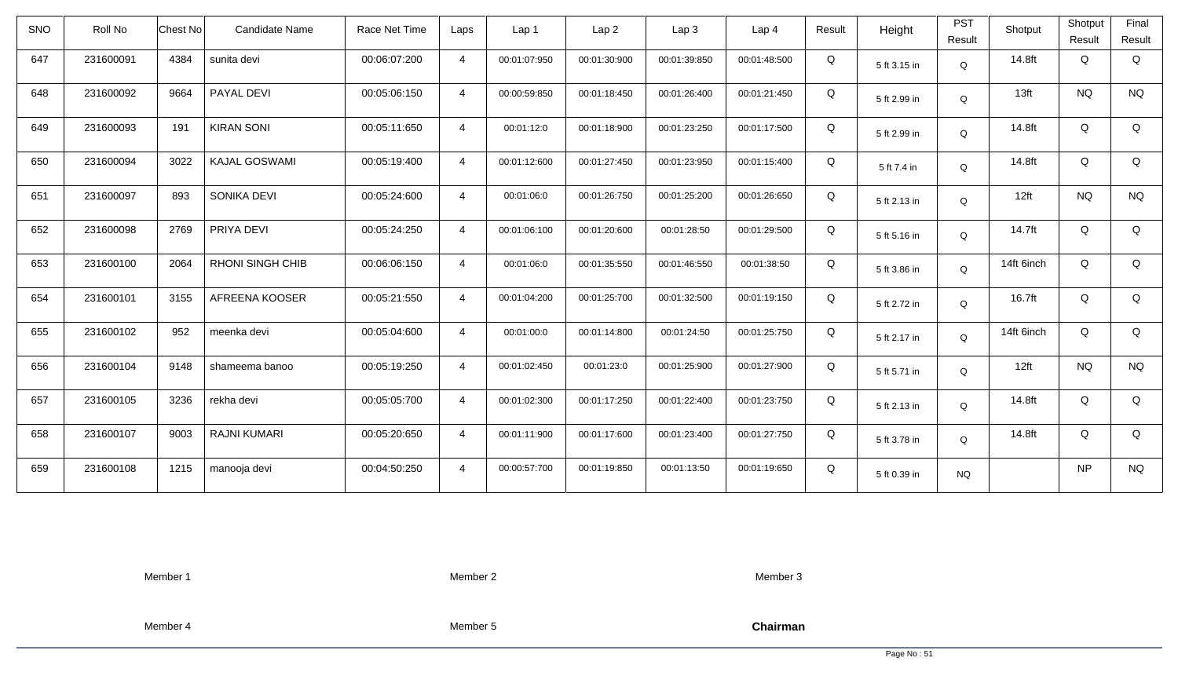| SNO | Roll No | Chest No | Candidate Name | Race Net Time | Laps | Lap 1 | Lap 2 | Lap 3 | Lap 4 | Result | Height | PST Result | Shotput | Shotput Result | Final Result |
|---|---|---|---|---|---|---|---|---|---|---|---|---|---|---|---|
| 647 | 231600091 | 4384 | sunita devi | 00:06:07:200 | 4 | 00:01:07:950 | 00:01:30:900 | 00:01:39:850 | 00:01:48:500 | Q | 5 ft 3.15 in | Q | 14.8ft | Q | Q |
| 648 | 231600092 | 9664 | PAYAL DEVI | 00:05:06:150 | 4 | 00:00:59:850 | 00:01:18:450 | 00:01:26:400 | 00:01:21:450 | Q | 5 ft 2.99 in | Q | 13ft | NQ | NQ |
| 649 | 231600093 | 191 | KIRAN SONI | 00:05:11:650 | 4 | 00:01:12:0 | 00:01:18:900 | 00:01:23:250 | 00:01:17:500 | Q | 5 ft 2.99 in | Q | 14.8ft | Q | Q |
| 650 | 231600094 | 3022 | KAJAL GOSWAMI | 00:05:19:400 | 4 | 00:01:12:600 | 00:01:27:450 | 00:01:23:950 | 00:01:15:400 | Q | 5 ft 7.4 in | Q | 14.8ft | Q | Q |
| 651 | 231600097 | 893 | SONIKA DEVI | 00:05:24:600 | 4 | 00:01:06:0 | 00:01:26:750 | 00:01:25:200 | 00:01:26:650 | Q | 5 ft 2.13 in | Q | 12ft | NQ | NQ |
| 652 | 231600098 | 2769 | PRIYA DEVI | 00:05:24:250 | 4 | 00:01:06:100 | 00:01:20:600 | 00:01:28:50 | 00:01:29:500 | Q | 5 ft 5.16 in | Q | 14.7ft | Q | Q |
| 653 | 231600100 | 2064 | RHONI SINGH CHIB | 00:06:06:150 | 4 | 00:01:06:0 | 00:01:35:550 | 00:01:46:550 | 00:01:38:50 | Q | 5 ft 3.86 in | Q | 14ft 6inch | Q | Q |
| 654 | 231600101 | 3155 | AFREENA KOOSER | 00:05:21:550 | 4 | 00:01:04:200 | 00:01:25:700 | 00:01:32:500 | 00:01:19:150 | Q | 5 ft 2.72 in | Q | 16.7ft | Q | Q |
| 655 | 231600102 | 952 | meenka devi | 00:05:04:600 | 4 | 00:01:00:0 | 00:01:14:800 | 00:01:24:50 | 00:01:25:750 | Q | 5 ft 2.17 in | Q | 14ft 6inch | Q | Q |
| 656 | 231600104 | 9148 | shameema banoo | 00:05:19:250 | 4 | 00:01:02:450 | 00:01:23:0 | 00:01:25:900 | 00:01:27:900 | Q | 5 ft 5.71 in | Q | 12ft | NQ | NQ |
| 657 | 231600105 | 3236 | rekha devi | 00:05:05:700 | 4 | 00:01:02:300 | 00:01:17:250 | 00:01:22:400 | 00:01:23:750 | Q | 5 ft 2.13 in | Q | 14.8ft | Q | Q |
| 658 | 231600107 | 9003 | RAJNI KUMARI | 00:05:20:650 | 4 | 00:01:11:900 | 00:01:17:600 | 00:01:23:400 | 00:01:27:750 | Q | 5 ft 3.78 in | Q | 14.8ft | Q | Q |
| 659 | 231600108 | 1215 | manooja devi | 00:04:50:250 | 4 | 00:00:57:700 | 00:01:19:850 | 00:01:13:50 | 00:01:19:650 | Q | 5 ft 0.39 in | NQ | | NP | NQ |

Member 1 Member 2 Member 3

Member 4 Member 5 **Chairman**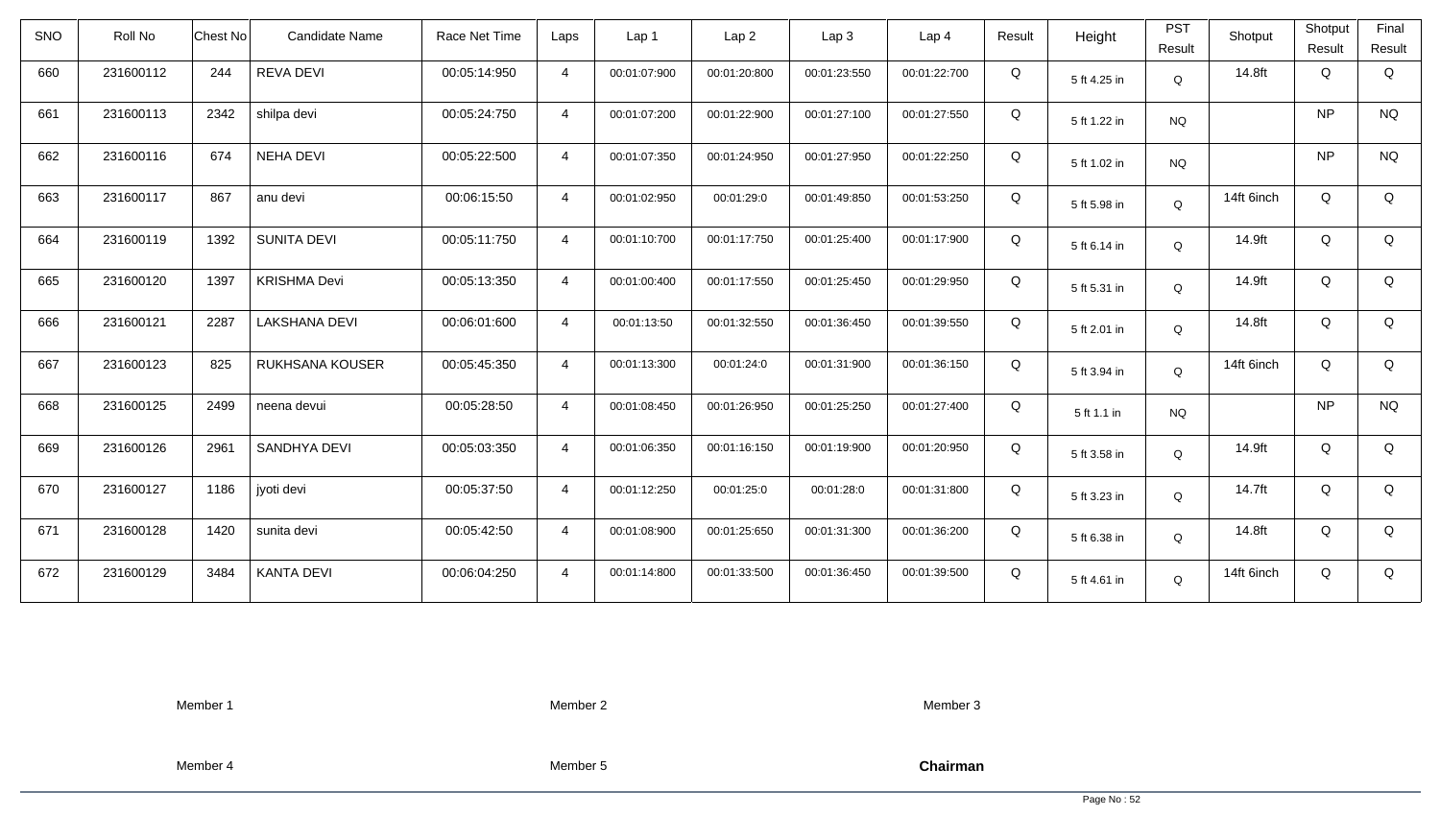| SNO | Roll No | Chest No | Candidate Name | Race Net Time | Laps | Lap 1 | Lap 2 | Lap 3 | Lap 4 | Result | Height | PST Result | Shotput | Shotput Result | Final Result |
|---|---|---|---|---|---|---|---|---|---|---|---|---|---|---|---|
| 660 | 231600112 | 244 | REVA DEVI | 00:05:14:950 | 4 | 00:01:07:900 | 00:01:20:800 | 00:01:23:550 | 00:01:22:700 | Q | 5 ft 4.25 in | Q | 14.8ft | Q | Q |
| 661 | 231600113 | 2342 | shilpa devi | 00:05:24:750 | 4 | 00:01:07:200 | 00:01:22:900 | 00:01:27:100 | 00:01:27:550 | Q | 5 ft 1.22 in | NQ | | NP | NQ |
| 662 | 231600116 | 674 | NEHA DEVI | 00:05:22:500 | 4 | 00:01:07:350 | 00:01:24:950 | 00:01:27:950 | 00:01:22:250 | Q | 5 ft 1.02 in | NQ | | NP | NQ |
| 663 | 231600117 | 867 | anu devi | 00:06:15:50 | 4 | 00:01:02:950 | 00:01:29:0 | 00:01:49:850 | 00:01:53:250 | Q | 5 ft 5.98 in | Q | 14ft 6inch | Q | Q |
| 664 | 231600119 | 1392 | SUNITA DEVI | 00:05:11:750 | 4 | 00:01:10:700 | 00:01:17:750 | 00:01:25:400 | 00:01:17:900 | Q | 5 ft 6.14 in | Q | 14.9ft | Q | Q |
| 665 | 231600120 | 1397 | KRISHMA Devi | 00:05:13:350 | 4 | 00:01:00:400 | 00:01:17:550 | 00:01:25:450 | 00:01:29:950 | Q | 5 ft 5.31 in | Q | 14.9ft | Q | Q |
| 666 | 231600121 | 2287 | LAKSHANA DEVI | 00:06:01:600 | 4 | 00:01:13:50 | 00:01:32:550 | 00:01:36:450 | 00:01:39:550 | Q | 5 ft 2.01 in | Q | 14.8ft | Q | Q |
| 667 | 231600123 | 825 | RUKHSANA KOUSER | 00:05:45:350 | 4 | 00:01:13:300 | 00:01:24:0 | 00:01:31:900 | 00:01:36:150 | Q | 5 ft 3.94 in | Q | 14ft 6inch | Q | Q |
| 668 | 231600125 | 2499 | neena devui | 00:05:28:50 | 4 | 00:01:08:450 | 00:01:26:950 | 00:01:25:250 | 00:01:27:400 | Q | 5 ft 1.1 in | NQ | | NP | NQ |
| 669 | 231600126 | 2961 | SANDHYA DEVI | 00:05:03:350 | 4 | 00:01:06:350 | 00:01:16:150 | 00:01:19:900 | 00:01:20:950 | Q | 5 ft 3.58 in | Q | 14.9ft | Q | Q |
| 670 | 231600127 | 1186 | jyoti devi | 00:05:37:50 | 4 | 00:01:12:250 | 00:01:25:0 | 00:01:28:0 | 00:01:31:800 | Q | 5 ft 3.23 in | Q | 14.7ft | Q | Q |
| 671 | 231600128 | 1420 | sunita devi | 00:05:42:50 | 4 | 00:01:08:900 | 00:01:25:650 | 00:01:31:300 | 00:01:36:200 | Q | 5 ft 6.38 in | Q | 14.8ft | Q | Q |
| 672 | 231600129 | 3484 | KANTA DEVI | 00:06:04:250 | 4 | 00:01:14:800 | 00:01:33:500 | 00:01:36:450 | 00:01:39:500 | Q | 5 ft 4.61 in | Q | 14ft 6inch | Q | Q |

Member 1 Member 2 Member 3

Member 4 Member 5 **Chairman**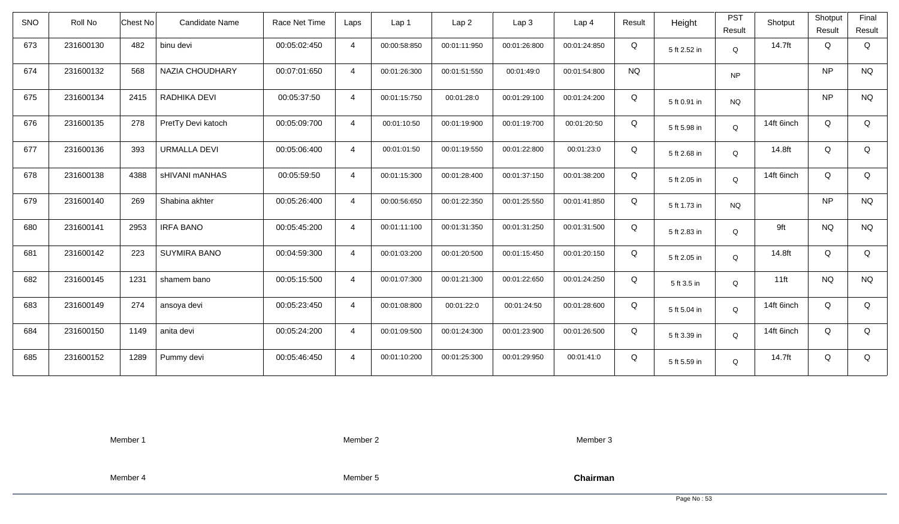| SNO | Roll No | Chest No | Candidate Name | Race Net Time | Laps | Lap 1 | Lap 2 | Lap 3 | Lap 4 | Result | Height | PST Result | Shotput | Shotput Result | Final Result |
|---|---|---|---|---|---|---|---|---|---|---|---|---|---|---|---|
| 673 | 231600130 | 482 | binu devi | 00:05:02:450 | 4 | 00:00:58:850 | 00:01:11:950 | 00:01:26:800 | 00:01:24:850 | Q | 5 ft 2.52 in | Q | 14.7ft | Q | Q |
| 674 | 231600132 | 568 | NAZIA CHOUDHARY | 00:07:01:650 | 4 | 00:01:26:300 | 00:01:51:550 | 00:01:49:0 | 00:01:54:800 | NQ | | NP | | NP | NQ |
| 675 | 231600134 | 2415 | RADHIKA DEVI | 00:05:37:50 | 4 | 00:01:15:750 | 00:01:28:0 | 00:01:29:100 | 00:01:24:200 | Q | 5 ft 0.91 in | NQ | | NP | NQ |
| 676 | 231600135 | 278 | PretTy Devi katoch | 00:05:09:700 | 4 | 00:01:10:50 | 00:01:19:900 | 00:01:19:700 | 00:01:20:50 | Q | 5 ft 5.98 in | Q | 14ft 6inch | Q | Q |
| 677 | 231600136 | 393 | URMALLA DEVI | 00:05:06:400 | 4 | 00:01:01:50 | 00:01:19:550 | 00:01:22:800 | 00:01:23:0 | Q | 5 ft 2.68 in | Q | 14.8ft | Q | Q |
| 678 | 231600138 | 4388 | sHIVANI mANHAS | 00:05:59:50 | 4 | 00:01:15:300 | 00:01:28:400 | 00:01:37:150 | 00:01:38:200 | Q | 5 ft 2.05 in | Q | 14ft 6inch | Q | Q |
| 679 | 231600140 | 269 | Shabina akhter | 00:05:26:400 | 4 | 00:00:56:650 | 00:01:22:350 | 00:01:25:550 | 00:01:41:850 | Q | 5 ft 1.73 in | NQ | | NP | NQ |
| 680 | 231600141 | 2953 | IRFA BANO | 00:05:45:200 | 4 | 00:01:11:100 | 00:01:31:350 | 00:01:31:250 | 00:01:31:500 | Q | 5 ft 2.83 in | Q | 9ft | NQ | NQ |
| 681 | 231600142 | 223 | SUYMIRA BANO | 00:04:59:300 | 4 | 00:01:03:200 | 00:01:20:500 | 00:01:15:450 | 00:01:20:150 | Q | 5 ft 2.05 in | Q | 14.8ft | Q | Q |
| 682 | 231600145 | 1231 | shamem bano | 00:05:15:500 | 4 | 00:01:07:300 | 00:01:21:300 | 00:01:22:650 | 00:01:24:250 | Q | 5 ft 3.5 in | Q | 11ft | NQ | NQ |
| 683 | 231600149 | 274 | ansoya devi | 00:05:23:450 | 4 | 00:01:08:800 | 00:01:22:0 | 00:01:24:50 | 00:01:28:600 | Q | 5 ft 5.04 in | Q | 14ft 6inch | Q | Q |
| 684 | 231600150 | 1149 | anita devi | 00:05:24:200 | 4 | 00:01:09:500 | 00:01:24:300 | 00:01:23:900 | 00:01:26:500 | Q | 5 ft 3.39 in | Q | 14ft 6inch | Q | Q |
| 685 | 231600152 | 1289 | Pummy devi | 00:05:46:450 | 4 | 00:01:10:200 | 00:01:25:300 | 00:01:29:950 | 00:01:41:0 | Q | 5 ft 5.59 in | Q | 14.7ft | Q | Q |

Member 1 Member 2 Member 3

Member 4 Member 5 **Chairman**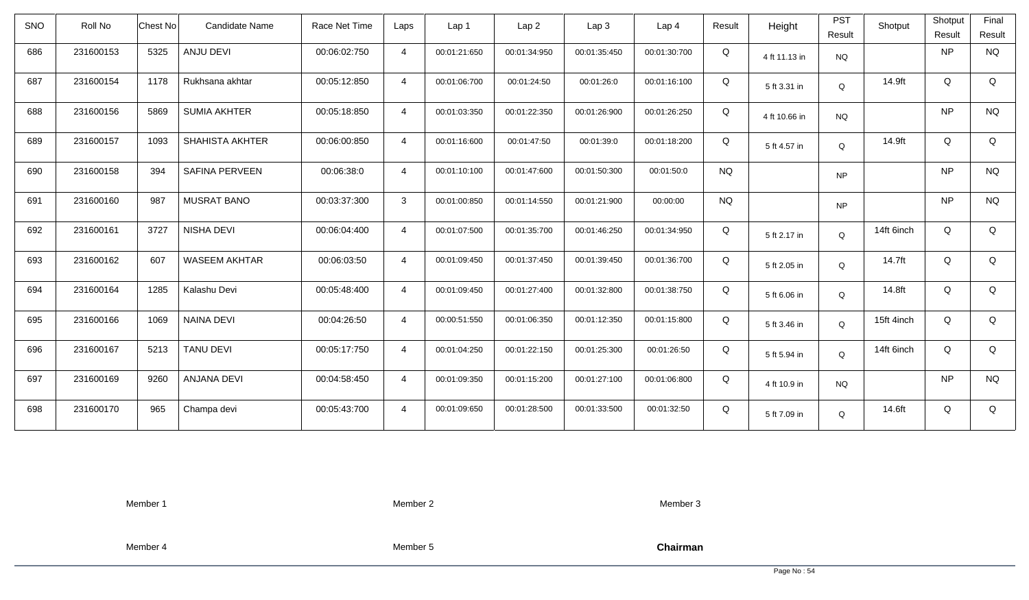| SNO | Roll No | Chest No | Candidate Name | Race Net Time | Laps | Lap 1 | Lap 2 | Lap 3 | Lap 4 | Result | Height | PST Result | Shotput | Shotput Result | Final Result |
|---|---|---|---|---|---|---|---|---|---|---|---|---|---|---|---|
| 686 | 231600153 | 5325 | ANJU DEVI | 00:06:02:750 | 4 | 00:01:21:650 | 00:01:34:950 | 00:01:35:450 | 00:01:30:700 | Q | 4 ft 11.13 in | NQ | | NP | NQ |
| 687 | 231600154 | 1178 | Rukhsana akhtar | 00:05:12:850 | 4 | 00:01:06:700 | 00:01:24:50 | 00:01:26:0 | 00:01:16:100 | Q | 5 ft 3.31 in | Q | 14.9ft | Q | Q |
| 688 | 231600156 | 5869 | SUMIA AKHTER | 00:05:18:850 | 4 | 00:01:03:350 | 00:01:22:350 | 00:01:26:900 | 00:01:26:250 | Q | 4 ft 10.66 in | NQ | | NP | NQ |
| 689 | 231600157 | 1093 | SHAHISTA AKHTER | 00:06:00:850 | 4 | 00:01:16:600 | 00:01:47:50 | 00:01:39:0 | 00:01:18:200 | Q | 5 ft 4.57 in | Q | 14.9ft | Q | Q |
| 690 | 231600158 | 394 | SAFINA PERVEEN | 00:06:38:0 | 4 | 00:01:10:100 | 00:01:47:600 | 00:01:50:300 | 00:01:50:0 | NQ | | NP | | NP | NQ |
| 691 | 231600160 | 987 | MUSRAT BANO | 00:03:37:300 | 3 | 00:01:00:850 | 00:01:14:550 | 00:01:21:900 | 00:00:00 | NQ | | NP | | NP | NQ |
| 692 | 231600161 | 3727 | NISHA DEVI | 00:06:04:400 | 4 | 00:01:07:500 | 00:01:35:700 | 00:01:46:250 | 00:01:34:950 | Q | 5 ft 2.17 in | Q | 14ft 6inch | Q | Q |
| 693 | 231600162 | 607 | WASEEM AKHTAR | 00:06:03:50 | 4 | 00:01:09:450 | 00:01:37:450 | 00:01:39:450 | 00:01:36:700 | Q | 5 ft 2.05 in | Q | 14.7ft | Q | Q |
| 694 | 231600164 | 1285 | Kalashu Devi | 00:05:48:400 | 4 | 00:01:09:450 | 00:01:27:400 | 00:01:32:800 | 00:01:38:750 | Q | 5 ft 6.06 in | Q | 14.8ft | Q | Q |
| 695 | 231600166 | 1069 | NAINA DEVI | 00:04:26:50 | 4 | 00:00:51:550 | 00:01:06:350 | 00:01:12:350 | 00:01:15:800 | Q | 5 ft 3.46 in | Q | 15ft 4inch | Q | Q |
| 696 | 231600167 | 5213 | TANU DEVI | 00:05:17:750 | 4 | 00:01:04:250 | 00:01:22:150 | 00:01:25:300 | 00:01:26:50 | Q | 5 ft 5.94 in | Q | 14ft 6inch | Q | Q |
| 697 | 231600169 | 9260 | ANJANA DEVI | 00:04:58:450 | 4 | 00:01:09:350 | 00:01:15:200 | 00:01:27:100 | 00:01:06:800 | Q | 4 ft 10.9 in | NQ | | NP | NQ |
| 698 | 231600170 | 965 | Champa devi | 00:05:43:700 | 4 | 00:01:09:650 | 00:01:28:500 | 00:01:33:500 | 00:01:32:50 | Q | 5 ft 7.09 in | Q | 14.6ft | Q | Q |

Member 1 Member 2 Member 3

Member 4 Member 5 **Chairman**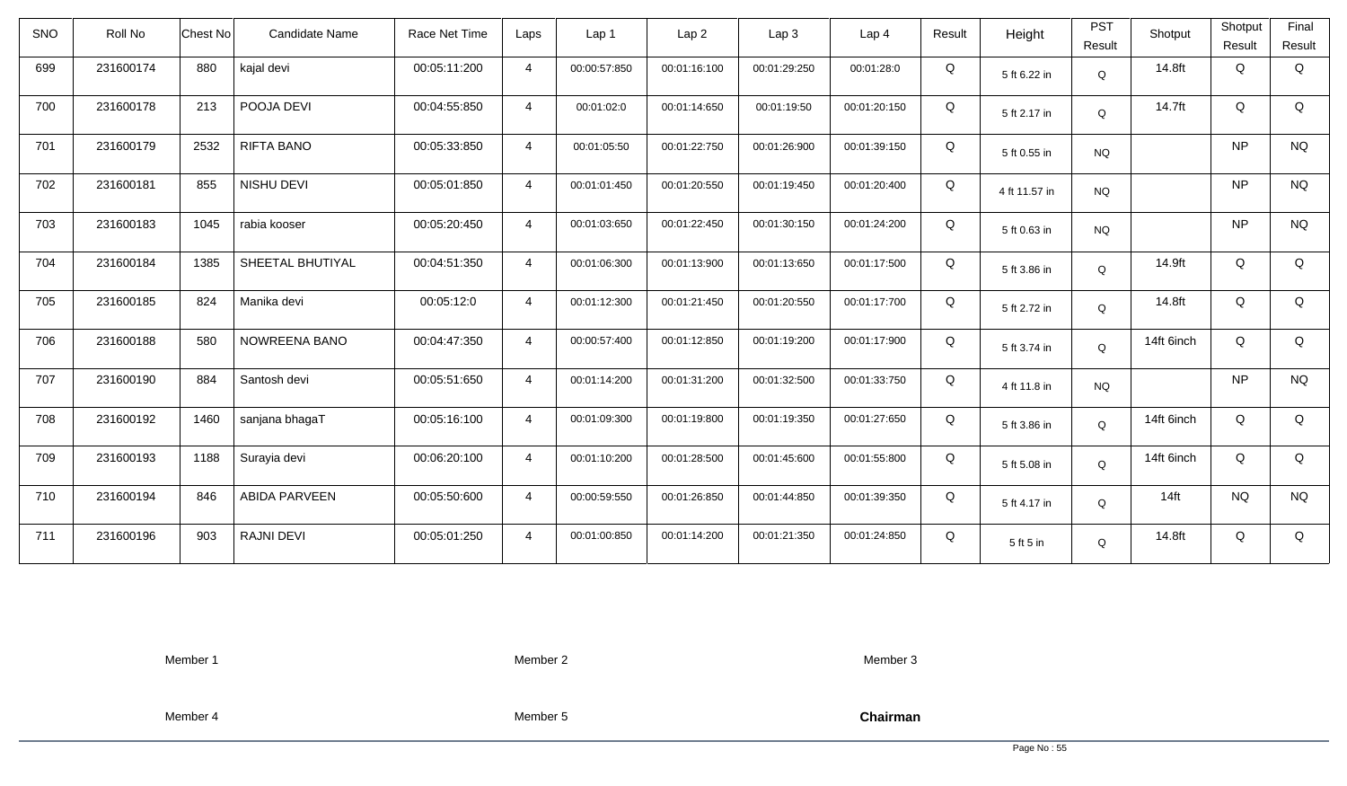| SNO | Roll No | Chest No | Candidate Name | Race Net Time | Laps | Lap 1 | Lap 2 | Lap 3 | Lap 4 | Result | Height | PST Result | Shotput | Shotput Result | Final Result |
|---|---|---|---|---|---|---|---|---|---|---|---|---|---|---|---|
| 699 | 231600174 | 880 | kajal devi | 00:05:11:200 | 4 | 00:00:57:850 | 00:01:16:100 | 00:01:29:250 | 00:01:28:0 | Q | 5 ft 6.22 in | Q | 14.8ft | Q | Q |
| 700 | 231600178 | 213 | POOJA DEVI | 00:04:55:850 | 4 | 00:01:02:0 | 00:01:14:650 | 00:01:19:50 | 00:01:20:150 | Q | 5 ft 2.17 in | Q | 14.7ft | Q | Q |
| 701 | 231600179 | 2532 | RIFTA BANO | 00:05:33:850 | 4 | 00:01:05:50 | 00:01:22:750 | 00:01:26:900 | 00:01:39:150 | Q | 5 ft 0.55 in | NQ | | NP | NQ |
| 702 | 231600181 | 855 | NISHU DEVI | 00:05:01:850 | 4 | 00:01:01:450 | 00:01:20:550 | 00:01:19:450 | 00:01:20:400 | Q | 4 ft 11.57 in | NQ | | NP | NQ |
| 703 | 231600183 | 1045 | rabia kooser | 00:05:20:450 | 4 | 00:01:03:650 | 00:01:22:450 | 00:01:30:150 | 00:01:24:200 | Q | 5 ft 0.63 in | NQ | | NP | NQ |
| 704 | 231600184 | 1385 | SHEETAL BHUTIYAL | 00:04:51:350 | 4 | 00:01:06:300 | 00:01:13:900 | 00:01:13:650 | 00:01:17:500 | Q | 5 ft 3.86 in | Q | 14.9ft | Q | Q |
| 705 | 231600185 | 824 | Manika devi | 00:05:12:0 | 4 | 00:01:12:300 | 00:01:21:450 | 00:01:20:550 | 00:01:17:700 | Q | 5 ft 2.72 in | Q | 14.8ft | Q | Q |
| 706 | 231600188 | 580 | NOWREENA BANO | 00:04:47:350 | 4 | 00:00:57:400 | 00:01:12:850 | 00:01:19:200 | 00:01:17:900 | Q | 5 ft 3.74 in | Q | 14ft 6inch | Q | Q |
| 707 | 231600190 | 884 | Santosh devi | 00:05:51:650 | 4 | 00:01:14:200 | 00:01:31:200 | 00:01:32:500 | 00:01:33:750 | Q | 4 ft 11.8 in | NQ | | NP | NQ |
| 708 | 231600192 | 1460 | sanjana bhagaT | 00:05:16:100 | 4 | 00:01:09:300 | 00:01:19:800 | 00:01:19:350 | 00:01:27:650 | Q | 5 ft 3.86 in | Q | 14ft 6inch | Q | Q |
| 709 | 231600193 | 1188 | Surayia devi | 00:06:20:100 | 4 | 00:01:10:200 | 00:01:28:500 | 00:01:45:600 | 00:01:55:800 | Q | 5 ft 5.08 in | Q | 14ft 6inch | Q | Q |
| 710 | 231600194 | 846 | ABIDA PARVEEN | 00:05:50:600 | 4 | 00:00:59:550 | 00:01:26:850 | 00:01:44:850 | 00:01:39:350 | Q | 5 ft 4.17 in | Q | 14ft | NQ | NQ |
| 711 | 231600196 | 903 | RAJNI DEVI | 00:05:01:250 | 4 | 00:01:00:850 | 00:01:14:200 | 00:01:21:350 | 00:01:24:850 | Q | 5 ft 5 in | Q | 14.8ft | Q | Q |

Member 1　　　Member 2　　　Member 3

Member 4　　　Member 5　　　**Chairman**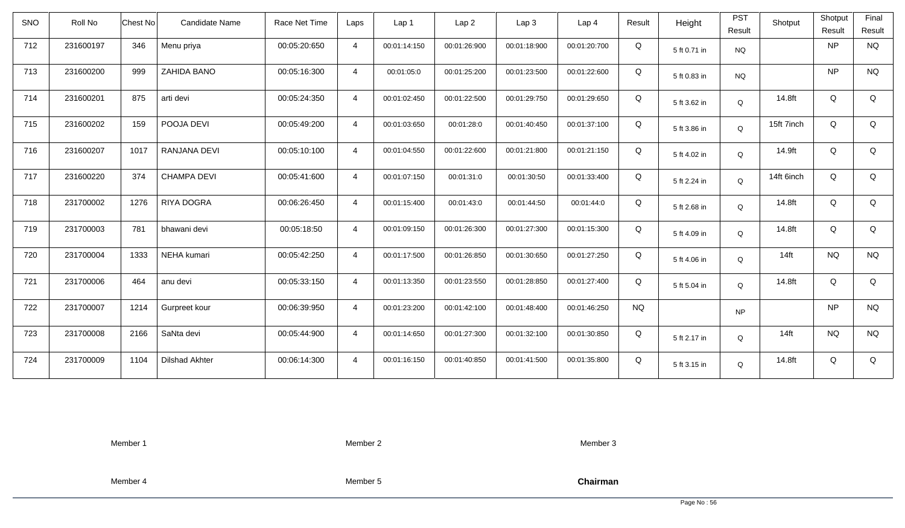| SNO | Roll No | Chest No | Candidate Name | Race Net Time | Laps | Lap 1 | Lap 2 | Lap 3 | Lap 4 | Result | Height | PST Result | Shotput | Shotput Result | Final Result |
|---|---|---|---|---|---|---|---|---|---|---|---|---|---|---|---|
| 712 | 231600197 | 346 | Menu priya | 00:05:20:650 | 4 | 00:01:14:150 | 00:01:26:900 | 00:01:18:900 | 00:01:20:700 | Q | 5 ft 0.71 in | NQ | | NP | NQ |
| 713 | 231600200 | 999 | ZAHIDA BANO | 00:05:16:300 | 4 | 00:01:05:0 | 00:01:25:200 | 00:01:23:500 | 00:01:22:600 | Q | 5 ft 0.83 in | NQ | | NP | NQ |
| 714 | 231600201 | 875 | arti devi | 00:05:24:350 | 4 | 00:01:02:450 | 00:01:22:500 | 00:01:29:750 | 00:01:29:650 | Q | 5 ft 3.62 in | Q | 14.8ft | Q | Q |
| 715 | 231600202 | 159 | POOJA DEVI | 00:05:49:200 | 4 | 00:01:03:650 | 00:01:28:0 | 00:01:40:450 | 00:01:37:100 | Q | 5 ft 3.86 in | Q | 15ft 7inch | Q | Q |
| 716 | 231600207 | 1017 | RANJANA DEVI | 00:05:10:100 | 4 | 00:01:04:550 | 00:01:22:600 | 00:01:21:800 | 00:01:21:150 | Q | 5 ft 4.02 in | Q | 14.9ft | Q | Q |
| 717 | 231600220 | 374 | CHAMPA DEVI | 00:05:41:600 | 4 | 00:01:07:150 | 00:01:31:0 | 00:01:30:50 | 00:01:33:400 | Q | 5 ft 2.24 in | Q | 14ft 6inch | Q | Q |
| 718 | 231700002 | 1276 | RIYA DOGRA | 00:06:26:450 | 4 | 00:01:15:400 | 00:01:43:0 | 00:01:44:50 | 00:01:44:0 | Q | 5 ft 2.68 in | Q | 14.8ft | Q | Q |
| 719 | 231700003 | 781 | bhawani devi | 00:05:18:50 | 4 | 00:01:09:150 | 00:01:26:300 | 00:01:27:300 | 00:01:15:300 | Q | 5 ft 4.09 in | Q | 14.8ft | Q | Q |
| 720 | 231700004 | 1333 | NEHA kumari | 00:05:42:250 | 4 | 00:01:17:500 | 00:01:26:850 | 00:01:30:650 | 00:01:27:250 | Q | 5 ft 4.06 in | Q | 14ft | NQ | NQ |
| 721 | 231700006 | 464 | anu devi | 00:05:33:150 | 4 | 00:01:13:350 | 00:01:23:550 | 00:01:28:850 | 00:01:27:400 | Q | 5 ft 5.04 in | Q | 14.8ft | Q | Q |
| 722 | 231700007 | 1214 | Gurpreet kour | 00:06:39:950 | 4 | 00:01:23:200 | 00:01:42:100 | 00:01:48:400 | 00:01:46:250 | NQ | | NP | | NP | NQ |
| 723 | 231700008 | 2166 | SaNta devi | 00:05:44:900 | 4 | 00:01:14:650 | 00:01:27:300 | 00:01:32:100 | 00:01:30:850 | Q | 5 ft 2.17 in | Q | 14ft | NQ | NQ |
| 724 | 231700009 | 1104 | Dilshad Akhter | 00:06:14:300 | 4 | 00:01:16:150 | 00:01:40:850 | 00:01:41:500 | 00:01:35:800 | Q | 5 ft 3.15 in | Q | 14.8ft | Q | Q |

Member 1 Member 2 Member 3

Member 4 Member 5 **Chairman**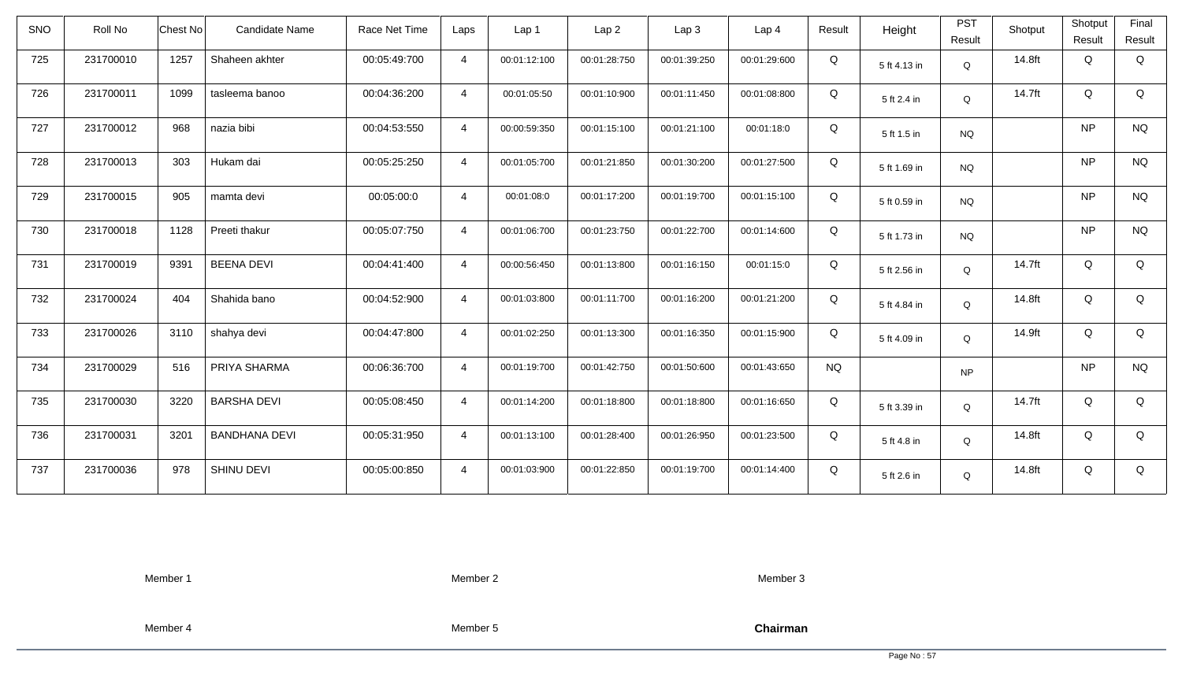| SNO | Roll No | Chest No | Candidate Name | Race Net Time | Laps | Lap 1 | Lap 2 | Lap 3 | Lap 4 | Result | Height | PST Result | Shotput | Shotput Result | Final Result |
|---|---|---|---|---|---|---|---|---|---|---|---|---|---|---|---|
| 725 | 231700010 | 1257 | Shaheen akhter | 00:05:49:700 | 4 | 00:01:12:100 | 00:01:28:750 | 00:01:39:250 | 00:01:29:600 | Q | 5 ft 4.13 in | Q | 14.8ft | Q | Q |
| 726 | 231700011 | 1099 | tasleema banoo | 00:04:36:200 | 4 | 00:01:05:50 | 00:01:10:900 | 00:01:11:450 | 00:01:08:800 | Q | 5 ft 2.4 in | Q | 14.7ft | Q | Q |
| 727 | 231700012 | 968 | nazia bibi | 00:04:53:550 | 4 | 00:00:59:350 | 00:01:15:100 | 00:01:21:100 | 00:01:18:0 | Q | 5 ft 1.5 in | NQ | | NP | NQ |
| 728 | 231700013 | 303 | Hukam dai | 00:05:25:250 | 4 | 00:01:05:700 | 00:01:21:850 | 00:01:30:200 | 00:01:27:500 | Q | 5 ft 1.69 in | NQ | | NP | NQ |
| 729 | 231700015 | 905 | mamta devi | 00:05:00:0 | 4 | 00:01:08:0 | 00:01:17:200 | 00:01:19:700 | 00:01:15:100 | Q | 5 ft 0.59 in | NQ | | NP | NQ |
| 730 | 231700018 | 1128 | Preeti thakur | 00:05:07:750 | 4 | 00:01:06:700 | 00:01:23:750 | 00:01:22:700 | 00:01:14:600 | Q | 5 ft 1.73 in | NQ | | NP | NQ |
| 731 | 231700019 | 9391 | BEENA DEVI | 00:04:41:400 | 4 | 00:00:56:450 | 00:01:13:800 | 00:01:16:150 | 00:01:15:0 | Q | 5 ft 2.56 in | Q | 14.7ft | Q | Q |
| 732 | 231700024 | 404 | Shahida bano | 00:04:52:900 | 4 | 00:01:03:800 | 00:01:11:700 | 00:01:16:200 | 00:01:21:200 | Q | 5 ft 4.84 in | Q | 14.8ft | Q | Q |
| 733 | 231700026 | 3110 | shahya devi | 00:04:47:800 | 4 | 00:01:02:250 | 00:01:13:300 | 00:01:16:350 | 00:01:15:900 | Q | 5 ft 4.09 in | Q | 14.9ft | Q | Q |
| 734 | 231700029 | 516 | PRIYA SHARMA | 00:06:36:700 | 4 | 00:01:19:700 | 00:01:42:750 | 00:01:50:600 | 00:01:43:650 | NQ | | NP | | NP | NQ |
| 735 | 231700030 | 3220 | BARSHA DEVI | 00:05:08:450 | 4 | 00:01:14:200 | 00:01:18:800 | 00:01:18:800 | 00:01:16:650 | Q | 5 ft 3.39 in | Q | 14.7ft | Q | Q |
| 736 | 231700031 | 3201 | BANDHANA DEVI | 00:05:31:950 | 4 | 00:01:13:100 | 00:01:28:400 | 00:01:26:950 | 00:01:23:500 | Q | 5 ft 4.8 in | Q | 14.8ft | Q | Q |
| 737 | 231700036 | 978 | SHINU DEVI | 00:05:00:850 | 4 | 00:01:03:900 | 00:01:22:850 | 00:01:19:700 | 00:01:14:400 | Q | 5 ft 2.6 in | Q | 14.8ft | Q | Q |

Member 1 Member 2 Member 3

Member 4 Member 5 **Chairman**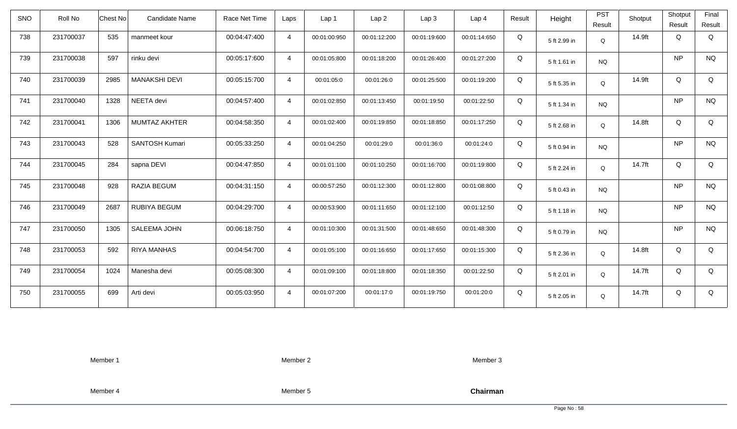| SNO | Roll No | Chest No | Candidate Name | Race Net Time | Laps | Lap 1 | Lap 2 | Lap 3 | Lap 4 | Result | Height | PST Result | Shotput | Shotput Result | Final Result |
|---|---|---|---|---|---|---|---|---|---|---|---|---|---|---|---|
| 738 | 231700037 | 535 | manmeet kour | 00:04:47:400 | 4 | 00:01:00:950 | 00:01:12:200 | 00:01:19:600 | 00:01:14:650 | Q | 5 ft 2.99 in | Q | 14.9ft | Q | Q |
| 739 | 231700038 | 597 | rinku devi | 00:05:17:600 | 4 | 00:01:05:800 | 00:01:18:200 | 00:01:26:400 | 00:01:27:200 | Q | 5 ft 1.61 in | NQ | | NP | NQ |
| 740 | 231700039 | 2985 | MANAKSHI DEVI | 00:05:15:700 | 4 | 00:01:05:0 | 00:01:26:0 | 00:01:25:500 | 00:01:19:200 | Q | 5 ft 5.35 in | Q | 14.9ft | Q | Q |
| 741 | 231700040 | 1328 | NEETA devi | 00:04:57:400 | 4 | 00:01:02:850 | 00:01:13:450 | 00:01:19:50 | 00:01:22:50 | Q | 5 ft 1.34 in | NQ | | NP | NQ |
| 742 | 231700041 | 1306 | MUMTAZ AKHTER | 00:04:58:350 | 4 | 00:01:02:400 | 00:01:19:850 | 00:01:18:850 | 00:01:17:250 | Q | 5 ft 2.68 in | Q | 14.8ft | Q | Q |
| 743 | 231700043 | 528 | SANTOSH Kumari | 00:05:33:250 | 4 | 00:01:04:250 | 00:01:29:0 | 00:01:36:0 | 00:01:24:0 | Q | 5 ft 0.94 in | NQ | | NP | NQ |
| 744 | 231700045 | 284 | sapna DEVI | 00:04:47:850 | 4 | 00:01:01:100 | 00:01:10:250 | 00:01:16:700 | 00:01:19:800 | Q | 5 ft 2.24 in | Q | 14.7ft | Q | Q |
| 745 | 231700048 | 928 | RAZIA BEGUM | 00:04:31:150 | 4 | 00:00:57:250 | 00:01:12:300 | 00:01:12:800 | 00:01:08:800 | Q | 5 ft 0.43 in | NQ | | NP | NQ |
| 746 | 231700049 | 2687 | RUBIYA BEGUM | 00:04:29:700 | 4 | 00:00:53:900 | 00:01:11:650 | 00:01:12:100 | 00:01:12:50 | Q | 5 ft 1.18 in | NQ | | NP | NQ |
| 747 | 231700050 | 1305 | SALEEMA JOHN | 00:06:18:750 | 4 | 00:01:10:300 | 00:01:31:500 | 00:01:48:650 | 00:01:48:300 | Q | 5 ft 0.79 in | NQ | | NP | NQ |
| 748 | 231700053 | 592 | RIYA MANHAS | 00:04:54:700 | 4 | 00:01:05:100 | 00:01:16:650 | 00:01:17:650 | 00:01:15:300 | Q | 5 ft 2.36 in | Q | 14.8ft | Q | Q |
| 749 | 231700054 | 1024 | Manesha devi | 00:05:08:300 | 4 | 00:01:09:100 | 00:01:18:800 | 00:01:18:350 | 00:01:22:50 | Q | 5 ft 2.01 in | Q | 14.7ft | Q | Q |
| 750 | 231700055 | 699 | Arti devi | 00:05:03:950 | 4 | 00:01:07:200 | 00:01:17:0 | 00:01:19:750 | 00:01:20:0 | Q | 5 ft 2.05 in | Q | 14.7ft | Q | Q |

Member 1 Member 2 Member 3

Member 4 Member 5 **Chairman**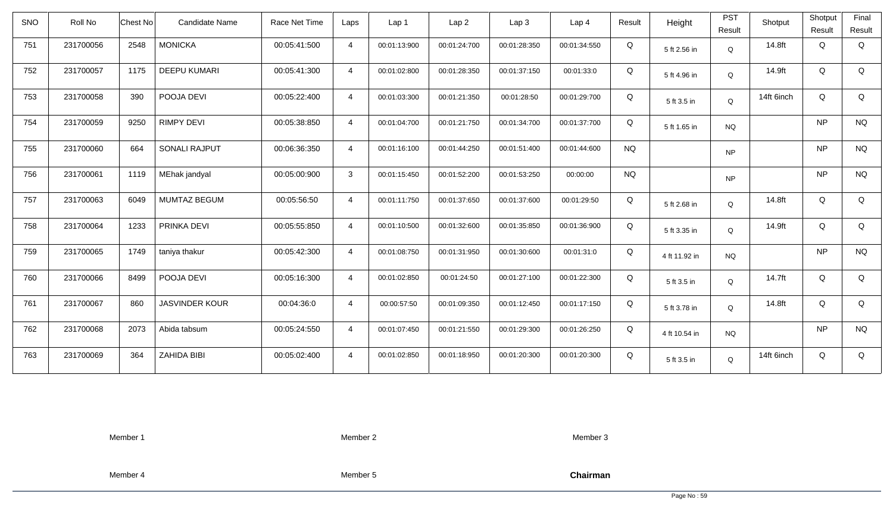| SNO | Roll No | Chest No | Candidate Name | Race Net Time | Laps | Lap 1 | Lap 2 | Lap 3 | Lap 4 | Result | Height | PST Result | Shotput | Shotput Result | Final Result |
|---|---|---|---|---|---|---|---|---|---|---|---|---|---|---|---|
| 751 | 231700056 | 2548 | MONICKA | 00:05:41:500 | 4 | 00:01:13:900 | 00:01:24:700 | 00:01:28:350 | 00:01:34:550 | Q | 5 ft 2.56 in | Q | 14.8ft | Q | Q |
| 752 | 231700057 | 1175 | DEEPU KUMARI | 00:05:41:300 | 4 | 00:01:02:800 | 00:01:28:350 | 00:01:37:150 | 00:01:33:0 | Q | 5 ft 4.96 in | Q | 14.9ft | Q | Q |
| 753 | 231700058 | 390 | POOJA DEVI | 00:05:22:400 | 4 | 00:01:03:300 | 00:01:21:350 | 00:01:28:50 | 00:01:29:700 | Q | 5 ft 3.5 in | Q | 14ft 6inch | Q | Q |
| 754 | 231700059 | 9250 | RIMPY DEVI | 00:05:38:850 | 4 | 00:01:04:700 | 00:01:21:750 | 00:01:34:700 | 00:01:37:700 | Q | 5 ft 1.65 in | NQ | | NP | NQ |
| 755 | 231700060 | 664 | SONALI RAJPUT | 00:06:36:350 | 4 | 00:01:16:100 | 00:01:44:250 | 00:01:51:400 | 00:01:44:600 | NQ | | NP | | NP | NQ |
| 756 | 231700061 | 1119 | MEhak jandyal | 00:05:00:900 | 3 | 00:01:15:450 | 00:01:52:200 | 00:01:53:250 | 00:00:00 | NQ | | NP | | NP | NQ |
| 757 | 231700063 | 6049 | MUMTAZ BEGUM | 00:05:56:50 | 4 | 00:01:11:750 | 00:01:37:650 | 00:01:37:600 | 00:01:29:50 | Q | 5 ft 2.68 in | Q | 14.8ft | Q | Q |
| 758 | 231700064 | 1233 | PRINKA DEVI | 00:05:55:850 | 4 | 00:01:10:500 | 00:01:32:600 | 00:01:35:850 | 00:01:36:900 | Q | 5 ft 3.35 in | Q | 14.9ft | Q | Q |
| 759 | 231700065 | 1749 | taniya thakur | 00:05:42:300 | 4 | 00:01:08:750 | 00:01:31:950 | 00:01:30:600 | 00:01:31:0 | Q | 4 ft 11.92 in | NQ | | NP | NQ |
| 760 | 231700066 | 8499 | POOJA DEVI | 00:05:16:300 | 4 | 00:01:02:850 | 00:01:24:50 | 00:01:27:100 | 00:01:22:300 | Q | 5 ft 3.5 in | Q | 14.7ft | Q | Q |
| 761 | 231700067 | 860 | JASVINDER KOUR | 00:04:36:0 | 4 | 00:00:57:50 | 00:01:09:350 | 00:01:12:450 | 00:01:17:150 | Q | 5 ft 3.78 in | Q | 14.8ft | Q | Q |
| 762 | 231700068 | 2073 | Abida tabsum | 00:05:24:550 | 4 | 00:01:07:450 | 00:01:21:550 | 00:01:29:300 | 00:01:26:250 | Q | 4 ft 10.54 in | NQ | | NP | NQ |
| 763 | 231700069 | 364 | ZAHIDA BIBI | 00:05:02:400 | 4 | 00:01:02:850 | 00:01:18:950 | 00:01:20:300 | 00:01:20:300 | Q | 5 ft 3.5 in | Q | 14ft 6inch | Q | Q |

Member 1 Member 2 Member 3

Member 4 Member 5 **Chairman**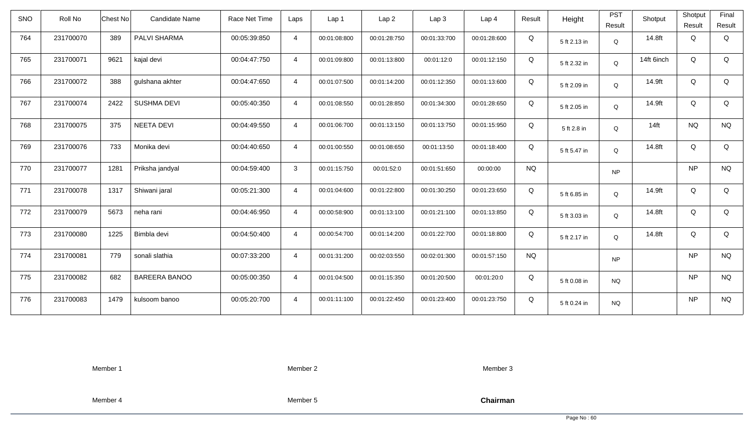| SNO | Roll No | Chest No | Candidate Name | Race Net Time | Laps | Lap 1 | Lap 2 | Lap 3 | Lap 4 | Result | Height | PST Result | Shotput | Shotput Result | Final Result |
|---|---|---|---|---|---|---|---|---|---|---|---|---|---|---|---|
| 764 | 231700070 | 389 | PALVI SHARMA | 00:05:39:850 | 4 | 00:01:08:800 | 00:01:28:750 | 00:01:33:700 | 00:01:28:600 | Q | 5 ft 2.13 in | Q | 14.8ft | Q | Q |
| 765 | 231700071 | 9621 | kajal devi | 00:04:47:750 | 4 | 00:01:09:800 | 00:01:13:800 | 00:01:12:0 | 00:01:12:150 | Q | 5 ft 2.32 in | Q | 14ft 6inch | Q | Q |
| 766 | 231700072 | 388 | gulshana akhter | 00:04:47:650 | 4 | 00:01:07:500 | 00:01:14:200 | 00:01:12:350 | 00:01:13:600 | Q | 5 ft 2.09 in | Q | 14.9ft | Q | Q |
| 767 | 231700074 | 2422 | SUSHMA DEVI | 00:05:40:350 | 4 | 00:01:08:550 | 00:01:28:850 | 00:01:34:300 | 00:01:28:650 | Q | 5 ft 2.05 in | Q | 14.9ft | Q | Q |
| 768 | 231700075 | 375 | NEETA DEVI | 00:04:49:550 | 4 | 00:01:06:700 | 00:01:13:150 | 00:01:13:750 | 00:01:15:950 | Q | 5 ft 2.8 in | Q | 14ft | NQ | NQ |
| 769 | 231700076 | 733 | Monika devi | 00:04:40:650 | 4 | 00:01:00:550 | 00:01:08:650 | 00:01:13:50 | 00:01:18:400 | Q | 5 ft 5.47 in | Q | 14.8ft | Q | Q |
| 770 | 231700077 | 1281 | Priksha jandyal | 00:04:59:400 | 3 | 00:01:15:750 | 00:01:52:0 | 00:01:51:650 | 00:00:00 | NQ | | NP | | NP | NQ |
| 771 | 231700078 | 1317 | Shiwani jaral | 00:05:21:300 | 4 | 00:01:04:600 | 00:01:22:800 | 00:01:30:250 | 00:01:23:650 | Q | 5 ft 6.85 in | Q | 14.9ft | Q | Q |
| 772 | 231700079 | 5673 | neha rani | 00:04:46:950 | 4 | 00:00:58:900 | 00:01:13:100 | 00:01:21:100 | 00:01:13:850 | Q | 5 ft 3.03 in | Q | 14.8ft | Q | Q |
| 773 | 231700080 | 1225 | Bimbla devi | 00:04:50:400 | 4 | 00:00:54:700 | 00:01:14:200 | 00:01:22:700 | 00:01:18:800 | Q | 5 ft 2.17 in | Q | 14.8ft | Q | Q |
| 774 | 231700081 | 779 | sonali slathia | 00:07:33:200 | 4 | 00:01:31:200 | 00:02:03:550 | 00:02:01:300 | 00:01:57:150 | NQ | | NP | | NP | NQ |
| 775 | 231700082 | 682 | BAREERA BANOO | 00:05:00:350 | 4 | 00:01:04:500 | 00:01:15:350 | 00:01:20:500 | 00:01:20:0 | Q | 5 ft 0.08 in | NQ | | NP | NQ |
| 776 | 231700083 | 1479 | kulsoom banoo | 00:05:20:700 | 4 | 00:01:11:100 | 00:01:22:450 | 00:01:23:400 | 00:01:23:750 | Q | 5 ft 0.24 in | NQ | | NP | NQ |

Member 1 Member 2 Member 3

Member 4 Member 5 **Chairman**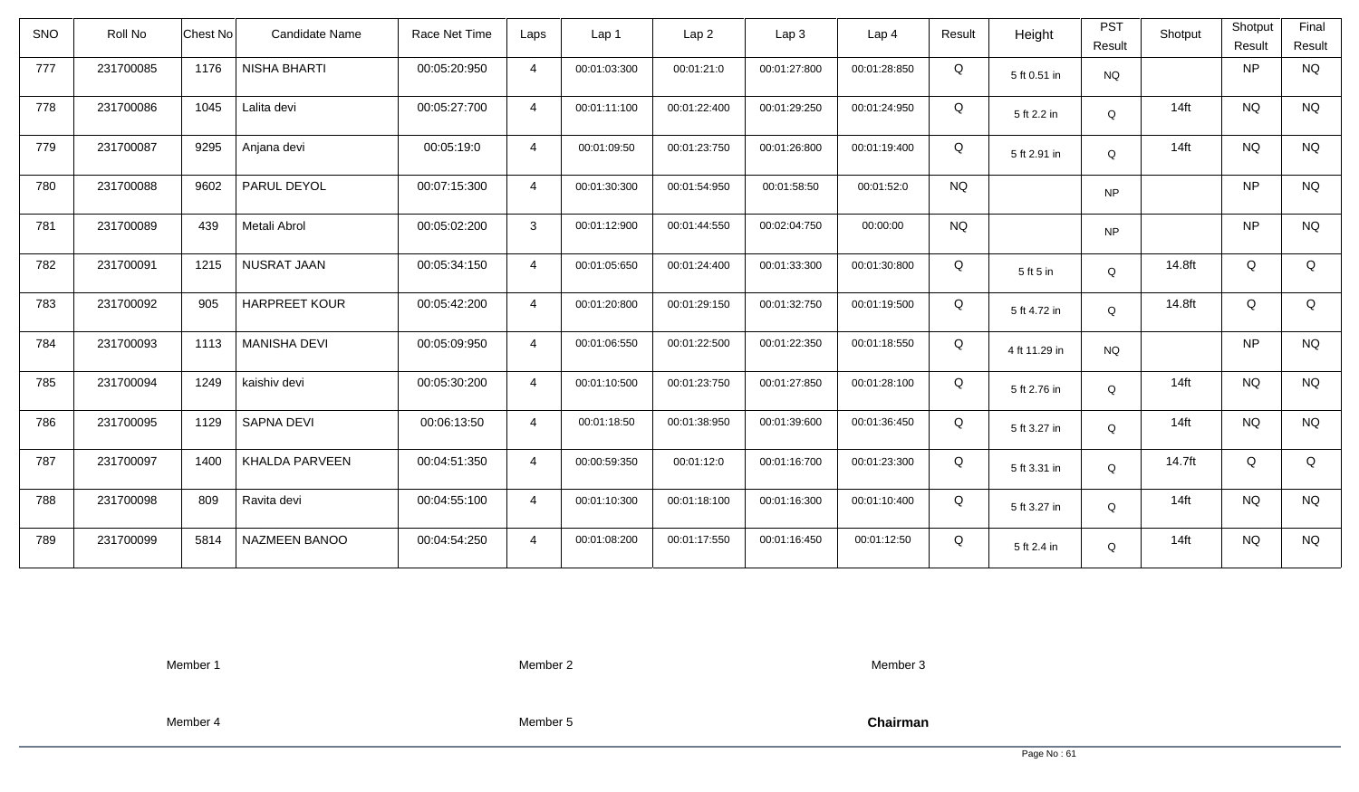| SNO | Roll No | Chest No | Candidate Name | Race Net Time | Laps | Lap 1 | Lap 2 | Lap 3 | Lap 4 | Result | Height | PST Result | Shotput | Shotput Result | Final Result |
|---|---|---|---|---|---|---|---|---|---|---|---|---|---|---|---|
| 777 | 231700085 | 1176 | NISHA BHARTI | 00:05:20:950 | 4 | 00:01:03:300 | 00:01:21:0 | 00:01:27:800 | 00:01:28:850 | Q | 5 ft 0.51 in | NQ | | NP | NQ |
| 778 | 231700086 | 1045 | Lalita devi | 00:05:27:700 | 4 | 00:01:11:100 | 00:01:22:400 | 00:01:29:250 | 00:01:24:950 | Q | 5 ft 2.2 in | Q | 14ft | NQ | NQ |
| 779 | 231700087 | 9295 | Anjana devi | 00:05:19:0 | 4 | 00:01:09:50 | 00:01:23:750 | 00:01:26:800 | 00:01:19:400 | Q | 5 ft 2.91 in | Q | 14ft | NQ | NQ |
| 780 | 231700088 | 9602 | PARUL DEYOL | 00:07:15:300 | 4 | 00:01:30:300 | 00:01:54:950 | 00:01:58:50 | 00:01:52:0 | NQ | | NP | | NP | NQ |
| 781 | 231700089 | 439 | Metali Abrol | 00:05:02:200 | 3 | 00:01:12:900 | 00:01:44:550 | 00:02:04:750 | 00:00:00 | NQ | | NP | | NP | NQ |
| 782 | 231700091 | 1215 | NUSRAT JAAN | 00:05:34:150 | 4 | 00:01:05:650 | 00:01:24:400 | 00:01:33:300 | 00:01:30:800 | Q | 5 ft 5 in | Q | 14.8ft | Q | Q |
| 783 | 231700092 | 905 | HARPREET KOUR | 00:05:42:200 | 4 | 00:01:20:800 | 00:01:29:150 | 00:01:32:750 | 00:01:19:500 | Q | 5 ft 4.72 in | Q | 14.8ft | Q | Q |
| 784 | 231700093 | 1113 | MANISHA DEVI | 00:05:09:950 | 4 | 00:01:06:550 | 00:01:22:500 | 00:01:22:350 | 00:01:18:550 | Q | 4 ft 11.29 in | NQ | | NP | NQ |
| 785 | 231700094 | 1249 | kaishiv devi | 00:05:30:200 | 4 | 00:01:10:500 | 00:01:23:750 | 00:01:27:850 | 00:01:28:100 | Q | 5 ft 2.76 in | Q | 14ft | NQ | NQ |
| 786 | 231700095 | 1129 | SAPNA DEVI | 00:06:13:50 | 4 | 00:01:18:50 | 00:01:38:950 | 00:01:39:600 | 00:01:36:450 | Q | 5 ft 3.27 in | Q | 14ft | NQ | NQ |
| 787 | 231700097 | 1400 | KHALDA PARVEEN | 00:04:51:350 | 4 | 00:00:59:350 | 00:01:12:0 | 00:01:16:700 | 00:01:23:300 | Q | 5 ft 3.31 in | Q | 14.7ft | Q | Q |
| 788 | 231700098 | 809 | Ravita devi | 00:04:55:100 | 4 | 00:01:10:300 | 00:01:18:100 | 00:01:16:300 | 00:01:10:400 | Q | 5 ft 3.27 in | Q | 14ft | NQ | NQ |
| 789 | 231700099 | 5814 | NAZMEEN BANOO | 00:04:54:250 | 4 | 00:01:08:200 | 00:01:17:550 | 00:01:16:450 | 00:01:12:50 | Q | 5 ft 2.4 in | Q | 14ft | NQ | NQ |

Member 1 Member 2 Member 3

Member 4 Member 5 **Chairman**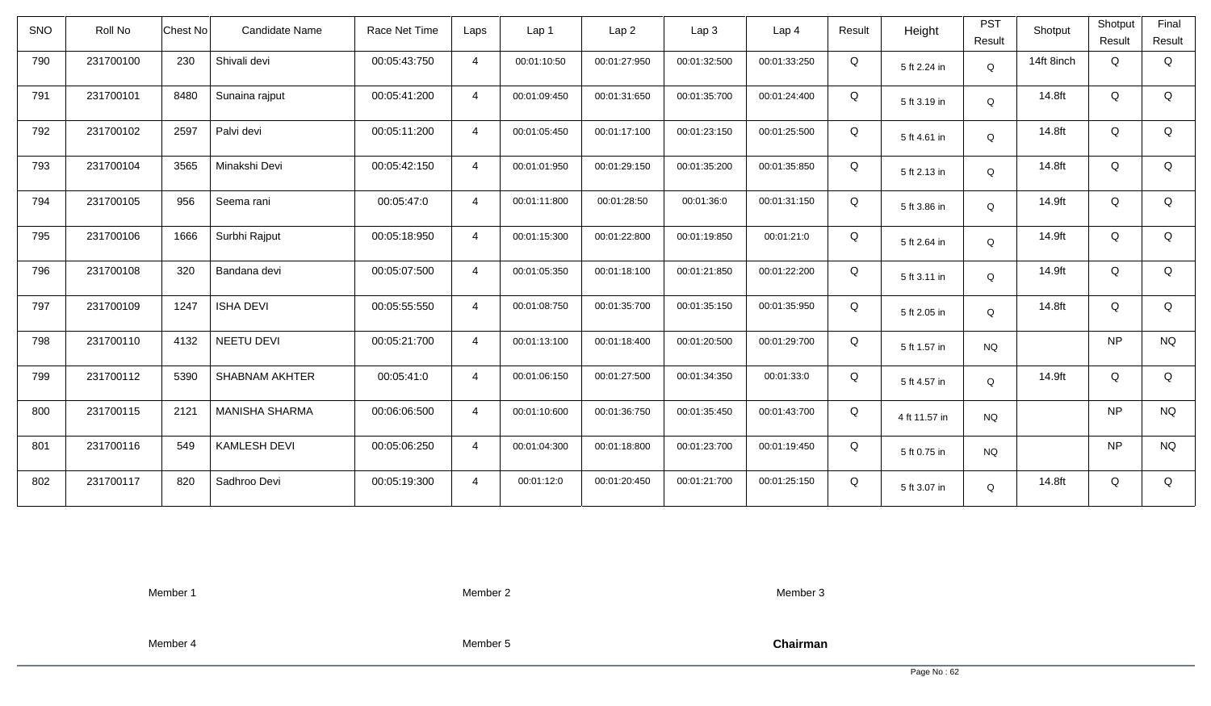| SNO | Roll No | Chest No | Candidate Name | Race Net Time | Laps | Lap 1 | Lap 2 | Lap 3 | Lap 4 | Result | Height | PST Result | Shotput | Shotput Result | Final Result |
|---|---|---|---|---|---|---|---|---|---|---|---|---|---|---|---|
| 790 | 231700100 | 230 | Shivali devi | 00:05:43:750 | 4 | 00:01:10:50 | 00:01:27:950 | 00:01:32:500 | 00:01:33:250 | Q | 5 ft 2.24 in | Q | 14ft 8inch | Q | Q |
| 791 | 231700101 | 8480 | Sunaina rajput | 00:05:41:200 | 4 | 00:01:09:450 | 00:01:31:650 | 00:01:35:700 | 00:01:24:400 | Q | 5 ft 3.19 in | Q | 14.8ft | Q | Q |
| 792 | 231700102 | 2597 | Palvi devi | 00:05:11:200 | 4 | 00:01:05:450 | 00:01:17:100 | 00:01:23:150 | 00:01:25:500 | Q | 5 ft 4.61 in | Q | 14.8ft | Q | Q |
| 793 | 231700104 | 3565 | Minakshi Devi | 00:05:42:150 | 4 | 00:01:01:950 | 00:01:29:150 | 00:01:35:200 | 00:01:35:850 | Q | 5 ft 2.13 in | Q | 14.8ft | Q | Q |
| 794 | 231700105 | 956 | Seema rani | 00:05:47:0 | 4 | 00:01:11:800 | 00:01:28:50 | 00:01:36:0 | 00:01:31:150 | Q | 5 ft 3.86 in | Q | 14.9ft | Q | Q |
| 795 | 231700106 | 1666 | Surbhi Rajput | 00:05:18:950 | 4 | 00:01:15:300 | 00:01:22:800 | 00:01:19:850 | 00:01:21:0 | Q | 5 ft 2.64 in | Q | 14.9ft | Q | Q |
| 796 | 231700108 | 320 | Bandana devi | 00:05:07:500 | 4 | 00:01:05:350 | 00:01:18:100 | 00:01:21:850 | 00:01:22:200 | Q | 5 ft 3.11 in | Q | 14.9ft | Q | Q |
| 797 | 231700109 | 1247 | ISHA DEVI | 00:05:55:550 | 4 | 00:01:08:750 | 00:01:35:700 | 00:01:35:150 | 00:01:35:950 | Q | 5 ft 2.05 in | Q | 14.8ft | Q | Q |
| 798 | 231700110 | 4132 | NEETU DEVI | 00:05:21:700 | 4 | 00:01:13:100 | 00:01:18:400 | 00:01:20:500 | 00:01:29:700 | Q | 5 ft 1.57 in | NQ | | NP | NQ |
| 799 | 231700112 | 5390 | SHABNAM AKHTER | 00:05:41:0 | 4 | 00:01:06:150 | 00:01:27:500 | 00:01:34:350 | 00:01:33:0 | Q | 5 ft 4.57 in | Q | 14.9ft | Q | Q |
| 800 | 231700115 | 2121 | MANISHA SHARMA | 00:06:06:500 | 4 | 00:01:10:600 | 00:01:36:750 | 00:01:35:450 | 00:01:43:700 | Q | 4 ft 11.57 in | NQ | | NP | NQ |
| 801 | 231700116 | 549 | KAMLESH DEVI | 00:05:06:250 | 4 | 00:01:04:300 | 00:01:18:800 | 00:01:23:700 | 00:01:19:450 | Q | 5 ft 0.75 in | NQ | | NP | NQ |
| 802 | 231700117 | 820 | Sadhroo Devi | 00:05:19:300 | 4 | 00:01:12:0 | 00:01:20:450 | 00:01:21:700 | 00:01:25:150 | Q | 5 ft 3.07 in | Q | 14.8ft | Q | Q |

Member 1 Member 2 Member 3

Member 4 Member 5 **Chairman**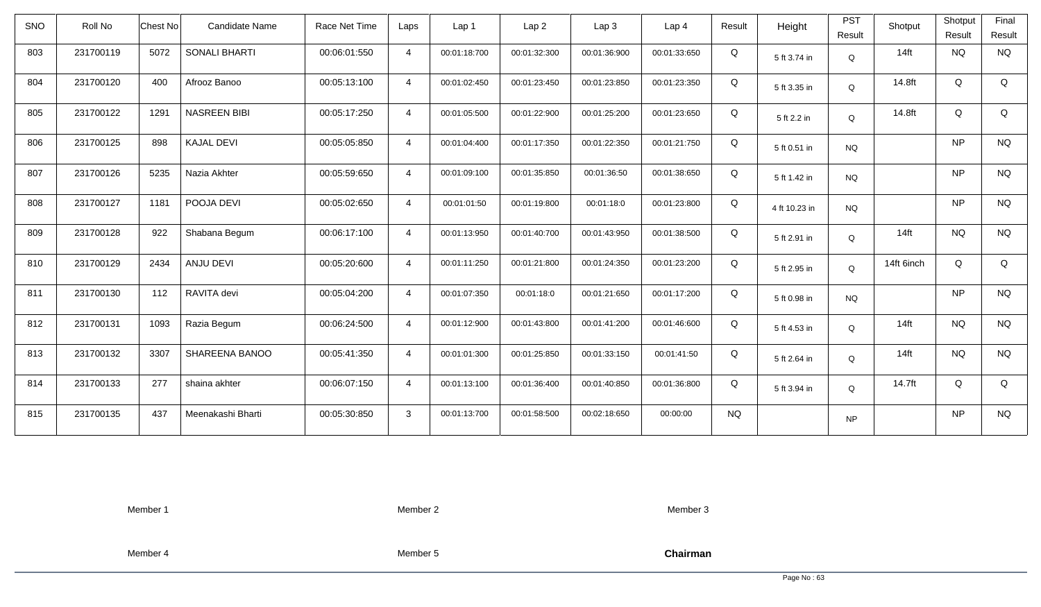| SNO | Roll No | Chest No | Candidate Name | Race Net Time | Laps | Lap 1 | Lap 2 | Lap 3 | Lap 4 | Result | Height | PST Result | Shotput | Shotput Result | Final Result |
|---|---|---|---|---|---|---|---|---|---|---|---|---|---|---|---|
| 803 | 231700119 | 5072 | SONALI BHARTI | 00:06:01:550 | 4 | 00:01:18:700 | 00:01:32:300 | 00:01:36:900 | 00:01:33:650 | Q | 5 ft 3.74 in | Q | 14ft | NQ | NQ |
| 804 | 231700120 | 400 | Afrooz Banoo | 00:05:13:100 | 4 | 00:01:02:450 | 00:01:23:450 | 00:01:23:850 | 00:01:23:350 | Q | 5 ft 3.35 in | Q | 14.8ft | Q | Q |
| 805 | 231700122 | 1291 | NASREEN BIBI | 00:05:17:250 | 4 | 00:01:05:500 | 00:01:22:900 | 00:01:25:200 | 00:01:23:650 | Q | 5 ft 2.2 in | Q | 14.8ft | Q | Q |
| 806 | 231700125 | 898 | KAJAL DEVI | 00:05:05:850 | 4 | 00:01:04:400 | 00:01:17:350 | 00:01:22:350 | 00:01:21:750 | Q | 5 ft 0.51 in | NQ | | NP | NQ |
| 807 | 231700126 | 5235 | Nazia Akhter | 00:05:59:650 | 4 | 00:01:09:100 | 00:01:35:850 | 00:01:36:50 | 00:01:38:650 | Q | 5 ft 1.42 in | NQ | | NP | NQ |
| 808 | 231700127 | 1181 | POOJA DEVI | 00:05:02:650 | 4 | 00:01:01:50 | 00:01:19:800 | 00:01:18:0 | 00:01:23:800 | Q | 4 ft 10.23 in | NQ | | NP | NQ |
| 809 | 231700128 | 922 | Shabana Begum | 00:06:17:100 | 4 | 00:01:13:950 | 00:01:40:700 | 00:01:43:950 | 00:01:38:500 | Q | 5 ft 2.91 in | Q | 14ft | NQ | NQ |
| 810 | 231700129 | 2434 | ANJU DEVI | 00:05:20:600 | 4 | 00:01:11:250 | 00:01:21:800 | 00:01:24:350 | 00:01:23:200 | Q | 5 ft 2.95 in | Q | 14ft 6inch | Q | Q |
| 811 | 231700130 | 112 | RAVITA devi | 00:05:04:200 | 4 | 00:01:07:350 | 00:01:18:0 | 00:01:21:650 | 00:01:17:200 | Q | 5 ft 0.98 in | NQ | | NP | NQ |
| 812 | 231700131 | 1093 | Razia Begum | 00:06:24:500 | 4 | 00:01:12:900 | 00:01:43:800 | 00:01:41:200 | 00:01:46:600 | Q | 5 ft 4.53 in | Q | 14ft | NQ | NQ |
| 813 | 231700132 | 3307 | SHAREENA BANOO | 00:05:41:350 | 4 | 00:01:01:300 | 00:01:25:850 | 00:01:33:150 | 00:01:41:50 | Q | 5 ft 2.64 in | Q | 14ft | NQ | NQ |
| 814 | 231700133 | 277 | shaina akhter | 00:06:07:150 | 4 | 00:01:13:100 | 00:01:36:400 | 00:01:40:850 | 00:01:36:800 | Q | 5 ft 3.94 in | Q | 14.7ft | Q | Q |
| 815 | 231700135 | 437 | Meenakashi Bharti | 00:05:30:850 | 3 | 00:01:13:700 | 00:01:58:500 | 00:02:18:650 | 00:00:00 | NQ | | NP | | NP | NQ |

Member 1 Member 2 Member 3

Member 4 Member 5 **Chairman**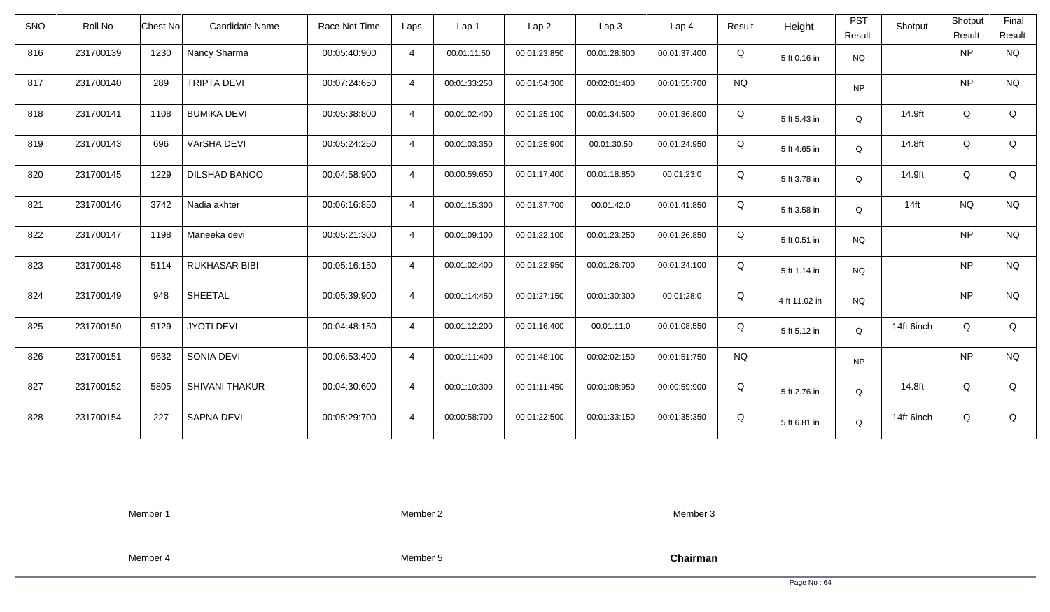| SNO | Roll No | Chest No | Candidate Name | Race Net Time | Laps | Lap 1 | Lap 2 | Lap 3 | Lap 4 | Result | Height | PST Result | Shotput | Shotput Result | Final Result |
|---|---|---|---|---|---|---|---|---|---|---|---|---|---|---|---|
| 816 | 231700139 | 1230 | Nancy Sharma | 00:05:40:900 | 4 | 00:01:11:50 | 00:01:23:850 | 00:01:28:600 | 00:01:37:400 | Q | 5 ft 0.16 in | NQ | | NP | NQ |
| 817 | 231700140 | 289 | TRIPTA DEVI | 00:07:24:650 | 4 | 00:01:33:250 | 00:01:54:300 | 00:02:01:400 | 00:01:55:700 | NQ | | NP | | NP | NQ |
| 818 | 231700141 | 1108 | BUMIKA DEVI | 00:05:38:800 | 4 | 00:01:02:400 | 00:01:25:100 | 00:01:34:500 | 00:01:36:800 | Q | 5 ft 5.43 in | Q | 14.9ft | Q | Q |
| 819 | 231700143 | 696 | VArSHA DEVI | 00:05:24:250 | 4 | 00:01:03:350 | 00:01:25:900 | 00:01:30:50 | 00:01:24:950 | Q | 5 ft 4.65 in | Q | 14.8ft | Q | Q |
| 820 | 231700145 | 1229 | DILSHAD BANOO | 00:04:58:900 | 4 | 00:00:59:650 | 00:01:17:400 | 00:01:18:850 | 00:01:23:0 | Q | 5 ft 3.78 in | Q | 14.9ft | Q | Q |
| 821 | 231700146 | 3742 | Nadia akhter | 00:06:16:850 | 4 | 00:01:15:300 | 00:01:37:700 | 00:01:42:0 | 00:01:41:850 | Q | 5 ft 3.58 in | Q | 14ft | NQ | NQ |
| 822 | 231700147 | 1198 | Maneeka devi | 00:05:21:300 | 4 | 00:01:09:100 | 00:01:22:100 | 00:01:23:250 | 00:01:26:850 | Q | 5 ft 0.51 in | NQ | | NP | NQ |
| 823 | 231700148 | 5114 | RUKHASAR BIBI | 00:05:16:150 | 4 | 00:01:02:400 | 00:01:22:950 | 00:01:26:700 | 00:01:24:100 | Q | 5 ft 1.14 in | NQ | | NP | NQ |
| 824 | 231700149 | 948 | SHEETAL | 00:05:39:900 | 4 | 00:01:14:450 | 00:01:27:150 | 00:01:30:300 | 00:01:28:0 | Q | 4 ft 11.02 in | NQ | | NP | NQ |
| 825 | 231700150 | 9129 | JYOTI DEVI | 00:04:48:150 | 4 | 00:01:12:200 | 00:01:16:400 | 00:01:11:0 | 00:01:08:550 | Q | 5 ft 5.12 in | Q | 14ft 6inch | Q | Q |
| 826 | 231700151 | 9632 | SONIA DEVI | 00:06:53:400 | 4 | 00:01:11:400 | 00:01:48:100 | 00:02:02:150 | 00:01:51:750 | NQ | | NP | | NP | NQ |
| 827 | 231700152 | 5805 | SHIVANI THAKUR | 00:04:30:600 | 4 | 00:01:10:300 | 00:01:11:450 | 00:01:08:950 | 00:00:59:900 | Q | 5 ft 2.76 in | Q | 14.8ft | Q | Q |
| 828 | 231700154 | 227 | SAPNA DEVI | 00:05:29:700 | 4 | 00:00:58:700 | 00:01:22:500 | 00:01:33:150 | 00:01:35:350 | Q | 5 ft 6.81 in | Q | 14ft 6inch | Q | Q |

Member 1 Member 2 Member 3

Member 4 Member 5 **Chairman**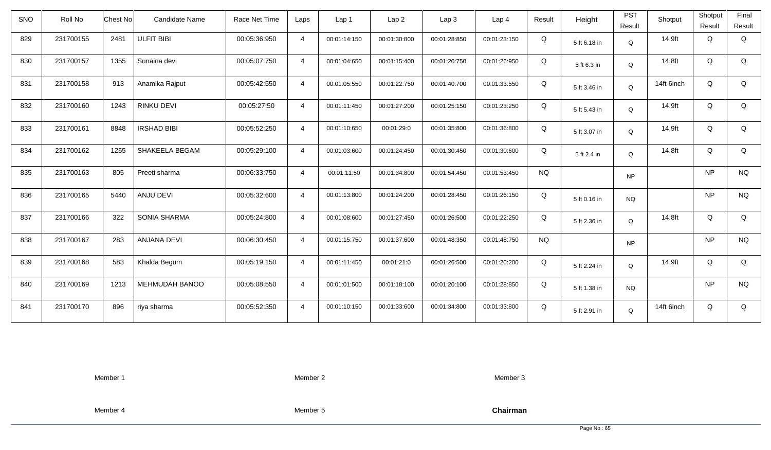| SNO | Roll No | Chest No | Candidate Name | Race Net Time | Laps | Lap 1 | Lap 2 | Lap 3 | Lap 4 | Result | Height | PST Result | Shotput | Shotput Result | Final Result |
|---|---|---|---|---|---|---|---|---|---|---|---|---|---|---|---|
| 829 | 231700155 | 2481 | ULFIT BIBI | 00:05:36:950 | 4 | 00:01:14:150 | 00:01:30:800 | 00:01:28:850 | 00:01:23:150 | Q | 5 ft 6.18 in | Q | 14.9ft | Q | Q |
| 830 | 231700157 | 1355 | Sunaina devi | 00:05:07:750 | 4 | 00:01:04:650 | 00:01:15:400 | 00:01:20:750 | 00:01:26:950 | Q | 5 ft 6.3 in | Q | 14.8ft | Q | Q |
| 831 | 231700158 | 913 | Anamika Rajput | 00:05:42:550 | 4 | 00:01:05:550 | 00:01:22:750 | 00:01:40:700 | 00:01:33:550 | Q | 5 ft 3.46 in | Q | 14ft 6inch | Q | Q |
| 832 | 231700160 | 1243 | RINKU DEVI | 00:05:27:50 | 4 | 00:01:11:450 | 00:01:27:200 | 00:01:25:150 | 00:01:23:250 | Q | 5 ft 5.43 in | Q | 14.9ft | Q | Q |
| 833 | 231700161 | 8848 | IRSHAD BIBI | 00:05:52:250 | 4 | 00:01:10:650 | 00:01:29:0 | 00:01:35:800 | 00:01:36:800 | Q | 5 ft 3.07 in | Q | 14.9ft | Q | Q |
| 834 | 231700162 | 1255 | SHAKEELA BEGAM | 00:05:29:100 | 4 | 00:01:03:600 | 00:01:24:450 | 00:01:30:450 | 00:01:30:600 | Q | 5 ft 2.4 in | Q | 14.8ft | Q | Q |
| 835 | 231700163 | 805 | Preeti sharma | 00:06:33:750 | 4 | 00:01:11:50 | 00:01:34:800 | 00:01:54:450 | 00:01:53:450 | NQ | | NP | | NP | NQ |
| 836 | 231700165 | 5440 | ANJU DEVI | 00:05:32:600 | 4 | 00:01:13:800 | 00:01:24:200 | 00:01:28:450 | 00:01:26:150 | Q | 5 ft 0.16 in | NQ | | NP | NQ |
| 837 | 231700166 | 322 | SONIA SHARMA | 00:05:24:800 | 4 | 00:01:08:600 | 00:01:27:450 | 00:01:26:500 | 00:01:22:250 | Q | 5 ft 2.36 in | Q | 14.8ft | Q | Q |
| 838 | 231700167 | 283 | ANJANA DEVI | 00:06:30:450 | 4 | 00:01:15:750 | 00:01:37:600 | 00:01:48:350 | 00:01:48:750 | NQ | | NP | | NP | NQ |
| 839 | 231700168 | 583 | Khalda Begum | 00:05:19:150 | 4 | 00:01:11:450 | 00:01:21:0 | 00:01:26:500 | 00:01:20:200 | Q | 5 ft 2.24 in | Q | 14.9ft | Q | Q |
| 840 | 231700169 | 1213 | MEHMUDAH BANOO | 00:05:08:550 | 4 | 00:01:01:500 | 00:01:18:100 | 00:01:20:100 | 00:01:28:850 | Q | 5 ft 1.38 in | NQ | | NP | NQ |
| 841 | 231700170 | 896 | riya sharma | 00:05:52:350 | 4 | 00:01:10:150 | 00:01:33:600 | 00:01:34:800 | 00:01:33:800 | Q | 5 ft 2.91 in | Q | 14ft 6inch | Q | Q |

Member 1　　　Member 2　　　Member 3

Member 4　　　Member 5　　　**Chairman**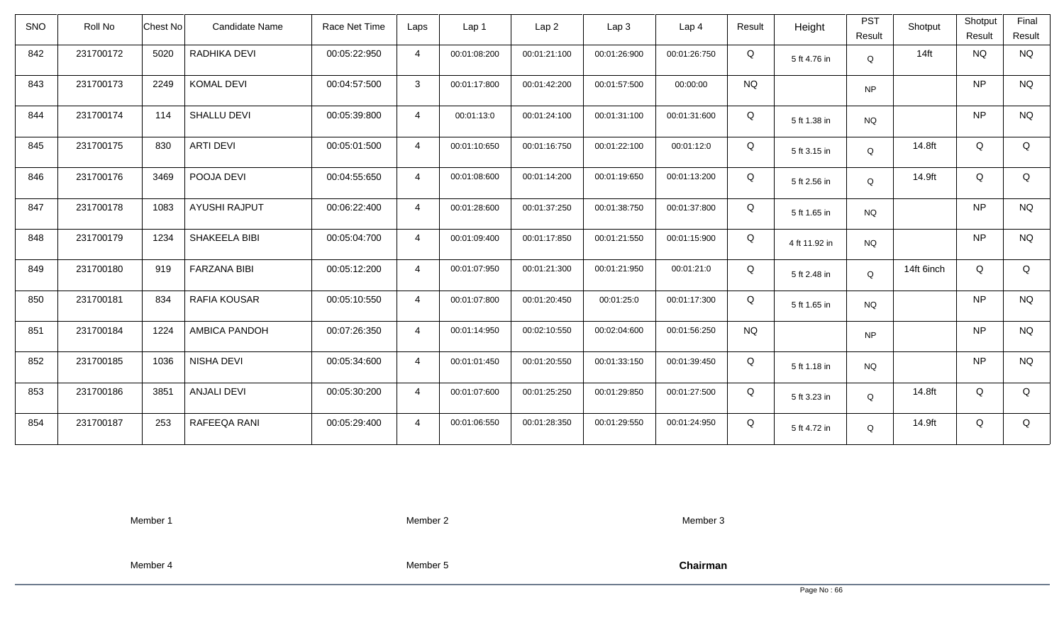| SNO | Roll No | Chest No | Candidate Name | Race Net Time | Laps | Lap 1 | Lap 2 | Lap 3 | Lap 4 | Result | Height | PST Result | Shotput | Shotput Result | Final Result |
|---|---|---|---|---|---|---|---|---|---|---|---|---|---|---|---|
| 842 | 231700172 | 5020 | RADHIKA DEVI | 00:05:22:950 | 4 | 00:01:08:200 | 00:01:21:100 | 00:01:26:900 | 00:01:26:750 | Q | 5 ft 4.76 in | Q | 14ft | NQ | NQ |
| 843 | 231700173 | 2249 | KOMAL DEVI | 00:04:57:500 | 3 | 00:01:17:800 | 00:01:42:200 | 00:01:57:500 | 00:00:00 | NQ | | NP | | NP | NQ |
| 844 | 231700174 | 114 | SHALLU DEVI | 00:05:39:800 | 4 | 00:01:13:0 | 00:01:24:100 | 00:01:31:100 | 00:01:31:600 | Q | 5 ft 1.38 in | NQ | | NP | NQ |
| 845 | 231700175 | 830 | ARTI DEVI | 00:05:01:500 | 4 | 00:01:10:650 | 00:01:16:750 | 00:01:22:100 | 00:01:12:0 | Q | 5 ft 3.15 in | Q | 14.8ft | Q | Q |
| 846 | 231700176 | 3469 | POOJA DEVI | 00:04:55:650 | 4 | 00:01:08:600 | 00:01:14:200 | 00:01:19:650 | 00:01:13:200 | Q | 5 ft 2.56 in | Q | 14.9ft | Q | Q |
| 847 | 231700178 | 1083 | AYUSHI RAJPUT | 00:06:22:400 | 4 | 00:01:28:600 | 00:01:37:250 | 00:01:38:750 | 00:01:37:800 | Q | 5 ft 1.65 in | NQ | | NP | NQ |
| 848 | 231700179 | 1234 | SHAKEELA BIBI | 00:05:04:700 | 4 | 00:01:09:400 | 00:01:17:850 | 00:01:21:550 | 00:01:15:900 | Q | 4 ft 11.92 in | NQ | | NP | NQ |
| 849 | 231700180 | 919 | FARZANA BIBI | 00:05:12:200 | 4 | 00:01:07:950 | 00:01:21:300 | 00:01:21:950 | 00:01:21:0 | Q | 5 ft 2.48 in | Q | 14ft 6inch | Q | Q |
| 850 | 231700181 | 834 | RAFIA KOUSAR | 00:05:10:550 | 4 | 00:01:07:800 | 00:01:20:450 | 00:01:25:0 | 00:01:17:300 | Q | 5 ft 1.65 in | NQ | | NP | NQ |
| 851 | 231700184 | 1224 | AMBICA PANDOH | 00:07:26:350 | 4 | 00:01:14:950 | 00:02:10:550 | 00:02:04:600 | 00:01:56:250 | NQ | | NP | | NP | NQ |
| 852 | 231700185 | 1036 | NISHA DEVI | 00:05:34:600 | 4 | 00:01:01:450 | 00:01:20:550 | 00:01:33:150 | 00:01:39:450 | Q | 5 ft 1.18 in | NQ | | NP | NQ |
| 853 | 231700186 | 3851 | ANJALI DEVI | 00:05:30:200 | 4 | 00:01:07:600 | 00:01:25:250 | 00:01:29:850 | 00:01:27:500 | Q | 5 ft 3.23 in | Q | 14.8ft | Q | Q |
| 854 | 231700187 | 253 | RAFEEQA RANI | 00:05:29:400 | 4 | 00:01:06:550 | 00:01:28:350 | 00:01:29:550 | 00:01:24:950 | Q | 5 ft 4.72 in | Q | 14.9ft | Q | Q |

Member 1 Member 2 Member 3

Member 4 Member 5 **Chairman**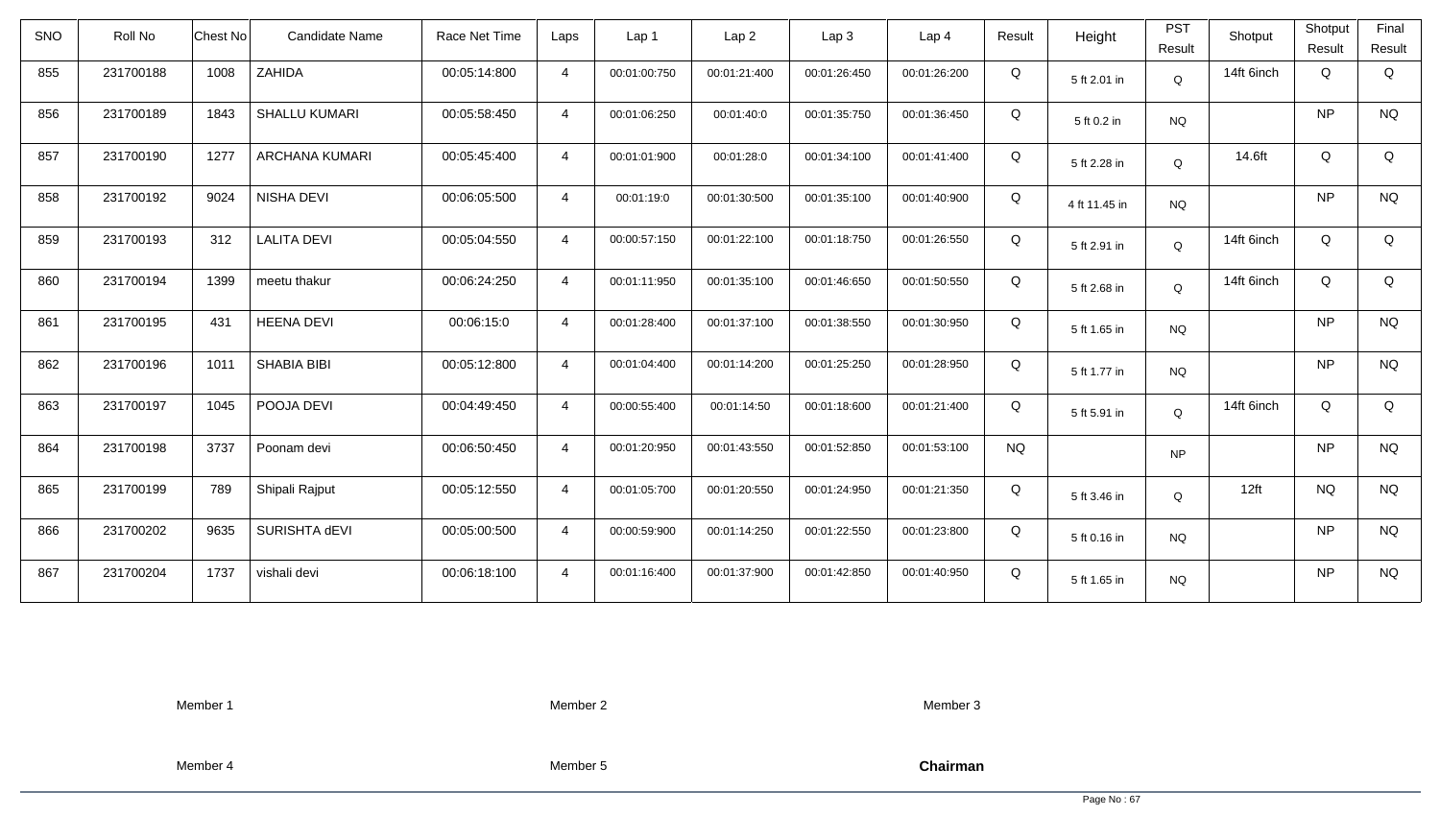| SNO | Roll No | Chest No | Candidate Name | Race Net Time | Laps | Lap 1 | Lap 2 | Lap 3 | Lap 4 | Result | Height | PST Result | Shotput | Shotput Result | Final Result |
|---|---|---|---|---|---|---|---|---|---|---|---|---|---|---|---|
| 855 | 231700188 | 1008 | ZAHIDA | 00:05:14:800 | 4 | 00:01:00:750 | 00:01:21:400 | 00:01:26:450 | 00:01:26:200 | Q | 5 ft 2.01 in | Q | 14ft 6inch | Q | Q |
| 856 | 231700189 | 1843 | SHALLU KUMARI | 00:05:58:450 | 4 | 00:01:06:250 | 00:01:40:0 | 00:01:35:750 | 00:01:36:450 | Q | 5 ft 0.2 in | NQ | | NP | NQ |
| 857 | 231700190 | 1277 | ARCHANA KUMARI | 00:05:45:400 | 4 | 00:01:01:900 | 00:01:28:0 | 00:01:34:100 | 00:01:41:400 | Q | 5 ft 2.28 in | Q | 14.6ft | Q | Q |
| 858 | 231700192 | 9024 | NISHA DEVI | 00:06:05:500 | 4 | 00:01:19:0 | 00:01:30:500 | 00:01:35:100 | 00:01:40:900 | Q | 4 ft 11.45 in | NQ | | NP | NQ |
| 859 | 231700193 | 312 | LALITA DEVI | 00:05:04:550 | 4 | 00:00:57:150 | 00:01:22:100 | 00:01:18:750 | 00:01:26:550 | Q | 5 ft 2.91 in | Q | 14ft 6inch | Q | Q |
| 860 | 231700194 | 1399 | meetu thakur | 00:06:24:250 | 4 | 00:01:11:950 | 00:01:35:100 | 00:01:46:650 | 00:01:50:550 | Q | 5 ft 2.68 in | Q | 14ft 6inch | Q | Q |
| 861 | 231700195 | 431 | HEENA DEVI | 00:06:15:0 | 4 | 00:01:28:400 | 00:01:37:100 | 00:01:38:550 | 00:01:30:950 | Q | 5 ft 1.65 in | NQ | | NP | NQ |
| 862 | 231700196 | 1011 | SHABIA BIBI | 00:05:12:800 | 4 | 00:01:04:400 | 00:01:14:200 | 00:01:25:250 | 00:01:28:950 | Q | 5 ft 1.77 in | NQ | | NP | NQ |
| 863 | 231700197 | 1045 | POOJA DEVI | 00:04:49:450 | 4 | 00:00:55:400 | 00:01:14:50 | 00:01:18:600 | 00:01:21:400 | Q | 5 ft 5.91 in | Q | 14ft 6inch | Q | Q |
| 864 | 231700198 | 3737 | Poonam devi | 00:06:50:450 | 4 | 00:01:20:950 | 00:01:43:550 | 00:01:52:850 | 00:01:53:100 | NQ | | NP | | NP | NQ |
| 865 | 231700199 | 789 | Shipali Rajput | 00:05:12:550 | 4 | 00:01:05:700 | 00:01:20:550 | 00:01:24:950 | 00:01:21:350 | Q | 5 ft 3.46 in | Q | 12ft | NQ | NQ |
| 866 | 231700202 | 9635 | SURISHTA dEVI | 00:05:00:500 | 4 | 00:00:59:900 | 00:01:14:250 | 00:01:22:550 | 00:01:23:800 | Q | 5 ft 0.16 in | NQ | | NP | NQ |
| 867 | 231700204 | 1737 | vishali devi | 00:06:18:100 | 4 | 00:01:16:400 | 00:01:37:900 | 00:01:42:850 | 00:01:40:950 | Q | 5 ft 1.65 in | NQ | | NP | NQ |

Member 1　　Member 2　　Member 3

Member 4　　Member 5　　**Chairman**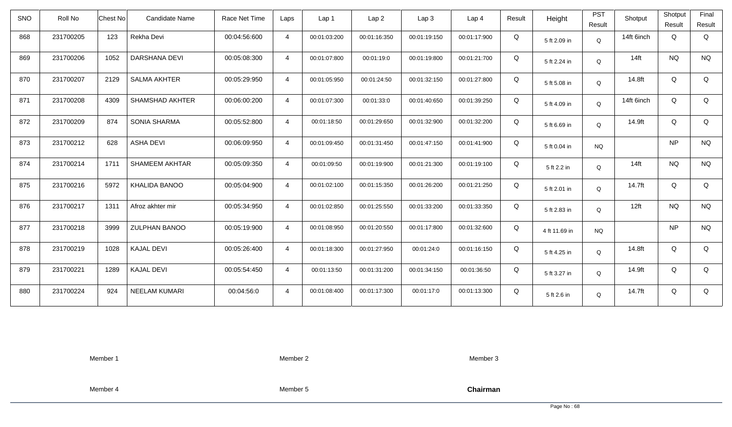| SNO | Roll No | Chest No | Candidate Name | Race Net Time | Laps | Lap 1 | Lap 2 | Lap 3 | Lap 4 | Result | Height | PST Result | Shotput | Shotput Result | Final Result |
|---|---|---|---|---|---|---|---|---|---|---|---|---|---|---|---|
| 868 | 231700205 | 123 | Rekha Devi | 00:04:56:600 | 4 | 00:01:03:200 | 00:01:16:350 | 00:01:19:150 | 00:01:17:900 | Q | 5 ft 2.09 in | Q | 14ft 6inch | Q | Q |
| 869 | 231700206 | 1052 | DARSHANA DEVI | 00:05:08:300 | 4 | 00:01:07:800 | 00:01:19:0 | 00:01:19:800 | 00:01:21:700 | Q | 5 ft 2.24 in | Q | 14ft | NQ | NQ |
| 870 | 231700207 | 2129 | SALMA AKHTER | 00:05:29:950 | 4 | 00:01:05:950 | 00:01:24:50 | 00:01:32:150 | 00:01:27:800 | Q | 5 ft 5.08 in | Q | 14.8ft | Q | Q |
| 871 | 231700208 | 4309 | SHAMSHAD AKHTER | 00:06:00:200 | 4 | 00:01:07:300 | 00:01:33:0 | 00:01:40:650 | 00:01:39:250 | Q | 5 ft 4.09 in | Q | 14ft 6inch | Q | Q |
| 872 | 231700209 | 874 | SONIA SHARMA | 00:05:52:800 | 4 | 00:01:18:50 | 00:01:29:650 | 00:01:32:900 | 00:01:32:200 | Q | 5 ft 6.69 in | Q | 14.9ft | Q | Q |
| 873 | 231700212 | 628 | ASHA DEVI | 00:06:09:950 | 4 | 00:01:09:450 | 00:01:31:450 | 00:01:47:150 | 00:01:41:900 | Q | 5 ft 0.04 in | NQ | | NP | NQ |
| 874 | 231700214 | 1711 | SHAMEEM AKHTAR | 00:05:09:350 | 4 | 00:01:09:50 | 00:01:19:900 | 00:01:21:300 | 00:01:19:100 | Q | 5 ft 2.2 in | Q | 14ft | NQ | NQ |
| 875 | 231700216 | 5972 | KHALIDA BANOO | 00:05:04:900 | 4 | 00:01:02:100 | 00:01:15:350 | 00:01:26:200 | 00:01:21:250 | Q | 5 ft 2.01 in | Q | 14.7ft | Q | Q |
| 876 | 231700217 | 1311 | Afroz akhter mir | 00:05:34:950 | 4 | 00:01:02:850 | 00:01:25:550 | 00:01:33:200 | 00:01:33:350 | Q | 5 ft 2.83 in | Q | 12ft | NQ | NQ |
| 877 | 231700218 | 3999 | ZULPHAN BANOO | 00:05:19:900 | 4 | 00:01:08:950 | 00:01:20:550 | 00:01:17:800 | 00:01:32:600 | Q | 4 ft 11.69 in | NQ | | NP | NQ |
| 878 | 231700219 | 1028 | KAJAL DEVI | 00:05:26:400 | 4 | 00:01:18:300 | 00:01:27:950 | 00:01:24:0 | 00:01:16:150 | Q | 5 ft 4.25 in | Q | 14.8ft | Q | Q |
| 879 | 231700221 | 1289 | KAJAL DEVI | 00:05:54:450 | 4 | 00:01:13:50 | 00:01:31:200 | 00:01:34:150 | 00:01:36:50 | Q | 5 ft 3.27 in | Q | 14.9ft | Q | Q |
| 880 | 231700224 | 924 | NEELAM KUMARI | 00:04:56:0 | 4 | 00:01:08:400 | 00:01:17:300 | 00:01:17:0 | 00:01:13:300 | Q | 5 ft 2.6 in | Q | 14.7ft | Q | Q |

Member 1 Member 2 Member 3

Member 4 Member 5 **Chairman**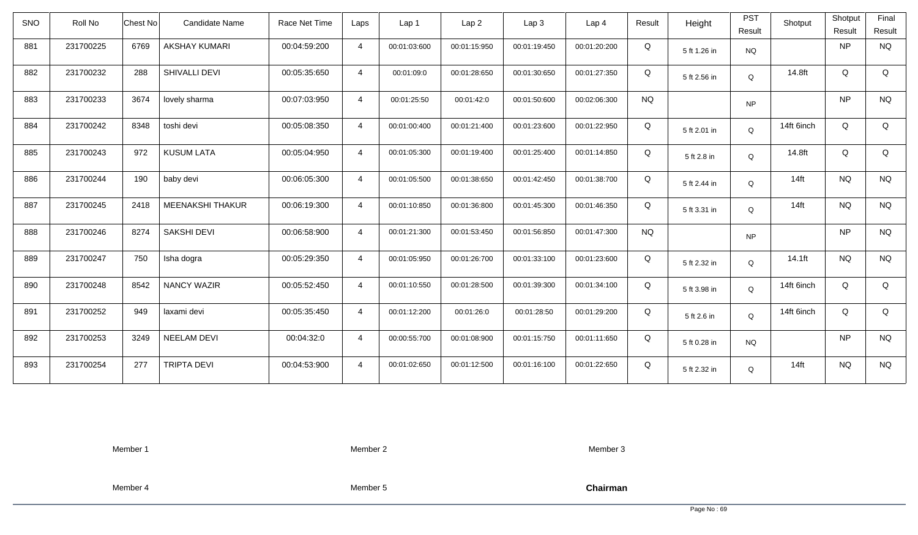| SNO | Roll No | Chest No | Candidate Name | Race Net Time | Laps | Lap 1 | Lap 2 | Lap 3 | Lap 4 | Result | Height | PST Result | Shotput | Shotput Result | Final Result |
|---|---|---|---|---|---|---|---|---|---|---|---|---|---|---|---|
| 881 | 231700225 | 6769 | AKSHAY KUMARI | 00:04:59:200 | 4 | 00:01:03:600 | 00:01:15:950 | 00:01:19:450 | 00:01:20:200 | Q | 5 ft 1.26 in | NQ | | NP | NQ |
| 882 | 231700232 | 288 | SHIVALLI DEVI | 00:05:35:650 | 4 | 00:01:09:0 | 00:01:28:650 | 00:01:30:650 | 00:01:27:350 | Q | 5 ft 2.56 in | Q | 14.8ft | Q | Q |
| 883 | 231700233 | 3674 | lovely sharma | 00:07:03:950 | 4 | 00:01:25:50 | 00:01:42:0 | 00:01:50:600 | 00:02:06:300 | NQ | | NP | | NP | NQ |
| 884 | 231700242 | 8348 | toshi devi | 00:05:08:350 | 4 | 00:01:00:400 | 00:01:21:400 | 00:01:23:600 | 00:01:22:950 | Q | 5 ft 2.01 in | Q | 14ft 6inch | Q | Q |
| 885 | 231700243 | 972 | KUSUM LATA | 00:05:04:950 | 4 | 00:01:05:300 | 00:01:19:400 | 00:01:25:400 | 00:01:14:850 | Q | 5 ft 2.8 in | Q | 14.8ft | Q | Q |
| 886 | 231700244 | 190 | baby devi | 00:06:05:300 | 4 | 00:01:05:500 | 00:01:38:650 | 00:01:42:450 | 00:01:38:700 | Q | 5 ft 2.44 in | Q | 14ft | NQ | NQ |
| 887 | 231700245 | 2418 | MEENAKSHI THAKUR | 00:06:19:300 | 4 | 00:01:10:850 | 00:01:36:800 | 00:01:45:300 | 00:01:46:350 | Q | 5 ft 3.31 in | Q | 14ft | NQ | NQ |
| 888 | 231700246 | 8274 | SAKSHI DEVI | 00:06:58:900 | 4 | 00:01:21:300 | 00:01:53:450 | 00:01:56:850 | 00:01:47:300 | NQ | | NP | | NP | NQ |
| 889 | 231700247 | 750 | Isha dogra | 00:05:29:350 | 4 | 00:01:05:950 | 00:01:26:700 | 00:01:33:100 | 00:01:23:600 | Q | 5 ft 2.32 in | Q | 14.1ft | NQ | NQ |
| 890 | 231700248 | 8542 | NANCY WAZIR | 00:05:52:450 | 4 | 00:01:10:550 | 00:01:28:500 | 00:01:39:300 | 00:01:34:100 | Q | 5 ft 3.98 in | Q | 14ft 6inch | Q | Q |
| 891 | 231700252 | 949 | laxami devi | 00:05:35:450 | 4 | 00:01:12:200 | 00:01:26:0 | 00:01:28:50 | 00:01:29:200 | Q | 5 ft 2.6 in | Q | 14ft 6inch | Q | Q |
| 892 | 231700253 | 3249 | NEELAM DEVI | 00:04:32:0 | 4 | 00:00:55:700 | 00:01:08:900 | 00:01:15:750 | 00:01:11:650 | Q | 5 ft 0.28 in | NQ | | NP | NQ |
| 893 | 231700254 | 277 | TRIPTA DEVI | 00:04:53:900 | 4 | 00:01:02:650 | 00:01:12:500 | 00:01:16:100 | 00:01:22:650 | Q | 5 ft 2.32 in | Q | 14ft | NQ | NQ |

Member 1 Member 2 Member 3

Member 4 Member 5 **Chairman**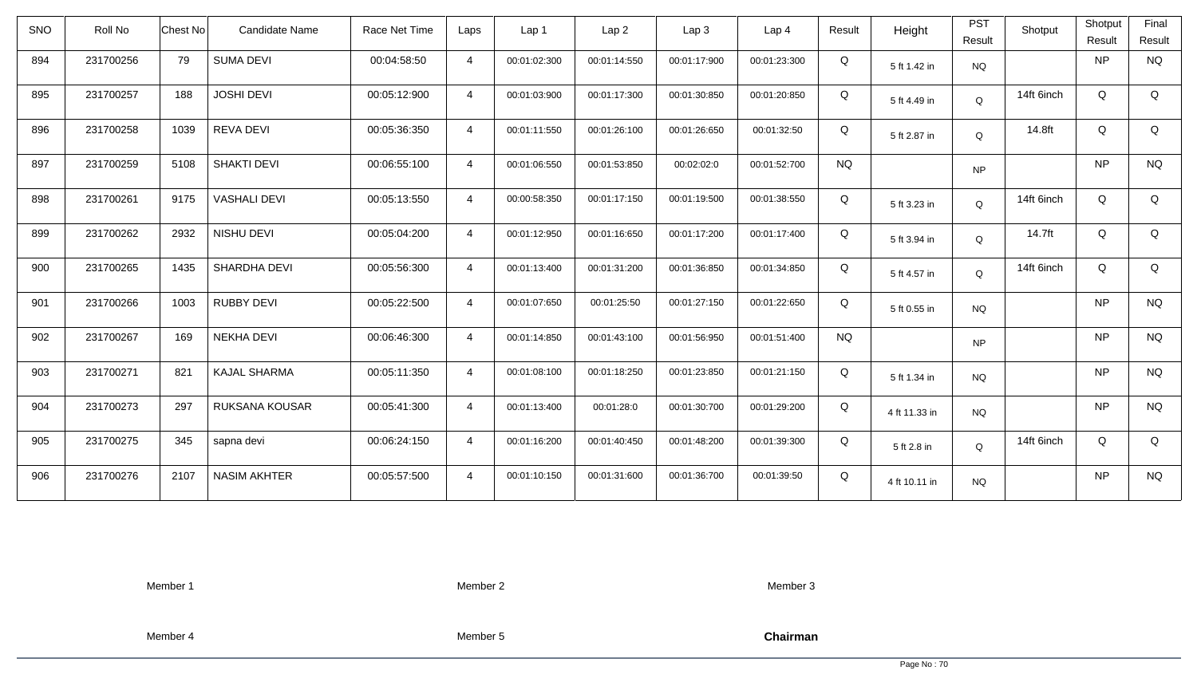| SNO | Roll No | Chest No | Candidate Name | Race Net Time | Laps | Lap 1 | Lap 2 | Lap 3 | Lap 4 | Result | Height | PST Result | Shotput | Shotput Result | Final Result |
|---|---|---|---|---|---|---|---|---|---|---|---|---|---|---|---|
| 894 | 231700256 | 79 | SUMA DEVI | 00:04:58:50 | 4 | 00:01:02:300 | 00:01:14:550 | 00:01:17:900 | 00:01:23:300 | Q | 5 ft 1.42 in | NQ | | NP | NQ |
| 895 | 231700257 | 188 | JOSHI DEVI | 00:05:12:900 | 4 | 00:01:03:900 | 00:01:17:300 | 00:01:30:850 | 00:01:20:850 | Q | 5 ft 4.49 in | Q | 14ft 6inch | Q | Q |
| 896 | 231700258 | 1039 | REVA DEVI | 00:05:36:350 | 4 | 00:01:11:550 | 00:01:26:100 | 00:01:26:650 | 00:01:32:50 | Q | 5 ft 2.87 in | Q | 14.8ft | Q | Q |
| 897 | 231700259 | 5108 | SHAKTI DEVI | 00:06:55:100 | 4 | 00:01:06:550 | 00:01:53:850 | 00:02:02:0 | 00:01:52:700 | NQ | | NP | | NP | NQ |
| 898 | 231700261 | 9175 | VASHALI DEVI | 00:05:13:550 | 4 | 00:00:58:350 | 00:01:17:150 | 00:01:19:500 | 00:01:38:550 | Q | 5 ft 3.23 in | Q | 14ft 6inch | Q | Q |
| 899 | 231700262 | 2932 | NISHU DEVI | 00:05:04:200 | 4 | 00:01:12:950 | 00:01:16:650 | 00:01:17:200 | 00:01:17:400 | Q | 5 ft 3.94 in | Q | 14.7ft | Q | Q |
| 900 | 231700265 | 1435 | SHARDHA DEVI | 00:05:56:300 | 4 | 00:01:13:400 | 00:01:31:200 | 00:01:36:850 | 00:01:34:850 | Q | 5 ft 4.57 in | Q | 14ft 6inch | Q | Q |
| 901 | 231700266 | 1003 | RUBBY DEVI | 00:05:22:500 | 4 | 00:01:07:650 | 00:01:25:50 | 00:01:27:150 | 00:01:22:650 | Q | 5 ft 0.55 in | NQ | | NP | NQ |
| 902 | 231700267 | 169 | NEKHA DEVI | 00:06:46:300 | 4 | 00:01:14:850 | 00:01:43:100 | 00:01:56:950 | 00:01:51:400 | NQ | | NP | | NP | NQ |
| 903 | 231700271 | 821 | KAJAL SHARMA | 00:05:11:350 | 4 | 00:01:08:100 | 00:01:18:250 | 00:01:23:850 | 00:01:21:150 | Q | 5 ft 1.34 in | NQ | | NP | NQ |
| 904 | 231700273 | 297 | RUKSANA KOUSAR | 00:05:41:300 | 4 | 00:01:13:400 | 00:01:28:0 | 00:01:30:700 | 00:01:29:200 | Q | 4 ft 11.33 in | NQ | | NP | NQ |
| 905 | 231700275 | 345 | sapna devi | 00:06:24:150 | 4 | 00:01:16:200 | 00:01:40:450 | 00:01:48:200 | 00:01:39:300 | Q | 5 ft 2.8 in | Q | 14ft 6inch | Q | Q |
| 906 | 231700276 | 2107 | NASIM AKHTER | 00:05:57:500 | 4 | 00:01:10:150 | 00:01:31:600 | 00:01:36:700 | 00:01:39:50 | Q | 4 ft 10.11 in | NQ | | NP | NQ |

Member 1 Member 2 Member 3

Member 4 Member 5 **Chairman**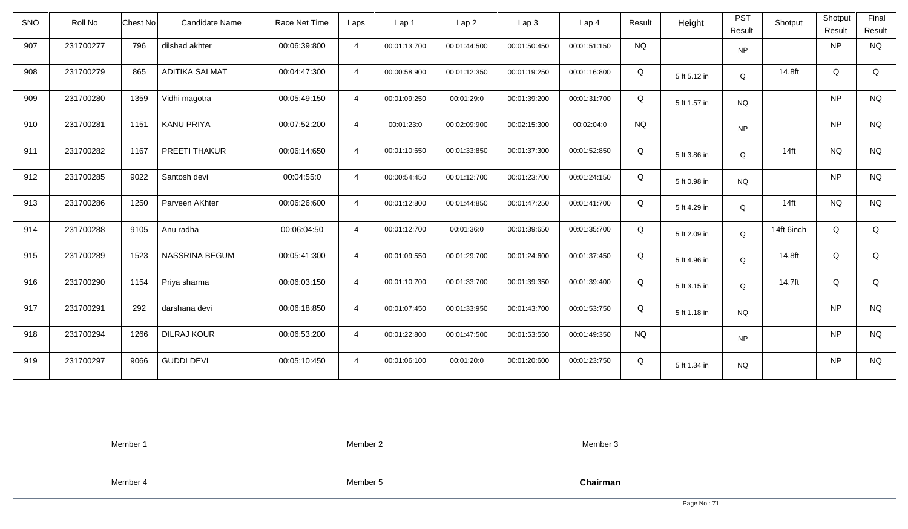| SNO | Roll No | Chest No | Candidate Name | Race Net Time | Laps | Lap 1 | Lap 2 | Lap 3 | Lap 4 | Result | Height | PST Result | Shotput | Shotput Result | Final Result |
|---|---|---|---|---|---|---|---|---|---|---|---|---|---|---|---|
| 907 | 231700277 | 796 | dilshad akhter | 00:06:39:800 | 4 | 00:01:13:700 | 00:01:44:500 | 00:01:50:450 | 00:01:51:150 | NQ | | NP | | NP | NQ |
| 908 | 231700279 | 865 | ADITIKA SALMAT | 00:04:47:300 | 4 | 00:00:58:900 | 00:01:12:350 | 00:01:19:250 | 00:01:16:800 | Q | 5 ft 5.12 in | Q | 14.8ft | Q | Q |
| 909 | 231700280 | 1359 | Vidhi magotra | 00:05:49:150 | 4 | 00:01:09:250 | 00:01:29:0 | 00:01:39:200 | 00:01:31:700 | Q | 5 ft 1.57 in | NQ | | NP | NQ |
| 910 | 231700281 | 1151 | KANU PRIYA | 00:07:52:200 | 4 | 00:01:23:0 | 00:02:09:900 | 00:02:15:300 | 00:02:04:0 | NQ | | NP | | NP | NQ |
| 911 | 231700282 | 1167 | PREETI THAKUR | 00:06:14:650 | 4 | 00:01:10:650 | 00:01:33:850 | 00:01:37:300 | 00:01:52:850 | Q | 5 ft 3.86 in | Q | 14ft | NQ | NQ |
| 912 | 231700285 | 9022 | Santosh devi | 00:04:55:0 | 4 | 00:00:54:450 | 00:01:12:700 | 00:01:23:700 | 00:01:24:150 | Q | 5 ft 0.98 in | NQ | | NP | NQ |
| 913 | 231700286 | 1250 | Parveen AKhter | 00:06:26:600 | 4 | 00:01:12:800 | 00:01:44:850 | 00:01:47:250 | 00:01:41:700 | Q | 5 ft 4.29 in | Q | 14ft | NQ | NQ |
| 914 | 231700288 | 9105 | Anu radha | 00:06:04:50 | 4 | 00:01:12:700 | 00:01:36:0 | 00:01:39:650 | 00:01:35:700 | Q | 5 ft 2.09 in | Q | 14ft 6inch | Q | Q |
| 915 | 231700289 | 1523 | NASSRINA BEGUM | 00:05:41:300 | 4 | 00:01:09:550 | 00:01:29:700 | 00:01:24:600 | 00:01:37:450 | Q | 5 ft 4.96 in | Q | 14.8ft | Q | Q |
| 916 | 231700290 | 1154 | Priya sharma | 00:06:03:150 | 4 | 00:01:10:700 | 00:01:33:700 | 00:01:39:350 | 00:01:39:400 | Q | 5 ft 3.15 in | Q | 14.7ft | Q | Q |
| 917 | 231700291 | 292 | darshana devi | 00:06:18:850 | 4 | 00:01:07:450 | 00:01:33:950 | 00:01:43:700 | 00:01:53:750 | Q | 5 ft 1.18 in | NQ | | NP | NQ |
| 918 | 231700294 | 1266 | DILRAJ KOUR | 00:06:53:200 | 4 | 00:01:22:800 | 00:01:47:500 | 00:01:53:550 | 00:01:49:350 | NQ | | NP | | NP | NQ |
| 919 | 231700297 | 9066 | GUDDI DEVI | 00:05:10:450 | 4 | 00:01:06:100 | 00:01:20:0 | 00:01:20:600 | 00:01:23:750 | Q | 5 ft 1.34 in | NQ | | NP | NQ |

Member 1 Member 2 Member 3

Member 4 Member 5 **Chairman**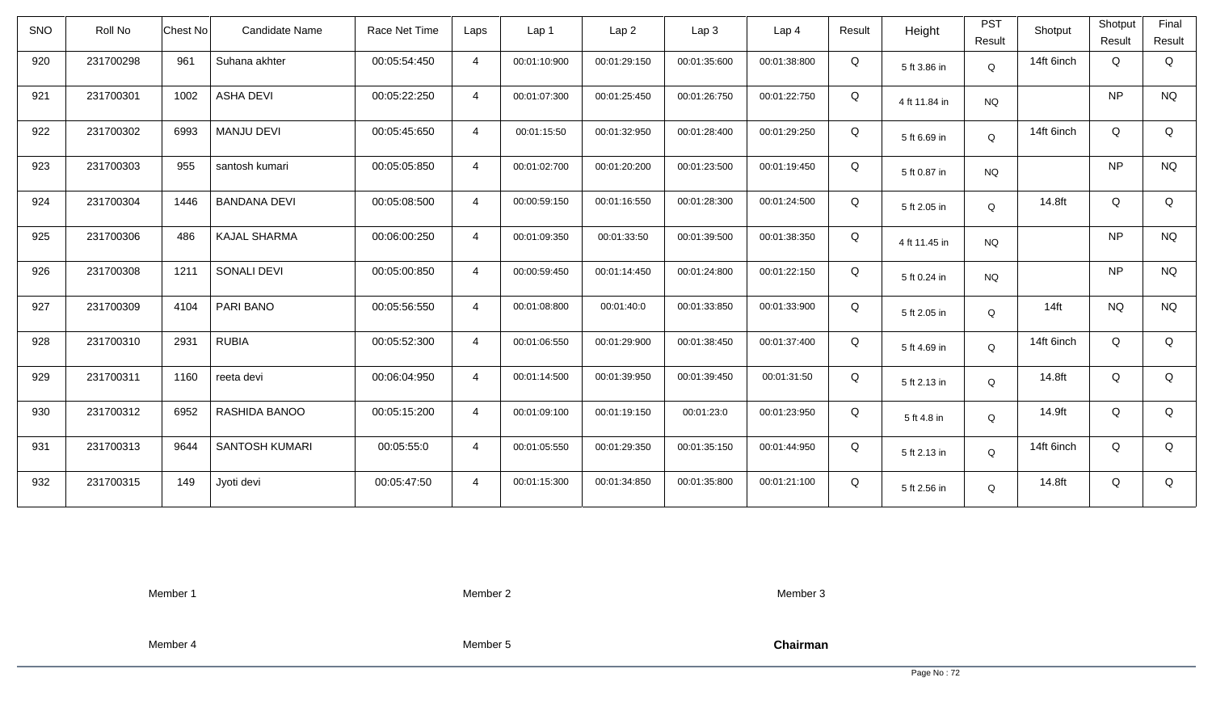| SNO | Roll No | Chest No | Candidate Name | Race Net Time | Laps | Lap 1 | Lap 2 | Lap 3 | Lap 4 | Result | Height | PST Result | Shotput | Shotput Result | Final Result |
|---|---|---|---|---|---|---|---|---|---|---|---|---|---|---|---|
| 920 | 231700298 | 961 | Suhana akhter | 00:05:54:450 | 4 | 00:01:10:900 | 00:01:29:150 | 00:01:35:600 | 00:01:38:800 | Q | 5 ft 3.86 in | Q | 14ft 6inch | Q | Q |
| 921 | 231700301 | 1002 | ASHA DEVI | 00:05:22:250 | 4 | 00:01:07:300 | 00:01:25:450 | 00:01:26:750 | 00:01:22:750 | Q | 4 ft 11.84 in | NQ | | NP | NQ |
| 922 | 231700302 | 6993 | MANJU DEVI | 00:05:45:650 | 4 | 00:01:15:50 | 00:01:32:950 | 00:01:28:400 | 00:01:29:250 | Q | 5 ft 6.69 in | Q | 14ft 6inch | Q | Q |
| 923 | 231700303 | 955 | santosh kumari | 00:05:05:850 | 4 | 00:01:02:700 | 00:01:20:200 | 00:01:23:500 | 00:01:19:450 | Q | 5 ft 0.87 in | NQ | | NP | NQ |
| 924 | 231700304 | 1446 | BANDANA DEVI | 00:05:08:500 | 4 | 00:00:59:150 | 00:01:16:550 | 00:01:28:300 | 00:01:24:500 | Q | 5 ft 2.05 in | Q | 14.8ft | Q | Q |
| 925 | 231700306 | 486 | KAJAL SHARMA | 00:06:00:250 | 4 | 00:01:09:350 | 00:01:33:50 | 00:01:39:500 | 00:01:38:350 | Q | 4 ft 11.45 in | NQ | | NP | NQ |
| 926 | 231700308 | 1211 | SONALI DEVI | 00:05:00:850 | 4 | 00:00:59:450 | 00:01:14:450 | 00:01:24:800 | 00:01:22:150 | Q | 5 ft 0.24 in | NQ | | NP | NQ |
| 927 | 231700309 | 4104 | PARI BANO | 00:05:56:550 | 4 | 00:01:08:800 | 00:01:40:0 | 00:01:33:850 | 00:01:33:900 | Q | 5 ft 2.05 in | Q | 14ft | NQ | NQ |
| 928 | 231700310 | 2931 | RUBIA | 00:05:52:300 | 4 | 00:01:06:550 | 00:01:29:900 | 00:01:38:450 | 00:01:37:400 | Q | 5 ft 4.69 in | Q | 14ft 6inch | Q | Q |
| 929 | 231700311 | 1160 | reeta devi | 00:06:04:950 | 4 | 00:01:14:500 | 00:01:39:950 | 00:01:39:450 | 00:01:31:50 | Q | 5 ft 2.13 in | Q | 14.8ft | Q | Q |
| 930 | 231700312 | 6952 | RASHIDA BANOO | 00:05:15:200 | 4 | 00:01:09:100 | 00:01:19:150 | 00:01:23:0 | 00:01:23:950 | Q | 5 ft 4.8 in | Q | 14.9ft | Q | Q |
| 931 | 231700313 | 9644 | SANTOSH KUMARI | 00:05:55:0 | 4 | 00:01:05:550 | 00:01:29:350 | 00:01:35:150 | 00:01:44:950 | Q | 5 ft 2.13 in | Q | 14ft 6inch | Q | Q |
| 932 | 231700315 | 149 | Jyoti devi | 00:05:47:50 | 4 | 00:01:15:300 | 00:01:34:850 | 00:01:35:800 | 00:01:21:100 | Q | 5 ft 2.56 in | Q | 14.8ft | Q | Q |

Member 1 Member 2 Member 3

Member 4 Member 5 **Chairman**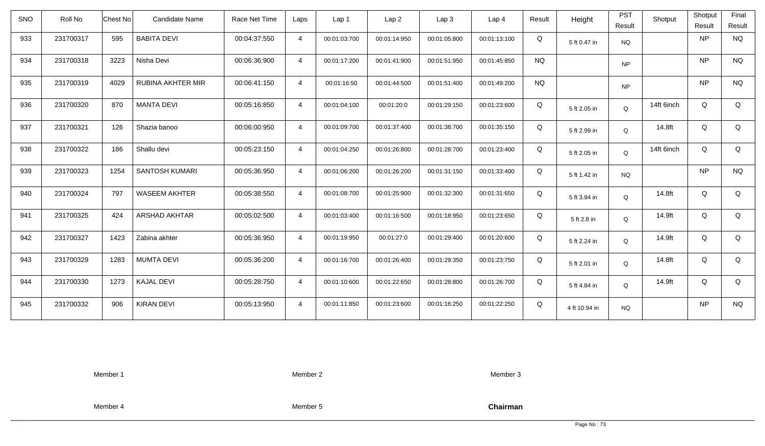| SNO | Roll No | Chest No | Candidate Name | Race Net Time | Laps | Lap 1 | Lap 2 | Lap 3 | Lap 4 | Result | Height | PST Result | Shotput | Shotput Result | Final Result |
|---|---|---|---|---|---|---|---|---|---|---|---|---|---|---|---|
| 933 | 231700317 | 595 | BABITA DEVI | 00:04:37:550 | 4 | 00:01:03:700 | 00:01:14:950 | 00:01:05:800 | 00:01:13:100 | Q | 5 ft 0.47 in | NQ | | NP | NQ |
| 934 | 231700318 | 3223 | Nisha Devi | 00:06:36:900 | 4 | 00:01:17:200 | 00:01:41:900 | 00:01:51:950 | 00:01:45:850 | NQ | | NP | | NP | NQ |
| 935 | 231700319 | 4029 | RUBINA AKHTER MIR | 00:06:41:150 | 4 | 00:01:16:50 | 00:01:44:500 | 00:01:51:400 | 00:01:49:200 | NQ | | NP | | NP | NQ |
| 936 | 231700320 | 870 | MANTA DEVI | 00:05:16:850 | 4 | 00:01:04:100 | 00:01:20:0 | 00:01:29:150 | 00:01:23:600 | Q | 5 ft 2.05 in | Q | 14ft 6inch | Q | Q |
| 937 | 231700321 | 126 | Shazia banoo | 00:06:00:950 | 4 | 00:01:09:700 | 00:01:37:400 | 00:01:38:700 | 00:01:35:150 | Q | 5 ft 2.99 in | Q | 14.8ft | Q | Q |
| 938 | 231700322 | 186 | Shallu devi | 00:05:23:150 | 4 | 00:01:04:250 | 00:01:26:800 | 00:01:28:700 | 00:01:23:400 | Q | 5 ft 2.05 in | Q | 14ft 6inch | Q | Q |
| 939 | 231700323 | 1254 | SANTOSH KUMARI | 00:05:36:950 | 4 | 00:01:06:200 | 00:01:26:200 | 00:01:31:150 | 00:01:33:400 | Q | 5 ft 1.42 in | NQ | | NP | NQ |
| 940 | 231700324 | 797 | WASEEM AKHTER | 00:05:38:550 | 4 | 00:01:08:700 | 00:01:25:900 | 00:01:32:300 | 00:01:31:650 | Q | 5 ft 3.94 in | Q | 14.8ft | Q | Q |
| 941 | 231700325 | 424 | ARSHAD AKHTAR | 00:05:02:500 | 4 | 00:01:03:400 | 00:01:16:500 | 00:01:18:950 | 00:01:23:650 | Q | 5 ft 2.8 in | Q | 14.9ft | Q | Q |
| 942 | 231700327 | 1423 | Zabina akhter | 00:05:36:950 | 4 | 00:01:19:950 | 00:01:27:0 | 00:01:29:400 | 00:01:20:600 | Q | 5 ft 2.24 in | Q | 14.9ft | Q | Q |
| 943 | 231700329 | 1283 | MUMTA DEVI | 00:05:36:200 | 4 | 00:01:16:700 | 00:01:26:400 | 00:01:29:350 | 00:01:23:750 | Q | 5 ft 2.01 in | Q | 14.8ft | Q | Q |
| 944 | 231700330 | 1273 | KAJAL DEVI | 00:05:28:750 | 4 | 00:01:10:600 | 00:01:22:650 | 00:01:28:800 | 00:01:26:700 | Q | 5 ft 4.84 in | Q | 14.9ft | Q | Q |
| 945 | 231700332 | 906 | KIRAN DEVI | 00:05:13:950 | 4 | 00:01:11:850 | 00:01:23:600 | 00:01:16:250 | 00:01:22:250 | Q | 4 ft 10.94 in | NQ | | NP | NQ |

Member 1 Member 2 Member 3

Member 4 Member 5 **Chairman**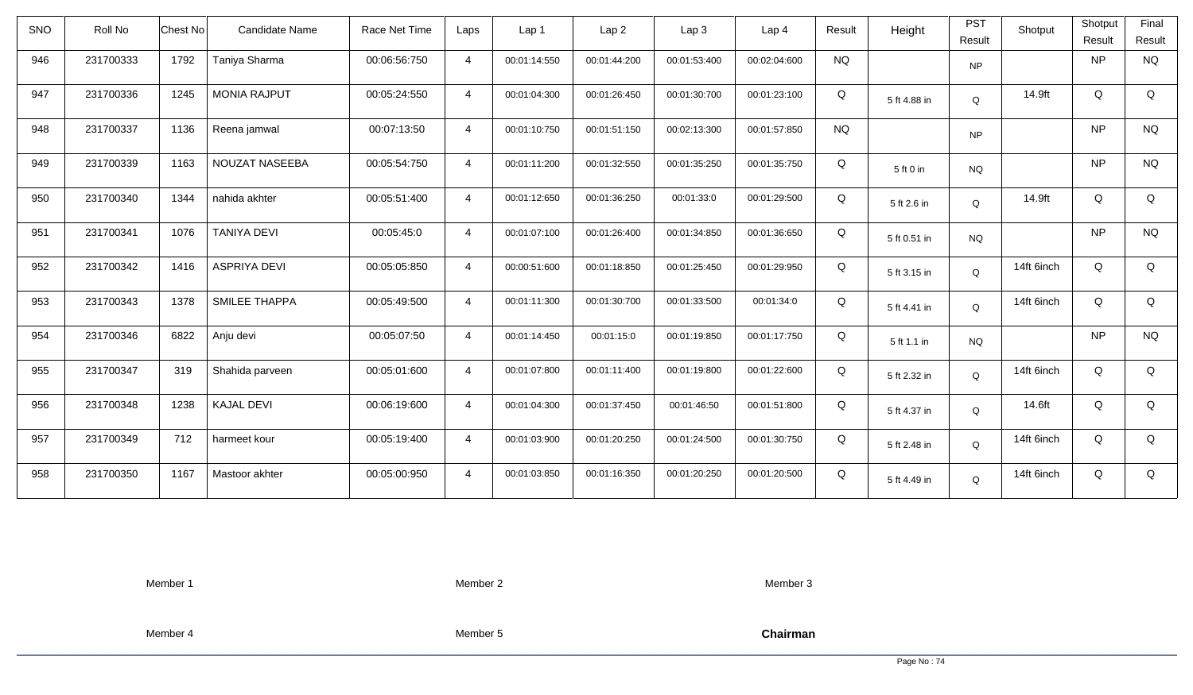| SNO | Roll No | Chest No | Candidate Name | Race Net Time | Laps | Lap 1 | Lap 2 | Lap 3 | Lap 4 | Result | Height | PST Result | Shotput | Shotput Result | Final Result |
|---|---|---|---|---|---|---|---|---|---|---|---|---|---|---|---|
| 946 | 231700333 | 1792 | Taniya Sharma | 00:06:56:750 | 4 | 00:01:14:550 | 00:01:44:200 | 00:01:53:400 | 00:02:04:600 | NQ | | NP | | NP | NQ |
| 947 | 231700336 | 1245 | MONIA RAJPUT | 00:05:24:550 | 4 | 00:01:04:300 | 00:01:26:450 | 00:01:30:700 | 00:01:23:100 | Q | 5 ft 4.88 in | Q | 14.9ft | Q | Q |
| 948 | 231700337 | 1136 | Reena jamwal | 00:07:13:50 | 4 | 00:01:10:750 | 00:01:51:150 | 00:02:13:300 | 00:01:57:850 | NQ | | NP | | NP | NQ |
| 949 | 231700339 | 1163 | NOUZAT NASEEBA | 00:05:54:750 | 4 | 00:01:11:200 | 00:01:32:550 | 00:01:35:250 | 00:01:35:750 | Q | 5 ft 0 in | NQ | | NP | NQ |
| 950 | 231700340 | 1344 | nahida akhter | 00:05:51:400 | 4 | 00:01:12:650 | 00:01:36:250 | 00:01:33:0 | 00:01:29:500 | Q | 5 ft 2.6 in | Q | 14.9ft | Q | Q |
| 951 | 231700341 | 1076 | TANIYA DEVI | 00:05:45:0 | 4 | 00:01:07:100 | 00:01:26:400 | 00:01:34:850 | 00:01:36:650 | Q | 5 ft 0.51 in | NQ | | NP | NQ |
| 952 | 231700342 | 1416 | ASPRIYA DEVI | 00:05:05:850 | 4 | 00:00:51:600 | 00:01:18:850 | 00:01:25:450 | 00:01:29:950 | Q | 5 ft 3.15 in | Q | 14ft 6inch | Q | Q |
| 953 | 231700343 | 1378 | SMILEE THAPPA | 00:05:49:500 | 4 | 00:01:11:300 | 00:01:30:700 | 00:01:33:500 | 00:01:34:0 | Q | 5 ft 4.41 in | Q | 14ft 6inch | Q | Q |
| 954 | 231700346 | 6822 | Anju devi | 00:05:07:50 | 4 | 00:01:14:450 | 00:01:15:0 | 00:01:19:850 | 00:01:17:750 | Q | 5 ft 1.1 in | NQ | | NP | NQ |
| 955 | 231700347 | 319 | Shahida parveen | 00:05:01:600 | 4 | 00:01:07:800 | 00:01:11:400 | 00:01:19:800 | 00:01:22:600 | Q | 5 ft 2.32 in | Q | 14ft 6inch | Q | Q |
| 956 | 231700348 | 1238 | KAJAL DEVI | 00:06:19:600 | 4 | 00:01:04:300 | 00:01:37:450 | 00:01:46:50 | 00:01:51:800 | Q | 5 ft 4.37 in | Q | 14.6ft | Q | Q |
| 957 | 231700349 | 712 | harmeet kour | 00:05:19:400 | 4 | 00:01:03:900 | 00:01:20:250 | 00:01:24:500 | 00:01:30:750 | Q | 5 ft 2.48 in | Q | 14ft 6inch | Q | Q |
| 958 | 231700350 | 1167 | Mastoor akhter | 00:05:00:950 | 4 | 00:01:03:850 | 00:01:16:350 | 00:01:20:250 | 00:01:20:500 | Q | 5 ft 4.49 in | Q | 14ft 6inch | Q | Q |

Member 1 Member 2 Member 3

Member 4 Member 5 **Chairman**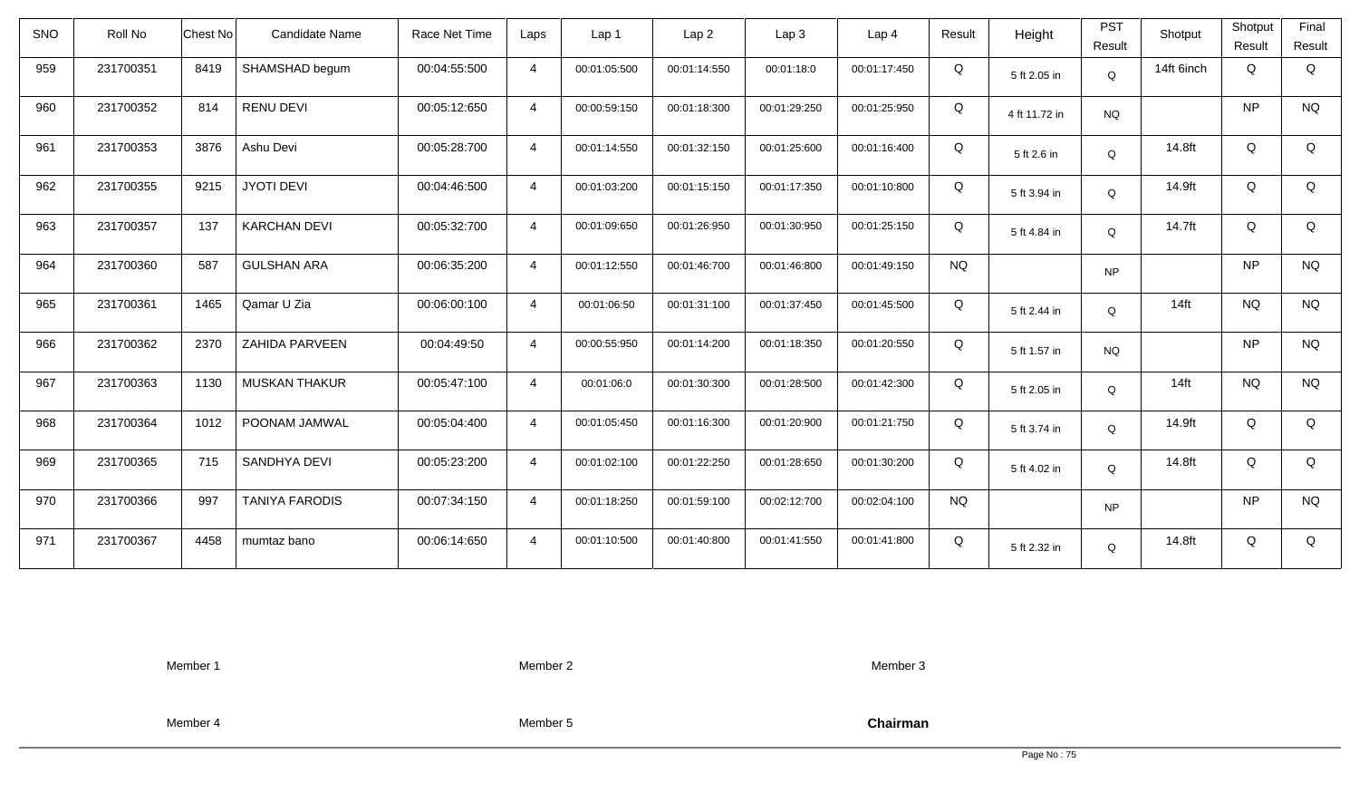| SNO | Roll No | Chest No | Candidate Name | Race Net Time | Laps | Lap 1 | Lap 2 | Lap 3 | Lap 4 | Result | Height | PST Result | Shotput | Shotput Result | Final Result |
|---|---|---|---|---|---|---|---|---|---|---|---|---|---|---|---|
| 959 | 231700351 | 8419 | SHAMSHAD begum | 00:04:55:500 | 4 | 00:01:05:500 | 00:01:14:550 | 00:01:18:0 | 00:01:17:450 | Q | 5 ft 2.05 in | Q | 14ft 6inch | Q | Q |
| 960 | 231700352 | 814 | RENU DEVI | 00:05:12:650 | 4 | 00:00:59:150 | 00:01:18:300 | 00:01:29:250 | 00:01:25:950 | Q | 4 ft 11.72 in | NQ | | NP | NQ |
| 961 | 231700353 | 3876 | Ashu Devi | 00:05:28:700 | 4 | 00:01:14:550 | 00:01:32:150 | 00:01:25:600 | 00:01:16:400 | Q | 5 ft 2.6 in | Q | 14.8ft | Q | Q |
| 962 | 231700355 | 9215 | JYOTI DEVI | 00:04:46:500 | 4 | 00:01:03:200 | 00:01:15:150 | 00:01:17:350 | 00:01:10:800 | Q | 5 ft 3.94 in | Q | 14.9ft | Q | Q |
| 963 | 231700357 | 137 | KARCHAN DEVI | 00:05:32:700 | 4 | 00:01:09:650 | 00:01:26:950 | 00:01:30:950 | 00:01:25:150 | Q | 5 ft 4.84 in | Q | 14.7ft | Q | Q |
| 964 | 231700360 | 587 | GULSHAN ARA | 00:06:35:200 | 4 | 00:01:12:550 | 00:01:46:700 | 00:01:46:800 | 00:01:49:150 | NQ | | NP | | NP | NQ |
| 965 | 231700361 | 1465 | Qamar U Zia | 00:06:00:100 | 4 | 00:01:06:50 | 00:01:31:100 | 00:01:37:450 | 00:01:45:500 | Q | 5 ft 2.44 in | Q | 14ft | NQ | NQ |
| 966 | 231700362 | 2370 | ZAHIDA PARVEEN | 00:04:49:50 | 4 | 00:00:55:950 | 00:01:14:200 | 00:01:18:350 | 00:01:20:550 | Q | 5 ft 1.57 in | NQ | | NP | NQ |
| 967 | 231700363 | 1130 | MUSKAN THAKUR | 00:05:47:100 | 4 | 00:01:06:0 | 00:01:30:300 | 00:01:28:500 | 00:01:42:300 | Q | 5 ft 2.05 in | Q | 14ft | NQ | NQ |
| 968 | 231700364 | 1012 | POONAM JAMWAL | 00:05:04:400 | 4 | 00:01:05:450 | 00:01:16:300 | 00:01:20:900 | 00:01:21:750 | Q | 5 ft 3.74 in | Q | 14.9ft | Q | Q |
| 969 | 231700365 | 715 | SANDHYA DEVI | 00:05:23:200 | 4 | 00:01:02:100 | 00:01:22:250 | 00:01:28:650 | 00:01:30:200 | Q | 5 ft 4.02 in | Q | 14.8ft | Q | Q |
| 970 | 231700366 | 997 | TANIYA FARODIS | 00:07:34:150 | 4 | 00:01:18:250 | 00:01:59:100 | 00:02:12:700 | 00:02:04:100 | NQ | | NP | | NP | NQ |
| 971 | 231700367 | 4458 | mumtaz bano | 00:06:14:650 | 4 | 00:01:10:500 | 00:01:40:800 | 00:01:41:550 | 00:01:41:800 | Q | 5 ft 2.32 in | Q | 14.8ft | Q | Q |

Member 1　　Member 2　　Member 3

Member 4　　Member 5　　**Chairman**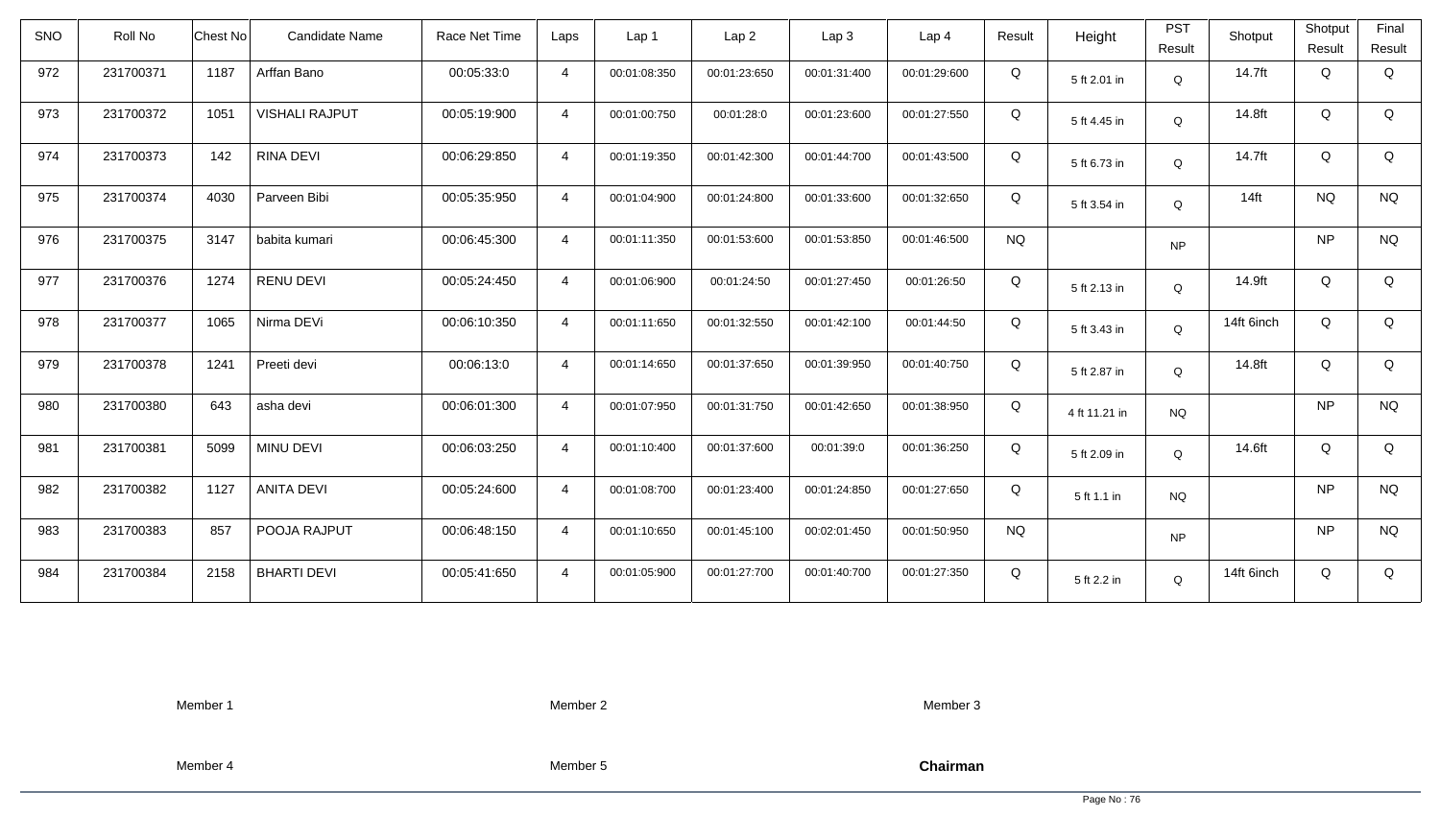| SNO | Roll No | Chest No | Candidate Name | Race Net Time | Laps | Lap 1 | Lap 2 | Lap 3 | Lap 4 | Result | Height | PST Result | Shotput | Shotput Result | Final Result |
|---|---|---|---|---|---|---|---|---|---|---|---|---|---|---|---|
| 972 | 231700371 | 1187 | Arffan Bano | 00:05:33:0 | 4 | 00:01:08:350 | 00:01:23:650 | 00:01:31:400 | 00:01:29:600 | Q | 5 ft 2.01 in | Q | 14.7ft | Q | Q |
| 973 | 231700372 | 1051 | VISHALI RAJPUT | 00:05:19:900 | 4 | 00:01:00:750 | 00:01:28:0 | 00:01:23:600 | 00:01:27:550 | Q | 5 ft 4.45 in | Q | 14.8ft | Q | Q |
| 974 | 231700373 | 142 | RINA DEVI | 00:06:29:850 | 4 | 00:01:19:350 | 00:01:42:300 | 00:01:44:700 | 00:01:43:500 | Q | 5 ft 6.73 in | Q | 14.7ft | Q | Q |
| 975 | 231700374 | 4030 | Parveen Bibi | 00:05:35:950 | 4 | 00:01:04:900 | 00:01:24:800 | 00:01:33:600 | 00:01:32:650 | Q | 5 ft 3.54 in | Q | 14ft | NQ | NQ |
| 976 | 231700375 | 3147 | babita kumari | 00:06:45:300 | 4 | 00:01:11:350 | 00:01:53:600 | 00:01:53:850 | 00:01:46:500 | NQ | | NP | | NP | NQ |
| 977 | 231700376 | 1274 | RENU DEVI | 00:05:24:450 | 4 | 00:01:06:900 | 00:01:24:50 | 00:01:27:450 | 00:01:26:50 | Q | 5 ft 2.13 in | Q | 14.9ft | Q | Q |
| 978 | 231700377 | 1065 | Nirma DEVi | 00:06:10:350 | 4 | 00:01:11:650 | 00:01:32:550 | 00:01:42:100 | 00:01:44:50 | Q | 5 ft 3.43 in | Q | 14ft 6inch | Q | Q |
| 979 | 231700378 | 1241 | Preeti devi | 00:06:13:0 | 4 | 00:01:14:650 | 00:01:37:650 | 00:01:39:950 | 00:01:40:750 | Q | 5 ft 2.87 in | Q | 14.8ft | Q | Q |
| 980 | 231700380 | 643 | asha devi | 00:06:01:300 | 4 | 00:01:07:950 | 00:01:31:750 | 00:01:42:650 | 00:01:38:950 | Q | 4 ft 11.21 in | NQ | | NP | NQ |
| 981 | 231700381 | 5099 | MINU DEVI | 00:06:03:250 | 4 | 00:01:10:400 | 00:01:37:600 | 00:01:39:0 | 00:01:36:250 | Q | 5 ft 2.09 in | Q | 14.6ft | Q | Q |
| 982 | 231700382 | 1127 | ANITA DEVI | 00:05:24:600 | 4 | 00:01:08:700 | 00:01:23:400 | 00:01:24:850 | 00:01:27:650 | Q | 5 ft 1.1 in | NQ | | NP | NQ |
| 983 | 231700383 | 857 | POOJA RAJPUT | 00:06:48:150 | 4 | 00:01:10:650 | 00:01:45:100 | 00:02:01:450 | 00:01:50:950 | NQ | | NP | | NP | NQ |
| 984 | 231700384 | 2158 | BHARTI DEVI | 00:05:41:650 | 4 | 00:01:05:900 | 00:01:27:700 | 00:01:40:700 | 00:01:27:350 | Q | 5 ft 2.2 in | Q | 14ft 6inch | Q | Q |

Member 1 Member 2 Member 3

Member 4 Member 5 **Chairman**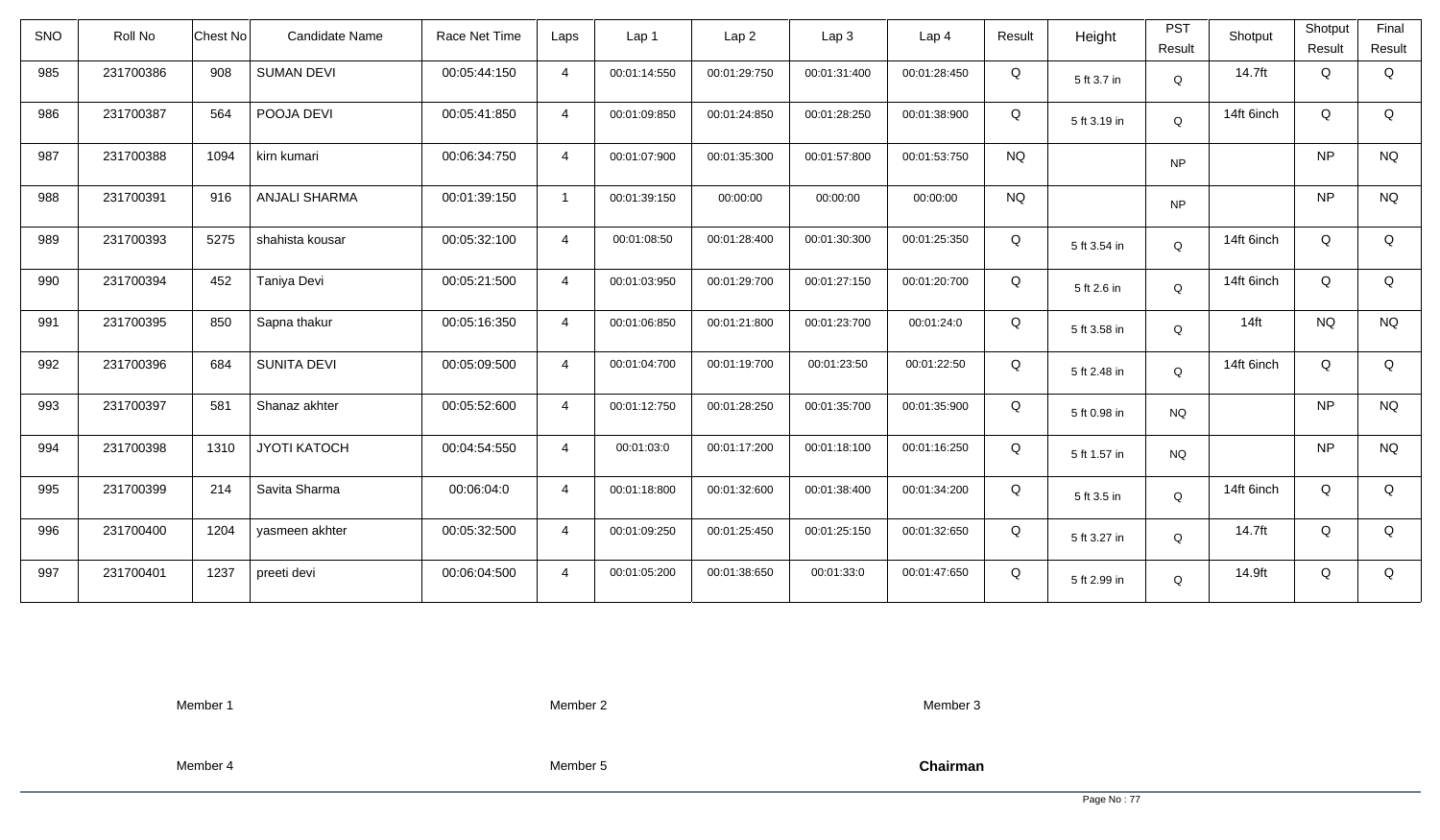| SNO | Roll No | Chest No | Candidate Name | Race Net Time | Laps | Lap 1 | Lap 2 | Lap 3 | Lap 4 | Result | Height | PST Result | Shotput | Shotput Result | Final Result |
|---|---|---|---|---|---|---|---|---|---|---|---|---|---|---|---|
| 985 | 231700386 | 908 | SUMAN DEVI | 00:05:44:150 | 4 | 00:01:14:550 | 00:01:29:750 | 00:01:31:400 | 00:01:28:450 | Q | 5 ft 3.7 in | Q | 14.7ft | Q | Q |
| 986 | 231700387 | 564 | POOJA DEVI | 00:05:41:850 | 4 | 00:01:09:850 | 00:01:24:850 | 00:01:28:250 | 00:01:38:900 | Q | 5 ft 3.19 in | Q | 14ft 6inch | Q | Q |
| 987 | 231700388 | 1094 | kirn kumari | 00:06:34:750 | 4 | 00:01:07:900 | 00:01:35:300 | 00:01:57:800 | 00:01:53:750 | NQ | | NP | | NP | NQ |
| 988 | 231700391 | 916 | ANJALI SHARMA | 00:01:39:150 | 1 | 00:01:39:150 | 00:00:00 | 00:00:00 | 00:00:00 | NQ | | NP | | NP | NQ |
| 989 | 231700393 | 5275 | shahista kousar | 00:05:32:100 | 4 | 00:01:08:50 | 00:01:28:400 | 00:01:30:300 | 00:01:25:350 | Q | 5 ft 3.54 in | Q | 14ft 6inch | Q | Q |
| 990 | 231700394 | 452 | Taniya Devi | 00:05:21:500 | 4 | 00:01:03:950 | 00:01:29:700 | 00:01:27:150 | 00:01:20:700 | Q | 5 ft 2.6 in | Q | 14ft 6inch | Q | Q |
| 991 | 231700395 | 850 | Sapna thakur | 00:05:16:350 | 4 | 00:01:06:850 | 00:01:21:800 | 00:01:23:700 | 00:01:24:0 | Q | 5 ft 3.58 in | Q | 14ft | NQ | NQ |
| 992 | 231700396 | 684 | SUNITA DEVI | 00:05:09:500 | 4 | 00:01:04:700 | 00:01:19:700 | 00:01:23:50 | 00:01:22:50 | Q | 5 ft 2.48 in | Q | 14ft 6inch | Q | Q |
| 993 | 231700397 | 581 | Shanaz akhter | 00:05:52:600 | 4 | 00:01:12:750 | 00:01:28:250 | 00:01:35:700 | 00:01:35:900 | Q | 5 ft 0.98 in | NQ | | NP | NQ |
| 994 | 231700398 | 1310 | JYOTI KATOCH | 00:04:54:550 | 4 | 00:01:03:0 | 00:01:17:200 | 00:01:18:100 | 00:01:16:250 | Q | 5 ft 1.57 in | NQ | | NP | NQ |
| 995 | 231700399 | 214 | Savita Sharma | 00:06:04:0 | 4 | 00:01:18:800 | 00:01:32:600 | 00:01:38:400 | 00:01:34:200 | Q | 5 ft 3.5 in | Q | 14ft 6inch | Q | Q |
| 996 | 231700400 | 1204 | yasmeen akhter | 00:05:32:500 | 4 | 00:01:09:250 | 00:01:25:450 | 00:01:25:150 | 00:01:32:650 | Q | 5 ft 3.27 in | Q | 14.7ft | Q | Q |
| 997 | 231700401 | 1237 | preeti devi | 00:06:04:500 | 4 | 00:01:05:200 | 00:01:38:650 | 00:01:33:0 | 00:01:47:650 | Q | 5 ft 2.99 in | Q | 14.9ft | Q | Q |

Member 1        Member 2        Member 3

Member 4        Member 5        **Chairman**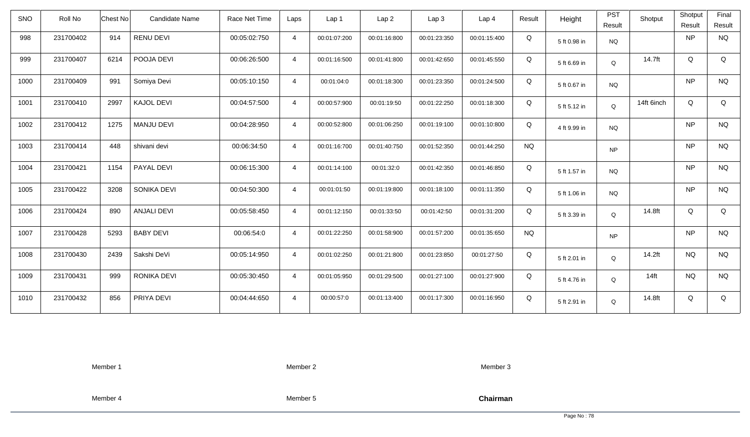| SNO | Roll No | Chest No | Candidate Name | Race Net Time | Laps | Lap 1 | Lap 2 | Lap 3 | Lap 4 | Result | Height | PST Result | Shotput | Shotput Result | Final Result |
|---|---|---|---|---|---|---|---|---|---|---|---|---|---|---|---|
| 998 | 231700402 | 914 | RENU DEVI | 00:05:02:750 | 4 | 00:01:07:200 | 00:01:16:800 | 00:01:23:350 | 00:01:15:400 | Q | 5 ft 0.98 in | NQ | | NP | NQ |
| 999 | 231700407 | 6214 | POOJA DEVI | 00:06:26:500 | 4 | 00:01:16:500 | 00:01:41:800 | 00:01:42:650 | 00:01:45:550 | Q | 5 ft 6.69 in | Q | 14.7ft | Q | Q |
| 1000 | 231700409 | 991 | Somiya Devi | 00:05:10:150 | 4 | 00:01:04:0 | 00:01:18:300 | 00:01:23:350 | 00:01:24:500 | Q | 5 ft 0.67 in | NQ | | NP | NQ |
| 1001 | 231700410 | 2997 | KAJOL DEVI | 00:04:57:500 | 4 | 00:00:57:900 | 00:01:19:50 | 00:01:22:250 | 00:01:18:300 | Q | 5 ft 5.12 in | Q | 14ft 6inch | Q | Q |
| 1002 | 231700412 | 1275 | MANJU DEVI | 00:04:28:950 | 4 | 00:00:52:800 | 00:01:06:250 | 00:01:19:100 | 00:01:10:800 | Q | 4 ft 9.99 in | NQ | | NP | NQ |
| 1003 | 231700414 | 448 | shivani devi | 00:06:34:50 | 4 | 00:01:16:700 | 00:01:40:750 | 00:01:52:350 | 00:01:44:250 | NQ | | NP | | NP | NQ |
| 1004 | 231700421 | 1154 | PAYAL DEVI | 00:06:15:300 | 4 | 00:01:14:100 | 00:01:32:0 | 00:01:42:350 | 00:01:46:850 | Q | 5 ft 1.57 in | NQ | | NP | NQ |
| 1005 | 231700422 | 3208 | SONIKA DEVI | 00:04:50:300 | 4 | 00:01:01:50 | 00:01:19:800 | 00:01:18:100 | 00:01:11:350 | Q | 5 ft 1.06 in | NQ | | NP | NQ |
| 1006 | 231700424 | 890 | ANJALI DEVI | 00:05:58:450 | 4 | 00:01:12:150 | 00:01:33:50 | 00:01:42:50 | 00:01:31:200 | Q | 5 ft 3.39 in | Q | 14.8ft | Q | Q |
| 1007 | 231700428 | 5293 | BABY DEVI | 00:06:54:0 | 4 | 00:01:22:250 | 00:01:58:900 | 00:01:57:200 | 00:01:35:650 | NQ | | NP | | NP | NQ |
| 1008 | 231700430 | 2439 | Sakshi DeVi | 00:05:14:950 | 4 | 00:01:02:250 | 00:01:21:800 | 00:01:23:850 | 00:01:27:50 | Q | 5 ft 2.01 in | Q | 14.2ft | NQ | NQ |
| 1009 | 231700431 | 999 | RONIKA DEVI | 00:05:30:450 | 4 | 00:01:05:950 | 00:01:29:500 | 00:01:27:100 | 00:01:27:900 | Q | 5 ft 4.76 in | Q | 14ft | NQ | NQ |
| 1010 | 231700432 | 856 | PRIYA DEVI | 00:04:44:650 | 4 | 00:00:57:0 | 00:01:13:400 | 00:01:17:300 | 00:01:16:950 | Q | 5 ft 2.91 in | Q | 14.8ft | Q | Q |

Member 1 Member 2 Member 3

Member 4 Member 5 **Chairman**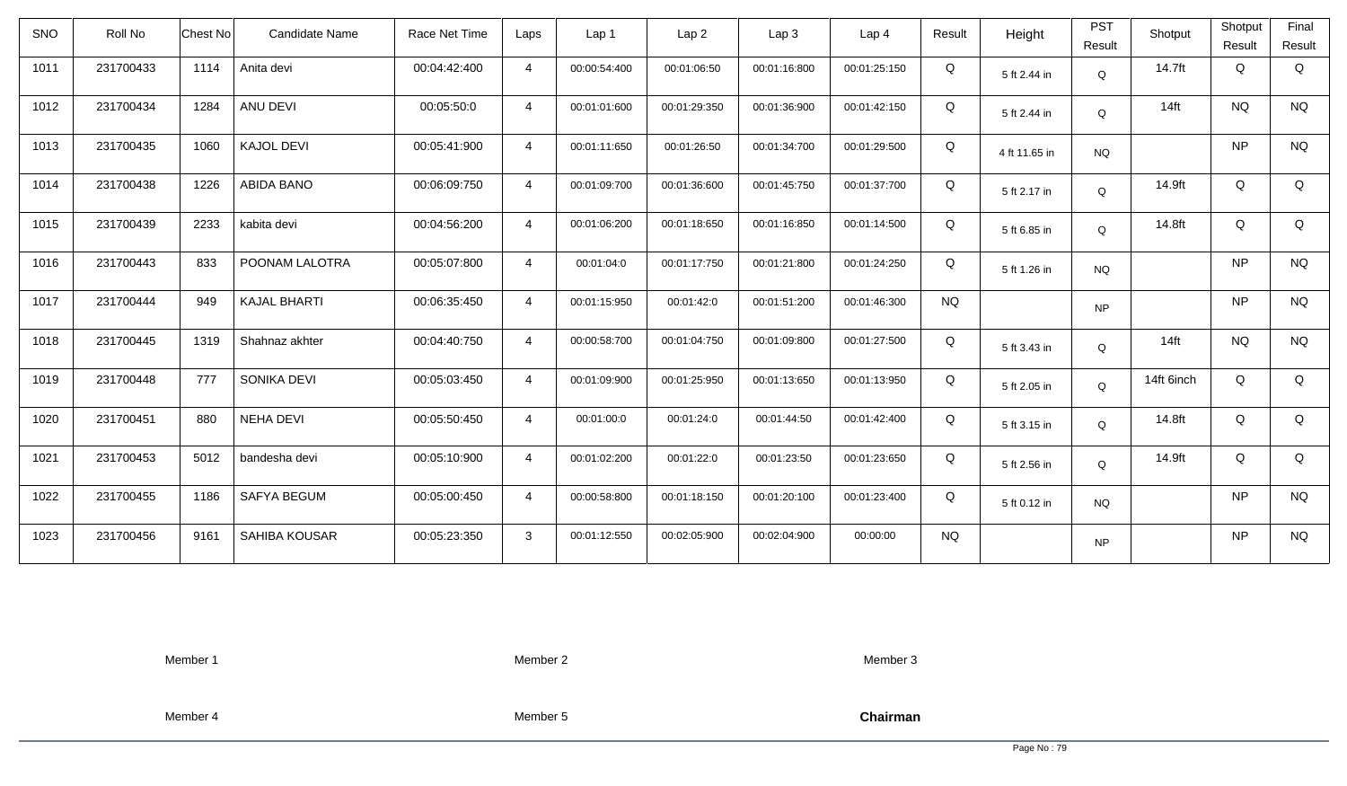| SNO | Roll No | Chest No | Candidate Name | Race Net Time | Laps | Lap 1 | Lap 2 | Lap 3 | Lap 4 | Result | Height | PST Result | Shotput | Shotput Result | Final Result |
|---|---|---|---|---|---|---|---|---|---|---|---|---|---|---|---|
| 1011 | 231700433 | 1114 | Anita devi | 00:04:42:400 | 4 | 00:00:54:400 | 00:01:06:50 | 00:01:16:800 | 00:01:25:150 | Q | 5 ft 2.44 in | Q | 14.7ft | Q | Q |
| 1012 | 231700434 | 1284 | ANU DEVI | 00:05:50:0 | 4 | 00:01:01:600 | 00:01:29:350 | 00:01:36:900 | 00:01:42:150 | Q | 5 ft 2.44 in | Q | 14ft | NQ | NQ |
| 1013 | 231700435 | 1060 | KAJOL DEVI | 00:05:41:900 | 4 | 00:01:11:650 | 00:01:26:50 | 00:01:34:700 | 00:01:29:500 | Q | 4 ft 11.65 in | NQ | | NP | NQ |
| 1014 | 231700438 | 1226 | ABIDA BANO | 00:06:09:750 | 4 | 00:01:09:700 | 00:01:36:600 | 00:01:45:750 | 00:01:37:700 | Q | 5 ft 2.17 in | Q | 14.9ft | Q | Q |
| 1015 | 231700439 | 2233 | kabita devi | 00:04:56:200 | 4 | 00:01:06:200 | 00:01:18:650 | 00:01:16:850 | 00:01:14:500 | Q | 5 ft 6.85 in | Q | 14.8ft | Q | Q |
| 1016 | 231700443 | 833 | POONAM LALOTRA | 00:05:07:800 | 4 | 00:01:04:0 | 00:01:17:750 | 00:01:21:800 | 00:01:24:250 | Q | 5 ft 1.26 in | NQ | | NP | NQ |
| 1017 | 231700444 | 949 | KAJAL BHARTI | 00:06:35:450 | 4 | 00:01:15:950 | 00:01:42:0 | 00:01:51:200 | 00:01:46:300 | NQ | | NP | | NP | NQ |
| 1018 | 231700445 | 1319 | Shahnaz akhter | 00:04:40:750 | 4 | 00:00:58:700 | 00:01:04:750 | 00:01:09:800 | 00:01:27:500 | Q | 5 ft 3.43 in | Q | 14ft | NQ | NQ |
| 1019 | 231700448 | 777 | SONIKA DEVI | 00:05:03:450 | 4 | 00:01:09:900 | 00:01:25:950 | 00:01:13:650 | 00:01:13:950 | Q | 5 ft 2.05 in | Q | 14ft 6inch | Q | Q |
| 1020 | 231700451 | 880 | NEHA DEVI | 00:05:50:450 | 4 | 00:01:00:0 | 00:01:24:0 | 00:01:44:50 | 00:01:42:400 | Q | 5 ft 3.15 in | Q | 14.8ft | Q | Q |
| 1021 | 231700453 | 5012 | bandesha devi | 00:05:10:900 | 4 | 00:01:02:200 | 00:01:22:0 | 00:01:23:50 | 00:01:23:650 | Q | 5 ft 2.56 in | Q | 14.9ft | Q | Q |
| 1022 | 231700455 | 1186 | SAFYA BEGUM | 00:05:00:450 | 4 | 00:00:58:800 | 00:01:18:150 | 00:01:20:100 | 00:01:23:400 | Q | 5 ft 0.12 in | NQ | | NP | NQ |
| 1023 | 231700456 | 9161 | SAHIBA KOUSAR | 00:05:23:350 | 3 | 00:01:12:550 | 00:02:05:900 | 00:02:04:900 | 00:00:00 | NQ | | NP | | NP | NQ |

Member 1 Member 2 Member 3

Member 4 Member 5 **Chairman**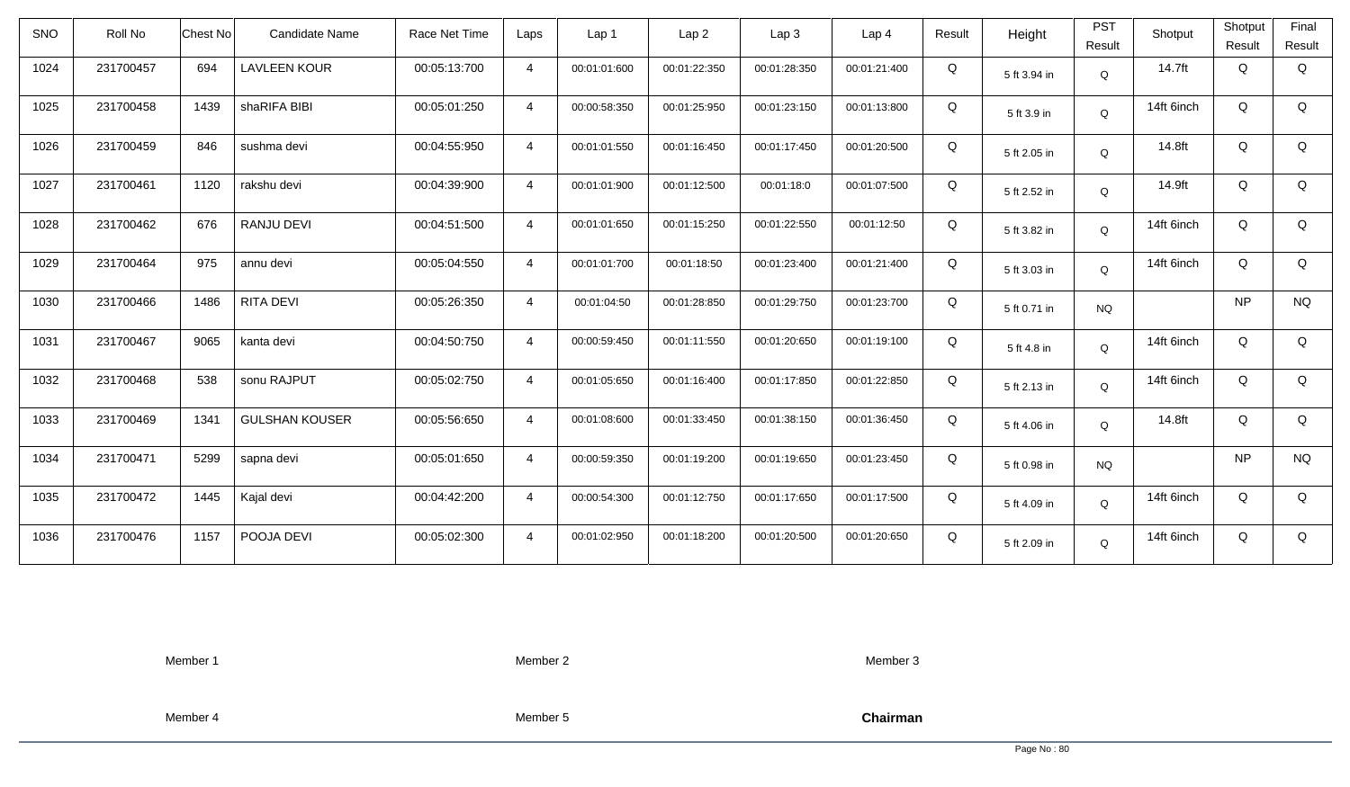| SNO | Roll No | Chest No | Candidate Name | Race Net Time | Laps | Lap 1 | Lap 2 | Lap 3 | Lap 4 | Result | Height | PST Result | Shotput | Shotput Result | Final Result |
|---|---|---|---|---|---|---|---|---|---|---|---|---|---|---|---|
| 1024 | 231700457 | 694 | LAVLEEN KOUR | 00:05:13:700 | 4 | 00:01:01:600 | 00:01:22:350 | 00:01:28:350 | 00:01:21:400 | Q | 5 ft 3.94 in | Q | 14.7ft | Q | Q |
| 1025 | 231700458 | 1439 | shaRIFA BIBI | 00:05:01:250 | 4 | 00:00:58:350 | 00:01:25:950 | 00:01:23:150 | 00:01:13:800 | Q | 5 ft 3.9 in | Q | 14ft 6inch | Q | Q |
| 1026 | 231700459 | 846 | sushma devi | 00:04:55:950 | 4 | 00:01:01:550 | 00:01:16:450 | 00:01:17:450 | 00:01:20:500 | Q | 5 ft 2.05 in | Q | 14.8ft | Q | Q |
| 1027 | 231700461 | 1120 | rakshu devi | 00:04:39:900 | 4 | 00:01:01:900 | 00:01:12:500 | 00:01:18:0 | 00:01:07:500 | Q | 5 ft 2.52 in | Q | 14.9ft | Q | Q |
| 1028 | 231700462 | 676 | RANJU DEVI | 00:04:51:500 | 4 | 00:01:01:650 | 00:01:15:250 | 00:01:22:550 | 00:01:12:50 | Q | 5 ft 3.82 in | Q | 14ft 6inch | Q | Q |
| 1029 | 231700464 | 975 | annu devi | 00:05:04:550 | 4 | 00:01:01:700 | 00:01:18:50 | 00:01:23:400 | 00:01:21:400 | Q | 5 ft 3.03 in | Q | 14ft 6inch | Q | Q |
| 1030 | 231700466 | 1486 | RITA DEVI | 00:05:26:350 | 4 | 00:01:04:50 | 00:01:28:850 | 00:01:29:750 | 00:01:23:700 | Q | 5 ft 0.71 in | NQ | | NP | NQ |
| 1031 | 231700467 | 9065 | kanta devi | 00:04:50:750 | 4 | 00:00:59:450 | 00:01:11:550 | 00:01:20:650 | 00:01:19:100 | Q | 5 ft 4.8 in | Q | 14ft 6inch | Q | Q |
| 1032 | 231700468 | 538 | sonu RAJPUT | 00:05:02:750 | 4 | 00:01:05:650 | 00:01:16:400 | 00:01:17:850 | 00:01:22:850 | Q | 5 ft 2.13 in | Q | 14ft 6inch | Q | Q |
| 1033 | 231700469 | 1341 | GULSHAN KOUSER | 00:05:56:650 | 4 | 00:01:08:600 | 00:01:33:450 | 00:01:38:150 | 00:01:36:450 | Q | 5 ft 4.06 in | Q | 14.8ft | Q | Q |
| 1034 | 231700471 | 5299 | sapna devi | 00:05:01:650 | 4 | 00:00:59:350 | 00:01:19:200 | 00:01:19:650 | 00:01:23:450 | Q | 5 ft 0.98 in | NQ | | NP | NQ |
| 1035 | 231700472 | 1445 | Kajal devi | 00:04:42:200 | 4 | 00:00:54:300 | 00:01:12:750 | 00:01:17:650 | 00:01:17:500 | Q | 5 ft 4.09 in | Q | 14ft 6inch | Q | Q |
| 1036 | 231700476 | 1157 | POOJA DEVI | 00:05:02:300 | 4 | 00:01:02:950 | 00:01:18:200 | 00:01:20:500 | 00:01:20:650 | Q | 5 ft 2.09 in | Q | 14ft 6inch | Q | Q |

Member 1 Member 2 Member 3

Member 4 Member 5 **Chairman**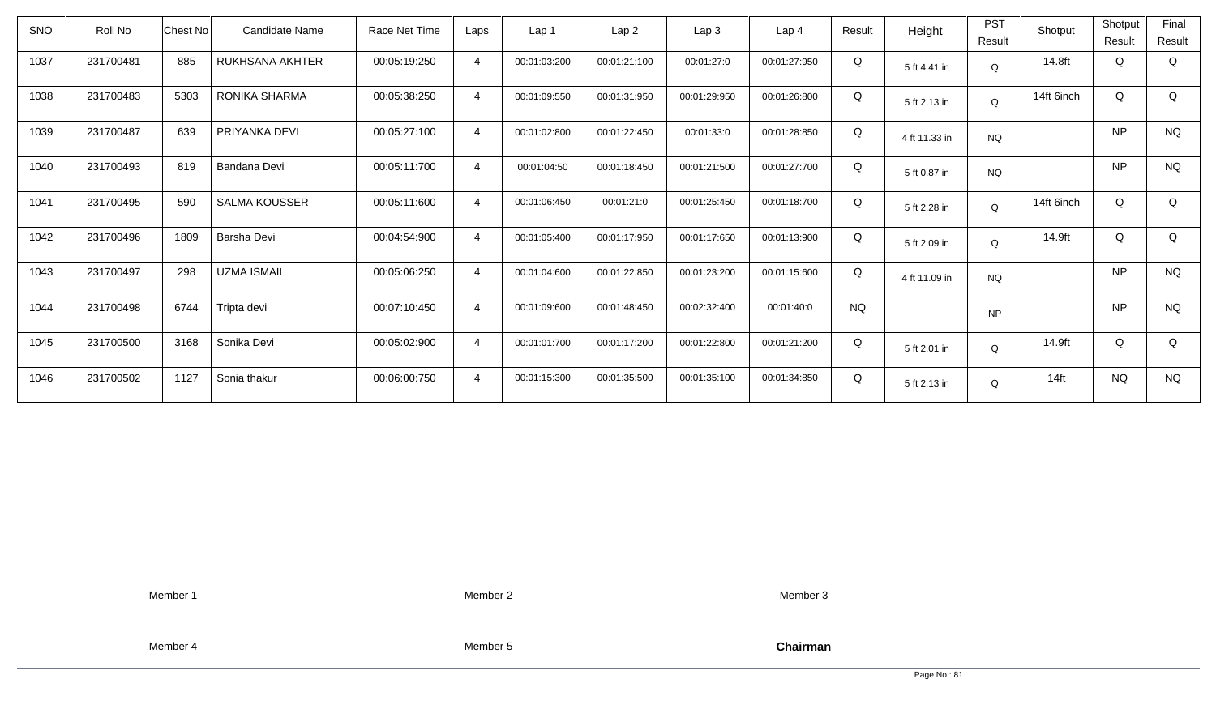| SNO | Roll No | Chest No | Candidate Name | Race Net Time | Laps | Lap 1 | Lap 2 | Lap 3 | Lap 4 | Result | Height | PST Result | Shotput | Shotput Result | Final Result |
|---|---|---|---|---|---|---|---|---|---|---|---|---|---|---|---|
| 1037 | 231700481 | 885 | RUKHSANA AKHTER | 00:05:19:250 | 4 | 00:01:03:200 | 00:01:21:100 | 00:01:27:0 | 00:01:27:950 | Q | 5 ft 4.41 in | Q | 14.8ft | Q | Q |
| 1038 | 231700483 | 5303 | RONIKA SHARMA | 00:05:38:250 | 4 | 00:01:09:550 | 00:01:31:950 | 00:01:29:950 | 00:01:26:800 | Q | 5 ft 2.13 in | Q | 14ft 6inch | Q | Q |
| 1039 | 231700487 | 639 | PRIYANKA DEVI | 00:05:27:100 | 4 | 00:01:02:800 | 00:01:22:450 | 00:01:33:0 | 00:01:28:850 | Q | 4 ft 11.33 in | NQ | | NP | NQ |
| 1040 | 231700493 | 819 | Bandana Devi | 00:05:11:700 | 4 | 00:01:04:50 | 00:01:18:450 | 00:01:21:500 | 00:01:27:700 | Q | 5 ft 0.87 in | NQ | | NP | NQ |
| 1041 | 231700495 | 590 | SALMA KOUSSER | 00:05:11:600 | 4 | 00:01:06:450 | 00:01:21:0 | 00:01:25:450 | 00:01:18:700 | Q | 5 ft 2.28 in | Q | 14ft 6inch | Q | Q |
| 1042 | 231700496 | 1809 | Barsha Devi | 00:04:54:900 | 4 | 00:01:05:400 | 00:01:17:950 | 00:01:17:650 | 00:01:13:900 | Q | 5 ft 2.09 in | Q | 14.9ft | Q | Q |
| 1043 | 231700497 | 298 | UZMA ISMAIL | 00:05:06:250 | 4 | 00:01:04:600 | 00:01:22:850 | 00:01:23:200 | 00:01:15:600 | Q | 4 ft 11.09 in | NQ | | NP | NQ |
| 1044 | 231700498 | 6744 | Tripta devi | 00:07:10:450 | 4 | 00:01:09:600 | 00:01:48:450 | 00:02:32:400 | 00:01:40:0 | NQ | | NP | | NP | NQ |
| 1045 | 231700500 | 3168 | Sonika Devi | 00:05:02:900 | 4 | 00:01:01:700 | 00:01:17:200 | 00:01:22:800 | 00:01:21:200 | Q | 5 ft 2.01 in | Q | 14.9ft | Q | Q |
| 1046 | 231700502 | 1127 | Sonia thakur | 00:06:00:750 | 4 | 00:01:15:300 | 00:01:35:500 | 00:01:35:100 | 00:01:34:850 | Q | 5 ft 2.13 in | Q | 14ft | NQ | NQ |

Member 1    Member 2    Member 3

Member 4    Member 5    **Chairman**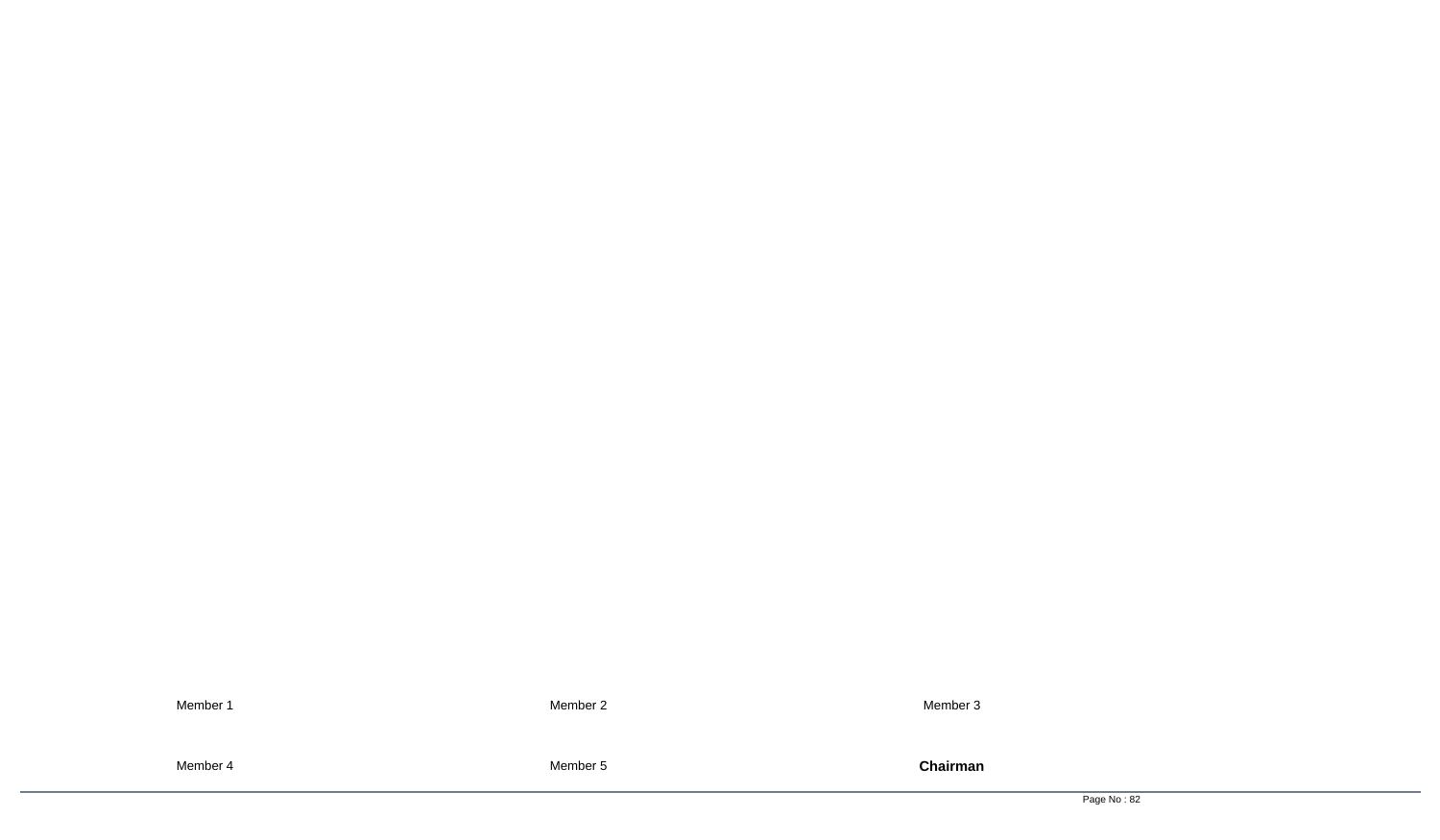| | | |
|---|---|---|
| Member 1 | Member 2 | Member 3 |
| Member 4 | Member 5 | **Chairman** |